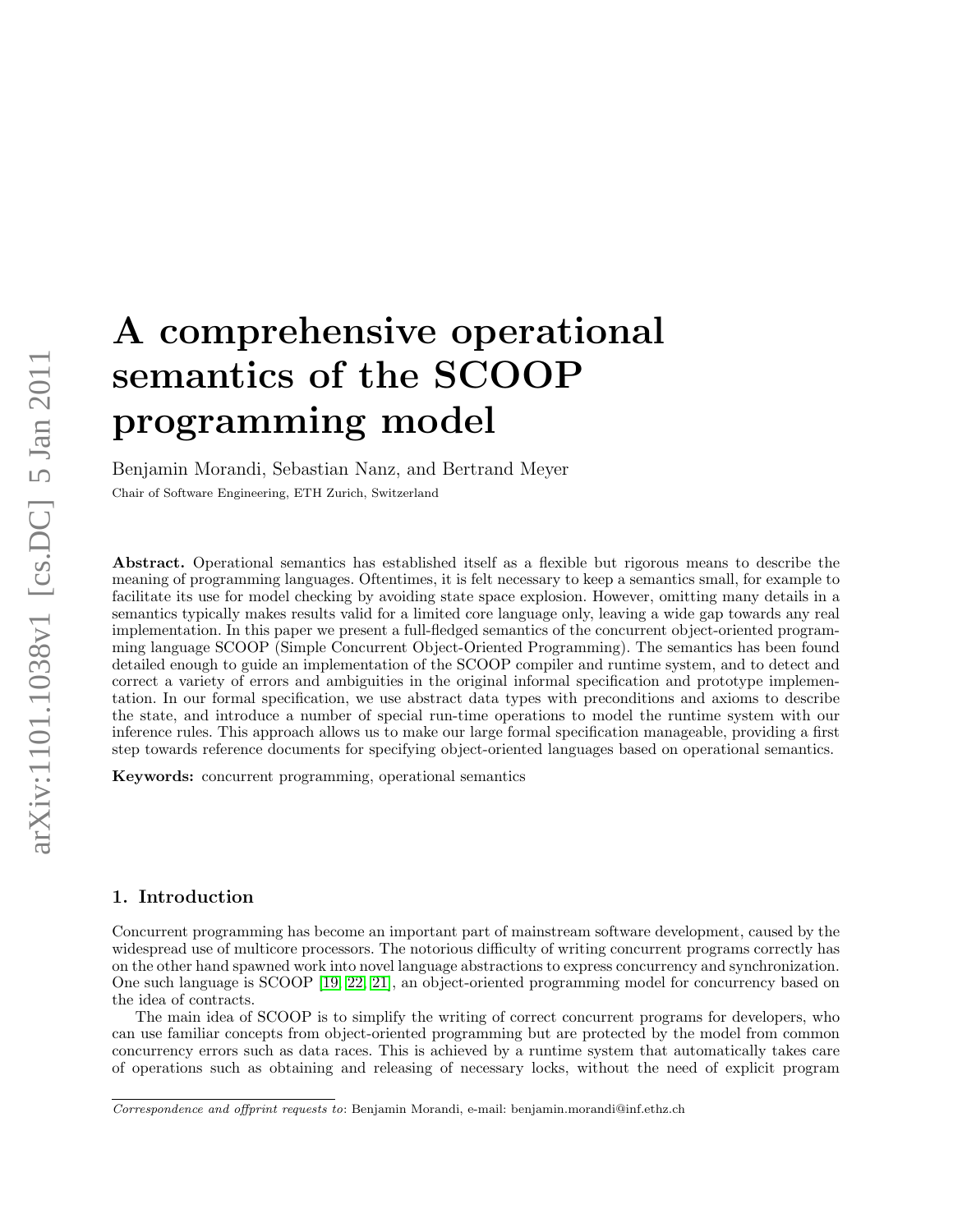# A comprehensive operational semantics of the SCOOP programming model

Benjamin Morandi, Sebastian Nanz, and Bertrand Meyer

Chair of Software Engineering, ETH Zurich, Switzerland

**Abstract.** Operational semantics has established itself as a flexible but rigorous means to describe the meaning of programming languages. Oftentimes, it is felt necessary to keep a semantics small, for example to facilitate its use for model checking by avoiding state space explosion. However, omitting many details in a semantics typically makes results valid for a limited core language only, leaving a wide gap towards any real implementation. In this paper we present a full-fledged semantics of the concurrent object-oriented programming language SCOOP (Simple Concurrent Object-Oriented Programming). The semantics has been found detailed enough to guide an implementation of the SCOOP compiler and runtime system, and to detect and correct a variety of errors and ambiguities in the original informal specification and prototype implementation. In our formal specification, we use abstract data types with preconditions and axioms to describe the state, and introduce a number of special run-time operations to model the runtime system with our inference rules. This approach allows us to make our large formal specification manageable, providing a first step towards reference documents for specifying object-oriented languages based on operational semantics.

**Keywords:** concurrent programming, operational semantics

## 1. Introduction

Concurrent programming has become an important part of mainstream software development, caused by the widespread use of multicore processors. The notorious difficulty of writing concurrent programs correctly has on the other hand spawned work into novel language abstractions to express concurrency and synchronization. One such language is SCOOP [19] [22] [21], an object-oriented programming model for concurrency based on the idea of contracts.

The main idea of SCOOP is to simplify the writing of correct concurrent programs for developers, who can use familiar concepts from object-oriented programming but are protected by the model from common concurrency errors such as data races. This is achieved by a runtime system that automatically takes care of operations such as obtaining and releasing of necessary locks, without the need of explicit program

*Correspondence and offprint requests to*: Benjamin Morandi, e-mail: benjamin.morandi@inf.ethz.ch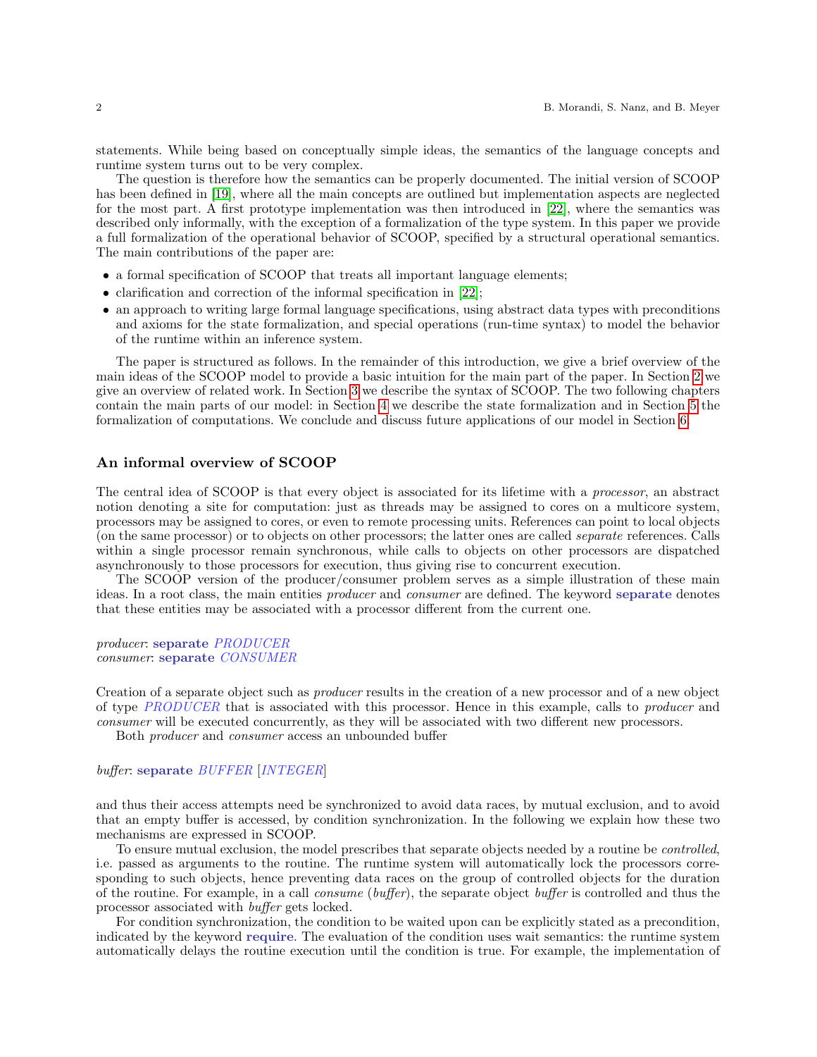statements. While being based on conceptually simple ideas, the semantics of the language concepts and runtime system turns out to be very complex.

The question is therefore how the semantics can be properly documented. The initial version of SCOOP has been defined in [19], where all the main concepts are outlined but implementation aspects are neglected for the most part. A first prototype implementation was then introduced in [22], where the semantics was described only informally, with the exception of a formalization of the type system. In this paper we provide a full formalization of the operational behavior of SCOOP, specified by a structural operational semantics. The main contributions of the paper are:

- a formal specification of SCOOP that treats all important language elements;
- clarification and correction of the informal specification in [22];
- an approach to writing large formal language specifications, using abstract data types with preconditions and axioms for the state formalization, and special operations (run-time syntax) to model the behavior of the runtime within an inference system.

The paper is structured as follows. In the remainder of this introduction, we give a brief overview of the main ideas of the SCOOP model to provide a basic intuition for the main part of the paper. In Section 2 we give an overview of related work. In Section 3 we describe the syntax of SCOOP. The two following chapters contain the main parts of our model: in Section 4 we describe the state formalization and in Section 5 the formalization of computations. We conclude and discuss future applications of our model in Section 6.

### An informal overview of SCOOP

The central idea of SCOOP is that every object is associated for its lifetime with a *processor*, an abstract notion denoting a site for computation: just as threads may be assigned to cores on a multicore system, processors may be assigned to cores, or even to remote processing units. References can point to local objects (on the same processor) or to objects on other processors; the latter ones are called *separate* references. Calls within a single processor remain synchronous, while calls to objects on other processors are dispatched asynchronously to those processors for execution, thus giving rise to concurrent execution.

The SCOOP version of the producer/consumer problem serves as a simple illustration of these main ideas. In a root class, the main entities *producer* and *consumer* are defined. The keyword **separate** denotes that these entities may be associated with a processor different from the current one.

```
producer: separate PRODUCER
consumer: separate CONSUMER
```

Creation of a separate object such as *producer* results in the creation of a new processor and of a new object of type *PRODUCER* that is associated with this processor. Hence in this example, calls to *producer* and *consumer* will be executed concurrently, as they will be associated with two different new processors.

Both *producer* and *consumer* access an unbounded buffer

```
buffer: separate BUFFER [INTEGER]
```

and thus their access attempts need be synchronized to avoid data races, by mutual exclusion, and to avoid that an empty buffer is accessed, by condition synchronization. In the following we explain how these two mechanisms are expressed in SCOOP.

To ensure mutual exclusion, the model prescribes that separate objects needed by a routine be *controlled*, i.e. passed as arguments to the routine. The runtime system will automatically lock the processors corresponding to such objects, hence preventing data races on the group of controlled objects for the duration of the routine. For example, in a call *consume* (*buffer*), the separate object *buffer* is controlled and thus the processor associated with *buffer* gets locked.

For condition synchronization, the condition to be waited upon can be explicitly stated as a precondition, indicated by the keyword **require**. The evaluation of the condition uses wait semantics: the runtime system automatically delays the routine execution until the condition is true. For example, the implementation of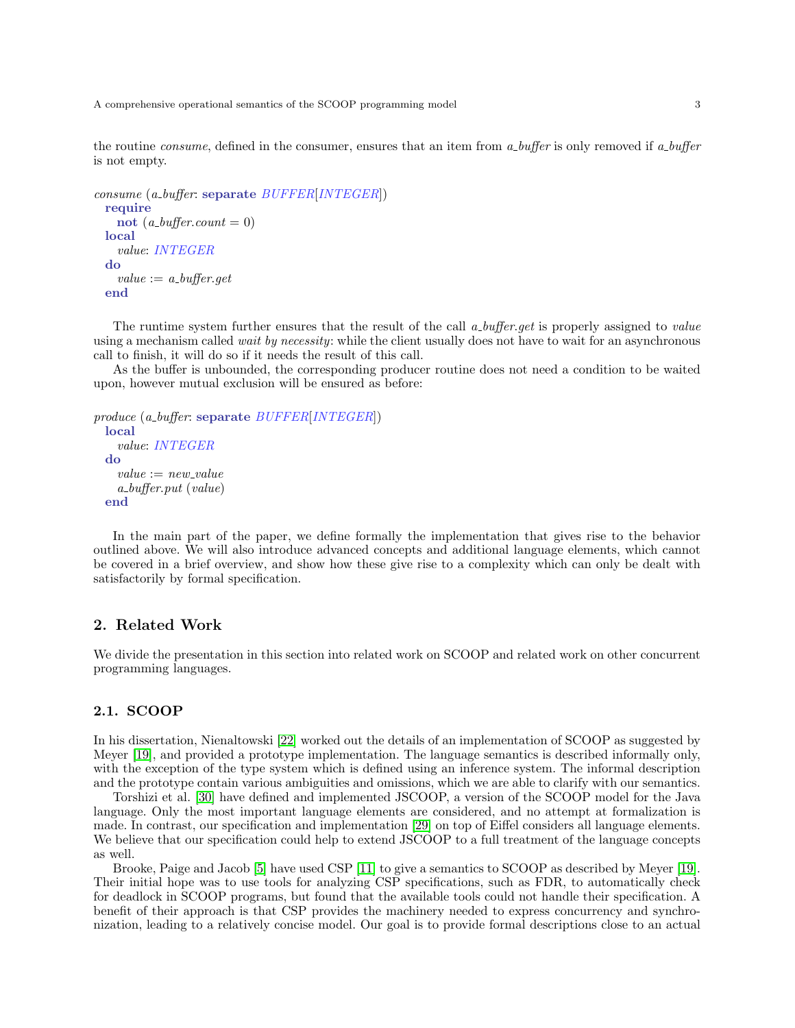the routine *consume*, defined in the consumer, ensures that an item from *a_buffer* is only removed if *a_buffer* is not empty.

```
consume (a_buffer: separate BUFFER[INTEGER])
  require
    not (a_buffer.count = 0)
  local
    value: INTEGER
  do
    value := a_buffer.get
  end
```

The runtime system further ensures that the result of the call *a_buffer.get* is properly assigned to *value* using a mechanism called *wait by necessity*: while the client usually does not have to wait for an asynchronous call to finish, it will do so if it needs the result of this call.

As the buffer is unbounded, the corresponding producer routine does not need a condition to be waited upon, however mutual exclusion will be ensured as before:

```
produce (a_buffer: separate BUFFER[INTEGER])
  local
    value: INTEGER
  do
    value := new_value
    a_buffer.put (value)
  end
```

In the main part of the paper, we define formally the implementation that gives rise to the behavior outlined above. We will also introduce advanced concepts and additional language elements, which cannot be covered in a brief overview, and show how these give rise to a complexity which can only be dealt with satisfactorily by formal specification.

## 2. Related Work

We divide the presentation in this section into related work on SCOOP and related work on other concurrent programming languages.

### 2.1. SCOOP

In his dissertation, Nienaltowski [22] worked out the details of an implementation of SCOOP as suggested by Meyer [19], and provided a prototype implementation. The language semantics is described informally only, with the exception of the type system which is defined using an inference system. The informal description and the prototype contain various ambiguities and omissions, which we are able to clarify with our semantics.

Torshizi et al. [30] have defined and implemented JSCOOP, a version of the SCOOP model for the Java language. Only the most important language elements are considered, and no attempt at formalization is made. In contrast, our specification and implementation [29] on top of Eiffel considers all language elements. We believe that our specification could help to extend JSCOOP to a full treatment of the language concepts as well.

Brooke, Paige and Jacob [5] have used CSP [11] to give a semantics to SCOOP as described by Meyer [19]. Their initial hope was to use tools for analyzing CSP specifications, such as FDR, to automatically check for deadlock in SCOOP programs, but found that the available tools could not handle their specification. A benefit of their approach is that CSP provides the machinery needed to express concurrency and synchronization, leading to a relatively concise model. Our goal is to provide formal descriptions close to an actual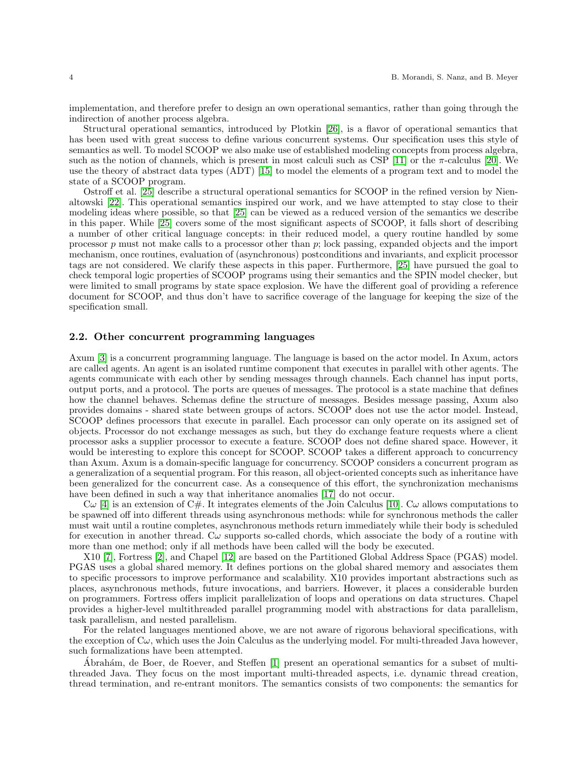implementation, and therefore prefer to design an own operational semantics, rather than going through the indirection of another process algebra.

Structural operational semantics, introduced by Plotkin [26], is a flavor of operational semantics that has been used with great success to define various concurrent systems. Our specification uses this style of semantics as well. To model SCOOP we also make use of established modeling concepts from process algebra, such as the notion of channels, which is present in most calculi such as CSP [11] or the $\pi$-calculus [20]. We use the theory of abstract data types (ADT) [15] to model the elements of a program text and to model the state of a SCOOP program.

Ostroff et al. [25] describe a structural operational semantics for SCOOP in the refined version by Nienaltowski [22]. This operational semantics inspired our work, and we have attempted to stay close to their modeling ideas where possible, so that [25] can be viewed as a reduced version of the semantics we describe in this paper. While [25] covers some of the most significant aspects of SCOOP, it falls short of describing a number of other critical language concepts: in their reduced model, a query routine handled by some processor $p$ must not make calls to a processor other than $p$; lock passing, expanded objects and the import mechanism, once routines, evaluation of (asynchronous) postconditions and invariants, and explicit processor tags are not considered. We clarify these aspects in this paper. Furthermore, [25] have pursued the goal to check temporal logic properties of SCOOP programs using their semantics and the SPIN model checker, but were limited to small programs by state space explosion. We have the different goal of providing a reference document for SCOOP, and thus don't have to sacrifice coverage of the language for keeping the size of the specification small.

## 2.2. Other concurrent programming languages

Axum [3] is a concurrent programming language. The language is based on the actor model. In Axum, actors are called agents. An agent is an isolated runtime component that executes in parallel with other agents. The agents communicate with each other by sending messages through channels. Each channel has input ports, output ports, and a protocol. The ports are queues of messages. The protocol is a state machine that defines how the channel behaves. Schemas define the structure of messages. Besides message passing, Axum also provides domains - shared state between groups of actors. SCOOP does not use the actor model. Instead, SCOOP defines processors that execute in parallel. Each processor can only operate on its assigned set of objects. Processor do not exchange messages as such, but they do exchange feature requests where a client processor asks a supplier processor to execute a feature. SCOOP does not define shared space. However, it would be interesting to explore this concept for SCOOP. SCOOP takes a different approach to concurrency than Axum. Axum is a domain-specific language for concurrency. SCOOP considers a concurrent program as a generalization of a sequential program. For this reason, all object-oriented concepts such as inheritance have been generalized for the concurrent case. As a consequence of this effort, the synchronization mechanisms have been defined in such a way that inheritance anomalies [17] do not occur.

C$\omega$ [4] is an extension of C#. It integrates elements of the Join Calculus [10]. C$\omega$ allows computations to be spawned off into different threads using asynchronous methods: while for synchronous methods the caller must wait until a routine completes, asynchronous methods return immediately while their body is scheduled for execution in another thread. C$\omega$ supports so-called chords, which associate the body of a routine with more than one method; only if all methods have been called will the body be executed.

X10 [7], Fortress [2], and Chapel [12] are based on the Partitioned Global Address Space (PGAS) model. PGAS uses a global shared memory. It defines portions on the global shared memory and associates them to specific processors to improve performance and scalability. X10 provides important abstractions such as places, asynchronous methods, future invocations, and barriers. However, it places a considerable burden on programmers. Fortress offers implicit parallelization of loops and operations on data structures. Chapel provides a higher-level multithreaded parallel programming model with abstractions for data parallelism, task parallelism, and nested parallelism.

For the related languages mentioned above, we are not aware of rigorous behavioral specifications, with the exception of C$\omega$, which uses the Join Calculus as the underlying model. For multi-threaded Java however, such formalizations have been attempted.

Ábrahám, de Boer, de Roever, and Steffen [1] present an operational semantics for a subset of multi-threaded Java. They focus on the most important multi-threaded aspects, i.e. dynamic thread creation, thread termination, and re-entrant monitors. The semantics consists of two components: the semantics for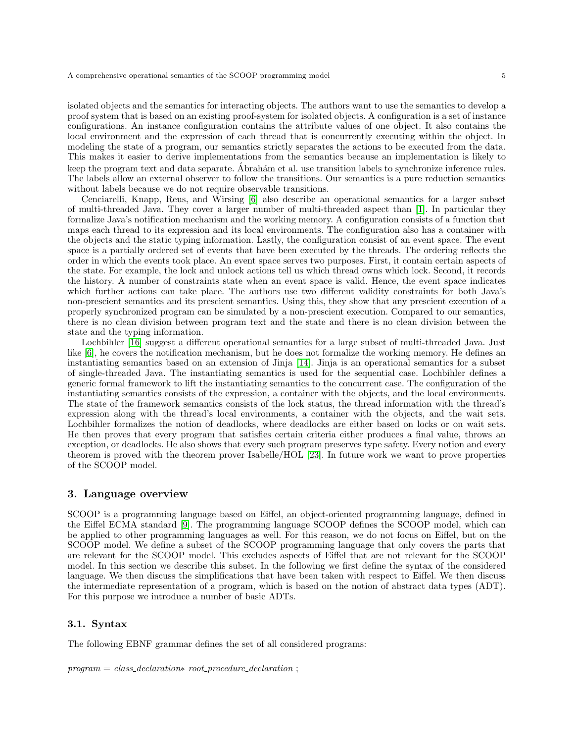isolated objects and the semantics for interacting objects. The authors want to use the semantics to develop a proof system that is based on an existing proof-system for isolated objects. A configuration is a set of instance configurations. An instance configuration contains the attribute values of one object. It also contains the local environment and the expression of each thread that is concurrently executing within the object. In modeling the state of a program, our semantics strictly separates the actions to be executed from the data. This makes it easier to derive implementations from the semantics because an implementation is likely to keep the program text and data separate. Ábrahám et al. use transition labels to synchronize inference rules. The labels allow an external observer to follow the transitions. Our semantics is a pure reduction semantics without labels because we do not require observable transitions.

Cenciarelli, Knapp, Reus, and Wirsing [6] also describe an operational semantics for a larger subset of multi-threaded Java. They cover a larger number of multi-threaded aspect than [1]. In particular they formalize Java's notification mechanism and the working memory. A configuration consists of a function that maps each thread to its expression and its local environments. The configuration also has a container with the objects and the static typing information. Lastly, the configuration consist of an event space. The event space is a partially ordered set of events that have been executed by the threads. The ordering reflects the order in which the events took place. An event space serves two purposes. First, it contain certain aspects of the state. For example, the lock and unlock actions tell us which thread owns which lock. Second, it records the history. A number of constraints state when an event space is valid. Hence, the event space indicates which further actions can take place. The authors use two different validity constraints for both Java's non-prescient semantics and its prescient semantics. Using this, they show that any prescient execution of a properly synchronized program can be simulated by a non-prescient execution. Compared to our semantics, there is no clean division between program text and the state and there is no clean division between the state and the typing information.

Lochbihler [16] suggest a different operational semantics for a large subset of multi-threaded Java. Just like [6], he covers the notification mechanism, but he does not formalize the working memory. He defines an instantiating semantics based on an extension of Jinja [14]. Jinja is an operational semantics for a subset of single-threaded Java. The instantiating semantics is used for the sequential case. Lochbihler defines a generic formal framework to lift the instantiating semantics to the concurrent case. The configuration of the instantiating semantics consists of the expression, a container with the objects, and the local environments. The state of the framework semantics consists of the lock status, the thread information with the thread's expression along with the thread's local environments, a container with the objects, and the wait sets. Lochbihler formalizes the notion of deadlocks, where deadlocks are either based on locks or on wait sets. He then proves that every program that satisfies certain criteria either produces a final value, throws an exception, or deadlocks. He also shows that every such program preserves type safety. Every notion and every theorem is proved with the theorem prover Isabelle/HOL [23]. In future work we want to prove properties of the SCOOP model.

## 3. Language overview

SCOOP is a programming language based on Eiffel, an object-oriented programming language, defined in the Eiffel ECMA standard [9]. The programming language SCOOP defines the SCOOP model, which can be applied to other programming languages as well. For this reason, we do not focus on Eiffel, but on the SCOOP model. We define a subset of the SCOOP programming language that only covers the parts that are relevant for the SCOOP model. This excludes aspects of Eiffel that are not relevant for the SCOOP model. In this section we describe this subset. In the following we first define the syntax of the considered language. We then discuss the simplifications that have been taken with respect to Eiffel. We then discuss the intermediate representation of a program, which is based on the notion of abstract data types (ADT). For this purpose we introduce a number of basic ADTs.

### 3.1. Syntax

The following EBNF grammar defines the set of all considered programs:

*program* = *class_declaration*∗ *root_procedure_declaration* ;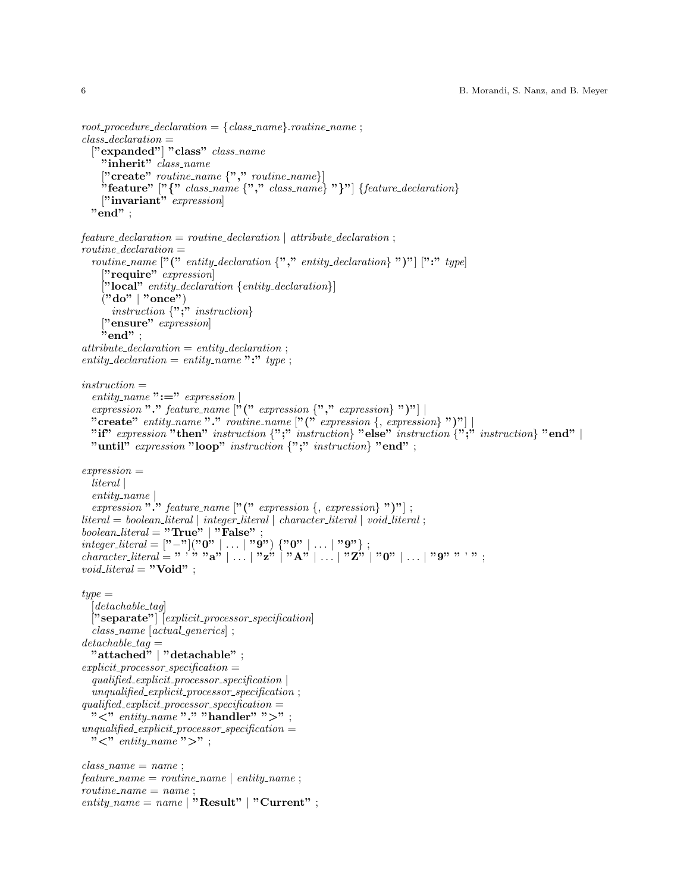```
root_procedure_declaration = {class_name}.routine_name ;
class_declaration =
  ["expanded"] "class" class_name
    "inherit" class_name
    ["create" routine_name {"," routine_name}]
    "feature" ["{" class_name {"," class_name} "}"] {feature_declaration}
    ["invariant" expression]
  "end" ;

feature_declaration = routine_declaration | attribute_declaration ;
routine_declaration =
  routine_name ["(" entity_declaration {"," entity_declaration} ")"] [":" type]
    ["require" expression]
    ["local" entity_declaration {entity_declaration}]
    ("do" | "once")
      instruction {";" instruction}
    ["ensure" expression]
    "end" ;
attribute_declaration = entity_declaration ;
entity_declaration = entity_name ":" type ;

instruction =
  entity_name ":=" expression |
  expression "." feature_name ["(" expression {"," expression} ")"] |
  "create" entity_name "." routine_name ["(" expression {, expression} ")"] |
  "if" expression "then" instruction {";" instruction} "else" instruction {";" instruction} "end" |
  "until" expression "loop" instruction {";" instruction} "end" ;

expression =
  literal |
  entity_name |
  expression "." feature_name ["(" expression {, expression} ")"] ;
literal = boolean_literal | integer_literal | character_literal | void_literal ;
boolean_literal = "True" | "False" ;
integer_literal = ["−"]("0" | ... | "9") {"0" | ... | "9"} ;
character_literal = " ' " "a" | ... | "z" | "A" | ... | "Z" | "0" | ... | "9" " ' " ;
void_literal = "Void" ;

type =
  [detachable_tag]
  ["separate"] [explicit_processor_specification]
  class_name [actual_generics] ;
detachable_tag =
  "attached" | "detachable" ;
explicit_processor_specification =
  qualified_explicit_processor_specification |
  unqualified_explicit_processor_specification ;
qualified_explicit_processor_specification =
  "<" entity_name "." "handler" ">" ;
unqualified_explicit_processor_specification =
  "<" entity_name ">" ;

class_name = name ;
feature_name = routine_name | entity_name ;
routine_name = name ;
entity_name = name | "Result" | "Current" ;
```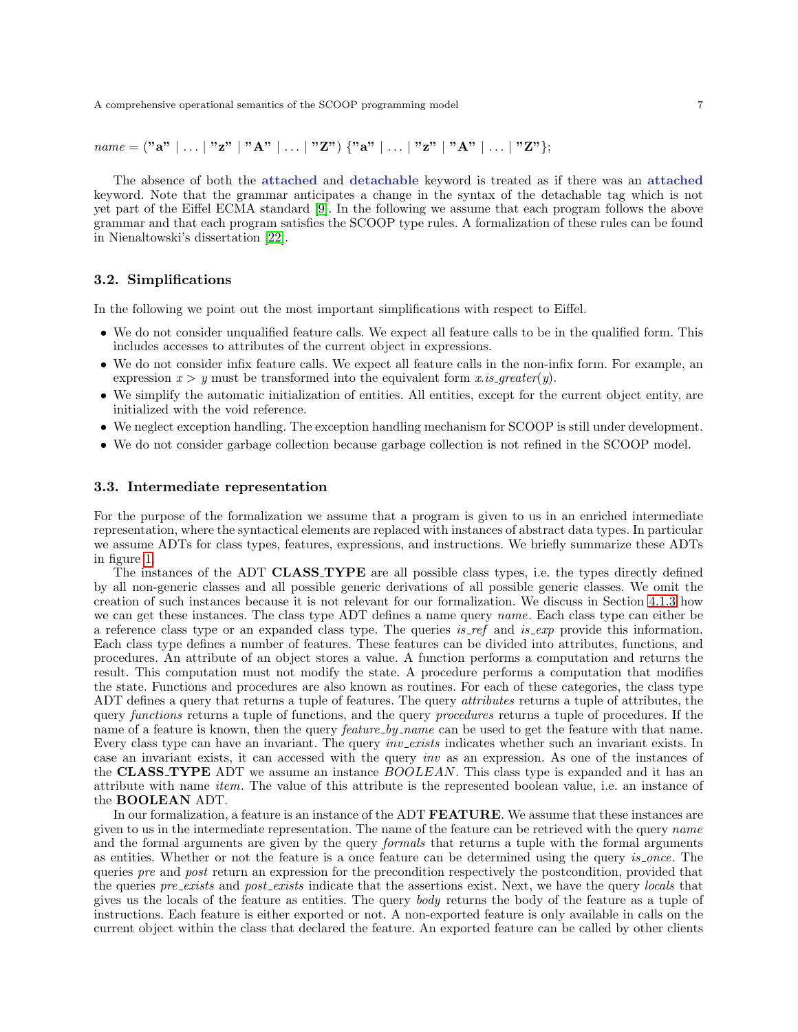*name* = (**"a"** | ... | **"z"** | **"A"** | ... | **"Z"**) {**"a"** | ... | **"z"** | **"A"** | ... | **"Z"**};

The absence of both the **attached** and **detachable** keyword is treated as if there was an **attached** keyword. Note that the grammar anticipates a change in the syntax of the detachable tag which is not yet part of the Eiffel ECMA standard [9]. In the following we assume that each program follows the above grammar and that each program satisfies the SCOOP type rules. A formalization of these rules can be found in Nienaltowski's dissertation [22].

### 3.2. Simplifications

In the following we point out the most important simplifications with respect to Eiffel.

- We do not consider unqualified feature calls. We expect all feature calls to be in the qualified form. This includes accesses to attributes of the current object in expressions.
- We do not consider infix feature calls. We expect all feature calls in the non-infix form. For example, an expression $x > y$ must be transformed into the equivalent form *x.is_greater*($y$).
- We simplify the automatic initialization of entities. All entities, except for the current object entity, are initialized with the void reference.
- We neglect exception handling. The exception handling mechanism for SCOOP is still under development.
- We do not consider garbage collection because garbage collection is not refined in the SCOOP model.

### 3.3. Intermediate representation

For the purpose of the formalization we assume that a program is given to us in an enriched intermediate representation, where the syntactical elements are replaced with instances of abstract data types. In particular we assume ADTs for class types, features, expressions, and instructions. We briefly summarize these ADTs in figure 1.

The instances of the ADT **CLASS_TYPE** are all possible class types, i.e. the types directly defined by all non-generic classes and all possible generic derivations of all possible generic classes. We omit the creation of such instances because it is not relevant for our formalization. We discuss in Section 4.1.3 how we can get these instances. The class type ADT defines a name query *name*. Each class type can either be a reference class type or an expanded class type. The queries *is_ref* and *is_exp* provide this information. Each class type defines a number of features. These features can be divided into attributes, functions, and procedures. An attribute of an object stores a value. A function performs a computation and returns the result. This computation must not modify the state. A procedure performs a computation that modifies the state. Functions and procedures are also known as routines. For each of these categories, the class type ADT defines a query that returns a tuple of features. The query *attributes* returns a tuple of attributes, the query *functions* returns a tuple of functions, and the query *procedures* returns a tuple of procedures. If the name of a feature is known, then the query *feature_by_name* can be used to get the feature with that name. Every class type can have an invariant. The query *inv_exists* indicates whether such an invariant exists. In case an invariant exists, it can accessed with the query *inv* as an expression. As one of the instances of the **CLASS_TYPE** ADT we assume an instance *BOOLEAN*. This class type is expanded and it has an attribute with name *item*. The value of this attribute is the represented boolean value, i.e. an instance of the **BOOLEAN** ADT.

In our formalization, a feature is an instance of the ADT **FEATURE**. We assume that these instances are given to us in the intermediate representation. The name of the feature can be retrieved with the query *name* and the formal arguments are given by the query *formals* that returns a tuple with the formal arguments as entities. Whether or not the feature is a once feature can be determined using the query *is_once*. The queries *pre* and *post* return an expression for the precondition respectively the postcondition, provided that the queries *pre_exists* and *post_exists* indicate that the assertions exist. Next, we have the query *locals* that gives us the locals of the feature as entities. The query *body* returns the body of the feature as a tuple of instructions. Each feature is either exported or not. A non-exported feature is only available in calls on the current object within the class that declared the feature. An exported feature can be called by other clients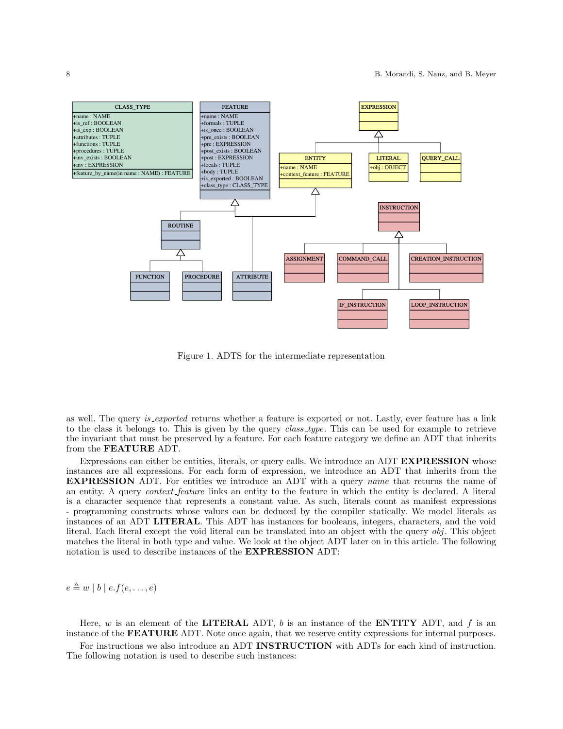Figure 1. ADTS for the intermediate representation

as well. The query *is_exported* returns whether a feature is exported or not. Lastly, ever feature has a link to the class it belongs to. This is given by the query *class_type*. This can be used for example to retrieve the invariant that must be preserved by a feature. For each feature category we define an ADT that inherits from the **FEATURE** ADT.

Expressions can either be entities, literals, or query calls. We introduce an ADT **EXPRESSION** whose instances are all expressions. For each form of expression, we introduce an ADT that inherits from the **EXPRESSION** ADT. For entities we introduce an ADT with a query *name* that returns the name of an entity. A query *context_feature* links an entity to the feature in which the entity is declared. A literal is a character sequence that represents a constant value. As such, literals count as manifest expressions - programming constructs whose values can be deduced by the compiler statically. We model literals as instances of an ADT **LITERAL**. This ADT has instances for booleans, integers, characters, and the void literal. Each literal except the void literal can be translated into an object with the query *obj*. This object matches the literal in both type and value. We look at the object ADT later on in this article. The following notation is used to describe instances of the **EXPRESSION** ADT:

$$e \triangleq w \mid b \mid e.f(e, \ldots, e)$$

Here, $w$ is an element of the **LITERAL** ADT, $b$ is an instance of the **ENTITY** ADT, and $f$ is an instance of the **FEATURE** ADT. Note once again, that we reserve entity expressions for internal purposes.

For instructions we also introduce an ADT **INSTRUCTION** with ADTs for each kind of instruction. The following notation is used to describe such instances: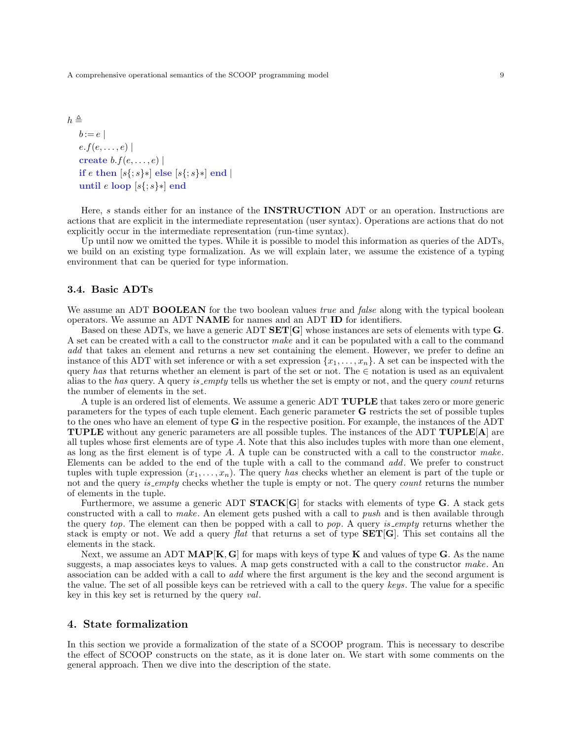$h \triangleq$

$b := e$ |
$e.f(e, \ldots, e)$ |
**create** $b.f(e, \ldots, e)$ |
**if** $e$ **then** $[s\{; s\}*]$ **else** $[s\{; s\}*]$ **end** |
**until** $e$ **loop** $[s\{; s\}*]$ **end**

Here, $s$ stands either for an instance of the **INSTRUCTION** ADT or an operation. Instructions are actions that are explicit in the intermediate representation (user syntax). Operations are actions that do not explicitly occur in the intermediate representation (run-time syntax).

Up until now we omitted the types. While it is possible to model this information as queries of the ADTs, we build on an existing type formalization. As we will explain later, we assume the existence of a typing environment that can be queried for type information.

### 3.4. Basic ADTs

We assume an ADT **BOOLEAN** for the two boolean values *true* and *false* along with the typical boolean operators. We assume an ADT **NAME** for names and an ADT **ID** for identifiers.

Based on these ADTs, we have a generic ADT **SET[G]** whose instances are sets of elements with type **G**. A set can be created with a call to the constructor *make* and it can be populated with a call to the command *add* that takes an element and returns a new set containing the element. However, we prefer to define an instance of this ADT with set inference or with a set expression $\{x_1, \ldots, x_n\}$. A set can be inspected with the query *has* that returns whether an element is part of the set or not. The $\in$ notation is used as an equivalent alias to the *has* query. A query *is_empty* tells us whether the set is empty or not, and the query *count* returns the number of elements in the set.

A tuple is an ordered list of elements. We assume a generic ADT **TUPLE** that takes zero or more generic parameters for the types of each tuple element. Each generic parameter **G** restricts the set of possible tuples to the ones who have an element of type **G** in the respective position. For example, the instances of the ADT **TUPLE** without any generic parameters are all possible tuples. The instances of the ADT **TUPLE[A]** are all tuples whose first elements are of type $A$. Note that this also includes tuples with more than one element, as long as the first element is of type $A$. A tuple can be constructed with a call to the constructor *make*. Elements can be added to the end of the tuple with a call to the command *add*. We prefer to construct tuples with tuple expression $(x_1, \ldots, x_n)$. The query *has* checks whether an element is part of the tuple or not and the query *is_empty* checks whether the tuple is empty or not. The query *count* returns the number of elements in the tuple.

Furthermore, we assume a generic ADT **STACK[G]** for stacks with elements of type **G**. A stack gets constructed with a call to *make*. An element gets pushed with a call to *push* and is then available through the query *top*. The element can then be popped with a call to *pop*. A query *is_empty* returns whether the stack is empty or not. We add a query *flat* that returns a set of type **SET[G]**. This set contains all the elements in the stack.

Next, we assume an ADT **MAP[K, G]** for maps with keys of type **K** and values of type **G**. As the name suggests, a map associates keys to values. A map gets constructed with a call to the constructor *make*. An association can be added with a call to *add* where the first argument is the key and the second argument is the value. The set of all possible keys can be retrieved with a call to the query *keys*. The value for a specific key in this key set is returned by the query *val*.

## 4. State formalization

In this section we provide a formalization of the state of a SCOOP program. This is necessary to describe the effect of SCOOP constructs on the state, as it is done later on. We start with some comments on the general approach. Then we dive into the description of the state.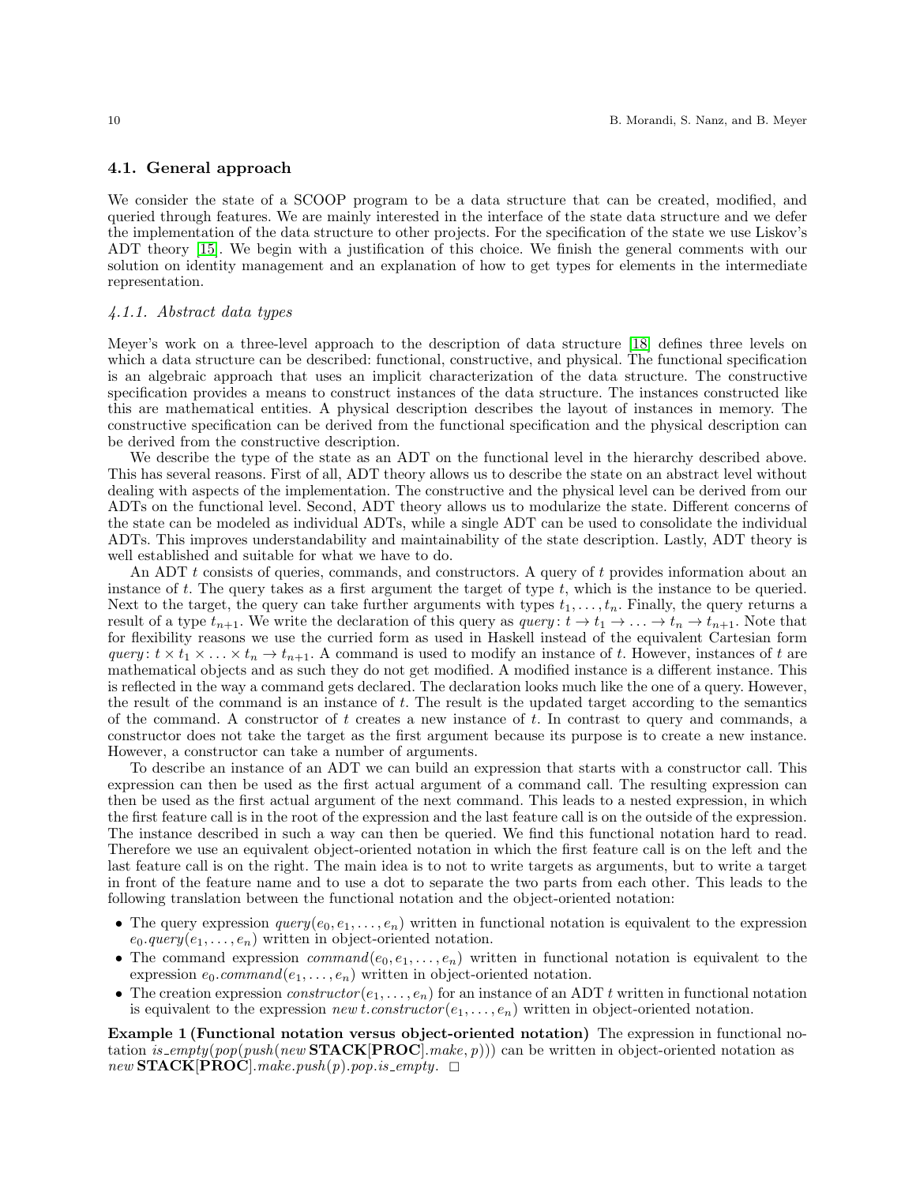## 4.1. General approach

We consider the state of a SCOOP program to be a data structure that can be created, modified, and queried through features. We are mainly interested in the interface of the state data structure and we defer the implementation of the data structure to other projects. For the specification of the state we use Liskov's ADT theory [15]. We begin with a justification of this choice. We finish the general comments with our solution on identity management and an explanation of how to get types for elements in the intermediate representation.

### *4.1.1. Abstract data types*

Meyer's work on a three-level approach to the description of data structure [18] defines three levels on which a data structure can be described: functional, constructive, and physical. The functional specification is an algebraic approach that uses an implicit characterization of the data structure. The constructive specification provides a means to construct instances of the data structure. The instances constructed like this are mathematical entities. A physical description describes the layout of instances in memory. The constructive specification can be derived from the functional specification and the physical description can be derived from the constructive description.

We describe the type of the state as an ADT on the functional level in the hierarchy described above. This has several reasons. First of all, ADT theory allows us to describe the state on an abstract level without dealing with aspects of the implementation. The constructive and the physical level can be derived from our ADTs on the functional level. Second, ADT theory allows us to modularize the state. Different concerns of the state can be modeled as individual ADTs, while a single ADT can be used to consolidate the individual ADTs. This improves understandability and maintainability of the state description. Lastly, ADT theory is well established and suitable for what we have to do.

An ADT $t$ consists of queries, commands, and constructors. A query of $t$ provides information about an instance of $t$. The query takes as a first argument the target of type $t$, which is the instance to be queried. Next to the target, the query can take further arguments with types $t_1, \ldots, t_n$. Finally, the query returns a result of a type $t_{n+1}$. We write the declaration of this query as $query\colon t \rightarrow t_1 \rightarrow \ldots \rightarrow t_n \rightarrow t_{n+1}$. Note that for flexibility reasons we use the curried form as used in Haskell instead of the equivalent Cartesian form $query\colon t \times t_1 \times \ldots \times t_n \rightarrow t_{n+1}$. A command is used to modify an instance of $t$. However, instances of $t$ are mathematical objects and as such they do not get modified. A modified instance is a different instance. This is reflected in the way a command gets declared. The declaration looks much like the one of a query. However, the result of the command is an instance of $t$. The result is the updated target according to the semantics of the command. A constructor of $t$ creates a new instance of $t$. In contrast to query and commands, a constructor does not take the target as the first argument because its purpose is to create a new instance. However, a constructor can take a number of arguments.

To describe an instance of an ADT we can build an expression that starts with a constructor call. This expression can then be used as the first actual argument of a command call. The resulting expression can then be used as the first actual argument of the next command. This leads to a nested expression, in which the first feature call is in the root of the expression and the last feature call is on the outside of the expression. The instance described in such a way can then be queried. We find this functional notation hard to read. Therefore we use an equivalent object-oriented notation in which the first feature call is on the left and the last feature call is on the right. The main idea is to not to write targets as arguments, but to write a target in front of the feature name and to use a dot to separate the two parts from each other. This leads to the following translation between the functional notation and the object-oriented notation:

- The query expression $query(e_0, e_1, \ldots, e_n)$ written in functional notation is equivalent to the expression $e_0.query(e_1, \ldots, e_n)$ written in object-oriented notation.
- The command expression $command(e_0, e_1, \ldots, e_n)$ written in functional notation is equivalent to the expression $e_0.command(e_1, \ldots, e_n)$ written in object-oriented notation.
- The creation expression $constructor(e_1, \ldots, e_n)$ for an instance of an ADT $t$ written in functional notation is equivalent to the expression $new\, t.constructor(e_1, \ldots, e_n)$ written in object-oriented notation.

**Example 1 (Functional notation versus object-oriented notation)** The expression in functional notation $is\_empty(pop(push(new\, \mathbf{STACK[PROC]}.make, p)))$ can be written in object-oriented notation as $new\, \mathbf{STACK[PROC]}.make.push(p).pop.is\_empty$. $\square$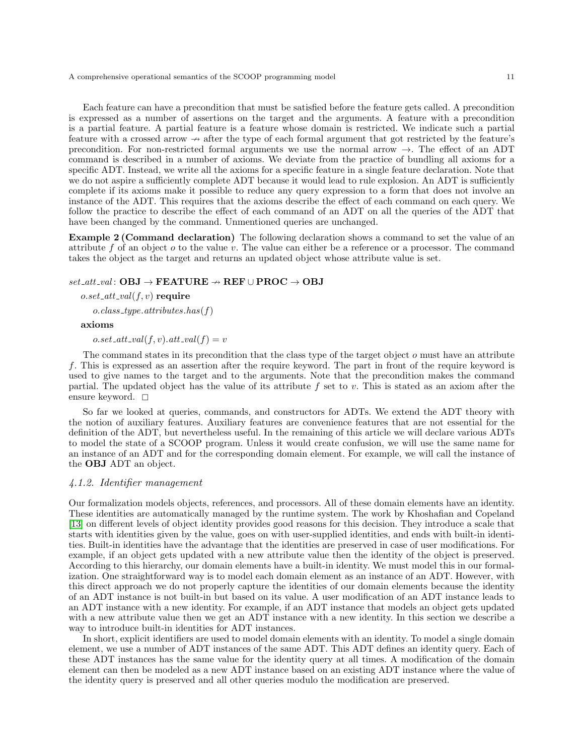Each feature can have a precondition that must be satisfied before the feature gets called. A precondition is expressed as a number of assertions on the target and the arguments. A feature with a precondition is a partial feature. A partial feature is a feature whose domain is restricted. We indicate such a partial feature with a crossed arrow $\nrightarrow$ after the type of each formal argument that got restricted by the feature's precondition. For non-restricted formal arguments we use the normal arrow $\rightarrow$. The effect of an ADT command is described in a number of axioms. We deviate from the practice of bundling all axioms for a specific ADT. Instead, we write all the axioms for a specific feature in a single feature declaration. Note that we do not aspire a sufficiently complete ADT because it would lead to rule explosion. An ADT is sufficiently complete if its axioms make it possible to reduce any query expression to a form that does not involve an instance of the ADT. This requires that the axioms describe the effect of each command on each query. We follow the practice to describe the effect of each command of an ADT on all the queries of the ADT that have been changed by the command. Unmentioned queries are unchanged.

**Example 2 (Command declaration)** The following declaration shows a command to set the value of an attribute $f$ of an object $o$ to the value $v$. The value can either be a reference or a processor. The command takes the object as the target and returns an updated object whose attribute value is set.

$set\_att\_val$: $\mathbf{OBJ} \rightarrow \mathbf{FEATURE} \nrightarrow \mathbf{REF} \cup \mathbf{PROC} \rightarrow \mathbf{OBJ}$

$o.set\_att\_val(f, v)$ **require**

$o.class\_type.attributes.has(f)$

**axioms**

$o.set\_att\_val(f, v).att\_val(f) = v$

The command states in its precondition that the class type of the target object $o$ must have an attribute $f$. This is expressed as an assertion after the require keyword. The part in front of the require keyword is used to give names to the target and to the arguments. Note that the precondition makes the command partial. The updated object has the value of its attribute $f$ set to $v$. This is stated as an axiom after the ensure keyword. □

So far we looked at queries, commands, and constructors for ADTs. We extend the ADT theory with the notion of auxiliary features. Auxiliary features are convenience features that are not essential for the definition of the ADT, but nevertheless useful. In the remaining of this article we will declare various ADTs to model the state of a SCOOP program. Unless it would create confusion, we will use the same name for an instance of an ADT and for the corresponding domain element. For example, we will call the instance of the **OBJ** ADT an object.

### 4.1.2. Identifier management

Our formalization models objects, references, and processors. All of these domain elements have an identity. These identities are automatically managed by the runtime system. The work by Khoshafian and Copeland [13] on different levels of object identity provides good reasons for this decision. They introduce a scale that starts with identities given by the value, goes on with user-supplied identities, and ends with built-in identities. Built-in identities have the advantage that the identities are preserved in case of user modifications. For example, if an object gets updated with a new attribute value then the identity of the object is preserved. According to this hierarchy, our domain elements have a built-in identity. We must model this in our formalization. One straightforward way is to model each domain element as an instance of an ADT. However, with this direct approach we do not properly capture the identities of our domain elements because the identity of an ADT instance is not built-in but based on its value. A user modification of an ADT instance leads to an ADT instance with a new identity. For example, if an ADT instance that models an object gets updated with a new attribute value then we get an ADT instance with a new identity. In this section we describe a way to introduce built-in identities for ADT instances.

In short, explicit identifiers are used to model domain elements with an identity. To model a single domain element, we use a number of ADT instances of the same ADT. This ADT defines an identity query. Each of these ADT instances has the same value for the identity query at all times. A modification of the domain element can then be modeled as a new ADT instance based on an existing ADT instance where the value of the identity query is preserved and all other queries modulo the modification are preserved.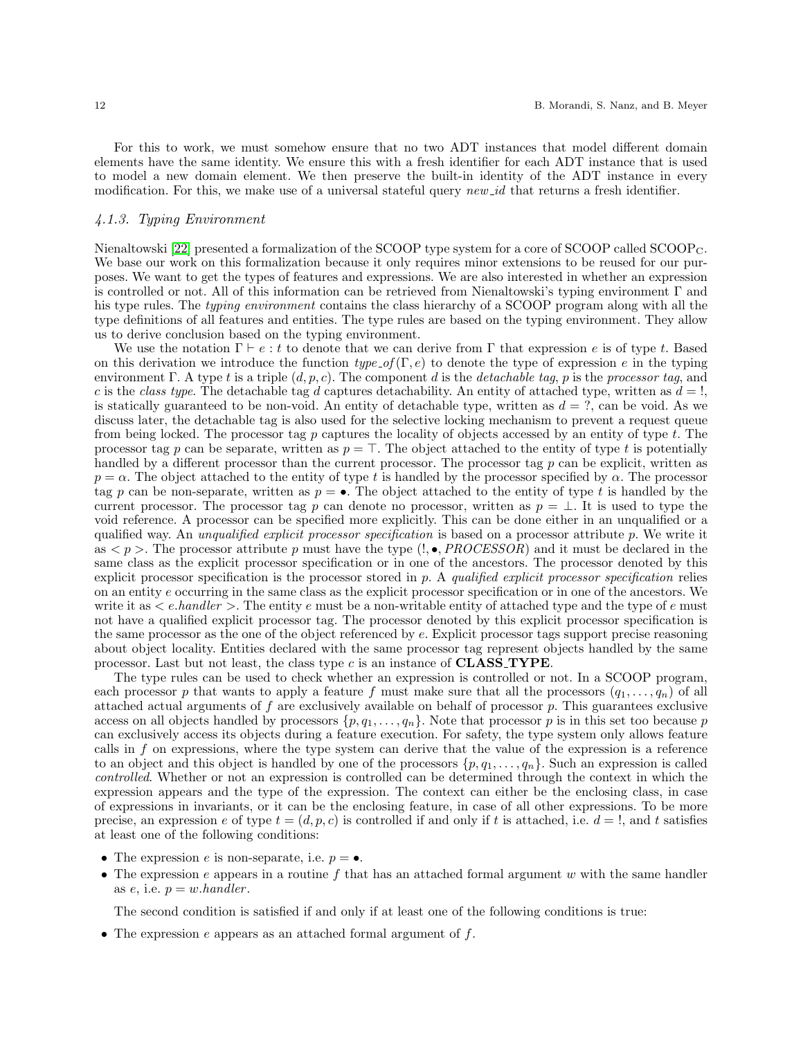For this to work, we must somehow ensure that no two ADT instances that model different domain elements have the same identity. We ensure this with a fresh identifier for each ADT instance that is used to model a new domain element. We then preserve the built-in identity of the ADT instance in every modification. For this, we make use of a universal stateful query *new_id* that returns a fresh identifier.

#### *4.1.3. Typing Environment*

Nienaltowski [22] presented a formalization of the SCOOP type system for a core of SCOOP called $\text{SCOOP}_\text{C}$. We base our work on this formalization because it only requires minor extensions to be reused for our purposes. We want to get the types of features and expressions. We are also interested in whether an expression is controlled or not. All of this information can be retrieved from Nienaltowski's typing environment $\Gamma$ and his type rules. The *typing environment* contains the class hierarchy of a SCOOP program along with all the type definitions of all features and entities. The type rules are based on the typing environment. They allow us to derive conclusion based on the typing environment.

We use the notation $\Gamma \vdash e : t$ to denote that we can derive from $\Gamma$ that expression $e$ is of type $t$. Based on this derivation we introduce the function $type\_of(\Gamma, e)$ to denote the type of expression $e$ in the typing environment $\Gamma$. A type $t$ is a triple $(d, p, c)$. The component $d$ is the *detachable tag*, $p$ is the *processor tag*, and $c$ is the *class type*. The detachable tag $d$ captures detachability. An entity of attached type, written as $d = !$, is statically guaranteed to be non-void. An entity of detachable type, written as $d = ?$, can be void. As we discuss later, the detachable tag is also used for the selective locking mechanism to prevent a request queue from being locked. The processor tag $p$ captures the locality of objects accessed by an entity of type $t$. The processor tag $p$ can be separate, written as $p = \top$. The object attached to the entity of type $t$ is potentially handled by a different processor than the current processor. The processor tag $p$ can be explicit, written as $p = \alpha$. The object attached to the entity of type $t$ is handled by the processor specified by $\alpha$. The processor tag $p$ can be non-separate, written as $p = \bullet$. The object attached to the entity of type $t$ is handled by the current processor. The processor tag $p$ can denote no processor, written as $p = \perp$. It is used to type the void reference. A processor can be specified more explicitly. This can be done either in an unqualified or a qualified way. An *unqualified explicit processor specification* is based on a processor attribute $p$. We write it as $< p >$. The processor attribute $p$ must have the type $(!, \bullet, PROCESSOR)$ and it must be declared in the same class as the explicit processor specification or in one of the ancestors. The processor denoted by this explicit processor specification is the processor stored in $p$. A *qualified explicit processor specification* relies on an entity $e$ occurring in the same class as the explicit processor specification or in one of the ancestors. We write it as $< e.handler >$. The entity $e$ must be a non-writable entity of attached type and the type of $e$ must not have a qualified explicit processor tag. The processor denoted by this explicit processor specification is the same processor as the one of the object referenced by $e$. Explicit processor tags support precise reasoning about object locality. Entities declared with the same processor tag represent objects handled by the same processor. Last but not least, the class type $c$ is an instance of **CLASS_TYPE**.

The type rules can be used to check whether an expression is controlled or not. In a SCOOP program, each processor $p$ that wants to apply a feature $f$ must make sure that all the processors $(q_1, \ldots, q_n)$ of all attached actual arguments of $f$ are exclusively available on behalf of processor $p$. This guarantees exclusive access on all objects handled by processors $\{p, q_1, \ldots, q_n\}$. Note that processor $p$ is in this set too because $p$ can exclusively access its objects during a feature execution. For safety, the type system only allows feature calls in $f$ on expressions, where the type system can derive that the value of the expression is a reference to an object and this object is handled by one of the processors $\{p, q_1, \ldots, q_n\}$. Such an expression is called *controlled*. Whether or not an expression is controlled can be determined through the context in which the expression appears and the type of the expression. The context can either be the enclosing class, in case of expressions in invariants, or it can be the enclosing feature, in case of all other expressions. To be more precise, an expression $e$ of type $t = (d, p, c)$ is controlled if and only if $t$ is attached, i.e. $d = !$, and $t$ satisfies at least one of the following conditions:

- The expression $e$ is non-separate, i.e. $p = \bullet$.
- The expression $e$ appears in a routine $f$ that has an attached formal argument $w$ with the same handler as $e$, i.e. $p = w.handler$.

The second condition is satisfied if and only if at least one of the following conditions is true:

- The expression $e$ appears as an attached formal argument of $f$.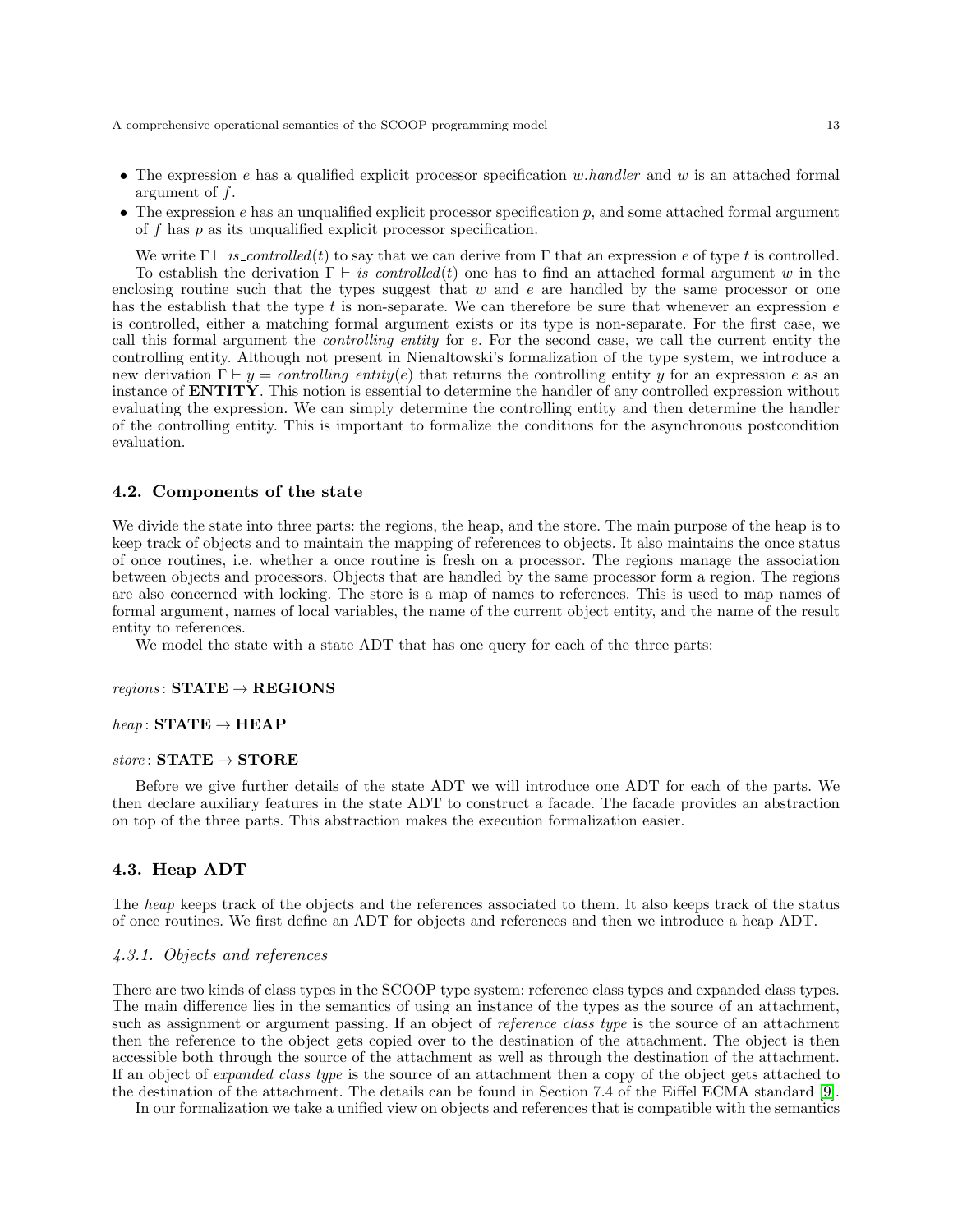- The expression $e$ has a qualified explicit processor specification $w.handler$ and $w$ is an attached formal argument of $f$.
- The expression $e$ has an unqualified explicit processor specification $p$, and some attached formal argument of $f$ has $p$ as its unqualified explicit processor specification.

We write $\Gamma \vdash is\_controlled(t)$ to say that we can derive from $\Gamma$ that an expression $e$ of type $t$ is controlled. To establish the derivation $\Gamma \vdash is\_controlled(t)$ one has to find an attached formal argument $w$ in the enclosing routine such that the types suggest that $w$ and $e$ are handled by the same processor or one has the establish that the type $t$ is non-separate. We can therefore be sure that whenever an expression $e$ is controlled, either a matching formal argument exists or its type is non-separate. For the first case, we call this formal argument the *controlling entity* for $e$. For the second case, we call the current entity the controlling entity. Although not present in Nienaltowski's formalization of the type system, we introduce a new derivation $\Gamma \vdash y = controlling\_entity(e)$ that returns the controlling entity $y$ for an expression $e$ as an instance of **ENTITY**. This notion is essential to determine the handler of any controlled expression without evaluating the expression. We can simply determine the controlling entity and then determine the handler of the controlling entity. This is important to formalize the conditions for the asynchronous postcondition evaluation.

### 4.2. Components of the state

We divide the state into three parts: the regions, the heap, and the store. The main purpose of the heap is to keep track of objects and to maintain the mapping of references to objects. It also maintains the once status of once routines, i.e. whether a once routine is fresh on a processor. The regions manage the association between objects and processors. Objects that are handled by the same processor form a region. The regions are also concerned with locking. The store is a map of names to references. This is used to map names of formal argument, names of local variables, the name of the current object entity, and the name of the result entity to references.

We model the state with a state ADT that has one query for each of the three parts:

$regions: \textbf{STATE} \rightarrow \textbf{REGIONS}$

$heap: \textbf{STATE} \rightarrow \textbf{HEAP}$

$store: \textbf{STATE} \rightarrow \textbf{STORE}$

Before we give further details of the state ADT we will introduce one ADT for each of the parts. We then declare auxiliary features in the state ADT to construct a facade. The facade provides an abstraction on top of the three parts. This abstraction makes the execution formalization easier.

### 4.3. Heap ADT

The *heap* keeps track of the objects and the references associated to them. It also keeps track of the status of once routines. We first define an ADT for objects and references and then we introduce a heap ADT.

#### 4.3.1. Objects and references

There are two kinds of class types in the SCOOP type system: reference class types and expanded class types. The main difference lies in the semantics of using an instance of the types as the source of an attachment, such as assignment or argument passing. If an object of *reference class type* is the source of an attachment then the reference to the object gets copied over to the destination of the attachment. The object is then accessible both through the source of the attachment as well as through the destination of the attachment. If an object of *expanded class type* is the source of an attachment then a copy of the object gets attached to the destination of the attachment. The details can be found in Section 7.4 of the Eiffel ECMA standard [9].

In our formalization we take a unified view on objects and references that is compatible with the semantics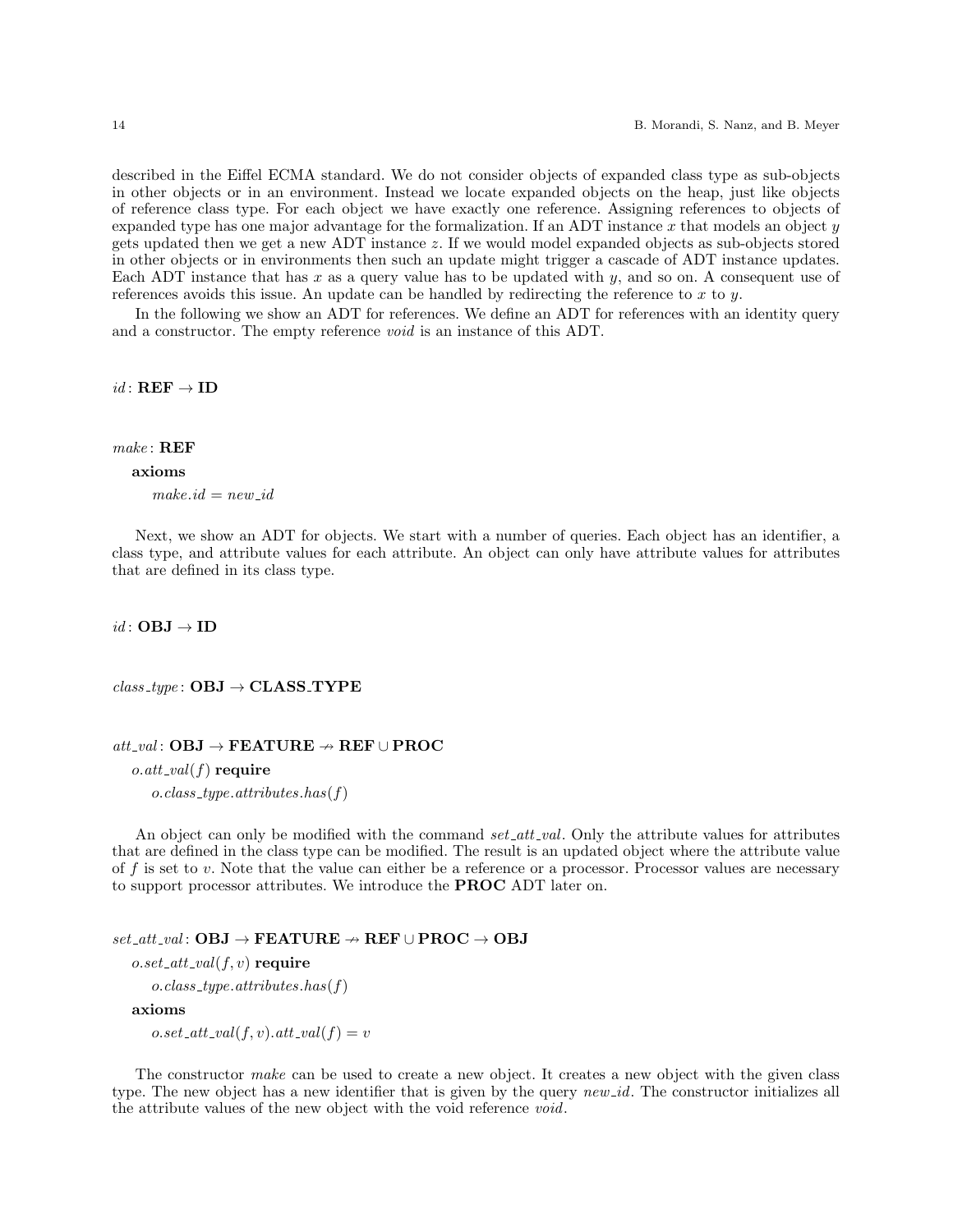described in the Eiffel ECMA standard. We do not consider objects of expanded class type as sub-objects in other objects or in an environment. Instead we locate expanded objects on the heap, just like objects of reference class type. For each object we have exactly one reference. Assigning references to objects of expanded type has one major advantage for the formalization. If an ADT instance $x$ that models an object $y$ gets updated then we get a new ADT instance $z$. If we would model expanded objects as sub-objects stored in other objects or in environments then such an update might trigger a cascade of ADT instance updates. Each ADT instance that has $x$ as a query value has to be updated with $y$, and so on. A consequent use of references avoids this issue. An update can be handled by redirecting the reference to $x$ to $y$.

In the following we show an ADT for references. We define an ADT for references with an identity query and a constructor. The empty reference *void* is an instance of this ADT.

$id\colon \mathbf{REF} \to \mathbf{ID}$

$make\colon \mathbf{REF}$

**axioms**

$make.id = new\_id$

Next, we show an ADT for objects. We start with a number of queries. Each object has an identifier, a class type, and attribute values for each attribute. An object can only have attribute values for attributes that are defined in its class type.

$id\colon \mathbf{OBJ} \to \mathbf{ID}$

$class\_type\colon \mathbf{OBJ} \to \mathbf{CLASS\_TYPE}$

$att\_val\colon \mathbf{OBJ} \to \mathbf{FEATURE} \nrightarrow \mathbf{REF} \cup \mathbf{PROC}$

$o.att\_val(f)$ **require**

$o.class\_type.attributes.has(f)$

An object can only be modified with the command *set_att_val*. Only the attribute values for attributes that are defined in the class type can be modified. The result is an updated object where the attribute value of $f$ is set to $v$. Note that the value can either be a reference or a processor. Processor values are necessary to support processor attributes. We introduce the **PROC** ADT later on.

$set\_att\_val\colon \mathbf{OBJ} \to \mathbf{FEATURE} \nrightarrow \mathbf{REF} \cup \mathbf{PROC} \to \mathbf{OBJ}$

$o.set\_att\_val(f, v)$ **require**

$o.class\_type.attributes.has(f)$

**axioms**

$o.set\_att\_val(f, v).att\_val(f) = v$

The constructor *make* can be used to create a new object. It creates a new object with the given class type. The new object has a new identifier that is given by the query *new_id*. The constructor initializes all the attribute values of the new object with the void reference *void*.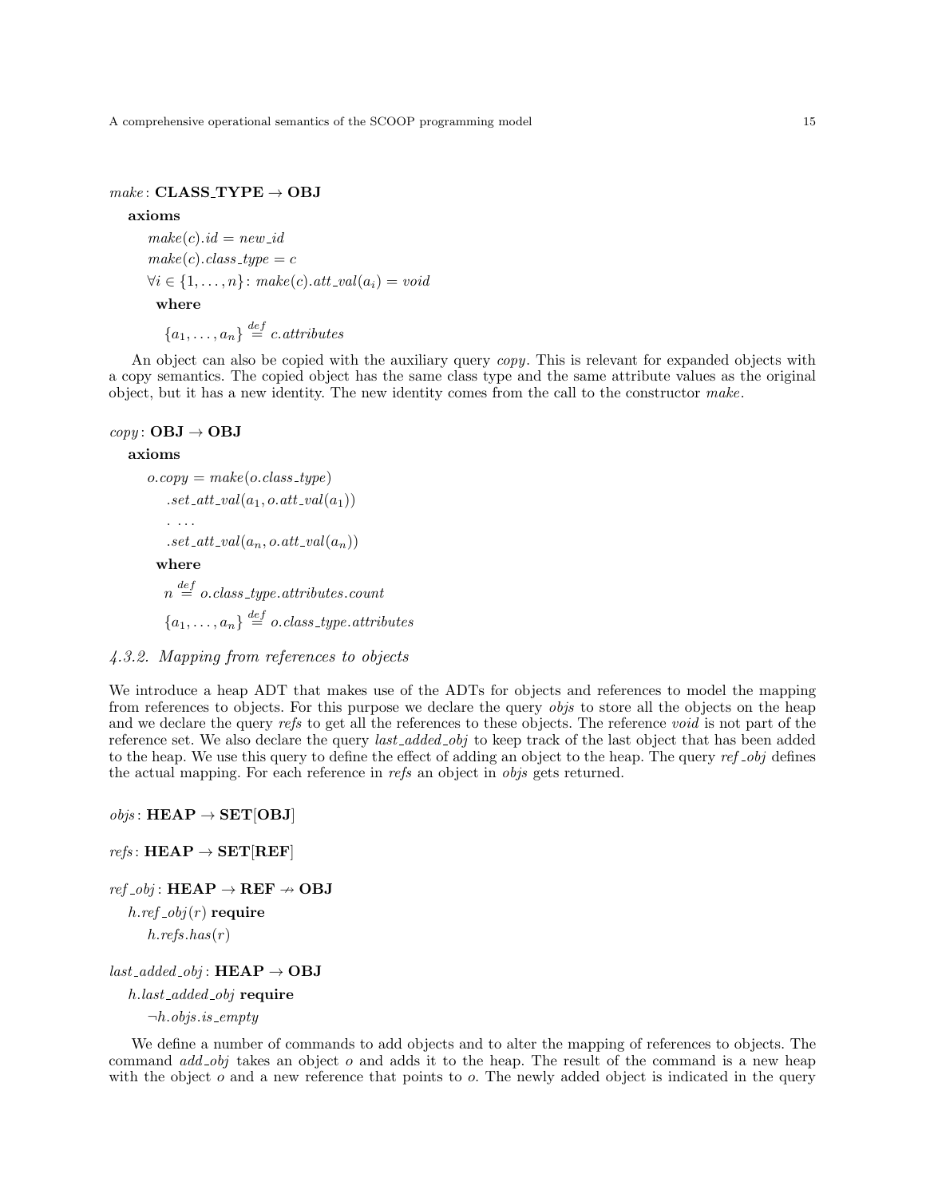$make$ : **CLASS_TYPE** $\rightarrow$ **OBJ**

**axioms**

$make(c).id = new\_id$

$make(c).class\_type = c$

$\forall i \in \{1, \ldots, n\} \colon make(c).att\_val(a_i) = void$

**where**

$\{a_1, \ldots, a_n\} \stackrel{def}{=} c.attributes$

An object can also be copied with the auxiliary query *copy*. This is relevant for expanded objects with a copy semantics. The copied object has the same class type and the same attribute values as the original object, but it has a new identity. The new identity comes from the call to the constructor *make*.

$copy$ : **OBJ** $\rightarrow$ **OBJ**

**axioms**

$o.copy = make(o.class\_type)$

$\quad .set\_att\_val(a_1, o.att\_val(a_1))$

$\quad . \ldots$

$\quad .set\_att\_val(a_n, o.att\_val(a_n))$

**where**

$n \stackrel{def}{=} o.class\_type.attributes.count$

$\{a_1, \ldots, a_n\} \stackrel{def}{=} o.class\_type.attributes$

### 4.3.2. Mapping from references to objects

We introduce a heap ADT that makes use of the ADTs for objects and references to model the mapping from references to objects. For this purpose we declare the query *objs* to store all the objects on the heap and we declare the query *refs* to get all the references to these objects. The reference *void* is not part of the reference set. We also declare the query *last_added_obj* to keep track of the last object that has been added to the heap. We use this query to define the effect of adding an object to the heap. The query *ref_obj* defines the actual mapping. For each reference in *refs* an object in *objs* gets returned.

$objs$ : **HEAP** $\rightarrow$ **SET**[**OBJ**]

$refs$ : **HEAP** $\rightarrow$ **SET**[**REF**]

$ref\_obj$ : **HEAP** $\rightarrow$ **REF** $\nrightarrow$ **OBJ**

$h.ref\_obj(r)$ **require**

$h.refs.has(r)$

$last\_added\_obj$ : **HEAP** $\rightarrow$ **OBJ**

$h.last\_added\_obj$ **require**

$\neg h.objs.is\_empty$

We define a number of commands to add objects and to alter the mapping of references to objects. The command *add_obj* takes an object *o* and adds it to the heap. The result of the command is a new heap with the object *o* and a new reference that points to *o*. The newly added object is indicated in the query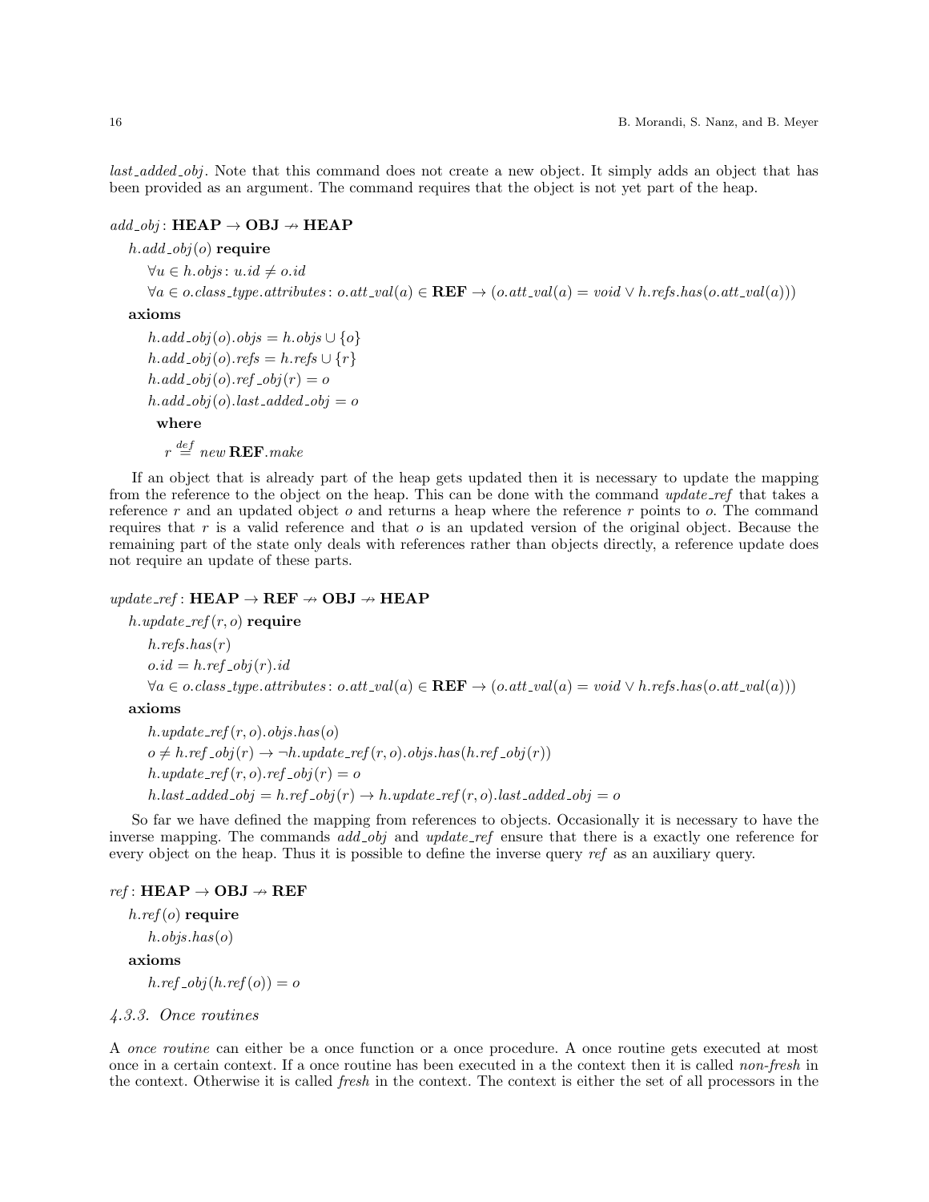*last_added_obj*. Note that this command does not create a new object. It simply adds an object that has been provided as an argument. The command requires that the object is not yet part of the heap.

$add\_obj\colon \mathbf{HEAP} \to \mathbf{OBJ} \nrightarrow \mathbf{HEAP}$

$h.add\_obj(o)$ **require**

$\forall u \in h.objs\colon u.id \neq o.id$

$\forall a \in o.class\_type.attributes\colon o.att\_val(a) \in \mathbf{REF} \to (o.att\_val(a) = void \vee h.refs.has(o.att\_val(a)))$

**axioms**

$h.add\_obj(o).objs = h.objs \cup \{o\}$

$h.add\_obj(o).refs = h.refs \cup \{r\}$

$h.add\_obj(o).ref\_obj(r) = o$

$h.add\_obj(o).last\_added\_obj = o$

**where**

$r \stackrel{def}{=} new\,\mathbf{REF}.make$

If an object that is already part of the heap gets updated then it is necessary to update the mapping from the reference to the object on the heap. This can be done with the command *update_ref* that takes a reference $r$ and an updated object $o$ and returns a heap where the reference $r$ points to $o$. The command requires that $r$ is a valid reference and that $o$ is an updated version of the original object. Because the remaining part of the state only deals with references rather than objects directly, a reference update does not require an update of these parts.

$update\_ref\colon \mathbf{HEAP} \to \mathbf{REF} \nrightarrow \mathbf{OBJ} \nrightarrow \mathbf{HEAP}$

$h.update\_ref(r, o)$ **require**

$h.refs.has(r)$

$o.id = h.ref\_obj(r).id$

$\forall a \in o.class\_type.attributes\colon o.att\_val(a) \in \mathbf{REF} \to (o.att\_val(a) = void \vee h.refs.has(o.att\_val(a)))$

**axioms**

$h.update\_ref(r, o).objs.has(o)$

$o \neq h.ref\_obj(r) \to \neg h.update\_ref(r, o).objs.has(h.ref\_obj(r))$

$h.update\_ref(r, o).ref\_obj(r) = o$

$h.last\_added\_obj = h.ref\_obj(r) \to h.update\_ref(r, o).last\_added\_obj = o$

So far we have defined the mapping from references to objects. Occasionally it is necessary to have the inverse mapping. The commands *add_obj* and *update_ref* ensure that there is a exactly one reference for every object on the heap. Thus it is possible to define the inverse query *ref* as an auxiliary query.

$ref\colon \mathbf{HEAP} \to \mathbf{OBJ} \nrightarrow \mathbf{REF}$

$h.ref(o)$ **require**

$h.objs.has(o)$

**axioms**

$h.ref\_obj(h.ref(o)) = o$

### *4.3.3. Once routines*

A *once routine* can either be a once function or a once procedure. A once routine gets executed at most once in a certain context. If a once routine has been executed in a the context then it is called *non-fresh* in the context. Otherwise it is called *fresh* in the context. The context is either the set of all processors in the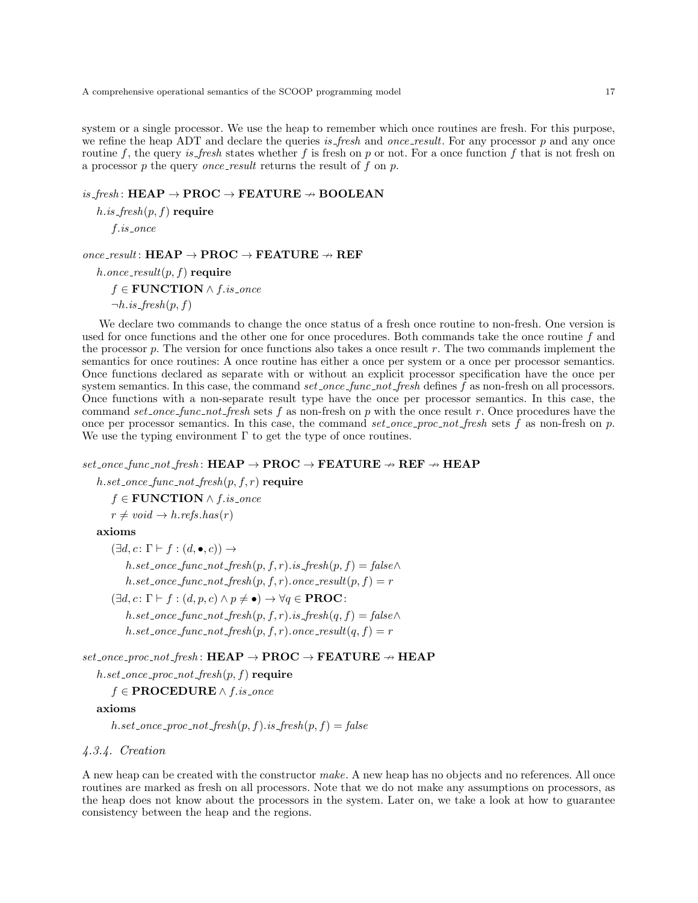system or a single processor. We use the heap to remember which once routines are fresh. For this purpose, we refine the heap ADT and declare the queries *is_fresh* and *once_result*. For any processor $p$ and any once routine $f$, the query *is_fresh* states whether $f$ is fresh on $p$ or not. For a once function $f$ that is not fresh on a processor $p$ the query *once_result* returns the result of $f$ on $p$.

$\mathit{is\_fresh}\colon \mathbf{HEAP} \to \mathbf{PROC} \to \mathbf{FEATURE} \nrightarrow \mathbf{BOOLEAN}$

$\quad h.\mathit{is\_fresh}(p, f)$ **require**

$\quad\quad f.\mathit{is\_once}$

$\mathit{once\_result}\colon \mathbf{HEAP} \to \mathbf{PROC} \to \mathbf{FEATURE} \nrightarrow \mathbf{REF}$

$\quad h.\mathit{once\_result}(p, f)$ **require**

$\quad\quad f \in \mathbf{FUNCTION} \wedge f.\mathit{is\_once}$

$\quad\quad \neg h.\mathit{is\_fresh}(p, f)$

We declare two commands to change the once status of a fresh once routine to non-fresh. One version is used for once functions and the other one for once procedures. Both commands take the once routine $f$ and the processor $p$. The version for once functions also takes a once result $r$. The two commands implement the semantics for once routines: A once routine has either a once per system or a once per processor semantics. Once functions declared as separate with or without an explicit processor specification have the once per system semantics. In this case, the command *set_once_func_not_fresh* defines $f$ as non-fresh on all processors. Once functions with a non-separate result type have the once per processor semantics. In this case, the command *set_once_func_not_fresh* sets $f$ as non-fresh on $p$ with the once result $r$. Once procedures have the once per processor semantics. In this case, the command *set_once_proc_not_fresh* sets $f$ as non-fresh on $p$. We use the typing environment $\Gamma$ to get the type of once routines.

$\mathit{set\_once\_func\_not\_fresh}\colon \mathbf{HEAP} \to \mathbf{PROC} \to \mathbf{FEATURE} \nrightarrow \mathbf{REF} \nrightarrow \mathbf{HEAP}$

$\quad h.\mathit{set\_once\_func\_not\_fresh}(p, f, r)$ **require**

$\quad\quad f \in \mathbf{FUNCTION} \wedge f.\mathit{is\_once}$

$\quad\quad r \neq \mathit{void} \to h.\mathit{refs}.\mathit{has}(r)$

**axioms**

$\quad(\exists d, c\colon \Gamma \vdash f : (d, \bullet, c)) \to$

$\quad\quad h.\mathit{set\_once\_func\_not\_fresh}(p, f, r).\mathit{is\_fresh}(p, f) = \mathit{false} \wedge$

$\quad\quad h.\mathit{set\_once\_func\_not\_fresh}(p, f, r).\mathit{once\_result}(p, f) = r$

$\quad(\exists d, c\colon \Gamma \vdash f : (d, p, c) \wedge p \neq \bullet) \to \forall q \in \mathbf{PROC}\colon$

$\quad\quad h.\mathit{set\_once\_func\_not\_fresh}(p, f, r).\mathit{is\_fresh}(q, f) = \mathit{false} \wedge$

$\quad\quad h.\mathit{set\_once\_func\_not\_fresh}(p, f, r).\mathit{once\_result}(q, f) = r$

$\mathit{set\_once\_proc\_not\_fresh}\colon \mathbf{HEAP} \to \mathbf{PROC} \to \mathbf{FEATURE} \nrightarrow \mathbf{HEAP}$

$\quad h.\mathit{set\_once\_proc\_not\_fresh}(p, f)$ **require**

$\quad\quad f \in \mathbf{PROCEDURE} \wedge f.\mathit{is\_once}$

**axioms**

$\quad h.\mathit{set\_once\_proc\_not\_fresh}(p, f).\mathit{is\_fresh}(p, f) = \mathit{false}$

### *4.3.4. Creation*

A new heap can be created with the constructor *make*. A new heap has no objects and no references. All once routines are marked as fresh on all processors. Note that we do not make any assumptions on processors, as the heap does not know about the processors in the system. Later on, we take a look at how to guarantee consistency between the heap and the regions.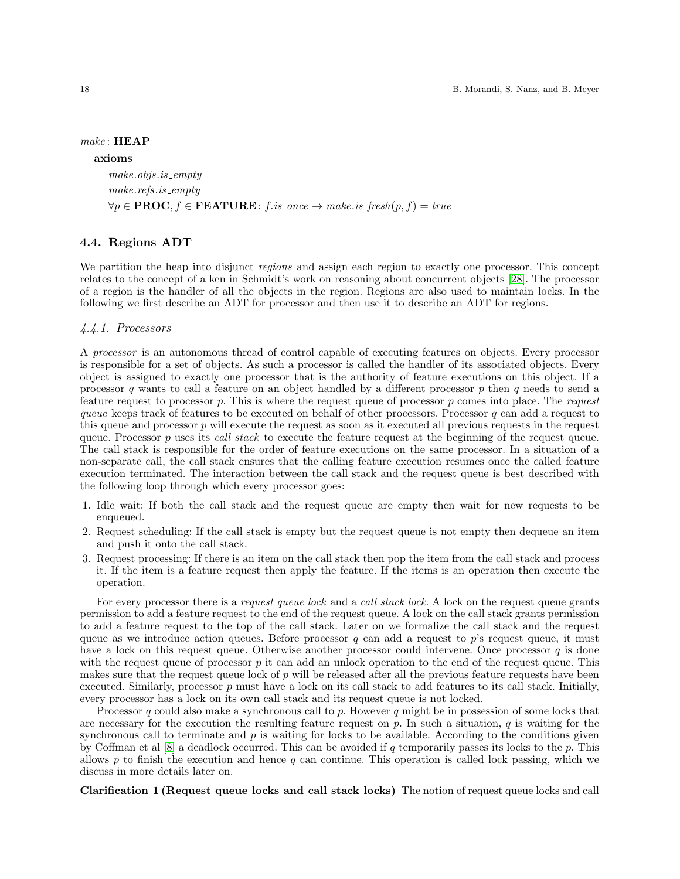*make* : **HEAP**

**axioms**

$make.objs.is\_empty$

$make.refs.is\_empty$

$\forall p \in \mathbf{PROC}, f \in \mathbf{FEATURE}\colon f.is\_once \rightarrow make.is\_fresh(p, f) = true$

### 4.4. Regions ADT

We partition the heap into disjunct *regions* and assign each region to exactly one processor. This concept relates to the concept of a ken in Schmidt's work on reasoning about concurrent objects [28]. The processor of a region is the handler of all the objects in the region. Regions are also used to maintain locks. In the following we first describe an ADT for processor and then use it to describe an ADT for regions.

#### 4.4.1. Processors

A *processor* is an autonomous thread of control capable of executing features on objects. Every processor is responsible for a set of objects. As such a processor is called the handler of its associated objects. Every object is assigned to exactly one processor that is the authority of feature executions on this object. If a processor $q$ wants to call a feature on an object handled by a different processor $p$ then $q$ needs to send a feature request to processor $p$. This is where the request queue of processor $p$ comes into place. The *request queue* keeps track of features to be executed on behalf of other processors. Processor $q$ can add a request to this queue and processor $p$ will execute the request as soon as it executed all previous requests in the request queue. Processor $p$ uses its *call stack* to execute the feature request at the beginning of the request queue. The call stack is responsible for the order of feature executions on the same processor. In a situation of a non-separate call, the call stack ensures that the calling feature execution resumes once the called feature execution terminated. The interaction between the call stack and the request queue is best described with the following loop through which every processor goes:

1. Idle wait: If both the call stack and the request queue are empty then wait for new requests to be enqueued.
2. Request scheduling: If the call stack is empty but the request queue is not empty then dequeue an item and push it onto the call stack.
3. Request processing: If there is an item on the call stack then pop the item from the call stack and process it. If the item is a feature request then apply the feature. If the items is an operation then execute the operation.

For every processor there is a *request queue lock* and a *call stack lock*. A lock on the request queue grants permission to add a feature request to the end of the request queue. A lock on the call stack grants permission to add a feature request to the top of the call stack. Later on we formalize the call stack and the request queue as we introduce action queues. Before processor $q$ can add a request to $p$'s request queue, it must have a lock on this request queue. Otherwise another processor could intervene. Once processor $q$ is done with the request queue of processor $p$ it can add an unlock operation to the end of the request queue. This makes sure that the request queue lock of $p$ will be released after all the previous feature requests have been executed. Similarly, processor $p$ must have a lock on its call stack to add features to its call stack. Initially, every processor has a lock on its own call stack and its request queue is not locked.

Processor $q$ could also make a synchronous call to $p$. However $q$ might be in possession of some locks that are necessary for the execution the resulting feature request on $p$. In such a situation, $q$ is waiting for the synchronous call to terminate and $p$ is waiting for locks to be available. According to the conditions given by Coffman et al [8] a deadlock occurred. This can be avoided if $q$ temporarily passes its locks to the $p$. This allows $p$ to finish the execution and hence $q$ can continue. This operation is called lock passing, which we discuss in more details later on.

**Clarification 1 (Request queue locks and call stack locks)** The notion of request queue locks and call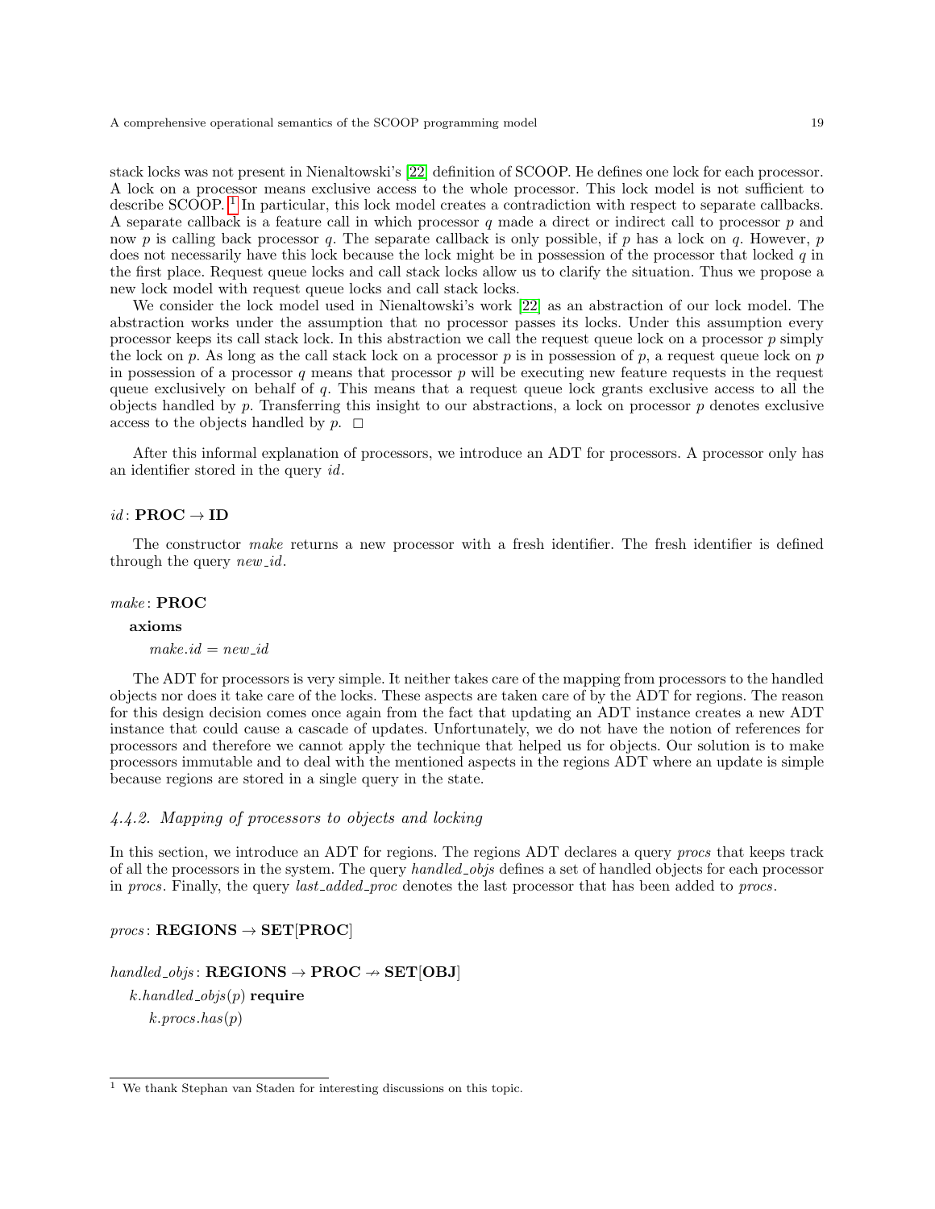stack locks was not present in Nienaltowski's [22] definition of SCOOP. He defines one lock for each processor. A lock on a processor means exclusive access to the whole processor. This lock model is not sufficient to describe SCOOP. [1] In particular, this lock model creates a contradiction with respect to separate callbacks. A separate callback is a feature call in which processor $q$ made a direct or indirect call to processor $p$ and now $p$ is calling back processor $q$. The separate callback is only possible, if $p$ has a lock on $q$. However, $p$ does not necessarily have this lock because the lock might be in possession of the processor that locked $q$ in the first place. Request queue locks and call stack locks allow us to clarify the situation. Thus we propose a new lock model with request queue locks and call stack locks.

We consider the lock model used in Nienaltowski's work [22] as an abstraction of our lock model. The abstraction works under the assumption that no processor passes its locks. Under this assumption every processor keeps its call stack lock. In this abstraction we call the request queue lock on a processor $p$ simply the lock on $p$. As long as the call stack lock on a processor $p$ is in possession of $p$, a request queue lock on $p$ in possession of a processor $q$ means that processor $p$ will be executing new feature requests in the request queue exclusively on behalf of $q$. This means that a request queue lock grants exclusive access to all the objects handled by $p$. Transferring this insight to our abstractions, a lock on processor $p$ denotes exclusive access to the objects handled by $p$. $\square$

After this informal explanation of processors, we introduce an ADT for processors. A processor only has an identifier stored in the query *id*.

$id$ : $\mathbf{PROC} \to \mathbf{ID}$

The constructor *make* returns a new processor with a fresh identifier. The fresh identifier is defined through the query *new_id*.

$make$ : $\mathbf{PROC}$

**axioms**

$make.id = new\_id$

The ADT for processors is very simple. It neither takes care of the mapping from processors to the handled objects nor does it take care of the locks. These aspects are taken care of by the ADT for regions. The reason for this design decision comes once again from the fact that updating an ADT instance creates a new ADT instance that could cause a cascade of updates. Unfortunately, we do not have the notion of references for processors and therefore we cannot apply the technique that helped us for objects. Our solution is to make processors immutable and to deal with the mentioned aspects in the regions ADT where an update is simple because regions are stored in a single query in the state.

### 4.4.2. Mapping of processors to objects and locking

In this section, we introduce an ADT for regions. The regions ADT declares a query *procs* that keeps track of all the processors in the system. The query *handled_objs* defines a set of handled objects for each processor in *procs*. Finally, the query *last_added_proc* denotes the last processor that has been added to *procs*.

$procs$ : $\mathbf{REGIONS} \to \mathbf{SET[PROC]}$

$handled\_objs$ : $\mathbf{REGIONS} \to \mathbf{PROC} \not\to \mathbf{SET[OBJ]}$

$k.handled\_objs(p)$ **require**

$k.procs.has(p)$

[1] We thank Stephan van Staden for interesting discussions on this topic.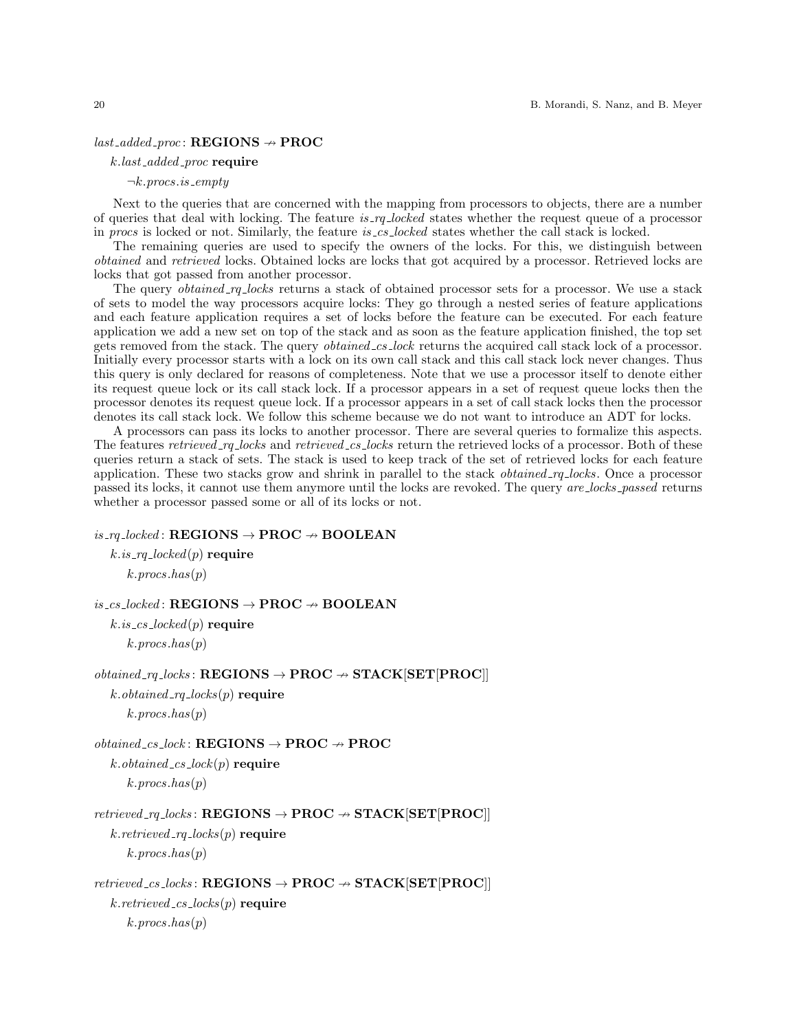$last\_added\_proc\colon \mathbf{REGIONS} \nrightarrow \mathbf{PROC}$

$k.last\_added\_proc$ **require**

$\neg k.procs.is\_empty$

Next to the queries that are concerned with the mapping from processors to objects, there are a number of queries that deal with locking. The feature *is_rq_locked* states whether the request queue of a processor in *procs* is locked or not. Similarly, the feature *is_cs_locked* states whether the call stack is locked.

The remaining queries are used to specify the owners of the locks. For this, we distinguish between *obtained* and *retrieved* locks. Obtained locks are locks that got acquired by a processor. Retrieved locks are locks that got passed from another processor.

The query *obtained_rq_locks* returns a stack of obtained processor sets for a processor. We use a stack of sets to model the way processors acquire locks: They go through a nested series of feature applications and each feature application requires a set of locks before the feature can be executed. For each feature application we add a new set on top of the stack and as soon as the feature application finished, the top set gets removed from the stack. The query *obtained_cs_lock* returns the acquired call stack lock of a processor. Initially every processor starts with a lock on its own call stack and this call stack lock never changes. Thus this query is only declared for reasons of completeness. Note that we use a processor itself to denote either its request queue lock or its call stack lock. If a processor appears in a set of request queue locks then the processor denotes its request queue lock. If a processor appears in a set of call stack locks then the processor denotes its call stack lock. We follow this scheme because we do not want to introduce an ADT for locks.

A processors can pass its locks to another processor. There are several queries to formalize this aspects. The features *retrieved_rq_locks* and *retrieved_cs_locks* return the retrieved locks of a processor. Both of these queries return a stack of sets. The stack is used to keep track of the set of retrieved locks for each feature application. These two stacks grow and shrink in parallel to the stack *obtained_rq_locks*. Once a processor passed its locks, it cannot use them anymore until the locks are revoked. The query *are_locks_passed* returns whether a processor passed some or all of its locks or not.

$is\_rq\_locked\colon \mathbf{REGIONS} \rightarrow \mathbf{PROC} \nrightarrow \mathbf{BOOLEAN}$

$k.is\_rq\_locked(p)$ **require**

$k.procs.has(p)$

$is\_cs\_locked\colon \mathbf{REGIONS} \rightarrow \mathbf{PROC} \nrightarrow \mathbf{BOOLEAN}$

$k.is\_cs\_locked(p)$ **require**

$k.procs.has(p)$

$obtained\_rq\_locks\colon \mathbf{REGIONS} \rightarrow \mathbf{PROC} \nrightarrow \mathbf{STACK}[\mathbf{SET}[\mathbf{PROC}]]$

$k.obtained\_rq\_locks(p)$ **require**

$k.procs.has(p)$

$obtained\_cs\_lock\colon \mathbf{REGIONS} \rightarrow \mathbf{PROC} \nrightarrow \mathbf{PROC}$

$k.obtained\_cs\_lock(p)$ **require**

$k.procs.has(p)$

$retrieved\_rq\_locks\colon \mathbf{REGIONS} \rightarrow \mathbf{PROC} \nrightarrow \mathbf{STACK}[\mathbf{SET}[\mathbf{PROC}]]$

$k.retrieved\_rq\_locks(p)$ **require**

$k.procs.has(p)$

$retrieved\_cs\_locks\colon \mathbf{REGIONS} \rightarrow \mathbf{PROC} \nrightarrow \mathbf{STACK}[\mathbf{SET}[\mathbf{PROC}]]$

$k.retrieved\_cs\_locks(p)$ **require**

$k.procs.has(p)$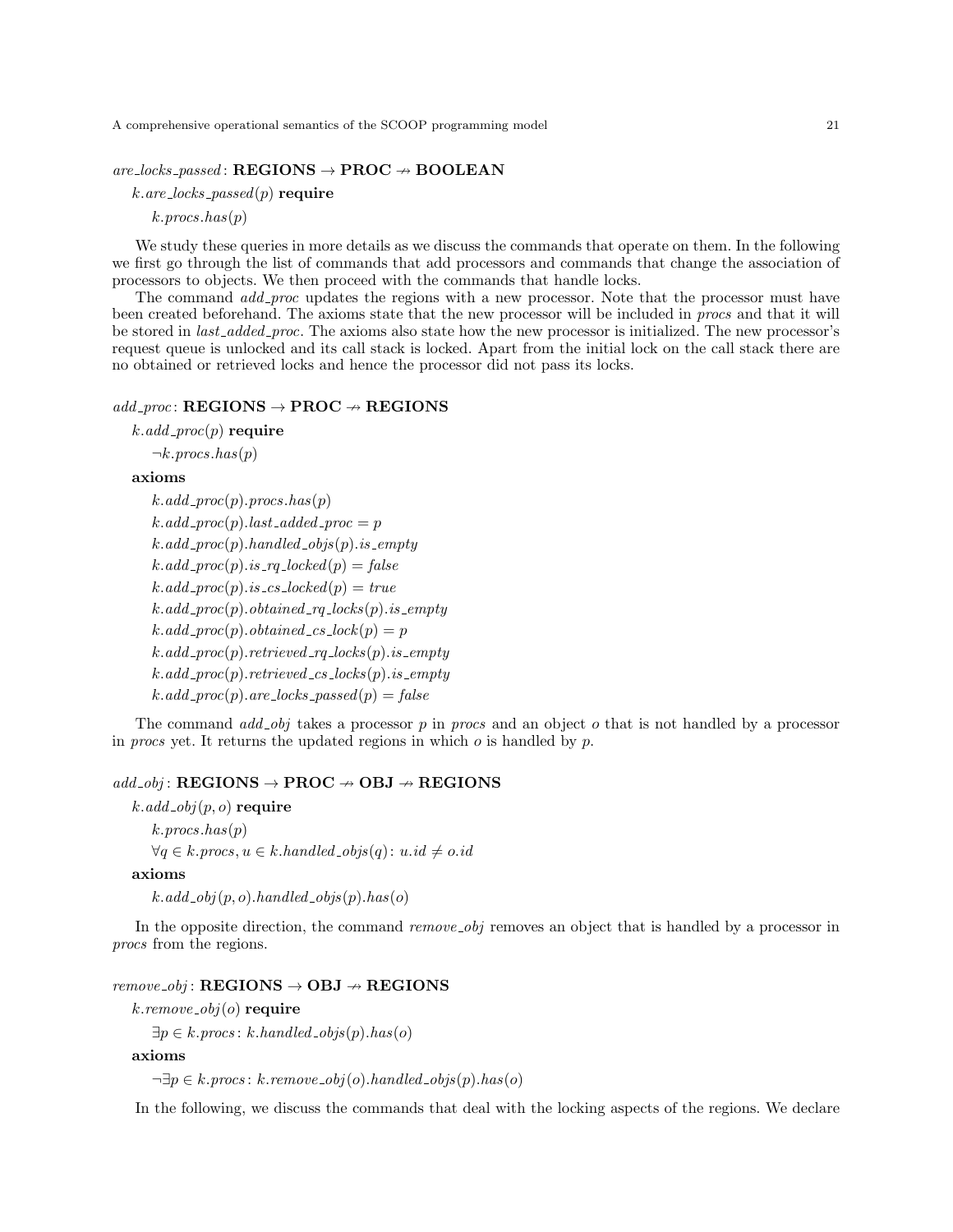$are\_locks\_passed\colon \mathbf{REGIONS} \to \mathbf{PROC} \nrightarrow \mathbf{BOOLEAN}$

$k.are\_locks\_passed(p)$ **require**

$k.procs.has(p)$

We study these queries in more details as we discuss the commands that operate on them. In the following we first go through the list of commands that add processors and commands that change the association of processors to objects. We then proceed with the commands that handle locks.

The command *add_proc* updates the regions with a new processor. Note that the processor must have been created beforehand. The axioms state that the new processor will be included in *procs* and that it will be stored in *last_added_proc*. The axioms also state how the new processor is initialized. The new processor's request queue is unlocked and its call stack is locked. Apart from the initial lock on the call stack there are no obtained or retrieved locks and hence the processor did not pass its locks.

$add\_proc\colon \mathbf{REGIONS} \to \mathbf{PROC} \nrightarrow \mathbf{REGIONS}$

$k.add\_proc(p)$ **require**

$\neg k.procs.has(p)$

**axioms**

$k.add\_proc(p).procs.has(p)$

$k.add\_proc(p).last\_added\_proc = p$

$k.add\_proc(p).handled\_objs(p).is\_empty$

$k.add\_proc(p).is\_rq\_locked(p) = false$

$k.add\_proc(p).is\_cs\_locked(p) = true$

$k.add\_proc(p).obtained\_rq\_locks(p).is\_empty$

$k.add\_proc(p).obtained\_cs\_lock(p) = p$

$k.add\_proc(p).retrieved\_rq\_locks(p).is\_empty$

$k.add\_proc(p).retrieved\_cs\_locks(p).is\_empty$

$k.add\_proc(p).are\_locks\_passed(p) = false$

The command *add_obj* takes a processor $p$ in *procs* and an object $o$ that is not handled by a processor in *procs* yet. It returns the updated regions in which $o$ is handled by $p$.

$add\_obj\colon \mathbf{REGIONS} \to \mathbf{PROC} \nrightarrow \mathbf{OBJ} \nrightarrow \mathbf{REGIONS}$

$k.add\_obj(p, o)$ **require**

$k.procs.has(p)$

$\forall q \in k.procs, u \in k.handled\_objs(q)\colon u.id \neq o.id$

**axioms**

$k.add\_obj(p, o).handled\_objs(p).has(o)$

In the opposite direction, the command *remove_obj* removes an object that is handled by a processor in *procs* from the regions.

$remove\_obj\colon \mathbf{REGIONS} \to \mathbf{OBJ} \nrightarrow \mathbf{REGIONS}$

$k.remove\_obj(o)$ **require**

$\exists p \in k.procs\colon k.handled\_objs(p).has(o)$

**axioms**

$\neg\exists p \in k.procs\colon k.remove\_obj(o).handled\_objs(p).has(o)$

In the following, we discuss the commands that deal with the locking aspects of the regions. We declare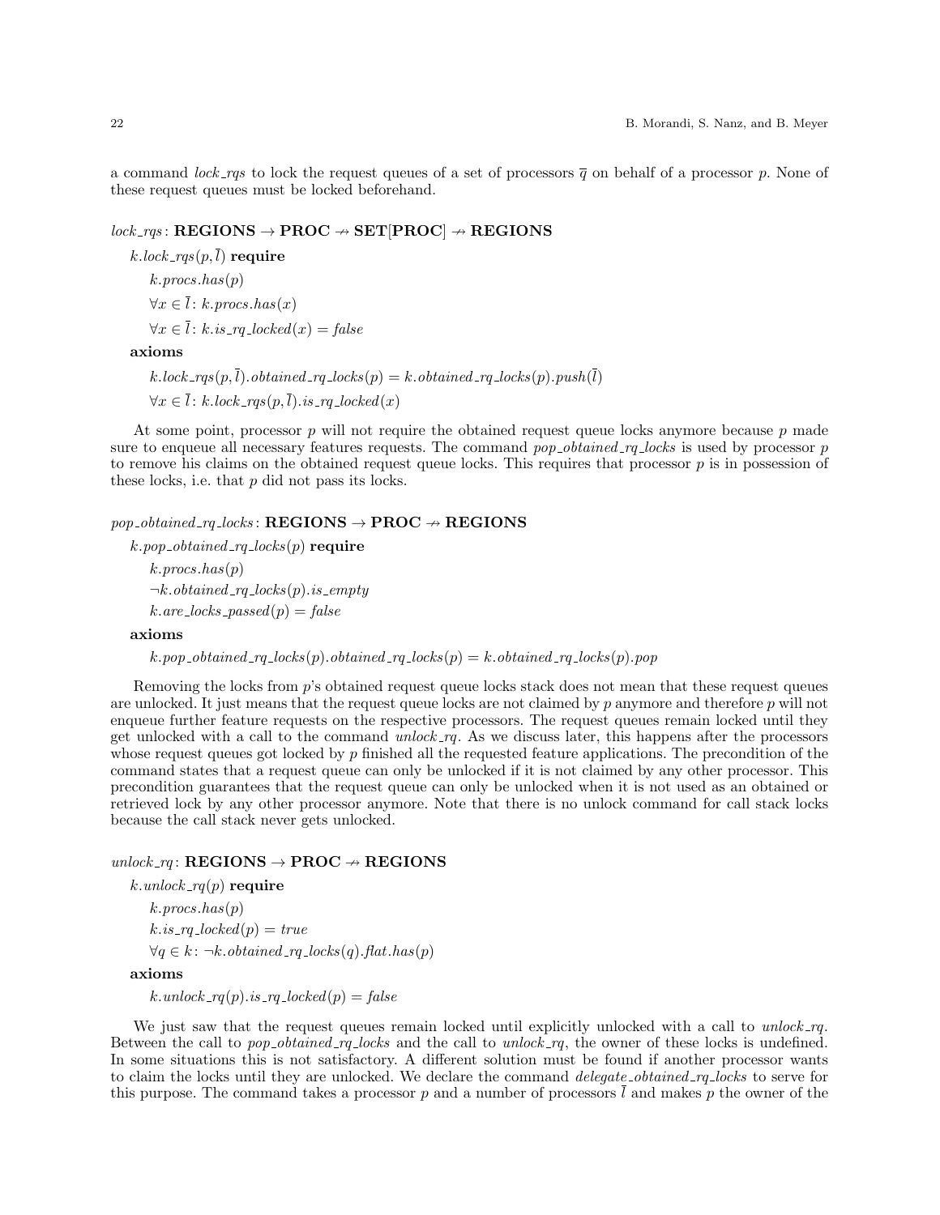a command *lock_rqs* to lock the request queues of a set of processors $\overline{q}$ on behalf of a processor $p$. None of these request queues must be locked beforehand.

$lock\_rqs\colon \mathbf{REGIONS} \to \mathbf{PROC} \not\to \mathbf{SET[PROC]} \not\to \mathbf{REGIONS}$

$k.lock\_rqs(p, \overline{l})$ **require**

$k.procs.has(p)$

$\forall x \in \overline{l}\colon k.procs.has(x)$

$\forall x \in \overline{l}\colon k.is\_rq\_locked(x) = false$

**axioms**

$k.lock\_rqs(p, \overline{l}).obtained\_rq\_locks(p) = k.obtained\_rq\_locks(p).push(\overline{l})$

$\forall x \in \overline{l}\colon k.lock\_rqs(p, \overline{l}).is\_rq\_locked(x)$

At some point, processor $p$ will not require the obtained request queue locks anymore because $p$ made sure to enqueue all necessary features requests. The command *pop_obtained_rq_locks* is used by processor $p$ to remove his claims on the obtained request queue locks. This requires that processor $p$ is in possession of these locks, i.e. that $p$ did not pass its locks.

$pop\_obtained\_rq\_locks\colon \mathbf{REGIONS} \to \mathbf{PROC} \not\to \mathbf{REGIONS}$

$k.pop\_obtained\_rq\_locks(p)$ **require**

$k.procs.has(p)$

$\neg k.obtained\_rq\_locks(p).is\_empty$

$k.are\_locks\_passed(p) = false$

**axioms**

$k.pop\_obtained\_rq\_locks(p).obtained\_rq\_locks(p) = k.obtained\_rq\_locks(p).pop$

Removing the locks from $p$'s obtained request queue locks stack does not mean that these request queues are unlocked. It just means that the request queue locks are not claimed by $p$ anymore and therefore $p$ will not enqueue further feature requests on the respective processors. The request queues remain locked until they get unlocked with a call to the command *unlock_rq*. As we discuss later, this happens after the processors whose request queues got locked by $p$ finished all the requested feature applications. The precondition of the command states that a request queue can only be unlocked if it is not claimed by any other processor. This precondition guarantees that the request queue can only be unlocked when it is not used as an obtained or retrieved lock by any other processor anymore. Note that there is no unlock command for call stack locks because the call stack never gets unlocked.

$unlock\_rq\colon \mathbf{REGIONS} \to \mathbf{PROC} \not\to \mathbf{REGIONS}$

$k.unlock\_rq(p)$ **require**

$k.procs.has(p)$

$k.is\_rq\_locked(p) = true$

$\forall q \in k\colon \neg k.obtained\_rq\_locks(q).flat.has(p)$

**axioms**

$k.unlock\_rq(p).is\_rq\_locked(p) = false$

We just saw that the request queues remain locked until explicitly unlocked with a call to *unlock_rq*. Between the call to *pop_obtained_rq_locks* and the call to *unlock_rq*, the owner of these locks is undefined. In some situations this is not satisfactory. A different solution must be found if another processor wants to claim the locks until they are unlocked. We declare the command *delegate_obtained_rq_locks* to serve for this purpose. The command takes a processor $p$ and a number of processors $\overline{l}$ and makes $p$ the owner of the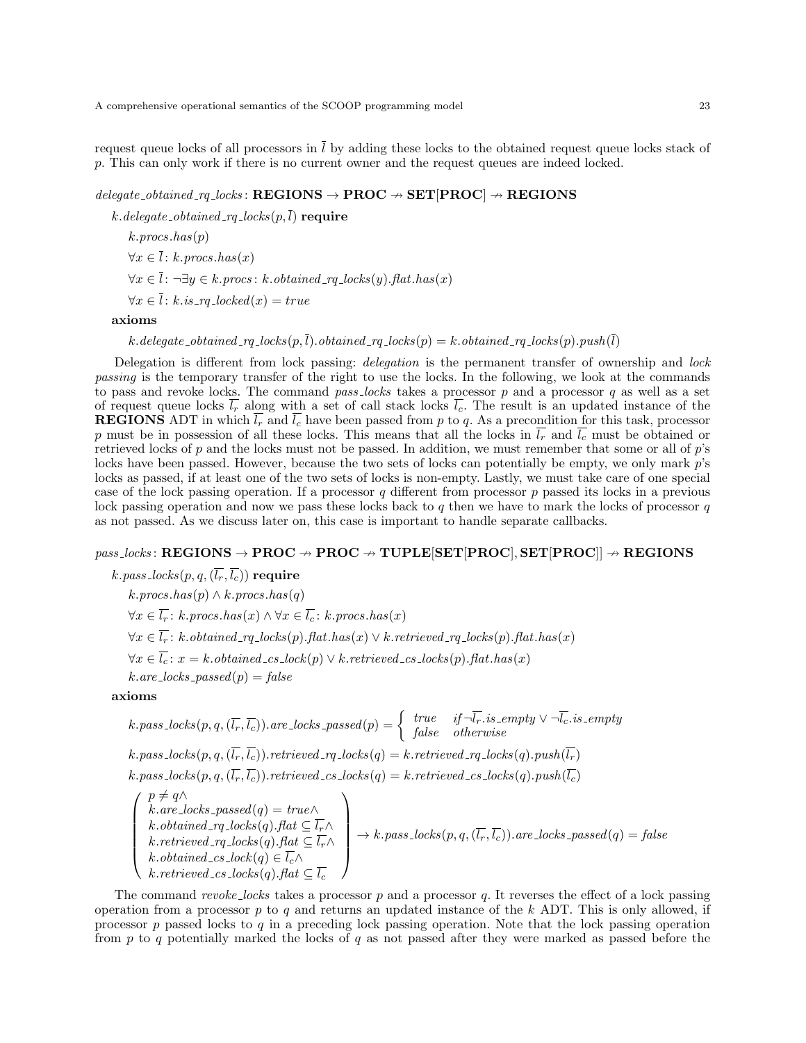request queue locks of all processors in $\bar{l}$ by adding these locks to the obtained request queue locks stack of $p$. This can only work if there is no current owner and the request queues are indeed locked.

$delegate\_obtained\_rq\_locks$: **REGIONS** $\rightarrow$ **PROC** $\nrightarrow$ **SET[PROC]** $\nrightarrow$ **REGIONS**

$k.delegate\_obtained\_rq\_locks(p, \bar{l})$ **require**

$k.procs.has(p)$

$\forall x \in \bar{l}\colon k.procs.has(x)$

$\forall x \in \bar{l}\colon \neg\exists y \in k.procs\colon k.obtained\_rq\_locks(y).flat.has(x)$

$\forall x \in \bar{l}\colon k.is\_rq\_locked(x) = true$

**axioms**

$k.delegate\_obtained\_rq\_locks(p, \bar{l}).obtained\_rq\_locks(p) = k.obtained\_rq\_locks(p).push(\bar{l})$

Delegation is different from lock passing: *delegation* is the permanent transfer of ownership and *lock passing* is the temporary transfer of the right to use the locks. In the following, we look at the commands to pass and revoke locks. The command *pass_locks* takes a processor $p$ and a processor $q$ as well as a set of request queue locks $\overline{l_r}$ along with a set of call stack locks $\overline{l_c}$. The result is an updated instance of the **REGIONS** ADT in which $\overline{l_r}$ and $\overline{l_c}$ have been passed from $p$ to $q$. As a precondition for this task, processor $p$ must be in possession of all these locks. This means that all the locks in $\overline{l_r}$ and $\overline{l_c}$ must be obtained or retrieved locks of $p$ and the locks must not be passed. In addition, we must remember that some or all of $p$'s locks have been passed. However, because the two sets of locks can potentially be empty, we only mark $p$'s locks as passed, if at least one of the two sets of locks is non-empty. Lastly, we must take care of one special case of the lock passing operation. If a processor $q$ different from processor $p$ passed its locks in a previous lock passing operation and now we pass these locks back to $q$ then we have to mark the locks of processor $q$ as not passed. As we discuss later on, this case is important to handle separate callbacks.

$pass\_locks$: **REGIONS** $\rightarrow$ **PROC** $\nrightarrow$ **PROC** $\nrightarrow$ **TUPLE[SET[PROC], SET[PROC]]** $\nrightarrow$ **REGIONS**

$k.pass\_locks(p, q, (\overline{l_r}, \overline{l_c}))$ **require**

$k.procs.has(p) \wedge k.procs.has(q)$

$\forall x \in \overline{l_r}\colon k.procs.has(x) \wedge \forall x \in \overline{l_c}\colon k.procs.has(x)$

$\forall x \in \overline{l_r}\colon k.obtained\_rq\_locks(p).flat.has(x) \vee k.retrieved\_rq\_locks(p).flat.has(x)$

$\forall x \in \overline{l_c}\colon x = k.obtained\_cs\_lock(p) \vee k.retrieved\_cs\_locks(p).flat.has(x)$

$k.are\_locks\_passed(p) = false$

**axioms**

$$k.pass\_locks(p, q, (\overline{l_r}, \overline{l_c})).are\_locks\_passed(p) = \begin{cases} true & if \neg\overline{l_r}.is\_empty \vee \neg\overline{l_c}.is\_empty \\ false & otherwise \end{cases}$$

$k.pass\_locks(p, q, (\overline{l_r}, \overline{l_c})).retrieved\_rq\_locks(q) = k.retrieved\_rq\_locks(q).push(\overline{l_r})$

$k.pass\_locks(p, q, (\overline{l_r}, \overline{l_c})).retrieved\_cs\_locks(q) = k.retrieved\_cs\_locks(q).push(\overline{l_c})$

$$\left(\begin{array}{l} p \neq q \wedge \\ k.are\_locks\_passed(q) = true \wedge \\ k.obtained\_rq\_locks(q).flat \subseteq \overline{l_r} \wedge \\ k.retrieved\_rq\_locks(q).flat \subseteq \overline{l_r} \wedge \\ k.obtained\_cs\_lock(q) \in \overline{l_c} \wedge \\ k.retrieved\_cs\_locks(q).flat \subseteq \overline{l_c} \end{array}\right) \rightarrow k.pass\_locks(p, q, (\overline{l_r}, \overline{l_c})).are\_locks\_passed(q) = false$$

The command *revoke_locks* takes a processor $p$ and a processor $q$. It reverses the effect of a lock passing operation from a processor $p$ to $q$ and returns an updated instance of the $k$ ADT. This is only allowed, if processor $p$ passed locks to $q$ in a preceding lock passing operation. Note that the lock passing operation from $p$ to $q$ potentially marked the locks of $q$ as not passed after they were marked as passed before the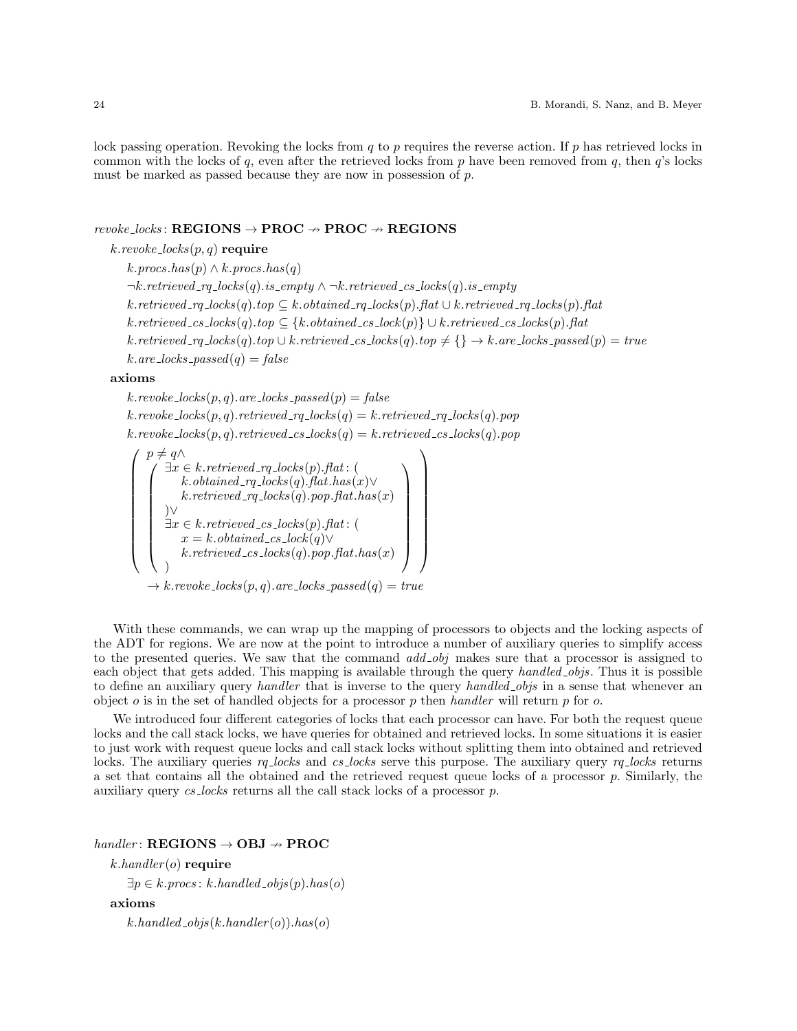lock passing operation. Revoking the locks from $q$ to $p$ requires the reverse action. If $p$ has retrieved locks in common with the locks of $q$, even after the retrieved locks from $p$ have been removed from $q$, then $q$'s locks must be marked as passed because they are now in possession of $p$.

$revoke\_locks\colon \mathbf{REGIONS} \to \mathbf{PROC} \nrightarrow \mathbf{PROC} \nrightarrow \mathbf{REGIONS}$

$k.revoke\_locks(p, q)$ **require**

$k.procs.has(p) \wedge k.procs.has(q)$

$\neg k.retrieved\_rq\_locks(q).is\_empty \wedge \neg k.retrieved\_cs\_locks(q).is\_empty$

$k.retrieved\_rq\_locks(q).top \subseteq k.obtained\_rq\_locks(p).flat \cup k.retrieved\_rq\_locks(p).flat$

$k.retrieved\_cs\_locks(q).top \subseteq \{k.obtained\_cs\_lock(p)\} \cup k.retrieved\_cs\_locks(p).flat$

$k.retrieved\_rq\_locks(q).top \cup k.retrieved\_cs\_locks(q).top \neq \{\} \to k.are\_locks\_passed(p) = true$

$k.are\_locks\_passed(q) = false$

**axioms**

$k.revoke\_locks(p, q).are\_locks\_passed(p) = false$

$k.revoke\_locks(p, q).retrieved\_rq\_locks(q) = k.retrieved\_rq\_locks(q).pop$

$k.revoke\_locks(p, q).retrieved\_cs\_locks(q) = k.retrieved\_cs\_locks(q).pop$

$$
\left(
\begin{array}{l}
p \neq q \wedge \\
\left(
\begin{array}{l}
\exists x \in k.retrieved\_rq\_locks(p).flat\colon ( \\
\quad k.obtained\_rq\_locks(q).flat.has(x) \vee \\
\quad k.retrieved\_rq\_locks(q).pop.flat.has(x) \\
) \vee \\
\exists x \in k.retrieved\_cs\_locks(p).flat\colon ( \\
\quad x = k.obtained\_cs\_lock(q) \vee \\
\quad k.retrieved\_cs\_locks(q).pop.flat.has(x) \\
)
\end{array}
\right)
\end{array}
\right)
$$

$\quad \to k.revoke\_locks(p, q).are\_locks\_passed(q) = true$

With these commands, we can wrap up the mapping of processors to objects and the locking aspects of the ADT for regions. We are now at the point to introduce a number of auxiliary queries to simplify access to the presented queries. We saw that the command *add_obj* makes sure that a processor is assigned to each object that gets added. This mapping is available through the query *handled_objs*. Thus it is possible to define an auxiliary query *handler* that is inverse to the query *handled_objs* in a sense that whenever an object $o$ is in the set of handled objects for a processor $p$ then *handler* will return $p$ for $o$.

We introduced four different categories of locks that each processor can have. For both the request queue locks and the call stack locks, we have queries for obtained and retrieved locks. In some situations it is easier to just work with request queue locks and call stack locks without splitting them into obtained and retrieved locks. The auxiliary queries *rq_locks* and *cs_locks* serve this purpose. The auxiliary query *rq_locks* returns a set that contains all the obtained and the retrieved request queue locks of a processor $p$. Similarly, the auxiliary query *cs_locks* returns all the call stack locks of a processor $p$.

$handler\colon \mathbf{REGIONS} \to \mathbf{OBJ} \nrightarrow \mathbf{PROC}$

$k.handler(o)$ **require**

$\exists p \in k.procs\colon k.handled\_objs(p).has(o)$

**axioms**

$k.handled\_objs(k.handler(o)).has(o)$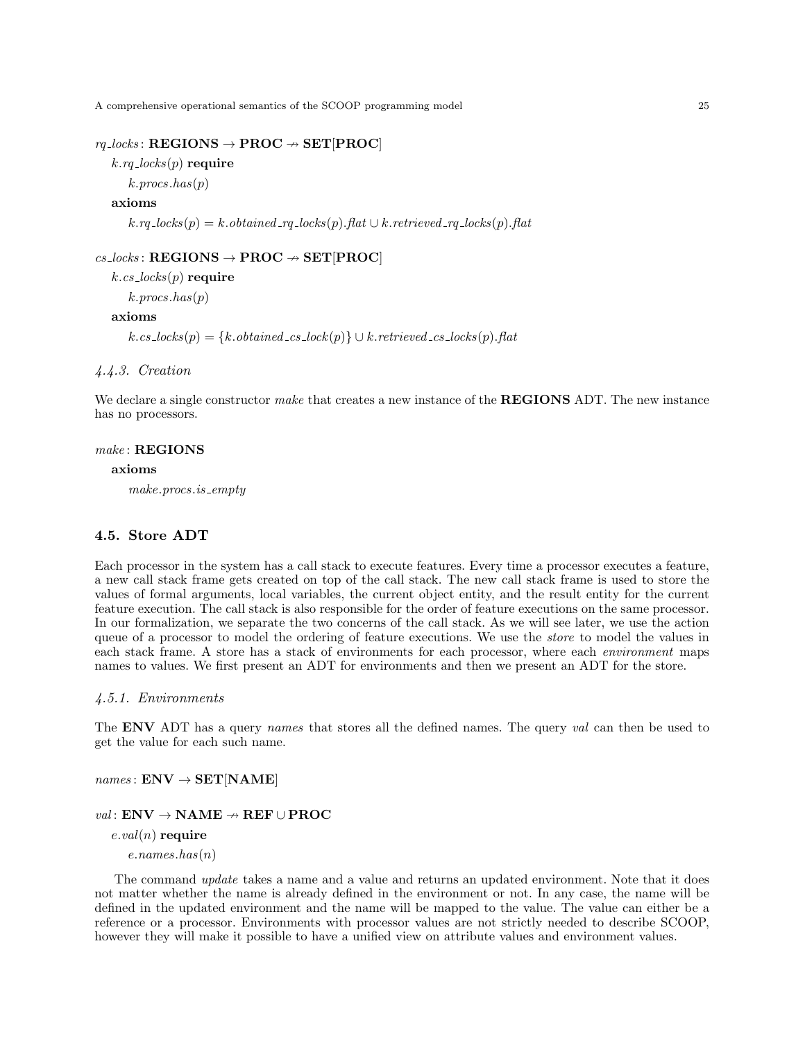$rq\_locks\colon \mathbf{REGIONS} \rightarrow \mathbf{PROC} \nrightarrow \mathbf{SET}[\mathbf{PROC}]$

$k.rq\_locks(p)$ **require**

$k.procs.has(p)$

**axioms**

$k.rq\_locks(p) = k.obtained\_rq\_locks(p).flat \cup k.retrieved\_rq\_locks(p).flat$

$cs\_locks\colon \mathbf{REGIONS} \rightarrow \mathbf{PROC} \nrightarrow \mathbf{SET}[\mathbf{PROC}]$

$k.cs\_locks(p)$ **require**

$k.procs.has(p)$

**axioms**

$k.cs\_locks(p) = \{k.obtained\_cs\_lock(p)\} \cup k.retrieved\_cs\_locks(p).flat$

### *4.4.3. Creation*

We declare a single constructor *make* that creates a new instance of the **REGIONS** ADT. The new instance has no processors.

$make\colon \mathbf{REGIONS}$

**axioms**

$make.procs.is\_empty$

## 4.5. Store ADT

Each processor in the system has a call stack to execute features. Every time a processor executes a feature, a new call stack frame gets created on top of the call stack. The new call stack frame is used to store the values of formal arguments, local variables, the current object entity, and the result entity for the current feature execution. The call stack is also responsible for the order of feature executions on the same processor. In our formalization, we separate the two concerns of the call stack. As we will see later, we use the action queue of a processor to model the ordering of feature executions. We use the *store* to model the values in each stack frame. A store has a stack of environments for each processor, where each *environment* maps names to values. We first present an ADT for environments and then we present an ADT for the store.

### *4.5.1. Environments*

The **ENV** ADT has a query *names* that stores all the defined names. The query *val* can then be used to get the value for each such name.

$names\colon \mathbf{ENV} \rightarrow \mathbf{SET}[\mathbf{NAME}]$

$val\colon \mathbf{ENV} \rightarrow \mathbf{NAME} \nrightarrow \mathbf{REF} \cup \mathbf{PROC}$

$e.val(n)$ **require**

$e.names.has(n)$

The command *update* takes a name and a value and returns an updated environment. Note that it does not matter whether the name is already defined in the environment or not. In any case, the name will be defined in the updated environment and the name will be mapped to the value. The value can either be a reference or a processor. Environments with processor values are not strictly needed to describe SCOOP, however they will make it possible to have a unified view on attribute values and environment values.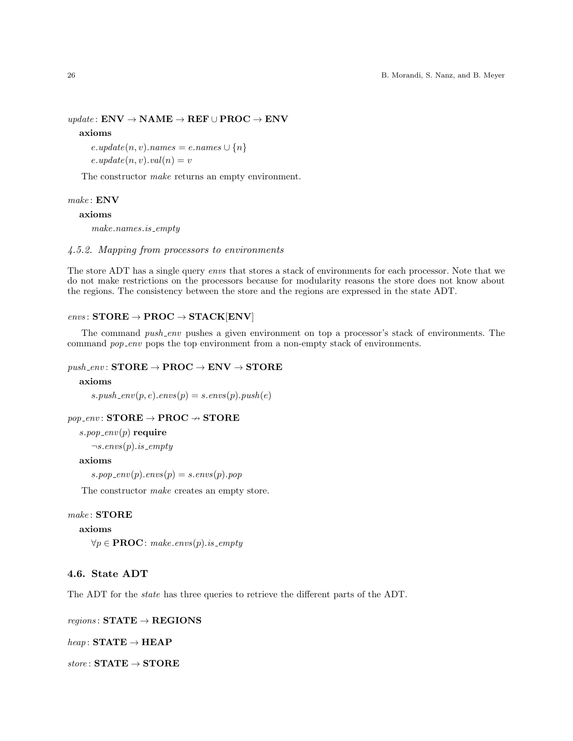$update\colon \mathbf{ENV} \to \mathbf{NAME} \to \mathbf{REF} \cup \mathbf{PROC} \to \mathbf{ENV}$

**axioms**

$e.update(n, v).names = e.names \cup \{n\}$

$e.update(n, v).val(n) = v$

The constructor *make* returns an empty environment.

$make\colon \mathbf{ENV}$

**axioms**

$make.names.is\_empty$

*4.5.2. Mapping from processors to environments*

The store ADT has a single query *envs* that stores a stack of environments for each processor. Note that we do not make restrictions on the processors because for modularity reasons the store does not know about the regions. The consistency between the store and the regions are expressed in the state ADT.

$envs\colon \mathbf{STORE} \to \mathbf{PROC} \to \mathbf{STACK}[\mathbf{ENV}]$

The command *push_env* pushes a given environment on top a processor's stack of environments. The command *pop_env* pops the top environment from a non-empty stack of environments.

$push\_env\colon \mathbf{STORE} \to \mathbf{PROC} \to \mathbf{ENV} \to \mathbf{STORE}$

**axioms**

$s.push\_env(p, e).envs(p) = s.envs(p).push(e)$

$pop\_env\colon \mathbf{STORE} \to \mathbf{PROC} \nrightarrow \mathbf{STORE}$

$s.pop\_env(p)$ **require**

$\neg s.envs(p).is\_empty$

**axioms**

$s.pop\_env(p).envs(p) = s.envs(p).pop$

The constructor *make* creates an empty store.

$make\colon \mathbf{STORE}$

**axioms**

$\forall p \in \mathbf{PROC}\colon\ make.envs(p).is\_empty$

### 4.6. State ADT

The ADT for the *state* has three queries to retrieve the different parts of the ADT.

$regions\colon \mathbf{STATE} \to \mathbf{REGIONS}$

$heap\colon \mathbf{STATE} \to \mathbf{HEAP}$

$store\colon \mathbf{STATE} \to \mathbf{STORE}$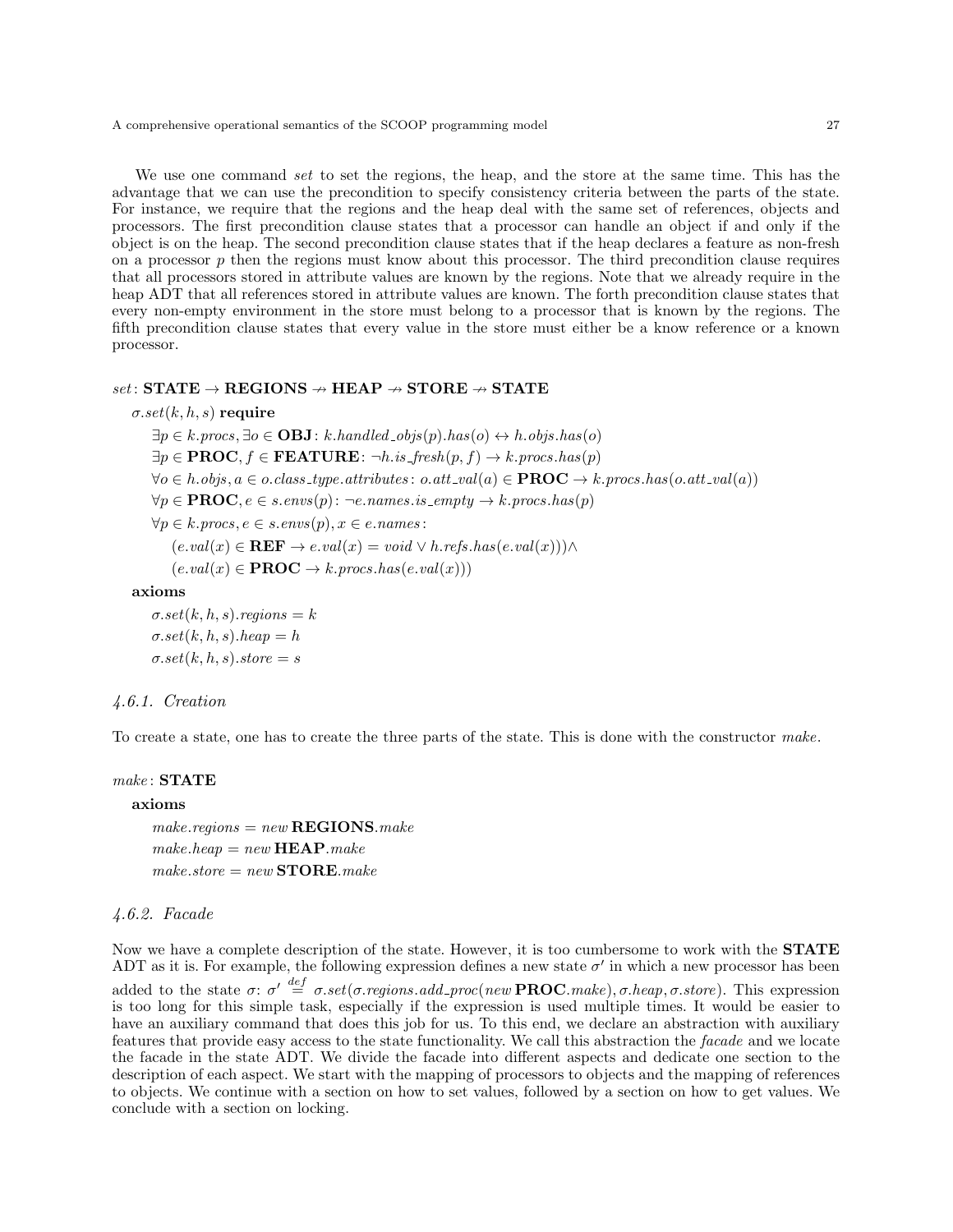We use one command *set* to set the regions, the heap, and the store at the same time. This has the advantage that we can use the precondition to specify consistency criteria between the parts of the state. For instance, we require that the regions and the heap deal with the same set of references, objects and processors. The first precondition clause states that a processor can handle an object if and only if the object is on the heap. The second precondition clause states that if the heap declares a feature as non-fresh on a processor $p$ then the regions must know about this processor. The third precondition clause requires that all processors stored in attribute values are known by the regions. Note that we already require in the heap ADT that all references stored in attribute values are known. The forth precondition clause states that every non-empty environment in the store must belong to a processor that is known by the regions. The fifth precondition clause states that every value in the store must either be a know reference or a known processor.

$set$: $\mathbf{STATE} \to \mathbf{REGIONS} \nrightarrow \mathbf{HEAP} \nrightarrow \mathbf{STORE} \nrightarrow \mathbf{STATE}$

$\sigma.set(k, h, s)$ **require**

$\exists p \in k.procs, \exists o \in \mathbf{OBJ}\colon k.handled\_objs(p).has(o) \leftrightarrow h.objs.has(o)$

$\exists p \in \mathbf{PROC}, f \in \mathbf{FEATURE}\colon \neg h.is\_fresh(p, f) \to k.procs.has(p)$

$\forall o \in h.objs, a \in o.class\_type.attributes\colon o.att\_val(a) \in \mathbf{PROC} \to k.procs.has(o.att\_val(a))$

$\forall p \in \mathbf{PROC}, e \in s.envs(p)\colon \neg e.names.is\_empty \to k.procs.has(p)$

$\forall p \in k.procs, e \in s.envs(p), x \in e.names\colon$

$(e.val(x) \in \mathbf{REF} \to e.val(x) = void \lor h.refs.has(e.val(x)))\land$

$(e.val(x) \in \mathbf{PROC} \to k.procs.has(e.val(x)))$

**axioms**

$\sigma.set(k, h, s).regions = k$

$\sigma.set(k, h, s).heap = h$

$\sigma.set(k, h, s).store = s$

### 4.6.1. Creation

To create a state, one has to create the three parts of the state. This is done with the constructor *make*.

$make$: $\mathbf{STATE}$

**axioms**

$make.regions = new\,\mathbf{REGIONS}.make$

$make.heap = new\,\mathbf{HEAP}.make$

$make.store = new\,\mathbf{STORE}.make$

### 4.6.2. Facade

Now we have a complete description of the state. However, it is too cumbersome to work with the **STATE** ADT as it is. For example, the following expression defines a new state $\sigma'$ in which a new processor has been added to the state $\sigma$: $\sigma' \overset{def}{=} \sigma.set(\sigma.regions.add\_proc(new\,\mathbf{PROC}.make), \sigma.heap, \sigma.store)$. This expression is too long for this simple task, especially if the expression is used multiple times. It would be easier to have an auxiliary command that does this job for us. To this end, we declare an abstraction with auxiliary features that provide easy access to the state functionality. We call this abstraction the *facade* and we locate the facade in the state ADT. We divide the facade into different aspects and dedicate one section to the description of each aspect. We start with the mapping of processors to objects and the mapping of references to objects. We continue with a section on how to set values, followed by a section on how to get values. We conclude with a section on locking.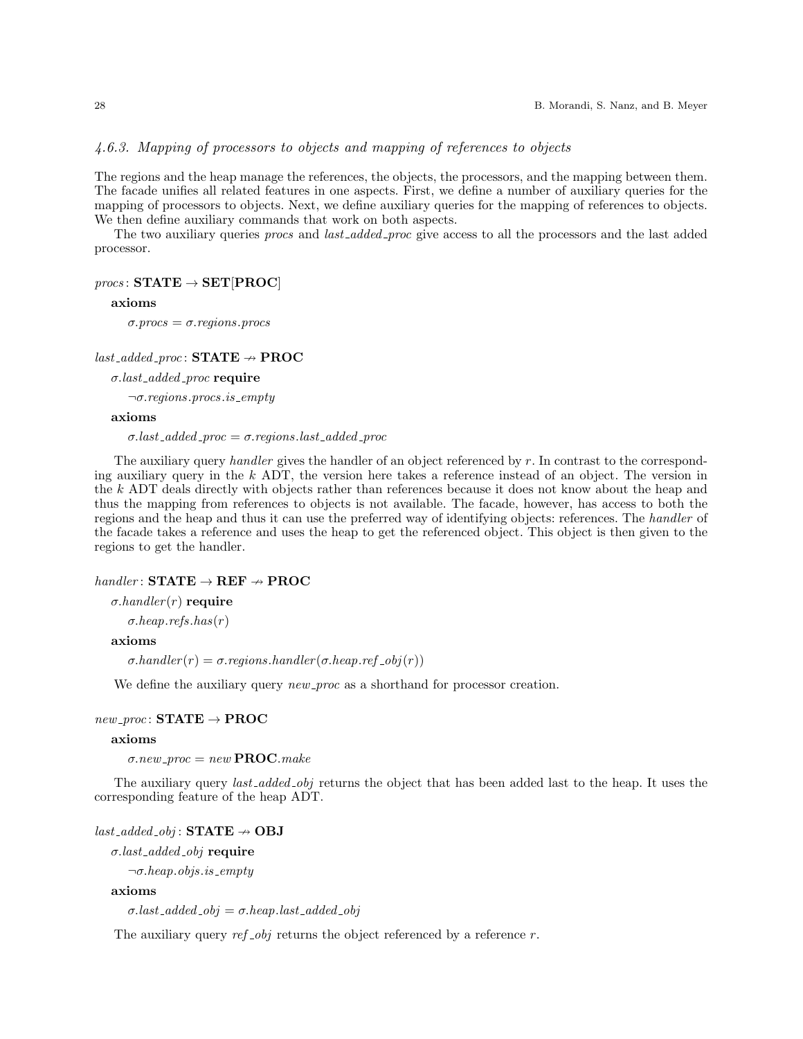#### 4.6.3. Mapping of processors to objects and mapping of references to objects

The regions and the heap manage the references, the objects, the processors, and the mapping between them. The facade unifies all related features in one aspects. First, we define a number of auxiliary queries for the mapping of processors to objects. Next, we define auxiliary queries for the mapping of references to objects. We then define auxiliary commands that work on both aspects.

The two auxiliary queries *procs* and *last_added_proc* give access to all the processors and the last added processor.

$procs\colon \mathbf{STATE} \to \mathbf{SET}[\mathbf{PROC}]$

**axioms**

$\sigma.procs = \sigma.regions.procs$

$last\_added\_proc\colon \mathbf{STATE} \nrightarrow \mathbf{PROC}$

$\sigma.last\_added\_proc$ **require**

$\neg\sigma.regions.procs.is\_empty$

**axioms**

$\sigma.last\_added\_proc = \sigma.regions.last\_added\_proc$

The auxiliary query *handler* gives the handler of an object referenced by $r$. In contrast to the corresponding auxiliary query in the $k$ ADT, the version here takes a reference instead of an object. The version in the $k$ ADT deals directly with objects rather than references because it does not know about the heap and thus the mapping from references to objects is not available. The facade, however, has access to both the regions and the heap and thus it can use the preferred way of identifying objects: references. The *handler* of the facade takes a reference and uses the heap to get the referenced object. This object is then given to the regions to get the handler.

$handler\colon \mathbf{STATE} \to \mathbf{REF} \nrightarrow \mathbf{PROC}$

$\sigma.handler(r)$ **require**

$\sigma.heap.refs.has(r)$

**axioms**

$\sigma.handler(r) = \sigma.regions.handler(\sigma.heap.ref\_obj(r))$

We define the auxiliary query *new_proc* as a shorthand for processor creation.

$new\_proc\colon \mathbf{STATE} \to \mathbf{PROC}$

**axioms**

$\sigma.new\_proc = new\ \mathbf{PROC}.make$

The auxiliary query *last_added_obj* returns the object that has been added last to the heap. It uses the corresponding feature of the heap ADT.

$last\_added\_obj\colon \mathbf{STATE} \nrightarrow \mathbf{OBJ}$

$\sigma.last\_added\_obj$ **require**

$\neg\sigma.heap.objs.is\_empty$

**axioms**

$\sigma.last\_added\_obj = \sigma.heap.last\_added\_obj$

The auxiliary query *ref_obj* returns the object referenced by a reference $r$.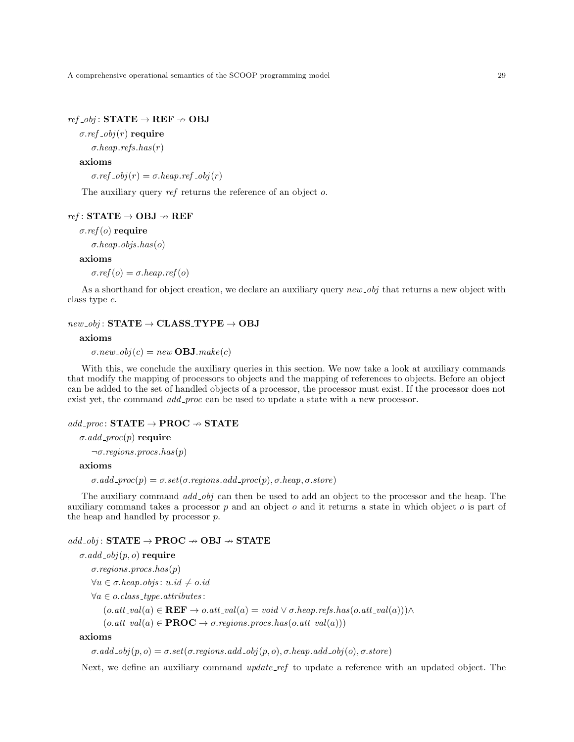$ref\_obj$ : **STATE** $\rightarrow$ **REF** $\nrightarrow$ **OBJ**

$\sigma.ref\_obj(r)$ **require**

$\sigma.heap.refs.has(r)$

**axioms**

$\sigma.ref\_obj(r) = \sigma.heap.ref\_obj(r)$

The auxiliary query *ref* returns the reference of an object $o$.

$ref$ : **STATE** $\rightarrow$ **OBJ** $\nrightarrow$ **REF**

$\sigma.ref(o)$ **require**

$\sigma.heap.objs.has(o)$

**axioms**

$\sigma.ref(o) = \sigma.heap.ref(o)$

As a shorthand for object creation, we declare an auxiliary query *new_obj* that returns a new object with class type $c$.

$new\_obj$ : **STATE** $\rightarrow$ **CLASS_TYPE** $\rightarrow$ **OBJ**

**axioms**

$\sigma.new\_obj(c) = new\, \mathbf{OBJ}.make(c)$

With this, we conclude the auxiliary queries in this section. We now take a look at auxiliary commands that modify the mapping of processors to objects and the mapping of references to objects. Before an object can be added to the set of handled objects of a processor, the processor must exist. If the processor does not exist yet, the command *add_proc* can be used to update a state with a new processor.

$add\_proc$ : **STATE** $\rightarrow$ **PROC** $\nrightarrow$ **STATE**

$\sigma.add\_proc(p)$ **require**

$\neg\sigma.regions.procs.has(p)$

**axioms**

$\sigma.add\_proc(p) = \sigma.set(\sigma.regions.add\_proc(p), \sigma.heap, \sigma.store)$

The auxiliary command *add_obj* can then be used to add an object to the processor and the heap. The auxiliary command takes a processor $p$ and an object $o$ and it returns a state in which object $o$ is part of the heap and handled by processor $p$.

$add\_obj$ : **STATE** $\rightarrow$ **PROC** $\nrightarrow$ **OBJ** $\nrightarrow$ **STATE**

$\sigma.add\_obj(p, o)$ **require**

$\sigma.regions.procs.has(p)$

$\forall u \in \sigma.heap.objs\colon u.id \neq o.id$

$\forall a \in o.class\_type.attributes\colon$

$(o.att\_val(a) \in \mathbf{REF} \rightarrow o.att\_val(a) = void \vee \sigma.heap.refs.has(o.att\_val(a))) \wedge$

$(o.att\_val(a) \in \mathbf{PROC} \rightarrow \sigma.regions.procs.has(o.att\_val(a)))$

**axioms**

$\sigma.add\_obj(p, o) = \sigma.set(\sigma.regions.add\_obj(p, o), \sigma.heap.add\_obj(o), \sigma.store)$

Next, we define an auxiliary command *update_ref* to update a reference with an updated object. The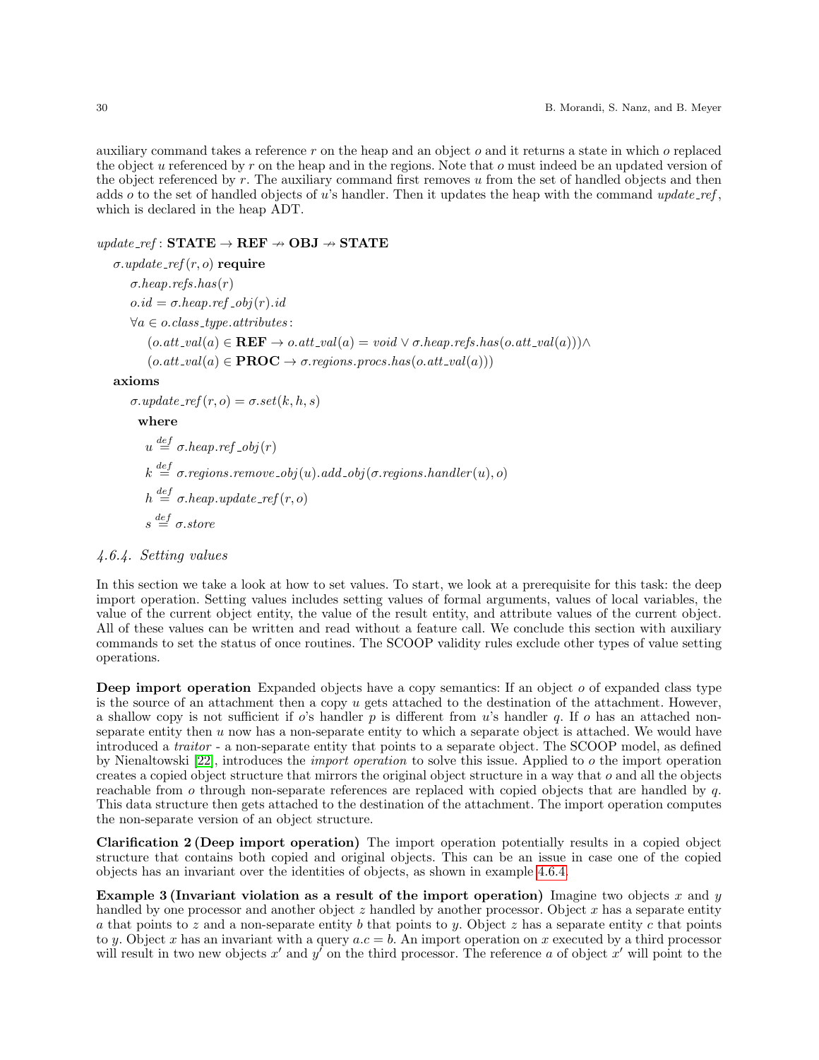auxiliary command takes a reference $r$ on the heap and an object $o$ and it returns a state in which $o$ replaced the object $u$ referenced by $r$ on the heap and in the regions. Note that $o$ must indeed be an updated version of the object referenced by $r$. The auxiliary command first removes $u$ from the set of handled objects and then adds $o$ to the set of handled objects of $u$'s handler. Then it updates the heap with the command $update\_ref$, which is declared in the heap ADT.

$update\_ref : \mathbf{STATE} \to \mathbf{REF} \nrightarrow \mathbf{OBJ} \nrightarrow \mathbf{STATE}$

$\sigma.update\_ref(r, o)$ **require**

$\sigma.heap.refs.has(r)$

$o.id = \sigma.heap.ref\_obj(r).id$

$\forall a \in o.class\_type.attributes:$

$(o.att\_val(a) \in \mathbf{REF} \to o.att\_val(a) = void \lor \sigma.heap.refs.has(o.att\_val(a))) \land$

$(o.att\_val(a) \in \mathbf{PROC} \to \sigma.regions.procs.has(o.att\_val(a)))$

**axioms**

$\sigma.update\_ref(r, o) = \sigma.set(k, h, s)$

**where**

$u \stackrel{def}{=} \sigma.heap.ref\_obj(r)$

$k \stackrel{def}{=} \sigma.regions.remove\_obj(u).add\_obj(\sigma.regions.handler(u), o)$

$h \stackrel{def}{=} \sigma.heap.update\_ref(r, o)$

$s \stackrel{def}{=} \sigma.store$

### *4.6.4. Setting values*

In this section we take a look at how to set values. To start, we look at a prerequisite for this task: the deep import operation. Setting values includes setting values of formal arguments, values of local variables, the value of the current object entity, the value of the result entity, and attribute values of the current object. All of these values can be written and read without a feature call. We conclude this section with auxiliary commands to set the status of once routines. The SCOOP validity rules exclude other types of value setting operations.

**Deep import operation** Expanded objects have a copy semantics: If an object $o$ of expanded class type is the source of an attachment then a copy $u$ gets attached to the destination of the attachment. However, a shallow copy is not sufficient if $o$'s handler $p$ is different from $u$'s handler $q$. If $o$ has an attached non-separate entity then $u$ now has a non-separate entity to which a separate object is attached. We would have introduced a *traitor* - a non-separate entity that points to a separate object. The SCOOP model, as defined by Nienaltowski [22], introduces the *import operation* to solve this issue. Applied to $o$ the import operation creates a copied object structure that mirrors the original object structure in a way that $o$ and all the objects reachable from $o$ through non-separate references are replaced with copied objects that are handled by $q$. This data structure then gets attached to the destination of the attachment. The import operation computes the non-separate version of an object structure.

**Clarification 2 (Deep import operation)** The import operation potentially results in a copied object structure that contains both copied and original objects. This can be an issue in case one of the copied objects has an invariant over the identities of objects, as shown in example 4.6.4.

**Example 3 (Invariant violation as a result of the import operation)** Imagine two objects $x$ and $y$ handled by one processor and another object $z$ handled by another processor. Object $x$ has a separate entity $a$ that points to $z$ and a non-separate entity $b$ that points to $y$. Object $z$ has a separate entity $c$ that points to $y$. Object $x$ has an invariant with a query $a.c = b$. An import operation on $x$ executed by a third processor will result in two new objects $x'$ and $y'$ on the third processor. The reference $a$ of object $x'$ will point to the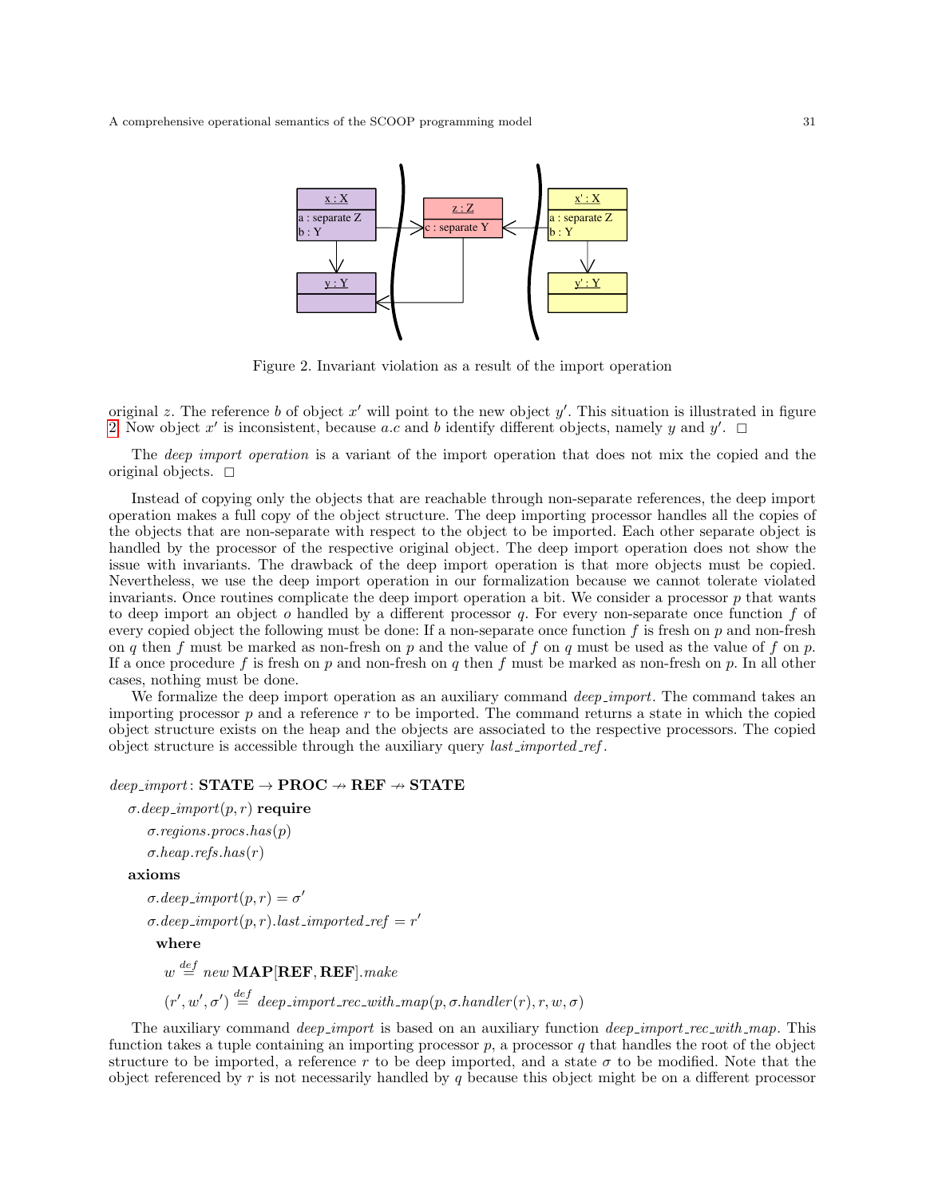x : X
a : separate Z
b : Y

y : Y

z : Z
c : separate Y

x' : X
a : separate Z
b : Y

y' : Y

Figure 2. Invariant violation as a result of the import operation

original $z$. The reference $b$ of object $x'$ will point to the new object $y'$. This situation is illustrated in figure 2. Now object $x'$ is inconsistent, because $a.c$ and $b$ identify different objects, namely $y$ and $y'$. □

The *deep import operation* is a variant of the import operation that does not mix the copied and the original objects. □

Instead of copying only the objects that are reachable through non-separate references, the deep import operation makes a full copy of the object structure. The deep importing processor handles all the copies of the objects that are non-separate with respect to the object to be imported. Each other separate object is handled by the processor of the respective original object. The deep import operation does not show the issue with invariants. The drawback of the deep import operation is that more objects must be copied. Nevertheless, we use the deep import operation in our formalization because we cannot tolerate violated invariants. Once routines complicate the deep import operation a bit. We consider a processor $p$ that wants to deep import an object $o$ handled by a different processor $q$. For every non-separate once function $f$ of every copied object the following must be done: If a non-separate once function $f$ is fresh on $p$ and non-fresh on $q$ then $f$ must be marked as non-fresh on $p$ and the value of $f$ on $q$ must be used as the value of $f$ on $p$. If a once procedure $f$ is fresh on $p$ and non-fresh on $q$ then $f$ must be marked as non-fresh on $p$. In all other cases, nothing must be done.

We formalize the deep import operation as an auxiliary command *deep_import*. The command takes an importing processor $p$ and a reference $r$ to be imported. The command returns a state in which the copied object structure exists on the heap and the objects are associated to the respective processors. The copied object structure is accessible through the auxiliary query *last_imported_ref*.

$deep\_import\colon \mathbf{STATE} \to \mathbf{PROC} \nrightarrow \mathbf{REF} \nrightarrow \mathbf{STATE}$

$\sigma.deep\_import(p, r)$ **require**

$\sigma.regions.procs.has(p)$

$\sigma.heap.refs.has(r)$

**axioms**

$\sigma.deep\_import(p, r) = \sigma'$

$\sigma.deep\_import(p, r).last\_imported\_ref = r'$

**where**

$w \overset{def}{=} new\,\mathbf{MAP}[\mathbf{REF}, \mathbf{REF}].make$

$(r', w', \sigma') \overset{def}{=} deep\_import\_rec\_with\_map(p, \sigma.handler(r), r, w, \sigma)$

The auxiliary command *deep_import* is based on an auxiliary function *deep_import_rec_with_map*. This function takes a tuple containing an importing processor $p$, a processor $q$ that handles the root of the object structure to be imported, a reference $r$ to be deep imported, and a state $\sigma$ to be modified. Note that the object referenced by $r$ is not necessarily handled by $q$ because this object might be on a different processor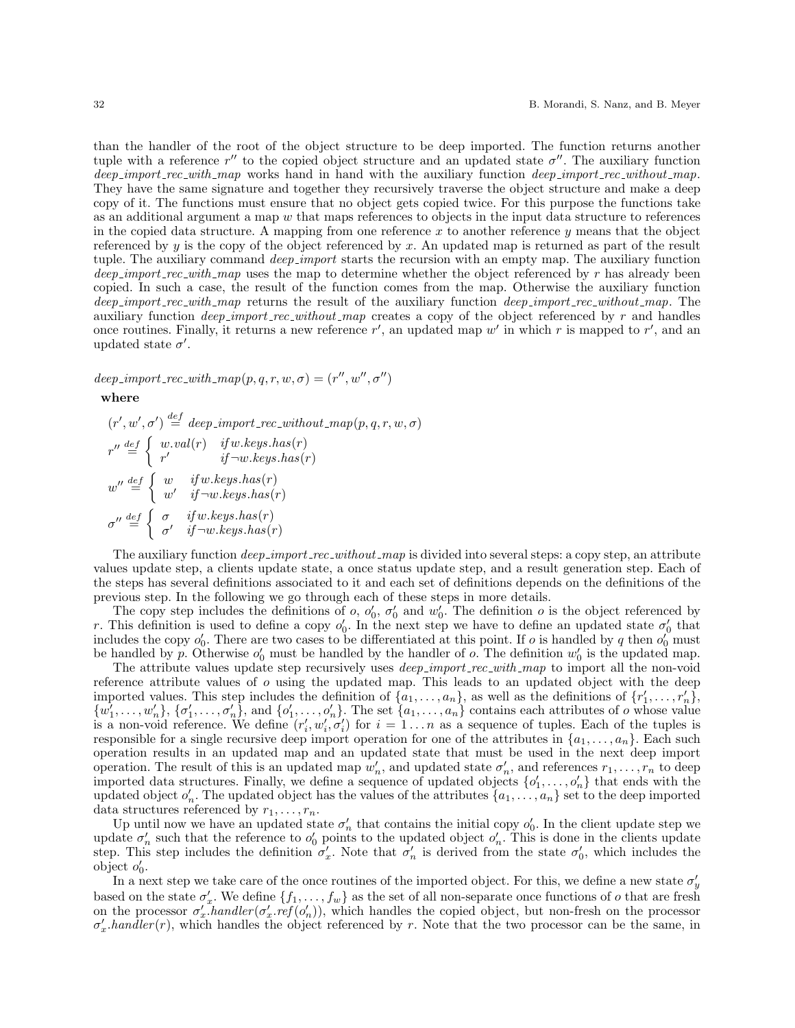than the handler of the root of the object structure to be deep imported. The function returns another tuple with a reference $r''$ to the copied object structure and an updated state $\sigma''$. The auxiliary function *deep_import_rec_with_map* works hand in hand with the auxiliary function *deep_import_rec_without_map*. They have the same signature and together they recursively traverse the object structure and make a deep copy of it. The functions must ensure that no object gets copied twice. For this purpose the functions take as an additional argument a map $w$ that maps references to objects in the input data structure to references in the copied data structure. A mapping from one reference $x$ to another reference $y$ means that the object referenced by $y$ is the copy of the object referenced by $x$. An updated map is returned as part of the result tuple. The auxiliary command *deep_import* starts the recursion with an empty map. The auxiliary function *deep_import_rec_with_map* uses the map to determine whether the object referenced by $r$ has already been copied. In such a case, the result of the function comes from the map. Otherwise the auxiliary function *deep_import_rec_with_map* returns the result of the auxiliary function *deep_import_rec_without_map*. The auxiliary function *deep_import_rec_without_map* creates a copy of the object referenced by $r$ and handles once routines. Finally, it returns a new reference $r'$, an updated map $w'$ in which $r$ is mapped to $r'$, and an updated state $\sigma'$.

$$deep\_import\_rec\_with\_map(p, q, r, w, \sigma) = (r'', w'', \sigma'')$$

**where**

$$(r', w', \sigma') \stackrel{def}{=} deep\_import\_rec\_without\_map(p, q, r, w, \sigma)$$

$$r'' \stackrel{def}{=} \begin{cases} w.val(r) & if\, w.keys.has(r) \\ r' & if\, \neg w.keys.has(r) \end{cases}$$

$$w'' \stackrel{def}{=} \begin{cases} w & if\, w.keys.has(r) \\ w' & if\, \neg w.keys.has(r) \end{cases}$$

$$\sigma'' \stackrel{def}{=} \begin{cases} \sigma & if\, w.keys.has(r) \\ \sigma' & if\, \neg w.keys.has(r) \end{cases}$$

The auxiliary function *deep_import_rec_without_map* is divided into several steps: a copy step, an attribute values update step, a clients update state, a once status update step, and a result generation step. Each of the steps has several definitions associated to it and each set of definitions depends on the definitions of the previous step. In the following we go through each of these steps in more details.

The copy step includes the definitions of $o$, $o'_0$, $\sigma'_0$ and $w'_0$. The definition $o$ is the object referenced by $r$. This definition is used to define a copy $o'_0$. In the next step we have to define an updated state $\sigma'_0$ that includes the copy $o'_0$. There are two cases to be differentiated at this point. If $o$ is handled by $q$ then $o'_0$ must be handled by $p$. Otherwise $o'_0$ must be handled by the handler of $o$. The definition $w'_0$ is the updated map.

The attribute values update step recursively uses *deep_import_rec_with_map* to import all the non-void reference attribute values of $o$ using the updated map. This leads to an updated object with the deep imported values. This step includes the definition of $\{a_1, \ldots, a_n\}$, as well as the definitions of $\{r'_1, \ldots, r'_n\}$, $\{w'_1, \ldots, w'_n\}$, $\{\sigma'_1, \ldots, \sigma'_n\}$, and $\{o'_1, \ldots, o'_n\}$. The set $\{a_1, \ldots, a_n\}$ contains each attributes of $o$ whose value is a non-void reference. We define $(r'_i, w'_i, \sigma'_i)$ for $i = 1 \ldots n$ as a sequence of tuples. Each of the tuples is responsible for a single recursive deep import operation for one of the attributes in $\{a_1, \ldots, a_n\}$. Each such operation results in an updated map and an updated state that must be used in the next deep import operation. The result of this is an updated map $w'_n$, and updated state $\sigma'_n$, and references $r_1, \ldots, r_n$ to deep imported data structures. Finally, we define a sequence of updated objects $\{o'_1, \ldots, o'_n\}$ that ends with the updated object $o'_n$. The updated object has the values of the attributes $\{a_1, \ldots, a_n\}$ set to the deep imported data structures referenced by $r_1, \ldots, r_n$.

Up until now we have an updated state $\sigma'_n$ that contains the initial copy $o'_0$. In the client update step we update $\sigma'_n$ such that the reference to $o'_0$ points to the updated object $o'_n$. This is done in the clients update step. This step includes the definition $\sigma'_x$. Note that $\sigma'_n$ is derived from the state $\sigma'_0$, which includes the object $o'_0$.

In a next step we take care of the once routines of the imported object. For this, we define a new state $\sigma'_y$ based on the state $\sigma'_x$. We define $\{f_1, \ldots, f_w\}$ as the set of all non-separate once functions of $o$ that are fresh on the processor $\sigma'_x.handler(\sigma'_x.ref(o'_n))$, which handles the copied object, but non-fresh on the processor $\sigma'_x.handler(r)$, which handles the object referenced by $r$. Note that the two processor can be the same, in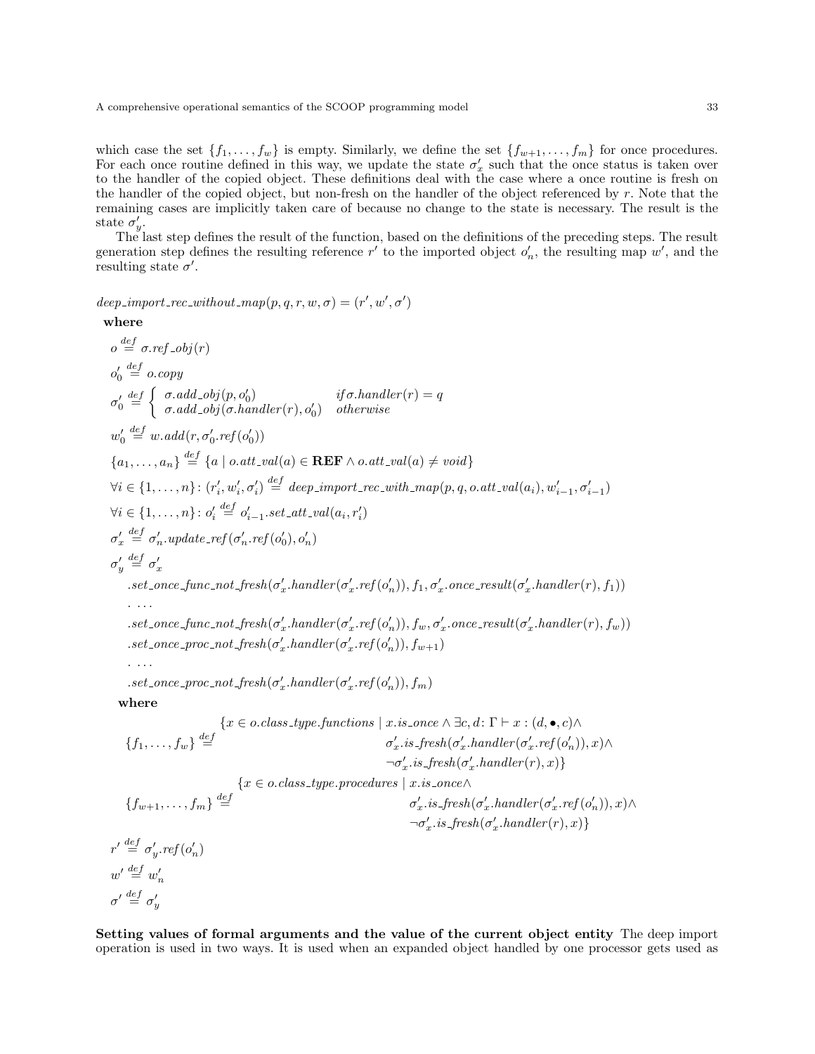which case the set $\{f_1, \ldots, f_w\}$ is empty. Similarly, we define the set $\{f_{w+1}, \ldots, f_m\}$ for once procedures. For each once routine defined in this way, we update the state $\sigma'_x$ such that the once status is taken over to the handler of the copied object. These definitions deal with the case where a once routine is fresh on the handler of the copied object, but non-fresh on the handler of the object referenced by $r$. Note that the remaining cases are implicitly taken care of because no change to the state is necessary. The result is the state $\sigma'_y$.

The last step defines the result of the function, based on the definitions of the preceding steps. The result generation step defines the resulting reference $r'$ to the imported object $o'_n$, the resulting map $w'$, and the resulting state $\sigma'$.

$$deep\_import\_rec\_without\_map(p, q, r, w, \sigma) = (r', w', \sigma')$$

**where**

$$o \stackrel{def}{=} \sigma.ref\_obj(r)$$

$$o'_0 \stackrel{def}{=} o.copy$$

$$\sigma'_0 \stackrel{def}{=} \begin{cases} \sigma.add\_obj(p, o'_0) & if\, \sigma.handler(r) = q \\ \sigma.add\_obj(\sigma.handler(r), o'_0) & otherwise \end{cases}$$

$$w'_0 \stackrel{def}{=} w.add(r, \sigma'_0.ref(o'_0))$$

$$\{a_1, \ldots, a_n\} \stackrel{def}{=} \{a \mid o.att\_val(a) \in \mathbf{REF} \wedge o.att\_val(a) \neq void\}$$

$$\forall i \in \{1, \ldots, n\} \colon (r'_i, w'_i, \sigma'_i) \stackrel{def}{=} deep\_import\_rec\_with\_map(p, q, o.att\_val(a_i), w'_{i-1}, \sigma'_{i-1})$$

$$\forall i \in \{1, \ldots, n\} \colon o'_i \stackrel{def}{=} o'_{i-1}.set\_att\_val(a_i, r'_i)$$

$$\sigma'_x \stackrel{def}{=} \sigma'_n.update\_ref(\sigma'_n.ref(o'_0), o'_n)$$

$$\begin{aligned}
\sigma'_y \stackrel{def}{=} \sigma'_x \\
& .set\_once\_func\_not\_fresh(\sigma'_x.handler(\sigma'_x.ref(o'_n)), f_1, \sigma'_x.once\_result(\sigma'_x.handler(r), f_1)) \\
& . \ldots \\
& .set\_once\_func\_not\_fresh(\sigma'_x.handler(\sigma'_x.ref(o'_n)), f_w, \sigma'_x.once\_result(\sigma'_x.handler(r), f_w)) \\
& .set\_once\_proc\_not\_fresh(\sigma'_x.handler(\sigma'_x.ref(o'_n)), f_{w+1}) \\
& . \ldots \\
& .set\_once\_proc\_not\_fresh(\sigma'_x.handler(\sigma'_x.ref(o'_n)), f_m)
\end{aligned}$$

**where**

$$\{f_1, \ldots, f_w\} \stackrel{def}{=} \begin{aligned} \{x \in o.class\_type.functions \mid x.is\_once \wedge \exists c, d \colon \Gamma \vdash x : (d, \bullet, c) \wedge \\ \sigma'_x.is\_fresh(\sigma'_x.handler(\sigma'_x.ref(o'_n)), x) \wedge \\ \neg \sigma'_x.is\_fresh(\sigma'_x.handler(r), x)\} \end{aligned}$$

$$\{f_{w+1}, \ldots, f_m\} \stackrel{def}{=} \begin{aligned} \{x \in o.class\_type.procedures \mid x.is\_once \wedge \\ \sigma'_x.is\_fresh(\sigma'_x.handler(\sigma'_x.ref(o'_n)), x) \wedge \\ \neg \sigma'_x.is\_fresh(\sigma'_x.handler(r), x)\} \end{aligned}$$

$$r' \stackrel{def}{=} \sigma'_y.ref(o'_n)$$

$$w' \stackrel{def}{=} w'_n$$

$$\sigma' \stackrel{def}{=} \sigma'_y$$

**Setting values of formal arguments and the value of the current object entity** The deep import operation is used in two ways. It is used when an expanded object handled by one processor gets used as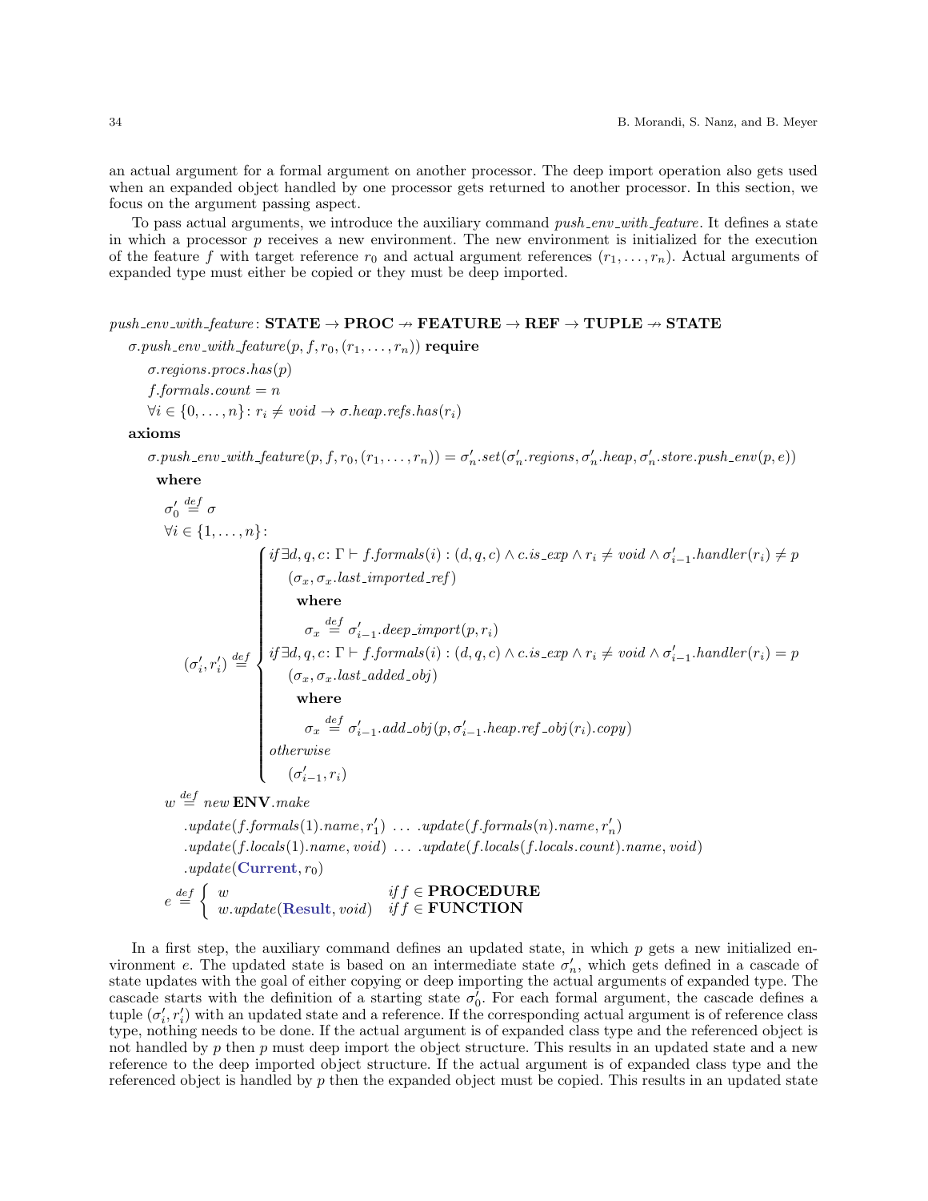an actual argument for a formal argument on another processor. The deep import operation also gets used when an expanded object handled by one processor gets returned to another processor. In this section, we focus on the argument passing aspect.

To pass actual arguments, we introduce the auxiliary command *push_env_with_feature*. It defines a state in which a processor $p$ receives a new environment. The new environment is initialized for the execution of the feature $f$ with target reference $r_0$ and actual argument references $(r_1, \ldots, r_n)$. Actual arguments of expanded type must either be copied or they must be deep imported.

$$push\_env\_with\_feature \colon \mathbf{STATE} \to \mathbf{PROC} \nrightarrow \mathbf{FEATURE} \to \mathbf{REF} \to \mathbf{TUPLE} \nrightarrow \mathbf{STATE}$$

$\sigma.push\_env\_with\_feature(p, f, r_0, (r_1, \ldots, r_n))$ **require**

$\quad \sigma.regions.procs.has(p)$

$\quad f.formals.count = n$

$\quad \forall i \in \{0, \ldots, n\} \colon r_i \neq void \to \sigma.heap.refs.has(r_i)$

**axioms**

$\quad \sigma.push\_env\_with\_feature(p, f, r_0, (r_1, \ldots, r_n)) = \sigma'_n.set(\sigma'_n.regions, \sigma'_n.heap, \sigma'_n.store.push\_env(p, e))$

**where**

$$\sigma'_0 \overset{def}{=} \sigma$$

$$\forall i \in \{1, \ldots, n\} \colon$$

$$(\sigma'_i, r'_i) \overset{def}{=} \begin{cases} \text{if } \exists d, q, c \colon \Gamma \vdash f.formals(i) : (d, q, c) \wedge c.is\_exp \wedge r_i \neq void \wedge \sigma'_{i-1}.handler(r_i) \neq p \\ \quad (\sigma_x, \sigma_x.last\_imported\_ref) \\ \quad \quad \textbf{where} \\ \quad \quad \quad \sigma_x \overset{def}{=} \sigma'_{i-1}.deep\_import(p, r_i) \\ \text{if } \exists d, q, c \colon \Gamma \vdash f.formals(i) : (d, q, c) \wedge c.is\_exp \wedge r_i \neq void \wedge \sigma'_{i-1}.handler(r_i) = p \\ \quad (\sigma_x, \sigma_x.last\_added\_obj) \\ \quad \quad \textbf{where} \\ \quad \quad \quad \sigma_x \overset{def}{=} \sigma'_{i-1}.add\_obj(p, \sigma'_{i-1}.heap.ref\_obj(r_i).copy) \\ \text{otherwise} \\ \quad (\sigma'_{i-1}, r_i) \end{cases}$$

$$\begin{aligned} w \overset{def}{=} \; & new\ \mathbf{ENV}.make \\ & .update(f.formals(1).name, r'_1) \ \ldots \ .update(f.formals(n).name, r'_n) \\ & .update(f.locals(1).name, void) \ \ldots \ .update(f.locals(f.locals.count).name, void) \\ & .update(\mathbf{Current}, r_0) \end{aligned}$$

$$e \overset{def}{=} \begin{cases} w & \text{if } f \in \mathbf{PROCEDURE} \\ w.update(\mathbf{Result}, void) & \text{if } f \in \mathbf{FUNCTION} \end{cases}$$

In a first step, the auxiliary command defines an updated state, in which $p$ gets a new initialized environment $e$. The updated state is based on an intermediate state $\sigma'_n$, which gets defined in a cascade of state updates with the goal of either copying or deep importing the actual arguments of expanded type. The cascade starts with the definition of a starting state $\sigma'_0$. For each formal argument, the cascade defines a tuple $(\sigma'_i, r'_i)$ with an updated state and a reference. If the corresponding actual argument is of reference class type, nothing needs to be done. If the actual argument is of expanded class type and the referenced object is not handled by $p$ then $p$ must deep import the object structure. This results in an updated state and a new reference to the deep imported object structure. If the actual argument is of expanded class type and the referenced object is handled by $p$ then the expanded object must be copied. This results in an updated state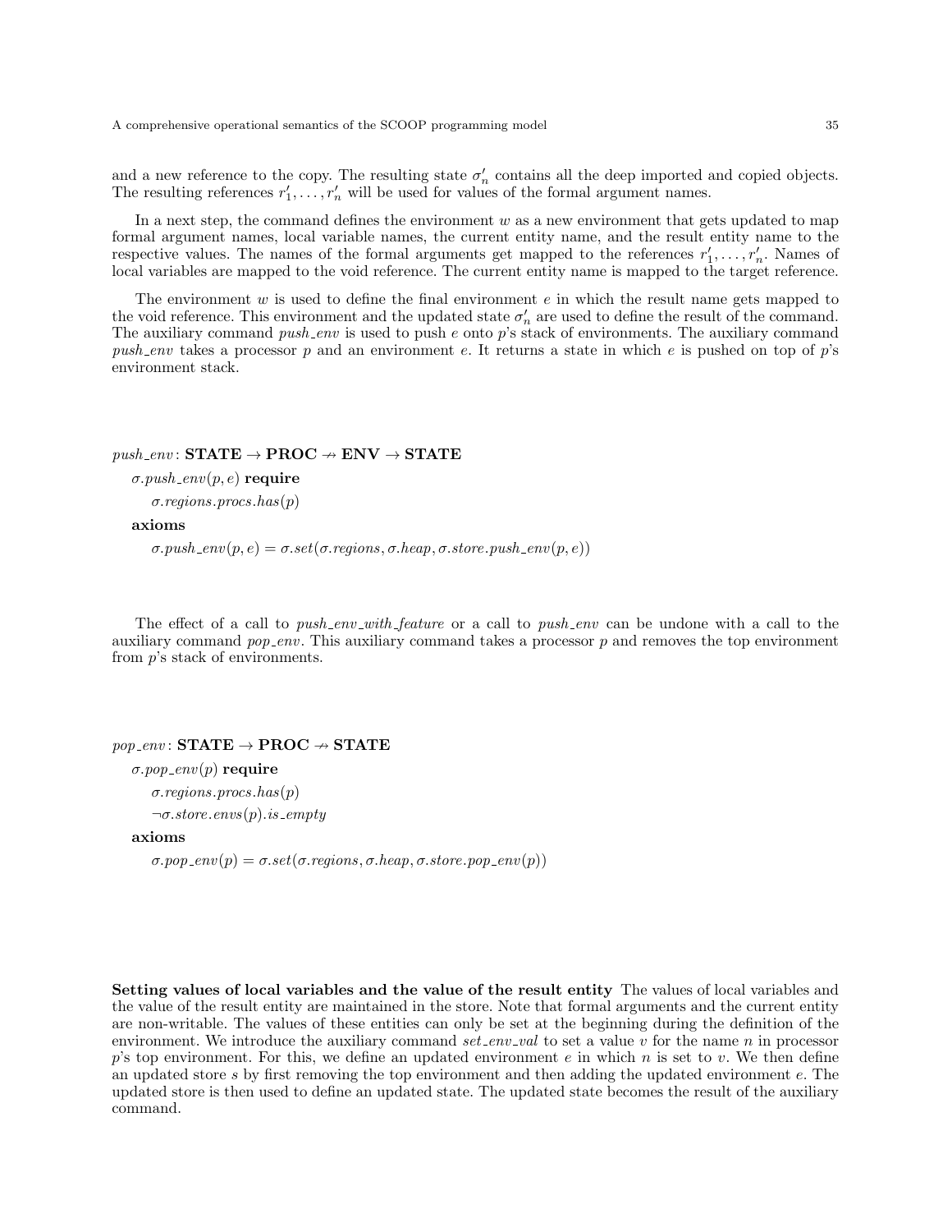and a new reference to the copy. The resulting state $\sigma'_n$ contains all the deep imported and copied objects. The resulting references $r'_1, \ldots, r'_n$ will be used for values of the formal argument names.

In a next step, the command defines the environment $w$ as a new environment that gets updated to map formal argument names, local variable names, the current entity name, and the result entity name to the respective values. The names of the formal arguments get mapped to the references $r'_1, \ldots, r'_n$. Names of local variables are mapped to the void reference. The current entity name is mapped to the target reference.

The environment $w$ is used to define the final environment $e$ in which the result name gets mapped to the void reference. This environment and the updated state $\sigma'_n$ are used to define the result of the command. The auxiliary command *push_env* is used to push $e$ onto $p$'s stack of environments. The auxiliary command *push_env* takes a processor $p$ and an environment $e$. It returns a state in which $e$ is pushed on top of $p$'s environment stack.

$push\_env \colon \mathbf{STATE} \to \mathbf{PROC} \nrightarrow \mathbf{ENV} \to \mathbf{STATE}$

$\sigma.push\_env(p, e)$ **require**

$\sigma.regions.procs.has(p)$

**axioms**

$\sigma.push\_env(p, e) = \sigma.set(\sigma.regions, \sigma.heap, \sigma.store.push\_env(p, e))$

The effect of a call to *push_env_with_feature* or a call to *push_env* can be undone with a call to the auxiliary command *pop_env*. This auxiliary command takes a processor $p$ and removes the top environment from $p$'s stack of environments.

$pop\_env \colon \mathbf{STATE} \to \mathbf{PROC} \nrightarrow \mathbf{STATE}$

$\sigma.pop\_env(p)$ **require**

$\sigma.regions.procs.has(p)$

$\neg\sigma.store.envs(p).is\_empty$

**axioms**

$\sigma.pop\_env(p) = \sigma.set(\sigma.regions, \sigma.heap, \sigma.store.pop\_env(p))$

**Setting values of local variables and the value of the result entity** The values of local variables and the value of the result entity are maintained in the store. Note that formal arguments and the current entity are non-writable. The values of these entities can only be set at the beginning during the definition of the environment. We introduce the auxiliary command *set_env_val* to set a value $v$ for the name $n$ in processor $p$'s top environment. For this, we define an updated environment $e$ in which $n$ is set to $v$. We then define an updated store $s$ by first removing the top environment and then adding the updated environment $e$. The updated store is then used to define an updated state. The updated state becomes the result of the auxiliary command.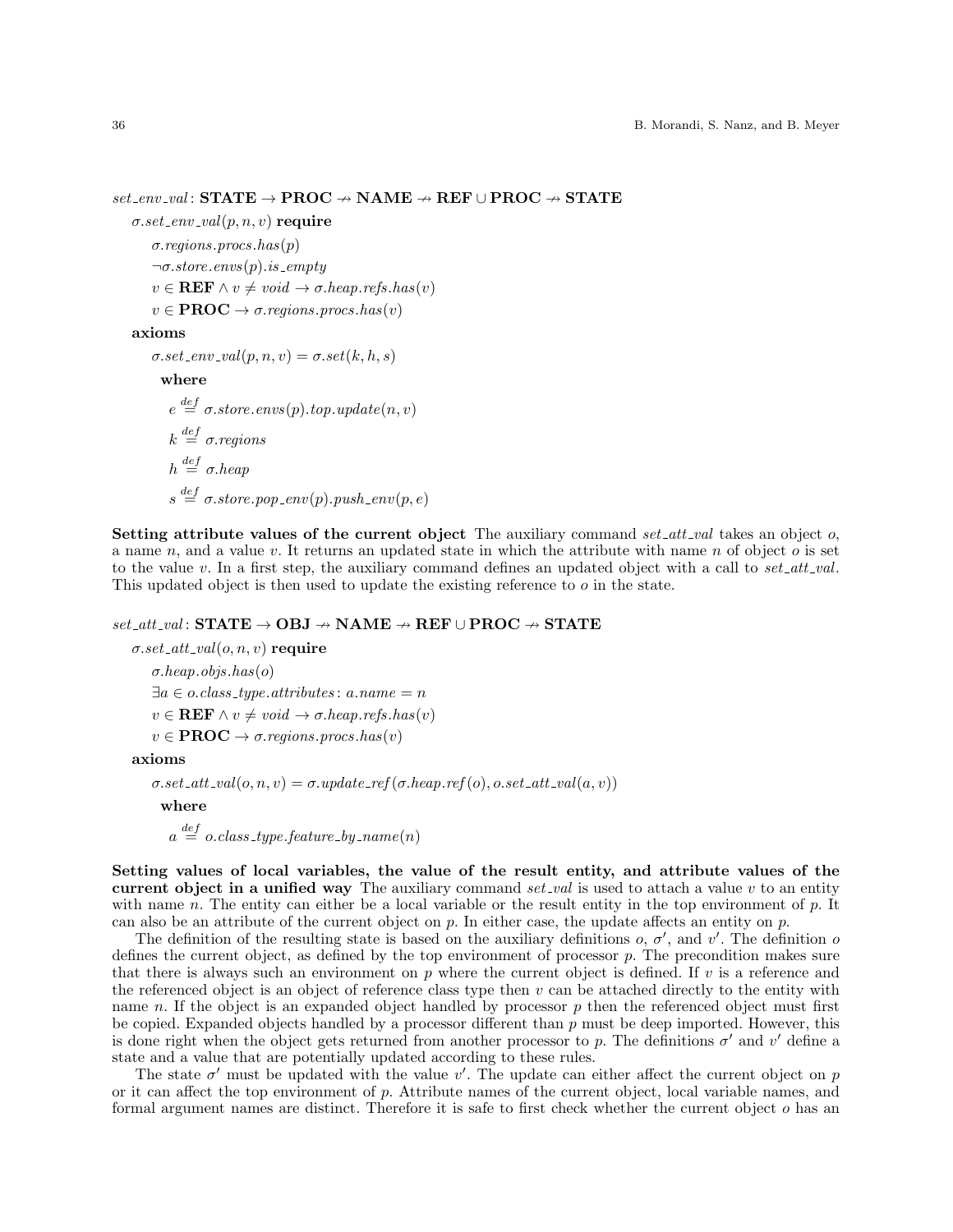$set\_env\_val$: $\mathbf{STATE} \to \mathbf{PROC} \nrightarrow \mathbf{NAME} \nrightarrow \mathbf{REF} \cup \mathbf{PROC} \nrightarrow \mathbf{STATE}$

$\sigma.set\_env\_val(p, n, v)$ **require**

$\sigma.regions.procs.has(p)$

$\neg\sigma.store.envs(p).is\_empty$

$v \in \mathbf{REF} \wedge v \neq void \to \sigma.heap.refs.has(v)$

$v \in \mathbf{PROC} \to \sigma.regions.procs.has(v)$

**axioms**

$\sigma.set\_env\_val(p, n, v) = \sigma.set(k, h, s)$

**where**

$e \stackrel{def}{=} \sigma.store.envs(p).top.update(n, v)$

$k \stackrel{def}{=} \sigma.regions$

$h \stackrel{def}{=} \sigma.heap$

$s \stackrel{def}{=} \sigma.store.pop\_env(p).push\_env(p, e)$

**Setting attribute values of the current object** The auxiliary command $set\_att\_val$ takes an object $o$, a name $n$, and a value $v$. It returns an updated state in which the attribute with name $n$ of object $o$ is set to the value $v$. In a first step, the auxiliary command defines an updated object with a call to $set\_att\_val$. This updated object is then used to update the existing reference to $o$ in the state.

$set\_att\_val$: $\mathbf{STATE} \to \mathbf{OBJ} \nrightarrow \mathbf{NAME} \nrightarrow \mathbf{REF} \cup \mathbf{PROC} \nrightarrow \mathbf{STATE}$

$\sigma.set\_att\_val(o, n, v)$ **require**

$\sigma.heap.objs.has(o)$

$\exists a \in o.class\_type.attributes\colon a.name = n$

$v \in \mathbf{REF} \wedge v \neq void \to \sigma.heap.refs.has(v)$

$v \in \mathbf{PROC} \to \sigma.regions.procs.has(v)$

**axioms**

$\sigma.set\_att\_val(o, n, v) = \sigma.update\_ref(\sigma.heap.ref(o), o.set\_att\_val(a, v))$

**where**

$a \stackrel{def}{=} o.class\_type.feature\_by\_name(n)$

**Setting values of local variables, the value of the result entity, and attribute values of the current object in a unified way** The auxiliary command $set\_val$ is used to attach a value $v$ to an entity with name $n$. The entity can either be a local variable or the result entity in the top environment of $p$. It can also be an attribute of the current object on $p$. In either case, the update affects an entity on $p$.

The definition of the resulting state is based on the auxiliary definitions $o$, $\sigma'$, and $v'$. The definition $o$ defines the current object, as defined by the top environment of processor $p$. The precondition makes sure that there is always such an environment on $p$ where the current object is defined. If $v$ is a reference and the referenced object is an object of reference class type then $v$ can be attached directly to the entity with name $n$. If the object is an expanded object handled by processor $p$ then the referenced object must first be copied. Expanded objects handled by a processor different than $p$ must be deep imported. However, this is done right when the object gets returned from another processor to $p$. The definitions $\sigma'$ and $v'$ define a state and a value that are potentially updated according to these rules.

The state $\sigma'$ must be updated with the value $v'$. The update can either affect the current object on $p$ or it can affect the top environment of $p$. Attribute names of the current object, local variable names, and formal argument names are distinct. Therefore it is safe to first check whether the current object $o$ has an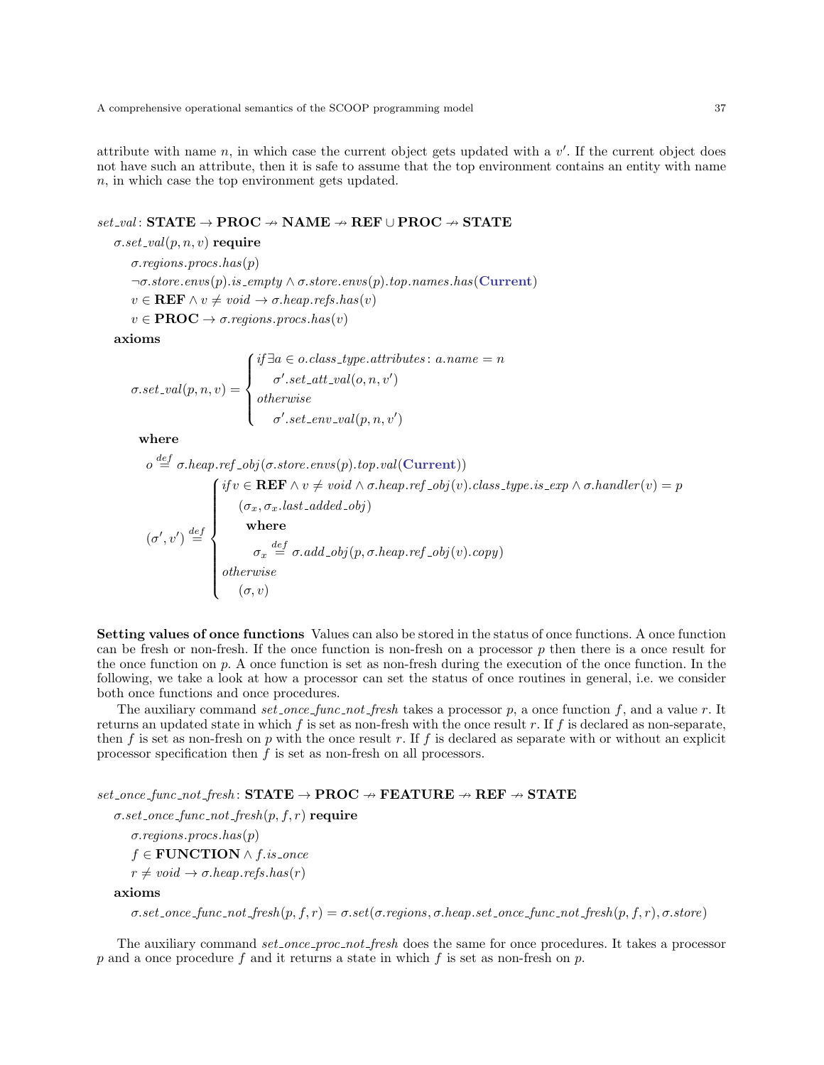attribute with name $n$, in which case the current object gets updated with a $v'$. If the current object does not have such an attribute, then it is safe to assume that the top environment contains an entity with name $n$, in which case the top environment gets updated.

$set\_val \colon \mathbf{STATE} \to \mathbf{PROC} \nrightarrow \mathbf{NAME} \nrightarrow \mathbf{REF} \cup \mathbf{PROC} \nrightarrow \mathbf{STATE}$

$\sigma.set\_val(p, n, v)$ **require**

$\sigma.regions.procs.has(p)$

$\neg \sigma.store.envs(p).is\_empty \wedge \sigma.store.envs(p).top.names.has(\textbf{Current})$

$v \in \mathbf{REF} \wedge v \neq void \to \sigma.heap.refs.has(v)$

$v \in \mathbf{PROC} \to \sigma.regions.procs.has(v)$

**axioms**

$$\sigma.set\_val(p, n, v) = \begin{cases} if\, \exists a \in o.class\_type.attributes \colon a.name = n \\ \quad \sigma'.set\_att\_val(o, n, v') \\ otherwise \\ \quad \sigma'.set\_env\_val(p, n, v') \end{cases}$$

**where**

$$o \stackrel{def}{=} \sigma.heap.ref\_obj(\sigma.store.envs(p).top.val(\textbf{Current}))$$

$$(\sigma', v') \stackrel{def}{=} \begin{cases} if\, v \in \mathbf{REF} \wedge v \neq void \wedge \sigma.heap.ref\_obj(v).class\_type.is\_exp \wedge \sigma.handler(v) = p \\ \quad (\sigma_x, \sigma_x.last\_added\_obj) \\ \quad \textbf{where} \\ \quad \quad \sigma_x \stackrel{def}{=} \sigma.add\_obj(p, \sigma.heap.ref\_obj(v).copy) \\ otherwise \\ \quad (\sigma, v) \end{cases}$$

**Setting values of once functions** Values can also be stored in the status of once functions. A once function can be fresh or non-fresh. If the once function is non-fresh on a processor $p$ then there is a once result for the once function on $p$. A once function is set as non-fresh during the execution of the once function. In the following, we take a look at how a processor can set the status of once routines in general, i.e. we consider both once functions and once procedures.

The auxiliary command *set_once_func_not_fresh* takes a processor $p$, a once function $f$, and a value $r$. It returns an updated state in which $f$ is set as non-fresh with the once result $r$. If $f$ is declared as non-separate, then $f$ is set as non-fresh on $p$ with the once result $r$. If $f$ is declared as separate with or without an explicit processor specification then $f$ is set as non-fresh on all processors.

$set\_once\_func\_not\_fresh \colon \mathbf{STATE} \to \mathbf{PROC} \nrightarrow \mathbf{FEATURE} \nrightarrow \mathbf{REF} \nrightarrow \mathbf{STATE}$

$\sigma.set\_once\_func\_not\_fresh(p, f, r)$ **require**

$\sigma.regions.procs.has(p)$

$f \in \mathbf{FUNCTION} \wedge f.is\_once$

$r \neq void \to \sigma.heap.refs.has(r)$

**axioms**

$\sigma.set\_once\_func\_not\_fresh(p, f, r) = \sigma.set(\sigma.regions, \sigma.heap.set\_once\_func\_not\_fresh(p, f, r), \sigma.store)$

The auxiliary command *set_once_proc_not_fresh* does the same for once procedures. It takes a processor $p$ and a once procedure $f$ and it returns a state in which $f$ is set as non-fresh on $p$.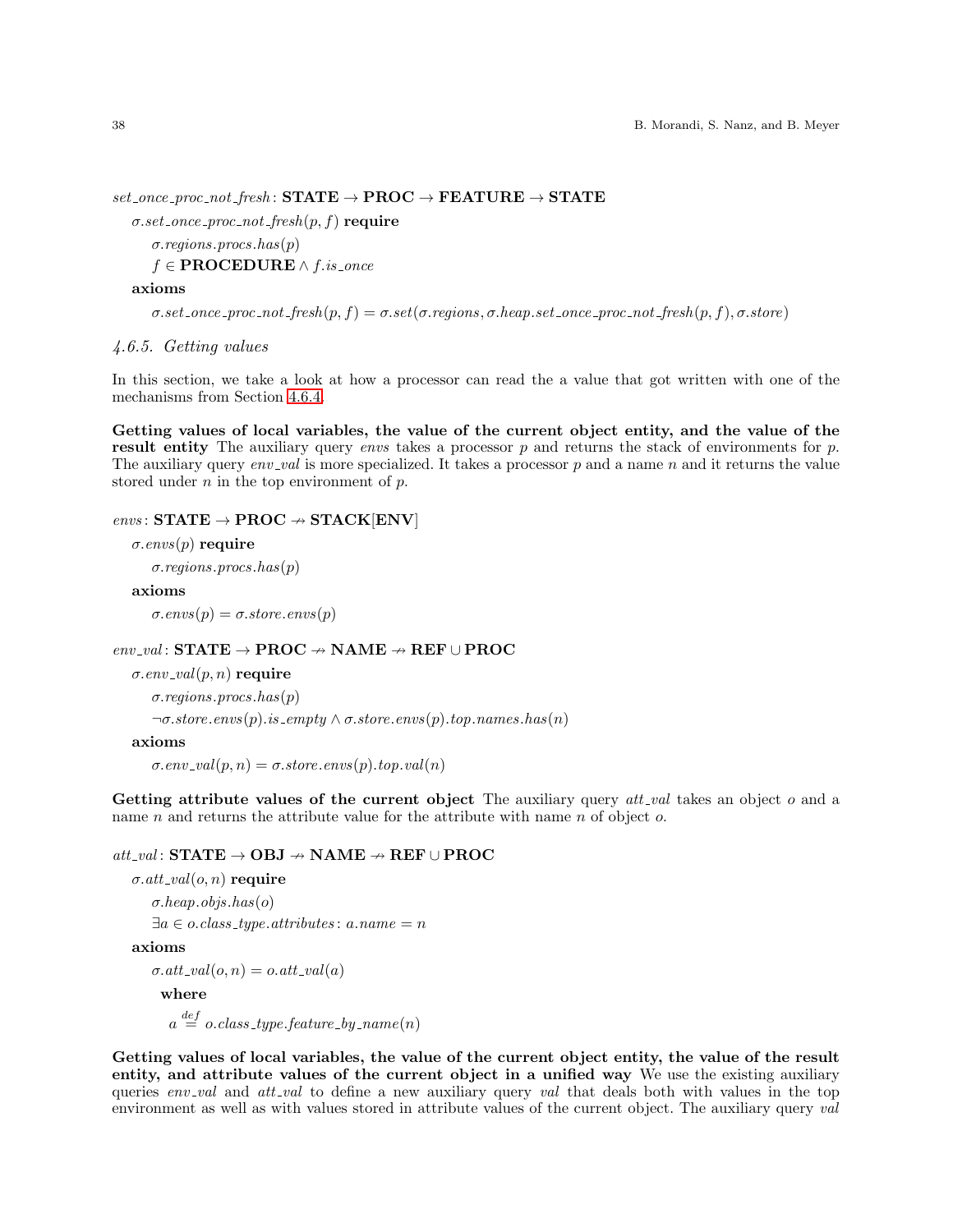$set\_once\_proc\_not\_fresh$: **STATE** → **PROC** → **FEATURE** → **STATE**

$\sigma.set\_once\_proc\_not\_fresh(p, f)$ **require**

$\sigma.regions.procs.has(p)$

$f \in$ **PROCEDURE** $\wedge f.is\_once$

**axioms**

$\sigma.set\_once\_proc\_not\_fresh(p, f) = \sigma.set(\sigma.regions, \sigma.heap.set\_once\_proc\_not\_fresh(p, f), \sigma.store)$

### *4.6.5. Getting values*

In this section, we take a look at how a processor can read the a value that got written with one of the mechanisms from Section 4.6.4.

**Getting values of local variables, the value of the current object entity, and the value of the result entity** The auxiliary query *envs* takes a processor $p$ and returns the stack of environments for $p$. The auxiliary query *env_val* is more specialized. It takes a processor $p$ and a name $n$ and it returns the value stored under $n$ in the top environment of $p$.

$envs$: **STATE** → **PROC** ⇸ **STACK[ENV]**

$\sigma.envs(p)$ **require**

$\sigma.regions.procs.has(p)$

**axioms**

$\sigma.envs(p) = \sigma.store.envs(p)$

$env\_val$: **STATE** → **PROC** ⇸ **NAME** ⇸ **REF** ∪ **PROC**

$\sigma.env\_val(p, n)$ **require**

$\sigma.regions.procs.has(p)$

$\neg\sigma.store.envs(p).is\_empty \wedge \sigma.store.envs(p).top.names.has(n)$

**axioms**

$\sigma.env\_val(p, n) = \sigma.store.envs(p).top.val(n)$

**Getting attribute values of the current object** The auxiliary query *att_val* takes an object $o$ and a name $n$ and returns the attribute value for the attribute with name $n$ of object $o$.

$att\_val$: **STATE** → **OBJ** ⇸ **NAME** ⇸ **REF** ∪ **PROC**

$\sigma.att\_val(o, n)$ **require**

$\sigma.heap.objs.has(o)$

$\exists a \in o.class\_type.attributes\colon a.name = n$

**axioms**

$\sigma.att\_val(o, n) = o.att\_val(a)$

**where**

$a \stackrel{def}{=} o.class\_type.feature\_by\_name(n)$

**Getting values of local variables, the value of the current object entity, the value of the result entity, and attribute values of the current object in a unified way** We use the existing auxiliary queries *env_val* and *att_val* to define a new auxiliary query *val* that deals both with values in the top environment as well as with values stored in attribute values of the current object. The auxiliary query *val*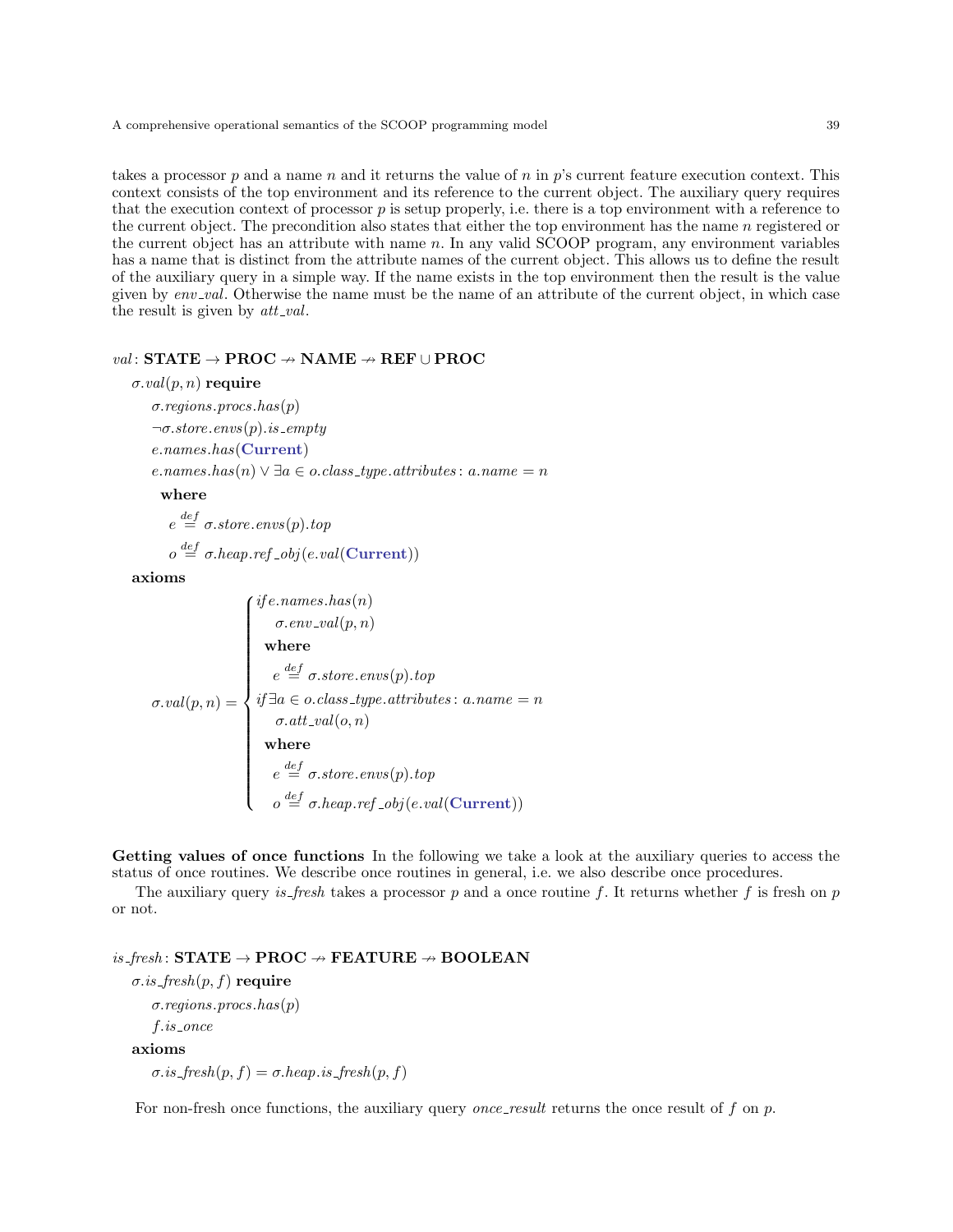takes a processor $p$ and a name $n$ and it returns the value of $n$ in $p$'s current feature execution context. This context consists of the top environment and its reference to the current object. The auxiliary query requires that the execution context of processor $p$ is setup properly, i.e. there is a top environment with a reference to the current object. The precondition also states that either the top environment has the name $n$ registered or the current object has an attribute with name $n$. In any valid SCOOP program, any environment variables has a name that is distinct from the attribute names of the current object. This allows us to define the result of the auxiliary query in a simple way. If the name exists in the top environment then the result is the value given by *env_val*. Otherwise the name must be the name of an attribute of the current object, in which case the result is given by *att_val*.

$val$: **STATE** $\rightarrow$ **PROC** $\nrightarrow$ **NAME** $\nrightarrow$ **REF** $\cup$ **PROC**

$\sigma.val(p, n)$ **require**

$\sigma.regions.procs.has(p)$

$\neg\sigma.store.envs(p).is\_empty$

$e.names.has(\textbf{Current})$

$e.names.has(n) \vee \exists a \in o.class\_type.attributes\colon a.name = n$

**where**

$e \stackrel{def}{=} \sigma.store.envs(p).top$

$o \stackrel{def}{=} \sigma.heap.ref\_obj(e.val(\textbf{Current}))$

**axioms**

$$
\sigma.val(p,n) = \begin{cases}
if\, e.names.has(n) \\
\quad \sigma.env\_val(p,n) \\
\quad \textbf{where} \\
\quad\quad e \stackrel{def}{=} \sigma.store.envs(p).top \\
if\, \exists a \in o.class\_type.attributes\colon a.name = n \\
\quad \sigma.att\_val(o,n) \\
\quad \textbf{where} \\
\quad\quad e \stackrel{def}{=} \sigma.store.envs(p).top \\
\quad\quad o \stackrel{def}{=} \sigma.heap.ref\_obj(e.val(\textbf{Current}))
\end{cases}
$$

**Getting values of once functions** In the following we take a look at the auxiliary queries to access the status of once routines. We describe once routines in general, i.e. we also describe once procedures.

The auxiliary query *is_fresh* takes a processor $p$ and a once routine $f$. It returns whether $f$ is fresh on $p$ or not.

$is\_fresh$: **STATE** $\rightarrow$ **PROC** $\nrightarrow$ **FEATURE** $\nrightarrow$ **BOOLEAN**

$\sigma.is\_fresh(p, f)$ **require**

$\sigma.regions.procs.has(p)$

$f.is\_once$

**axioms**

$\sigma.is\_fresh(p, f) = \sigma.heap.is\_fresh(p, f)$

For non-fresh once functions, the auxiliary query *once_result* returns the once result of $f$ on $p$.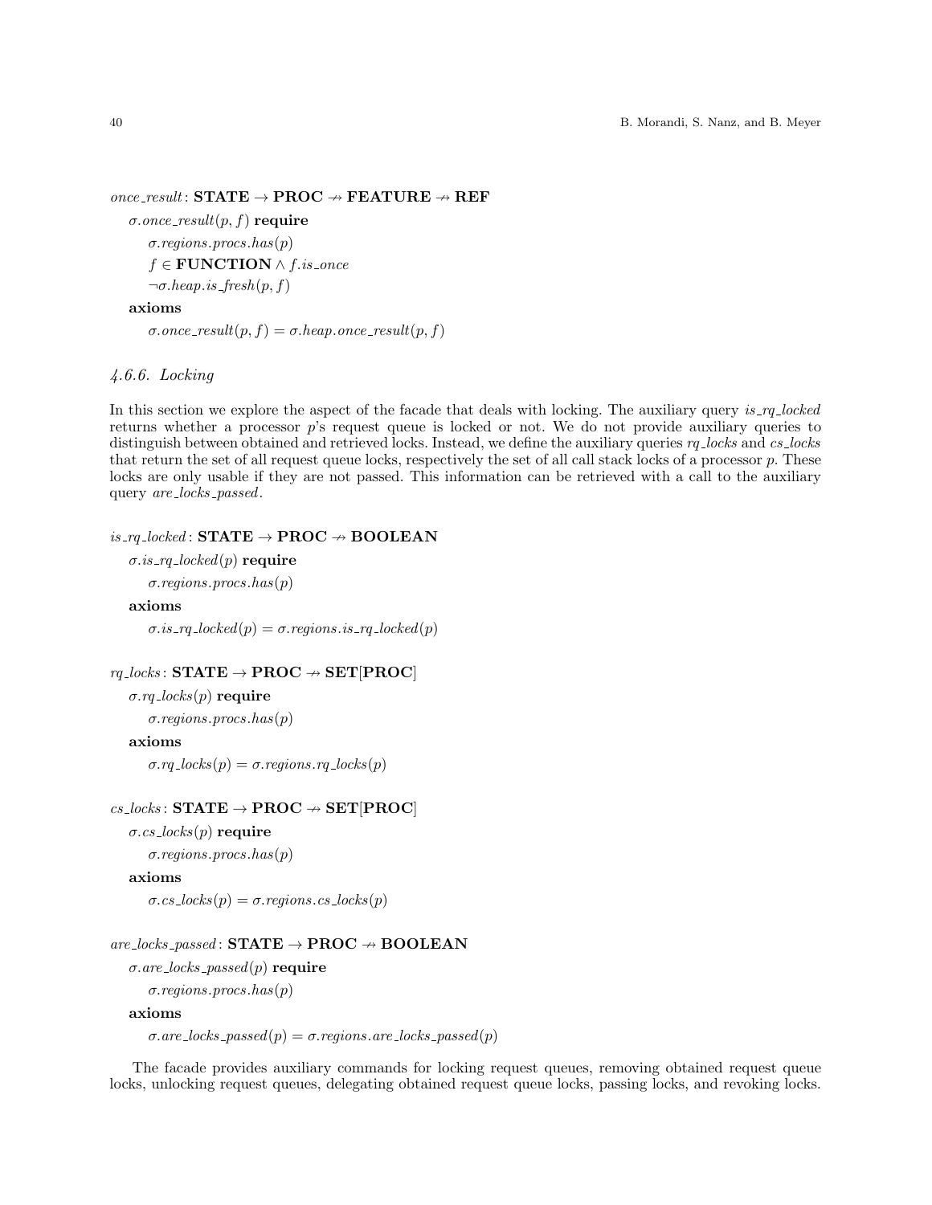$once\_result\colon \mathbf{STATE} \rightarrow \mathbf{PROC} \nrightarrow \mathbf{FEATURE} \nrightarrow \mathbf{REF}$

$\sigma.once\_result(p, f)$ **require**

$\sigma.regions.procs.has(p)$

$f \in \mathbf{FUNCTION} \wedge f.is\_once$

$\neg\sigma.heap.is\_fresh(p, f)$

**axioms**

$\sigma.once\_result(p, f) = \sigma.heap.once\_result(p, f)$

### *4.6.6. Locking*

In this section we explore the aspect of the facade that deals with locking. The auxiliary query *is_rq_locked* returns whether a processor $p$'s request queue is locked or not. We do not provide auxiliary queries to distinguish between obtained and retrieved locks. Instead, we define the auxiliary queries *rq_locks* and *cs_locks* that return the set of all request queue locks, respectively the set of all call stack locks of a processor $p$. These locks are only usable if they are not passed. This information can be retrieved with a call to the auxiliary query *are_locks_passed*.

$is\_rq\_locked\colon \mathbf{STATE} \rightarrow \mathbf{PROC} \nrightarrow \mathbf{BOOLEAN}$

$\sigma.is\_rq\_locked(p)$ **require**

$\sigma.regions.procs.has(p)$

**axioms**

$\sigma.is\_rq\_locked(p) = \sigma.regions.is\_rq\_locked(p)$

$rq\_locks\colon \mathbf{STATE} \rightarrow \mathbf{PROC} \nrightarrow \mathbf{SET}[\mathbf{PROC}]$

$\sigma.rq\_locks(p)$ **require**

$\sigma.regions.procs.has(p)$

**axioms**

$\sigma.rq\_locks(p) = \sigma.regions.rq\_locks(p)$

$cs\_locks\colon \mathbf{STATE} \rightarrow \mathbf{PROC} \nrightarrow \mathbf{SET}[\mathbf{PROC}]$

$\sigma.cs\_locks(p)$ **require**

$\sigma.regions.procs.has(p)$

**axioms**

$\sigma.cs\_locks(p) = \sigma.regions.cs\_locks(p)$

$are\_locks\_passed\colon \mathbf{STATE} \rightarrow \mathbf{PROC} \nrightarrow \mathbf{BOOLEAN}$

$\sigma.are\_locks\_passed(p)$ **require**

$\sigma.regions.procs.has(p)$

**axioms**

$\sigma.are\_locks\_passed(p) = \sigma.regions.are\_locks\_passed(p)$

The facade provides auxiliary commands for locking request queues, removing obtained request queue locks, unlocking request queues, delegating obtained request queue locks, passing locks, and revoking locks.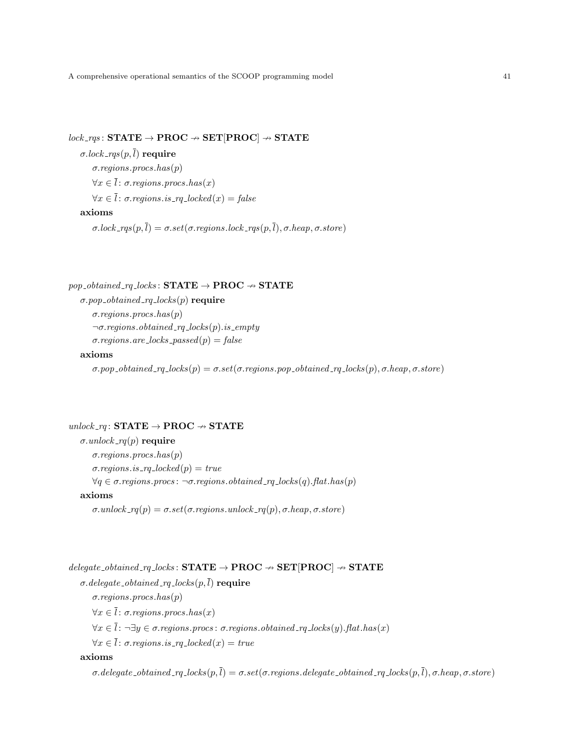$lock\_rqs\colon \mathbf{STATE} \to \mathbf{PROC} \nrightarrow \mathbf{SET[PROC]} \nrightarrow \mathbf{STATE}$

$\sigma.lock\_rqs(p, \overline{l})$ **require**

$\sigma.regions.procs.has(p)$

$\forall x \in \overline{l}\colon \sigma.regions.procs.has(x)$

$\forall x \in \overline{l}\colon \sigma.regions.is\_rq\_locked(x) = false$

**axioms**

$\sigma.lock\_rqs(p, \overline{l}) = \sigma.set(\sigma.regions.lock\_rqs(p, \overline{l}), \sigma.heap, \sigma.store)$

$pop\_obtained\_rq\_locks\colon \mathbf{STATE} \to \mathbf{PROC} \nrightarrow \mathbf{STATE}$

$\sigma.pop\_obtained\_rq\_locks(p)$ **require**

$\sigma.regions.procs.has(p)$

$\neg\sigma.regions.obtained\_rq\_locks(p).is\_empty$

$\sigma.regions.are\_locks\_passed(p) = false$

**axioms**

$\sigma.pop\_obtained\_rq\_locks(p) = \sigma.set(\sigma.regions.pop\_obtained\_rq\_locks(p), \sigma.heap, \sigma.store)$

$unlock\_rq\colon \mathbf{STATE} \to \mathbf{PROC} \nrightarrow \mathbf{STATE}$

$\sigma.unlock\_rq(p)$ **require**

$\sigma.regions.procs.has(p)$

$\sigma.regions.is\_rq\_locked(p) = true$

$\forall q \in \sigma.regions.procs\colon \neg\sigma.regions.obtained\_rq\_locks(q).flat.has(p)$

**axioms**

$\sigma.unlock\_rq(p) = \sigma.set(\sigma.regions.unlock\_rq(p), \sigma.heap, \sigma.store)$

$delegate\_obtained\_rq\_locks\colon \mathbf{STATE} \to \mathbf{PROC} \nrightarrow \mathbf{SET[PROC]} \nrightarrow \mathbf{STATE}$

$\sigma.delegate\_obtained\_rq\_locks(p, \overline{l})$ **require**

$\sigma.regions.procs.has(p)$

$\forall x \in \overline{l}\colon \sigma.regions.procs.has(x)$

$\forall x \in \overline{l}\colon \neg\exists y \in \sigma.regions.procs\colon \sigma.regions.obtained\_rq\_locks(y).flat.has(x)$

$\forall x \in \overline{l}\colon \sigma.regions.is\_rq\_locked(x) = true$

**axioms**

$\sigma.delegate\_obtained\_rq\_locks(p, \overline{l}) = \sigma.set(\sigma.regions.delegate\_obtained\_rq\_locks(p, \overline{l}), \sigma.heap, \sigma.store)$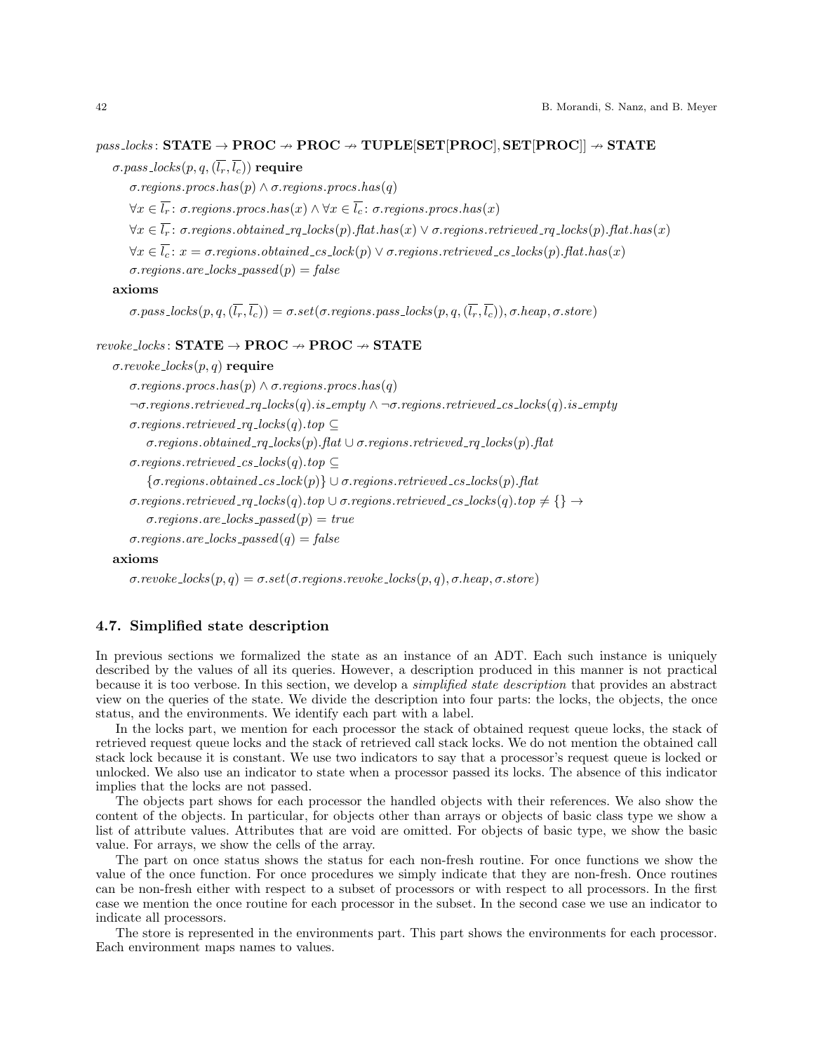$pass\_locks\colon \mathbf{STATE} \to \mathbf{PROC} \nrightarrow \mathbf{PROC} \nrightarrow \mathbf{TUPLE[SET[PROC], SET[PROC]]} \nrightarrow \mathbf{STATE}$

$\sigma.pass\_locks(p, q, (\overline{l_r}, \overline{l_c}))$ **require**

$\sigma.regions.procs.has(p) \wedge \sigma.regions.procs.has(q)$

$\forall x \in \overline{l_r}\colon \sigma.regions.procs.has(x) \wedge \forall x \in \overline{l_c}\colon \sigma.regions.procs.has(x)$

$\forall x \in \overline{l_r}\colon \sigma.regions.obtained\_rq\_locks(p).flat.has(x) \vee \sigma.regions.retrieved\_rq\_locks(p).flat.has(x)$

$\forall x \in \overline{l_c}\colon x = \sigma.regions.obtained\_cs\_lock(p) \vee \sigma.regions.retrieved\_cs\_locks(p).flat.has(x)$

$\sigma.regions.are\_locks\_passed(p) = false$

**axioms**

$\sigma.pass\_locks(p, q, (\overline{l_r}, \overline{l_c})) = \sigma.set(\sigma.regions.pass\_locks(p, q, (\overline{l_r}, \overline{l_c})), \sigma.heap, \sigma.store)$

$revoke\_locks\colon \mathbf{STATE} \to \mathbf{PROC} \nrightarrow \mathbf{PROC} \nrightarrow \mathbf{STATE}$

$\sigma.revoke\_locks(p, q)$ **require**

$\sigma.regions.procs.has(p) \wedge \sigma.regions.procs.has(q)$

$\neg\sigma.regions.retrieved\_rq\_locks(q).is\_empty \wedge \neg\sigma.regions.retrieved\_cs\_locks(q).is\_empty$

$\sigma.regions.retrieved\_rq\_locks(q).top \subseteq$
$\quad \sigma.regions.obtained\_rq\_locks(p).flat \cup \sigma.regions.retrieved\_rq\_locks(p).flat$

$\sigma.regions.retrieved\_cs\_locks(q).top \subseteq$
$\quad \{\sigma.regions.obtained\_cs\_lock(p)\} \cup \sigma.regions.retrieved\_cs\_locks(p).flat$

$\sigma.regions.retrieved\_rq\_locks(q).top \cup \sigma.regions.retrieved\_cs\_locks(q).top \neq \{\} \to$
$\quad \sigma.regions.are\_locks\_passed(p) = true$

$\sigma.regions.are\_locks\_passed(q) = false$

**axioms**

$\sigma.revoke\_locks(p, q) = \sigma.set(\sigma.regions.revoke\_locks(p, q), \sigma.heap, \sigma.store)$

### 4.7. Simplified state description

In previous sections we formalized the state as an instance of an ADT. Each such instance is uniquely described by the values of all its queries. However, a description produced in this manner is not practical because it is too verbose. In this section, we develop a *simplified state description* that provides an abstract view on the queries of the state. We divide the description into four parts: the locks, the objects, the once status, and the environments. We identify each part with a label.

In the locks part, we mention for each processor the stack of obtained request queue locks, the stack of retrieved request queue locks and the stack of retrieved call stack locks. We do not mention the obtained call stack lock because it is constant. We use two indicators to say that a processor's request queue is locked or unlocked. We also use an indicator to state when a processor passed its locks. The absence of this indicator implies that the locks are not passed.

The objects part shows for each processor the handled objects with their references. We also show the content of the objects. In particular, for objects other than arrays or objects of basic class type we show a list of attribute values. Attributes that are void are omitted. For objects of basic type, we show the basic value. For arrays, we show the cells of the array.

The part on once status shows the status for each non-fresh routine. For once functions we show the value of the once function. For once procedures we simply indicate that they are non-fresh. Once routines can be non-fresh either with respect to a subset of processors or with respect to all processors. In the first case we mention the once routine for each processor in the subset. In the second case we use an indicator to indicate all processors.

The store is represented in the environments part. This part shows the environments for each processor. Each environment maps names to values.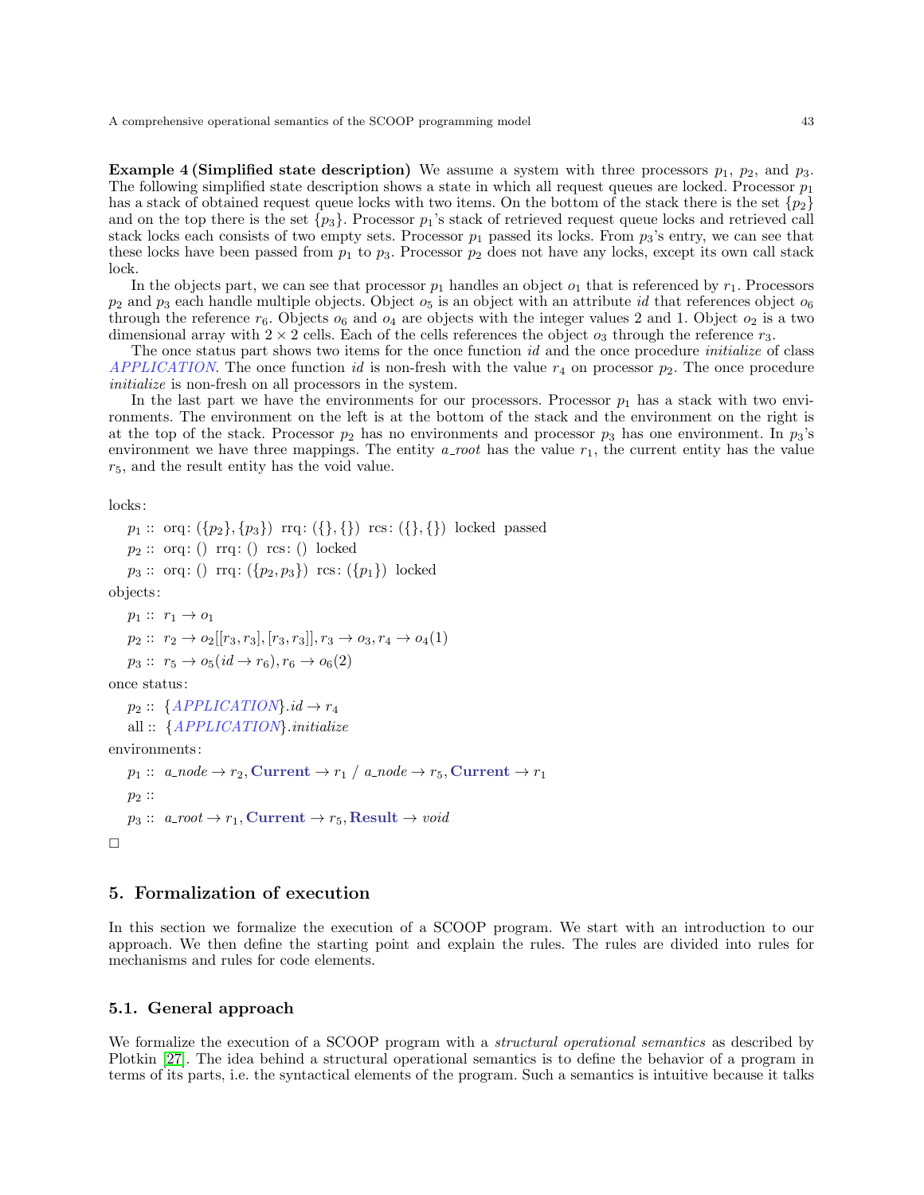**Example 4 (Simplified state description)** We assume a system with three processors $p_1$, $p_2$, and $p_3$. The following simplified state description shows a state in which all request queues are locked. Processor $p_1$ has a stack of obtained request queue locks with two items. On the bottom of the stack there is the set $\{p_2\}$ and on the top there is the set $\{p_3\}$. Processor $p_1$'s stack of retrieved request queue locks and retrieved call stack locks each consists of two empty sets. Processor $p_1$ passed its locks. From $p_3$'s entry, we can see that these locks have been passed from $p_1$ to $p_3$. Processor $p_2$ does not have any locks, except its own call stack lock.

In the objects part, we can see that processor $p_1$ handles an object $o_1$ that is referenced by $r_1$. Processors $p_2$ and $p_3$ each handle multiple objects. Object $o_5$ is an object with an attribute *id* that references object $o_6$ through the reference $r_6$. Objects $o_6$ and $o_4$ are objects with the integer values 2 and 1. Object $o_2$ is a two dimensional array with $2 \times 2$ cells. Each of the cells references the object $o_3$ through the reference $r_3$.

The once status part shows two items for the once function *id* and the once procedure *initialize* of class *APPLICATION*. The once function *id* is non-fresh with the value $r_4$ on processor $p_2$. The once procedure *initialize* is non-fresh on all processors in the system.

In the last part we have the environments for our processors. Processor $p_1$ has a stack with two environments. The environment on the left is at the bottom of the stack and the environment on the right is at the top of the stack. Processor $p_2$ has no environments and processor $p_3$ has one environment. In $p_3$'s environment we have three mappings. The entity *a_root* has the value $r_1$, the current entity has the value $r_5$, and the result entity has the void value.

locks:

$p_1 ::$ orq: $(\{p_2\}, \{p_3\})$ rrq: $(\{\}, \{\})$ rcs: $(\{\}, \{\})$ locked passed

$p_2 ::$ orq: $()$ rrq: $()$ rcs: $()$ locked

$p_3 ::$ orq: $()$ rrq: $(\{p_2, p_3\})$ rcs: $(\{p_1\})$ locked

objects:

$p_1 ::\ r_1 \to o_1$

$p_2 ::\ r_2 \to o_2[[r_3, r_3], [r_3, r_3]], r_3 \to o_3, r_4 \to o_4(1)$

$p_3 ::\ r_5 \to o_5(id \to r_6), r_6 \to o_6(2)$

once status:

$p_2 ::\ \{APPLICATION\}.id \to r_4$

all $::\ \{APPLICATION\}.initialize$

environments:

$p_1 ::\ a\_node \to r_2, \mathbf{Current} \to r_1 \ / \ a\_node \to r_5, \mathbf{Current} \to r_1$

$p_2 ::$

$p_3 ::\ a\_root \to r_1, \mathbf{Current} \to r_5, \mathbf{Result} \to void$

□

## 5. Formalization of execution

In this section we formalize the execution of a SCOOP program. We start with an introduction to our approach. We then define the starting point and explain the rules. The rules are divided into rules for mechanisms and rules for code elements.

### 5.1. General approach

We formalize the execution of a SCOOP program with a *structural operational semantics* as described by Plotkin [27]. The idea behind a structural operational semantics is to define the behavior of a program in terms of its parts, i.e. the syntactical elements of the program. Such a semantics is intuitive because it talks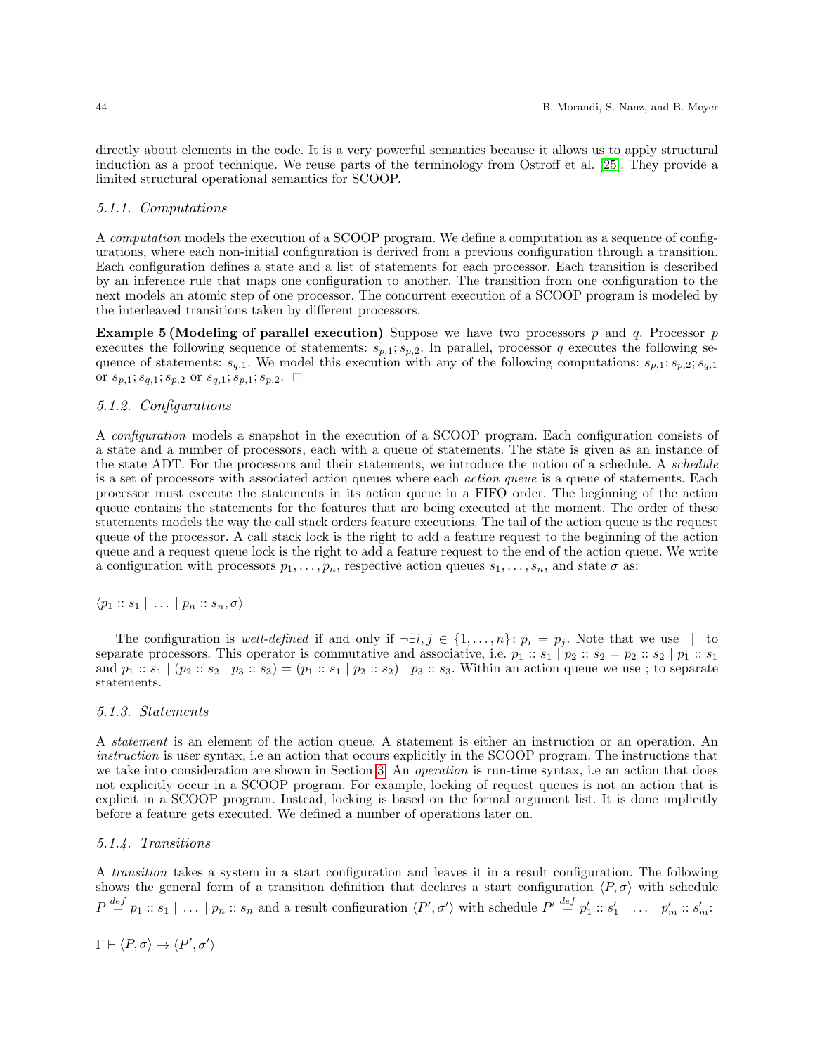directly about elements in the code. It is a very powerful semantics because it allows us to apply structural induction as a proof technique. We reuse parts of the terminology from Ostroff et al. [25]. They provide a limited structural operational semantics for SCOOP.

#### *5.1.1. Computations*

A *computation* models the execution of a SCOOP program. We define a computation as a sequence of configurations, where each non-initial configuration is derived from a previous configuration through a transition. Each configuration defines a state and a list of statements for each processor. Each transition is described by an inference rule that maps one configuration to another. The transition from one configuration to the next models an atomic step of one processor. The concurrent execution of a SCOOP program is modeled by the interleaved transitions taken by different processors.

**Example 5 (Modeling of parallel execution)** Suppose we have two processors $p$ and $q$. Processor $p$ executes the following sequence of statements: $s_{p,1}; s_{p,2}$. In parallel, processor $q$ executes the following sequence of statements: $s_{q,1}$. We model this execution with any of the following computations: $s_{p,1}; s_{p,2}; s_{q,1}$ or $s_{p,1}; s_{q,1}; s_{p,2}$ or $s_{q,1}; s_{p,1}; s_{p,2}$. $\square$

#### *5.1.2. Configurations*

A *configuration* models a snapshot in the execution of a SCOOP program. Each configuration consists of a state and a number of processors, each with a queue of statements. The state is given as an instance of the state ADT. For the processors and their statements, we introduce the notion of a schedule. A *schedule* is a set of processors with associated action queues where each *action queue* is a queue of statements. Each processor must execute the statements in its action queue in a FIFO order. The beginning of the action queue contains the statements for the features that are being executed at the moment. The order of these statements models the way the call stack orders feature executions. The tail of the action queue is the request queue of the processor. A call stack lock is the right to add a feature request to the beginning of the action queue and a request queue lock is the right to add a feature request to the end of the action queue. We write a configuration with processors $p_1, \ldots, p_n$, respective action queues $s_1, \ldots, s_n$, and state $\sigma$ as:

$$\langle p_1 :: s_1 \mid \ldots \mid p_n :: s_n, \sigma \rangle$$

The configuration is *well-defined* if and only if $\neg\exists i, j \in \{1, \ldots, n\} \colon p_i = p_j$. Note that we use $\mid$ to separate processors. This operator is commutative and associative, i.e. $p_1 :: s_1 \mid p_2 :: s_2 = p_2 :: s_2 \mid p_1 :: s_1$ and $p_1 :: s_1 \mid (p_2 :: s_2 \mid p_3 :: s_3) = (p_1 :: s_1 \mid p_2 :: s_2) \mid p_3 :: s_3$. Within an action queue we use ; to separate statements.

#### *5.1.3. Statements*

A *statement* is an element of the action queue. A statement is either an instruction or an operation. An *instruction* is user syntax, i.e an action that occurs explicitly in the SCOOP program. The instructions that we take into consideration are shown in Section 3. An *operation* is run-time syntax, i.e an action that does not explicitly occur in a SCOOP program. For example, locking of request queues is not an action that is explicit in a SCOOP program. Instead, locking is based on the formal argument list. It is done implicitly before a feature gets executed. We defined a number of operations later on.

#### *5.1.4. Transitions*

A *transition* takes a system in a start configuration and leaves it in a result configuration. The following shows the general form of a transition definition that declares a start configuration $\langle P, \sigma \rangle$ with schedule $P \stackrel{def}{=} p_1 :: s_1 \mid \ldots \mid p_n :: s_n$ and a result configuration $\langle P', \sigma' \rangle$ with schedule $P' \stackrel{def}{=} p'_1 :: s'_1 \mid \ldots \mid p'_m :: s'_m$:

$$\Gamma \vdash \langle P, \sigma \rangle \rightarrow \langle P', \sigma' \rangle$$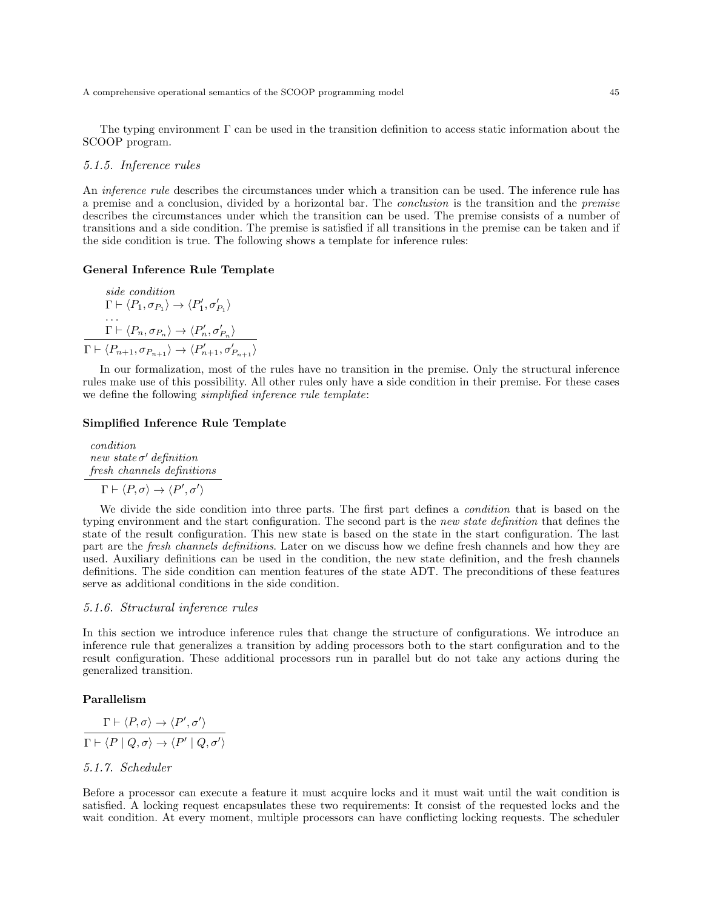The typing environment $\Gamma$ can be used in the transition definition to access static information about the SCOOP program.

### 5.1.5. Inference rules

An *inference rule* describes the circumstances under which a transition can be used. The inference rule has a premise and a conclusion, divided by a horizontal bar. The *conclusion* is the transition and the *premise* describes the circumstances under which the transition can be used. The premise consists of a number of transitions and a side condition. The premise is satisfied if all transitions in the premise can be taken and if the side condition is true. The following shows a template for inference rules:

**General Inference Rule Template**

$$\frac{\begin{array}{l} \textit{side condition} \\ \Gamma \vdash \langle P_1, \sigma_{P_1} \rangle \rightarrow \langle P'_1, \sigma'_{P_1} \rangle \\ \ldots \\ \Gamma \vdash \langle P_n, \sigma_{P_n} \rangle \rightarrow \langle P'_n, \sigma'_{P_n} \rangle \end{array}}{\Gamma \vdash \langle P_{n+1}, \sigma_{P_{n+1}} \rangle \rightarrow \langle P'_{n+1}, \sigma'_{P_{n+1}} \rangle}$$

In our formalization, most of the rules have no transition in the premise. Only the structural inference rules make use of this possibility. All other rules only have a side condition in their premise. For these cases we define the following *simplified inference rule template*:

**Simplified Inference Rule Template**

$$\frac{\begin{array}{l} \textit{condition} \\ \textit{new state}\, \sigma' \textit{ definition} \\ \textit{fresh channels definitions} \end{array}}{\Gamma \vdash \langle P, \sigma \rangle \rightarrow \langle P', \sigma' \rangle}$$

We divide the side condition into three parts. The first part defines a *condition* that is based on the typing environment and the start configuration. The second part is the *new state definition* that defines the state of the result configuration. This new state is based on the state in the start configuration. The last part are the *fresh channels definitions*. Later on we discuss how we define fresh channels and how they are used. Auxiliary definitions can be used in the condition, the new state definition, and the fresh channels definitions. The side condition can mention features of the state ADT. The preconditions of these features serve as additional conditions in the side condition.

### 5.1.6. Structural inference rules

In this section we introduce inference rules that change the structure of configurations. We introduce an inference rule that generalizes a transition by adding processors both to the start configuration and to the result configuration. These additional processors run in parallel but do not take any actions during the generalized transition.

**Parallelism**

$$\frac{\Gamma \vdash \langle P, \sigma \rangle \rightarrow \langle P', \sigma' \rangle}{\Gamma \vdash \langle P \mid Q, \sigma \rangle \rightarrow \langle P' \mid Q, \sigma' \rangle}$$

### 5.1.7. Scheduler

Before a processor can execute a feature it must acquire locks and it must wait until the wait condition is satisfied. A locking request encapsulates these two requirements: It consist of the requested locks and the wait condition. At every moment, multiple processors can have conflicting locking requests. The scheduler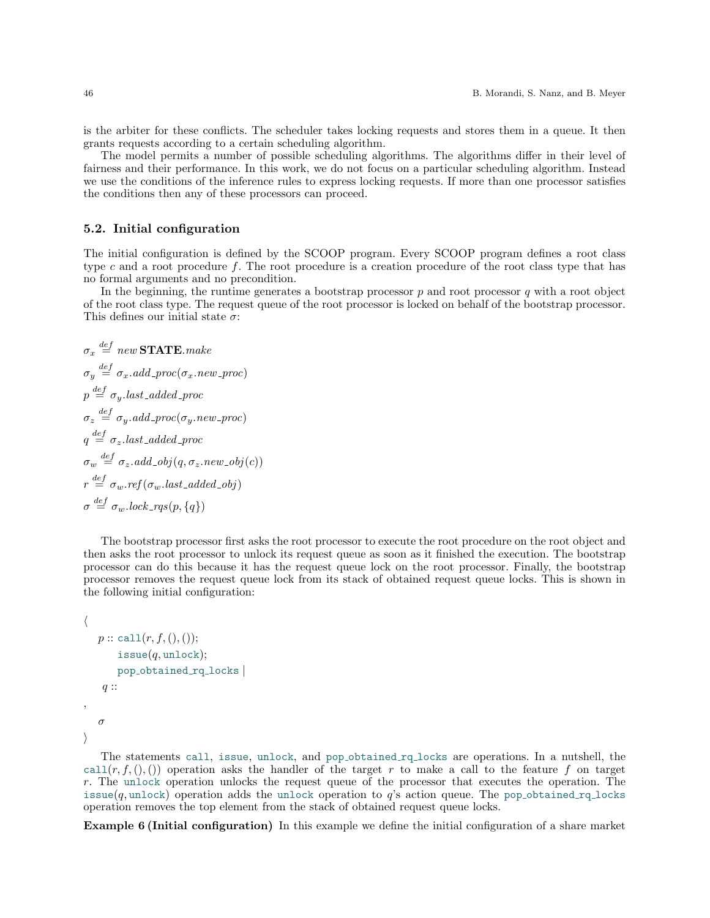is the arbiter for these conflicts. The scheduler takes locking requests and stores them in a queue. It then grants requests according to a certain scheduling algorithm.

The model permits a number of possible scheduling algorithms. The algorithms differ in their level of fairness and their performance. In this work, we do not focus on a particular scheduling algorithm. Instead we use the conditions of the inference rules to express locking requests. If more than one processor satisfies the conditions then any of these processors can proceed.

### 5.2. Initial configuration

The initial configuration is defined by the SCOOP program. Every SCOOP program defines a root class type $c$ and a root procedure $f$. The root procedure is a creation procedure of the root class type that has no formal arguments and no precondition.

In the beginning, the runtime generates a bootstrap processor $p$ and root processor $q$ with a root object of the root class type. The request queue of the root processor is locked on behalf of the bootstrap processor. This defines our initial state $\sigma$:

$$\sigma_x \overset{def}{=} new\, \mathbf{STATE}.make$$

$$\sigma_y \overset{def}{=} \sigma_x.add\_proc(\sigma_x.new\_proc)$$

$$p \overset{def}{=} \sigma_y.last\_added\_proc$$

$$\sigma_z \overset{def}{=} \sigma_y.add\_proc(\sigma_y.new\_proc)$$

$$q \overset{def}{=} \sigma_z.last\_added\_proc$$

$$\sigma_w \overset{def}{=} \sigma_z.add\_obj(q, \sigma_z.new\_obj(c))$$

$$r \overset{def}{=} \sigma_w.ref(\sigma_w.last\_added\_obj)$$

$$\sigma \overset{def}{=} \sigma_w.lock\_rqs(p, \{q\})$$

The bootstrap processor first asks the root processor to execute the root procedure on the root object and then asks the root processor to unlock its request queue as soon as it finished the execution. The bootstrap processor can do this because it has the request queue lock on the root processor. Finally, the bootstrap processor removes the request queue lock from its stack of obtained request queue locks. This is shown in the following initial configuration:

$$\langle$$
$$\quad p :: \texttt{call}(r, f, (), ());$$
$$\quad\quad \texttt{issue}(q, \texttt{unlock});$$
$$\quad\quad \texttt{pop\_obtained\_rq\_locks} \mid$$
$$\quad q ::$$
$$,$$
$$\quad \sigma$$
$$\rangle$$

The statements `call`, `issue`, `unlock`, and `pop_obtained_rq_locks` are operations. In a nutshell, the $\texttt{call}(r, f, (), ())$ operation asks the handler of the target $r$ to make a call to the feature $f$ on target $r$. The `unlock` operation unlocks the request queue of the processor that executes the operation. The $\texttt{issue}(q, \texttt{unlock})$ operation adds the `unlock` operation to $q$'s action queue. The `pop_obtained_rq_locks` operation removes the top element from the stack of obtained request queue locks.

**Example 6 (Initial configuration)** In this example we define the initial configuration of a share market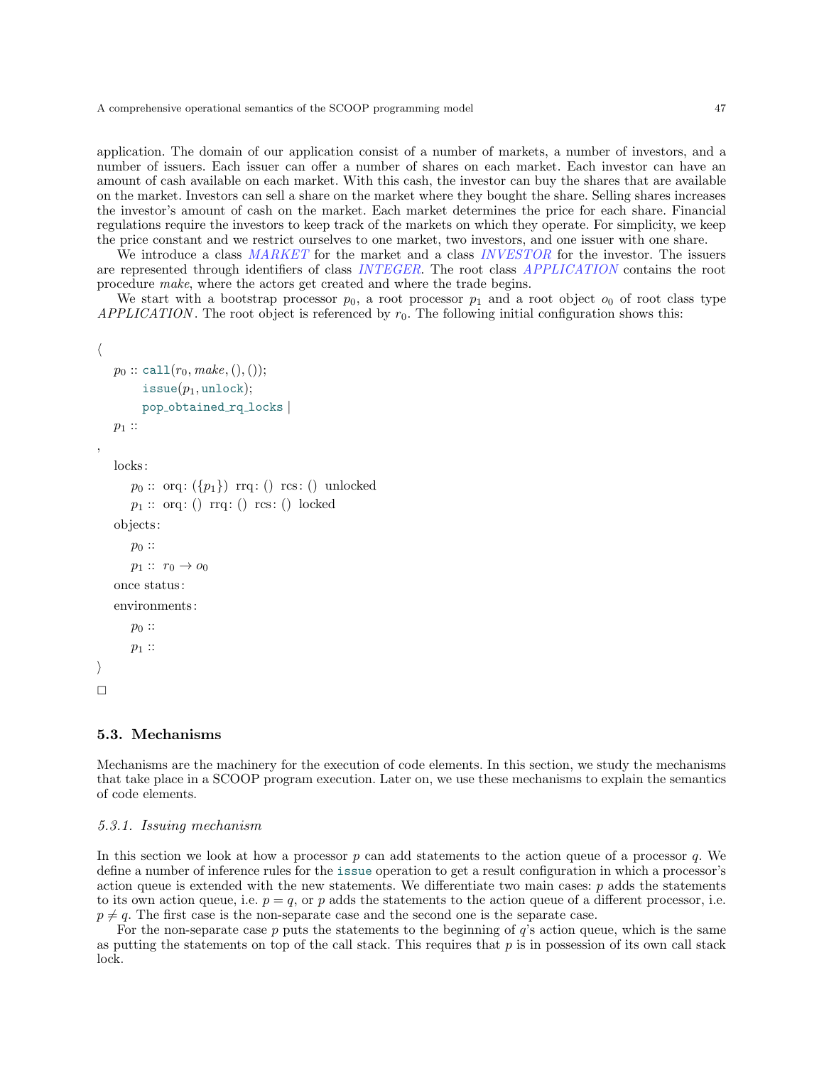application. The domain of our application consist of a number of markets, a number of investors, and a number of issuers. Each issuer can offer a number of shares on each market. Each investor can have an amount of cash available on each market. With this cash, the investor can buy the shares that are available on the market. Investors can sell a share on the market where they bought the share. Selling shares increases the investor's amount of cash on the market. Each market determines the price for each share. Financial regulations require the investors to keep track of the markets on which they operate. For simplicity, we keep the price constant and we restrict ourselves to one market, two investors, and one issuer with one share.

We introduce a class *MARKET* for the market and a class *INVESTOR* for the investor. The issuers are represented through identifiers of class *INTEGER*. The root class *APPLICATION* contains the root procedure *make*, where the actors get created and where the trade begins.

We start with a bootstrap processor $p_0$, a root processor $p_1$ and a root object $o_0$ of root class type *APPLICATION*. The root object is referenced by $r_0$. The following initial configuration shows this:

$$
\begin{array}{l}
\langle \\
\quad p_0 :: \texttt{call}(r_0, \mathit{make}, (), ()); \\
\quad\quad\quad \texttt{issue}(p_1, \texttt{unlock}); \\
\quad\quad\quad \texttt{pop\_obtained\_rq\_locks} \mid \\
\quad p_1 :: \\
, \\
\quad \text{locks}: \\
\quad\quad p_0 :: \ \text{orq}: (\{p_1\}) \ \ \text{rrq}: () \ \ \text{rcs}: () \ \ \text{unlocked} \\
\quad\quad p_1 :: \ \text{orq}: () \ \ \text{rrq}: () \ \ \text{rcs}: () \ \ \text{locked} \\
\quad \text{objects}: \\
\quad\quad p_0 :: \\
\quad\quad p_1 :: \ r_0 \to o_0 \\
\quad \text{once status}: \\
\quad \text{environments}: \\
\quad\quad p_0 :: \\
\quad\quad p_1 :: \\
\rangle
\end{array}
$$

□

### 5.3. Mechanisms

Mechanisms are the machinery for the execution of code elements. In this section, we study the mechanisms that take place in a SCOOP program execution. Later on, we use these mechanisms to explain the semantics of code elements.

#### *5.3.1. Issuing mechanism*

In this section we look at how a processor $p$ can add statements to the action queue of a processor $q$. We define a number of inference rules for the `issue` operation to get a result configuration in which a processor's action queue is extended with the new statements. We differentiate two main cases: $p$ adds the statements to its own action queue, i.e. $p = q$, or $p$ adds the statements to the action queue of a different processor, i.e. $p \neq q$. The first case is the non-separate case and the second one is the separate case.

For the non-separate case $p$ puts the statements to the beginning of $q$'s action queue, which is the same as putting the statements on top of the call stack. This requires that $p$ is in possession of its own call stack lock.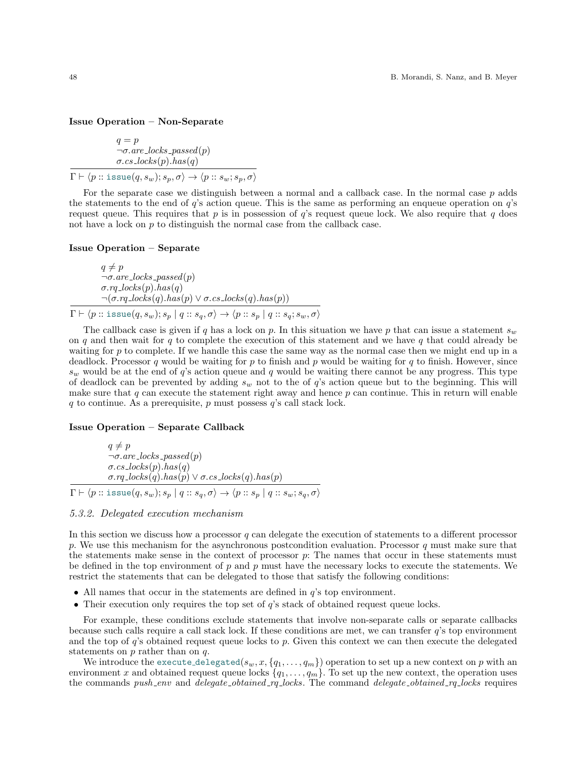**Issue Operation – Non-Separate**

$$\frac{\begin{array}{l} q = p \\ \neg\sigma.are\_locks\_passed(p) \\ \sigma.cs\_locks(p).has(q) \end{array}}{\Gamma \vdash \langle p :: \texttt{issue}(q, s_w); s_p, \sigma\rangle \rightarrow \langle p :: s_w; s_p, \sigma\rangle}$$

For the separate case we distinguish between a normal and a callback case. In the normal case $p$ adds the statements to the end of $q$'s action queue. This is the same as performing an enqueue operation on $q$'s request queue. This requires that $p$ is in possession of $q$'s request queue lock. We also require that $q$ does not have a lock on $p$ to distinguish the normal case from the callback case.

**Issue Operation – Separate**

$$\frac{\begin{array}{l} q \neq p \\ \neg\sigma.are\_locks\_passed(p) \\ \sigma.rq\_locks(p).has(q) \\ \neg(\sigma.rq\_locks(q).has(p) \vee \sigma.cs\_locks(q).has(p)) \end{array}}{\Gamma \vdash \langle p :: \texttt{issue}(q, s_w); s_p \mid q :: s_q, \sigma\rangle \rightarrow \langle p :: s_p \mid q :: s_q; s_w, \sigma\rangle}$$

The callback case is given if $q$ has a lock on $p$. In this situation we have $p$ that can issue a statement $s_w$ on $q$ and then wait for $q$ to complete the execution of this statement and we have $q$ that could already be waiting for $p$ to complete. If we handle this case the same way as the normal case then we might end up in a deadlock. Processor $q$ would be waiting for $p$ to finish and $p$ would be waiting for $q$ to finish. However, since $s_w$ would be at the end of $q$'s action queue and $q$ would be waiting there cannot be any progress. This type of deadlock can be prevented by adding $s_w$ not to the of $q$'s action queue but to the beginning. This will make sure that $q$ can execute the statement right away and hence $p$ can continue. This in return will enable $q$ to continue. As a prerequisite, $p$ must possess $q$'s call stack lock.

**Issue Operation – Separate Callback**

$$\frac{\begin{array}{l} q \neq p \\ \neg\sigma.are\_locks\_passed(p) \\ \sigma.cs\_locks(p).has(q) \\ \sigma.rq\_locks(q).has(p) \vee \sigma.cs\_locks(q).has(p) \end{array}}{\Gamma \vdash \langle p :: \texttt{issue}(q, s_w); s_p \mid q :: s_q, \sigma\rangle \rightarrow \langle p :: s_p \mid q :: s_w; s_q, \sigma\rangle}$$

### *5.3.2. Delegated execution mechanism*

In this section we discuss how a processor $q$ can delegate the execution of statements to a different processor $p$. We use this mechanism for the asynchronous postcondition evaluation. Processor $q$ must make sure that the statements make sense in the context of processor $p$: The names that occur in these statements must be defined in the top environment of $p$ and $p$ must have the necessary locks to execute the statements. We restrict the statements that can be delegated to those that satisfy the following conditions:

- All names that occur in the statements are defined in $q$'s top environment.
- Their execution only requires the top set of $q$'s stack of obtained request queue locks.

For example, these conditions exclude statements that involve non-separate calls or separate callbacks because such calls require a call stack lock. If these conditions are met, we can transfer $q$'s top environment and the top of $q$'s obtained request queue locks to $p$. Given this context we can then execute the delegated statements on $p$ rather than on $q$.

We introduce the $\texttt{execute\_delegated}(s_w, x, \{q_1, \ldots, q_m\})$ operation to set up a new context on $p$ with an environment $x$ and obtained request queue locks $\{q_1, \ldots, q_m\}$. To set up the new context, the operation uses the commands *push_env* and *delegate_obtained_rq_locks*. The command *delegate_obtained_rq_locks* requires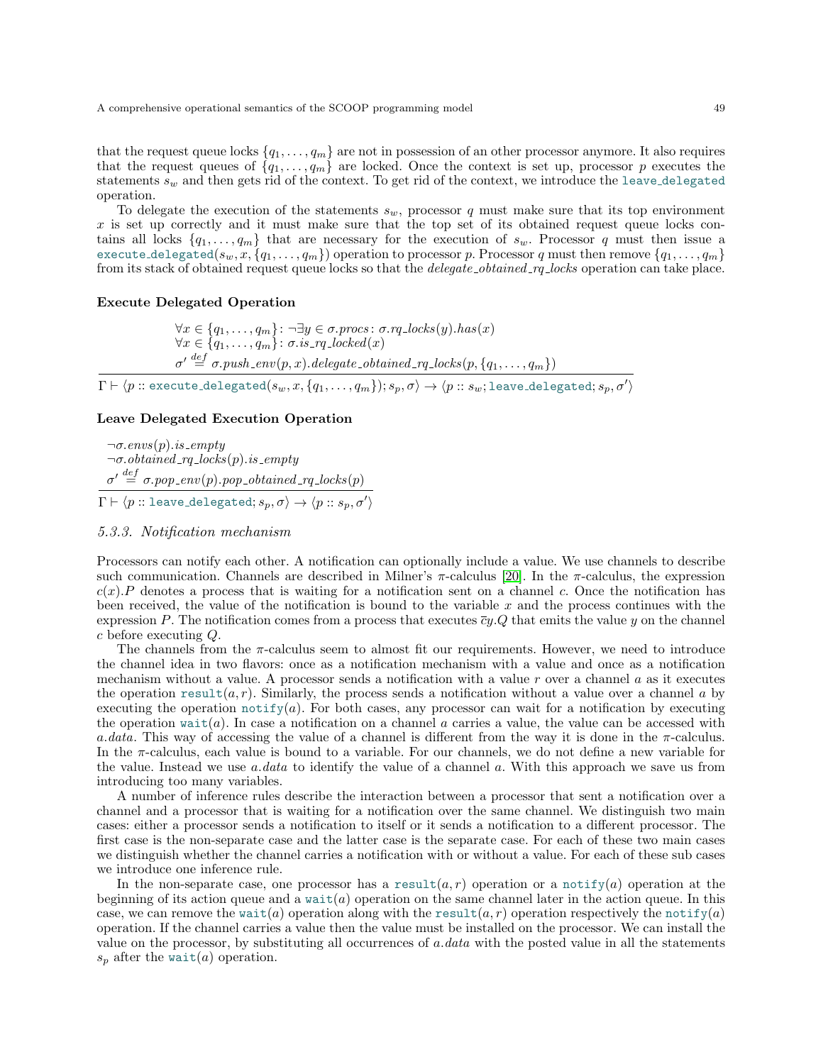that the request queue locks $\{q_1, \dots, q_m\}$ are not in possession of an other processor anymore. It also requires that the request queues of $\{q_1, \dots, q_m\}$ are locked. Once the context is set up, processor $p$ executes the statements $s_w$ and then gets rid of the context. To get rid of the context, we introduce the `leave_delegated` operation.

To delegate the execution of the statements $s_w$, processor $q$ must make sure that its top environment $x$ is set up correctly and it must make sure that the top set of its obtained request queue locks contains all locks $\{q_1, \dots, q_m\}$ that are necessary for the execution of $s_w$. Processor $q$ must then issue a `execute_delegated`$(s_w, x, \{q_1, \dots, q_m\})$ operation to processor $p$. Processor $q$ must then remove $\{q_1, \dots, q_m\}$ from its stack of obtained request queue locks so that the *delegate_obtained_rq_locks* operation can take place.

**Execute Delegated Operation**

$$\frac{\begin{array}{l}\forall x \in \{q_1, \dots, q_m\} \colon \neg \exists y \in \sigma.procs \colon \sigma.rq\_locks(y).has(x) \\ \forall x \in \{q_1, \dots, q_m\} \colon \sigma.is\_rq\_locked(x) \\ \sigma' \stackrel{def}{=} \sigma.push\_env(p, x).delegate\_obtained\_rq\_locks(p, \{q_1, \dots, q_m\})\end{array}}{\Gamma \vdash \langle p :: \texttt{execute\_delegated}(s_w, x, \{q_1, \dots, q_m\}); s_p, \sigma\rangle \rightarrow \langle p :: s_w; \texttt{leave\_delegated}; s_p, \sigma'\rangle}$$

**Leave Delegated Execution Operation**

$$\frac{\begin{array}{l}\neg \sigma.envs(p).is\_empty \\ \neg \sigma.obtained\_rq\_locks(p).is\_empty \\ \sigma' \stackrel{def}{=} \sigma.pop\_env(p).pop\_obtained\_rq\_locks(p)\end{array}}{\Gamma \vdash \langle p :: \texttt{leave\_delegated}; s_p, \sigma\rangle \rightarrow \langle p :: s_p, \sigma'\rangle}$$

### 5.3.3. Notification mechanism

Processors can notify each other. A notification can optionally include a value. We use channels to describe such communication. Channels are described in Milner's $\pi$-calculus [20]. In the $\pi$-calculus, the expression $c(x).P$ denotes a process that is waiting for a notification sent on a channel $c$. Once the notification has been received, the value of the notification is bound to the variable $x$ and the process continues with the expression $P$. The notification comes from a process that executes $\overline{c}y.Q$ that emits the value $y$ on the channel $c$ before executing $Q$.

The channels from the $\pi$-calculus seem to almost fit our requirements. However, we need to introduce the channel idea in two flavors: once as a notification mechanism with a value and once as a notification mechanism without a value. A processor sends a notification with a value $r$ over a channel $a$ as it executes the operation `result`$(a, r)$. Similarly, the process sends a notification without a value over a channel $a$ by executing the operation `notify`$(a)$. For both cases, any processor can wait for a notification by executing the operation `wait`$(a)$. In case a notification on a channel $a$ carries a value, the value can be accessed with $a.data$. This way of accessing the value of a channel is different from the way it is done in the $\pi$-calculus. In the $\pi$-calculus, each value is bound to a variable. For our channels, we do not define a new variable for the value. Instead we use $a.data$ to identify the value of a channel $a$. With this approach we save us from introducing too many variables.

A number of inference rules describe the interaction between a processor that sent a notification over a channel and a processor that is waiting for a notification over the same channel. We distinguish two main cases: either a processor sends a notification to itself or it sends a notification to a different processor. The first case is the non-separate case and the latter case is the separate case. For each of these two main cases we distinguish whether the channel carries a notification with or without a value. For each of these sub cases we introduce one inference rule.

In the non-separate case, one processor has a `result`$(a, r)$ operation or a `notify`$(a)$ operation at the beginning of its action queue and a `wait`$(a)$ operation on the same channel later in the action queue. In this case, we can remove the `wait`$(a)$ operation along with the `result`$(a, r)$ operation respectively the `notify`$(a)$ operation. If the channel carries a value then the value must be installed on the processor. We can install the value on the processor, by substituting all occurrences of $a.data$ with the posted value in all the statements $s_p$ after the `wait`$(a)$ operation.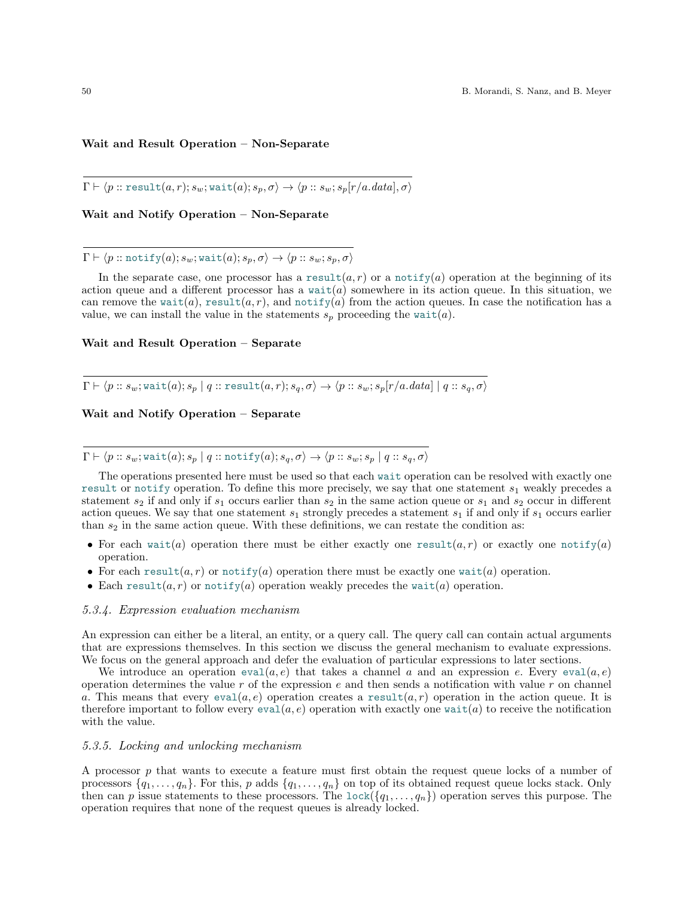**Wait and Result Operation – Non-Separate**

$$\frac{}{\Gamma \vdash \langle p :: \texttt{result}(a, r); s_w; \texttt{wait}(a); s_p, \sigma\rangle \rightarrow \langle p :: s_w; s_p[r/a.data], \sigma\rangle}$$

**Wait and Notify Operation – Non-Separate**

$$\frac{}{\Gamma \vdash \langle p :: \texttt{notify}(a); s_w; \texttt{wait}(a); s_p, \sigma\rangle \rightarrow \langle p :: s_w; s_p, \sigma\rangle}$$

In the separate case, one processor has a $\texttt{result}(a, r)$ or a $\texttt{notify}(a)$ operation at the beginning of its action queue and a different processor has a $\texttt{wait}(a)$ somewhere in its action queue. In this situation, we can remove the $\texttt{wait}(a)$, $\texttt{result}(a, r)$, and $\texttt{notify}(a)$ from the action queues. In case the notification has a value, we can install the value in the statements $s_p$ proceeding the $\texttt{wait}(a)$.

**Wait and Result Operation – Separate**

$$\frac{}{\Gamma \vdash \langle p :: s_w; \texttt{wait}(a); s_p \mid q :: \texttt{result}(a, r); s_q, \sigma\rangle \rightarrow \langle p :: s_w; s_p[r/a.data] \mid q :: s_q, \sigma\rangle}$$

**Wait and Notify Operation – Separate**

$$\frac{}{\Gamma \vdash \langle p :: s_w; \texttt{wait}(a); s_p \mid q :: \texttt{notify}(a); s_q, \sigma\rangle \rightarrow \langle p :: s_w; s_p \mid q :: s_q, \sigma\rangle}$$

The operations presented here must be used so that each `wait` operation can be resolved with exactly one `result` or `notify` operation. To define this more precisely, we say that one statement $s_1$ weakly precedes a statement $s_2$ if and only if $s_1$ occurs earlier than $s_2$ in the same action queue or $s_1$ and $s_2$ occur in different action queues. We say that one statement $s_1$ strongly precedes a statement $s_1$ if and only if $s_1$ occurs earlier than $s_2$ in the same action queue. With these definitions, we can restate the condition as:

- For each $\texttt{wait}(a)$ operation there must be either exactly one $\texttt{result}(a, r)$ or exactly one $\texttt{notify}(a)$ operation.
- For each $\texttt{result}(a, r)$ or $\texttt{notify}(a)$ operation there must be exactly one $\texttt{wait}(a)$ operation.
- Each $\texttt{result}(a, r)$ or $\texttt{notify}(a)$ operation weakly precedes the $\texttt{wait}(a)$ operation.

### *5.3.4. Expression evaluation mechanism*

An expression can either be a literal, an entity, or a query call. The query call can contain actual arguments that are expressions themselves. In this section we discuss the general mechanism to evaluate expressions. We focus on the general approach and defer the evaluation of particular expressions to later sections.

We introduce an operation $\texttt{eval}(a, e)$ that takes a channel $a$ and an expression $e$. Every $\texttt{eval}(a, e)$ operation determines the value $r$ of the expression $e$ and then sends a notification with value $r$ on channel $a$. This means that every $\texttt{eval}(a, e)$ operation creates a $\texttt{result}(a, r)$ operation in the action queue. It is therefore important to follow every $\texttt{eval}(a, e)$ operation with exactly one $\texttt{wait}(a)$ to receive the notification with the value.

### *5.3.5. Locking and unlocking mechanism*

A processor $p$ that wants to execute a feature must first obtain the request queue locks of a number of processors $\{q_1, \ldots, q_n\}$. For this, $p$ adds $\{q_1, \ldots, q_n\}$ on top of its obtained request queue locks stack. Only then can $p$ issue statements to these processors. The $\texttt{lock}(\{q_1, \ldots, q_n\})$ operation serves this purpose. The operation requires that none of the request queues is already locked.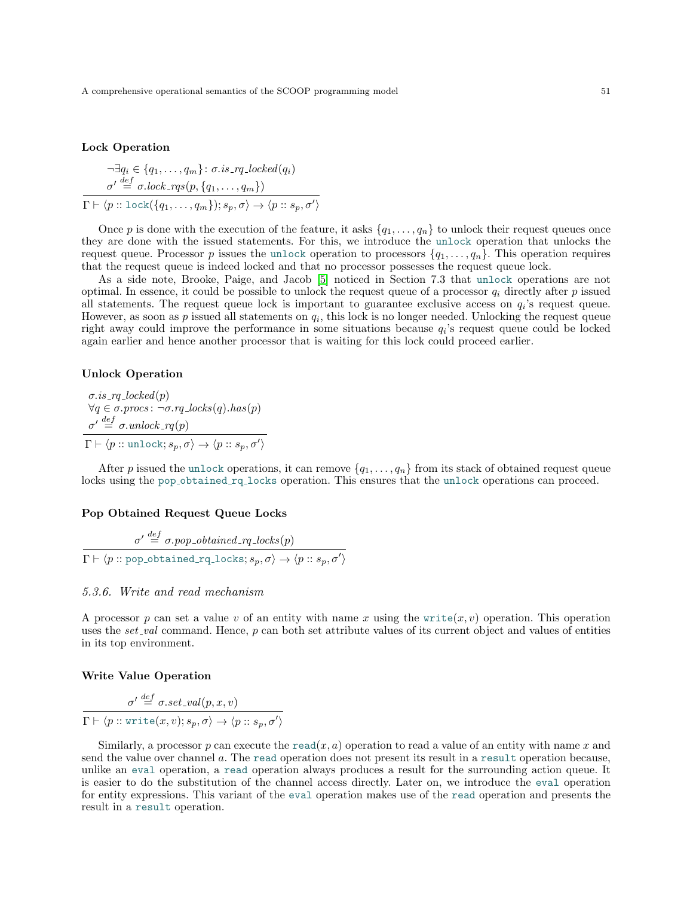**Lock Operation**

$$\frac{\begin{array}{l}\neg\exists q_i \in \{q_1, \dots, q_m\} \colon \sigma.\mathit{is\_rq\_locked}(q_i) \\ \sigma' \stackrel{def}{=} \sigma.\mathit{lock\_rqs}(p, \{q_1, \dots, q_m\})\end{array}}{\Gamma \vdash \langle p :: \mathtt{lock}(\{q_1, \dots, q_m\}); s_p, \sigma\rangle \rightarrow \langle p :: s_p, \sigma'\rangle}$$

Once $p$ is done with the execution of the feature, it asks $\{q_1, \dots, q_n\}$ to unlock their request queues once they are done with the issued statements. For this, we introduce the `unlock` operation that unlocks the request queue. Processor $p$ issues the `unlock` operation to processors $\{q_1, \dots, q_n\}$. This operation requires that the request queue is indeed locked and that no processor possesses the request queue lock.

As a side note, Brooke, Paige, and Jacob [5] noticed in Section 7.3 that `unlock` operations are not optimal. In essence, it could be possible to unlock the request queue of a processor $q_i$ directly after $p$ issued all statements. The request queue lock is important to guarantee exclusive access on $q_i$'s request queue. However, as soon as $p$ issued all statements on $q_i$, this lock is no longer needed. Unlocking the request queue right away could improve the performance in some situations because $q_i$'s request queue could be locked again earlier and hence another processor that is waiting for this lock could proceed earlier.

**Unlock Operation**

$$\frac{\begin{array}{l}\sigma.\mathit{is\_rq\_locked}(p) \\ \forall q \in \sigma.\mathit{procs} \colon \neg\sigma.\mathit{rq\_locks}(q).\mathit{has}(p) \\ \sigma' \stackrel{def}{=} \sigma.\mathit{unlock\_rq}(p)\end{array}}{\Gamma \vdash \langle p :: \mathtt{unlock}; s_p, \sigma\rangle \rightarrow \langle p :: s_p, \sigma'\rangle}$$

After $p$ issued the `unlock` operations, it can remove $\{q_1, \dots, q_n\}$ from its stack of obtained request queue locks using the `pop_obtained_rq_locks` operation. This ensures that the `unlock` operations can proceed.

**Pop Obtained Request Queue Locks**

$$\frac{\sigma' \stackrel{def}{=} \sigma.\mathit{pop\_obtained\_rq\_locks}(p)}{\Gamma \vdash \langle p :: \mathtt{pop\_obtained\_rq\_locks}; s_p, \sigma\rangle \rightarrow \langle p :: s_p, \sigma'\rangle}$$

### 5.3.6. Write and read mechanism

A processor $p$ can set a value $v$ of an entity with name $x$ using the `write`$(x, v)$ operation. This operation uses the *set_val* command. Hence, $p$ can both set attribute values of its current object and values of entities in its top environment.

**Write Value Operation**

$$\frac{\sigma' \stackrel{def}{=} \sigma.\mathit{set\_val}(p, x, v)}{\Gamma \vdash \langle p :: \mathtt{write}(x, v); s_p, \sigma\rangle \rightarrow \langle p :: s_p, \sigma'\rangle}$$

Similarly, a processor $p$ can execute the `read`$(x, a)$ operation to read a value of an entity with name $x$ and send the value over channel $a$. The `read` operation does not present its result in a `result` operation because, unlike an `eval` operation, a `read` operation always produces a result for the surrounding action queue. It is easier to do the substitution of the channel access directly. Later on, we introduce the `eval` operation for entity expressions. This variant of the `eval` operation makes use of the `read` operation and presents the result in a `result` operation.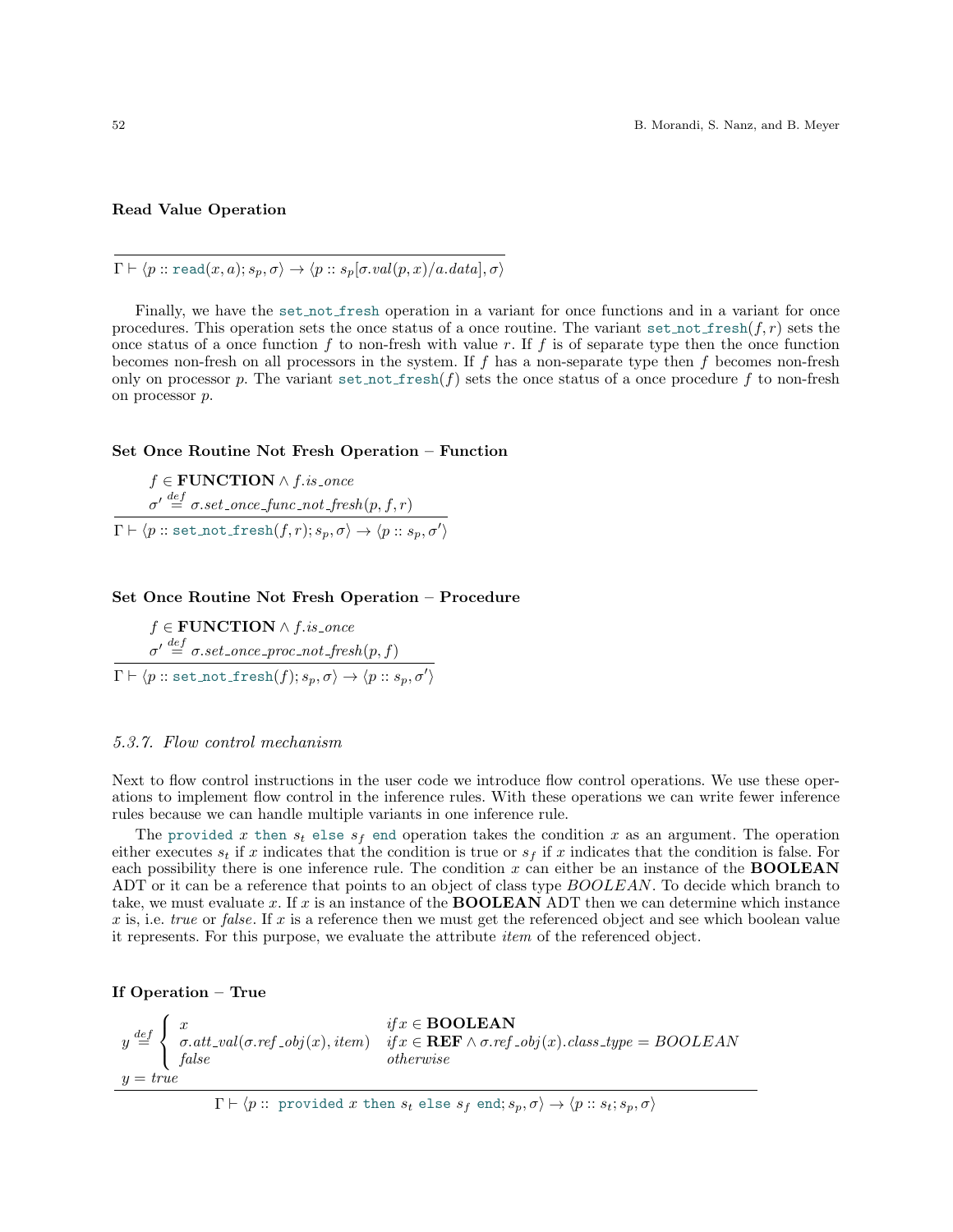**Read Value Operation**

$$\frac{}{\Gamma \vdash \langle p :: \texttt{read}(x, a); s_p, \sigma\rangle \rightarrow \langle p :: s_p[\sigma.val(p, x)/a.data], \sigma\rangle}$$

Finally, we have the `set_not_fresh` operation in a variant for once functions and in a variant for once procedures. This operation sets the once status of a once routine. The variant `set_not_fresh`$(f, r)$ sets the once status of a once function $f$ to non-fresh with value $r$. If $f$ is of separate type then the once function becomes non-fresh on all processors in the system. If $f$ has a non-separate type then $f$ becomes non-fresh only on processor $p$. The variant `set_not_fresh`$(f)$ sets the once status of a once procedure $f$ to non-fresh on processor $p$.

**Set Once Routine Not Fresh Operation – Function**

$$\frac{\begin{array}{l} f \in \mathbf{FUNCTION} \wedge f.is\_once \\ \sigma' \stackrel{def}{=} \sigma.set\_once\_func\_not\_fresh(p, f, r) \end{array}}{\Gamma \vdash \langle p :: \texttt{set\_not\_fresh}(f, r); s_p, \sigma\rangle \rightarrow \langle p :: s_p, \sigma'\rangle}$$

**Set Once Routine Not Fresh Operation – Procedure**

$$\frac{\begin{array}{l} f \in \mathbf{FUNCTION} \wedge f.is\_once \\ \sigma' \stackrel{def}{=} \sigma.set\_once\_proc\_not\_fresh(p, f) \end{array}}{\Gamma \vdash \langle p :: \texttt{set\_not\_fresh}(f); s_p, \sigma\rangle \rightarrow \langle p :: s_p, \sigma'\rangle}$$

### *5.3.7. Flow control mechanism*

Next to flow control instructions in the user code we introduce flow control operations. We use these operations to implement flow control in the inference rules. With these operations we can write fewer inference rules because we can handle multiple variants in one inference rule.

The `provided` $x$ `then` $s_t$ `else` $s_f$ `end` operation takes the condition $x$ as an argument. The operation either executes $s_t$ if $x$ indicates that the condition is true or $s_f$ if $x$ indicates that the condition is false. For each possibility there is one inference rule. The condition $x$ can either be an instance of the **BOOLEAN** ADT or it can be a reference that points to an object of class type *BOOLEAN*. To decide which branch to take, we must evaluate $x$. If $x$ is an instance of the **BOOLEAN** ADT then we can determine which instance $x$ is, i.e. *true* or *false*. If $x$ is a reference then we must get the referenced object and see which boolean value it represents. For this purpose, we evaluate the attribute *item* of the referenced object.

**If Operation – True**

$$\frac{\begin{array}{l} y \stackrel{def}{=} \left\{ \begin{array}{ll} x & if\, x \in \mathbf{BOOLEAN} \\ \sigma.att\_val(\sigma.ref\_obj(x), item) & if\, x \in \mathbf{REF} \wedge \sigma.ref\_obj(x).class\_type = BOOLEAN \\ false & otherwise \end{array} \right. \\ y = true \end{array}}{\Gamma \vdash \langle p :: \texttt{ provided } x \texttt{ then } s_t \texttt{ else } s_f \texttt{ end}; s_p, \sigma\rangle \rightarrow \langle p :: s_t; s_p, \sigma\rangle}$$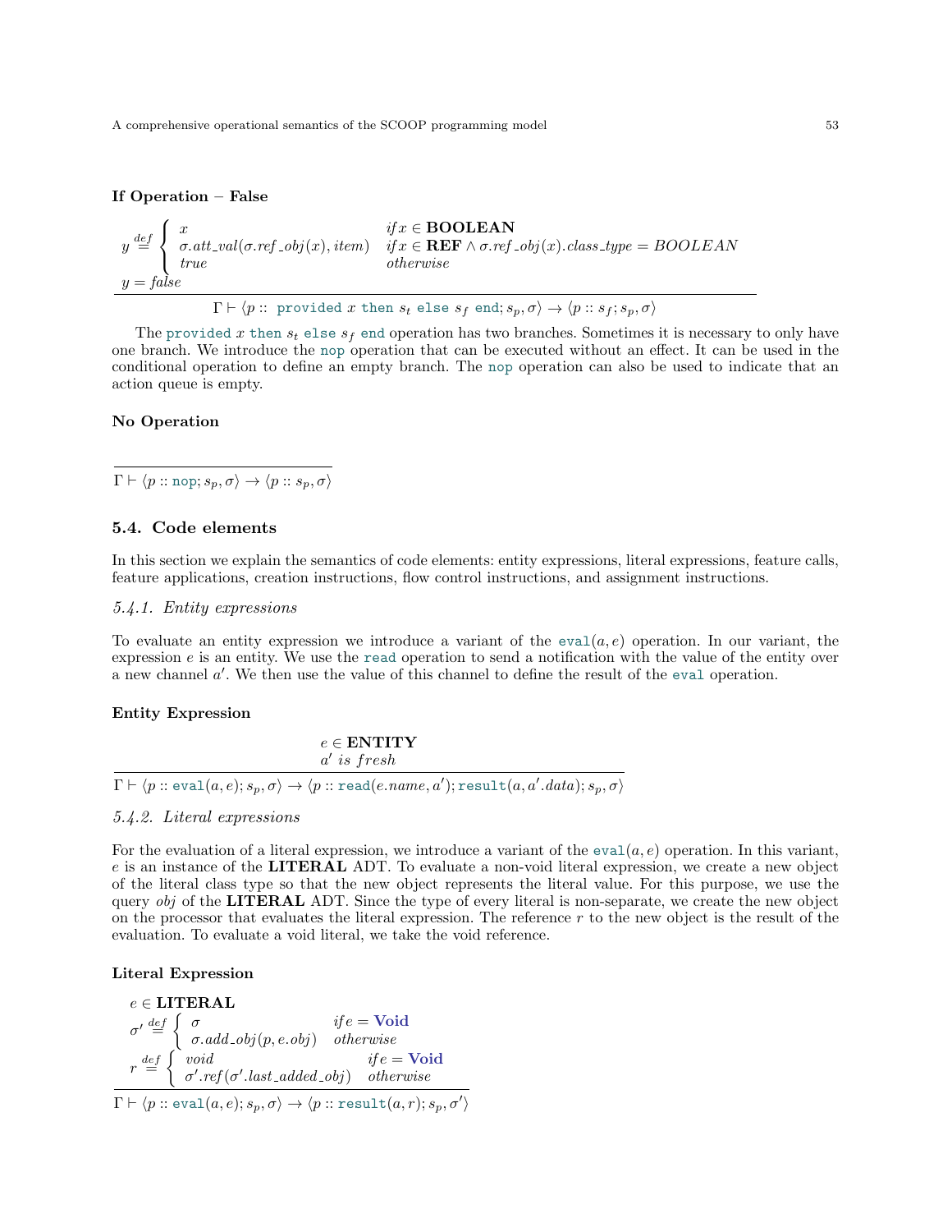**If Operation – False**

$$\frac{\begin{array}{l} y \stackrel{def}{=} \left\{ \begin{array}{ll} x & if\, x \in \mathbf{BOOLEAN} \\ \sigma.att\_val(\sigma.ref\_obj(x), item) & if\, x \in \mathbf{REF} \wedge \sigma.ref\_obj(x).class\_type = BOOLEAN \\ true & otherwise \end{array} \right. \\ y = false \end{array}}{\Gamma \vdash \langle p :: \texttt{ provided } x \texttt{ then } s_t \texttt{ else } s_f \texttt{ end}; s_p, \sigma \rangle \rightarrow \langle p :: s_f; s_p, \sigma \rangle}$$

The `provided` $x$ `then` $s_t$ `else` $s_f$ `end` operation has two branches. Sometimes it is necessary to only have one branch. We introduce the `nop` operation that can be executed without an effect. It can be used in the conditional operation to define an empty branch. The `nop` operation can also be used to indicate that an action queue is empty.

**No Operation**

$$\frac{}{\Gamma \vdash \langle p :: \texttt{nop}; s_p, \sigma \rangle \rightarrow \langle p :: s_p, \sigma \rangle}$$

## 5.4. Code elements

In this section we explain the semantics of code elements: entity expressions, literal expressions, feature calls, feature applications, creation instructions, flow control instructions, and assignment instructions.

### 5.4.1. Entity expressions

To evaluate an entity expression we introduce a variant of the $\texttt{eval}(a, e)$ operation. In our variant, the expression $e$ is an entity. We use the `read` operation to send a notification with the value of the entity over a new channel $a'$. We then use the value of this channel to define the result of the `eval` operation.

**Entity Expression**

$$\frac{\begin{array}{l} e \in \mathbf{ENTITY} \\ a' \textit{ is fresh} \end{array}}{\Gamma \vdash \langle p :: \texttt{eval}(a, e); s_p, \sigma \rangle \rightarrow \langle p :: \texttt{read}(e.name, a'); \texttt{result}(a, a'.data); s_p, \sigma \rangle}$$

### 5.4.2. Literal expressions

For the evaluation of a literal expression, we introduce a variant of the $\texttt{eval}(a, e)$ operation. In this variant, $e$ is an instance of the **LITERAL** ADT. To evaluate a non-void literal expression, we create a new object of the literal class type so that the new object represents the literal value. For this purpose, we use the query *obj* of the **LITERAL** ADT. Since the type of every literal is non-separate, we create the new object on the processor that evaluates the literal expression. The reference $r$ to the new object is the result of the evaluation. To evaluate a void literal, we take the void reference.

**Literal Expression**

$$\frac{\begin{array}{l} e \in \mathbf{LITERAL} \\ \sigma' \stackrel{def}{=} \left\{ \begin{array}{ll} \sigma & if\, e = \mathbf{Void} \\ \sigma.add\_obj(p, e.obj) & otherwise \end{array} \right. \\ r \stackrel{def}{=} \left\{ \begin{array}{ll} void & if\, e = \mathbf{Void} \\ \sigma'.ref(\sigma'.last\_added\_obj) & otherwise \end{array} \right. \end{array}}{\Gamma \vdash \langle p :: \texttt{eval}(a, e); s_p, \sigma \rangle \rightarrow \langle p :: \texttt{result}(a, r); s_p, \sigma' \rangle}$$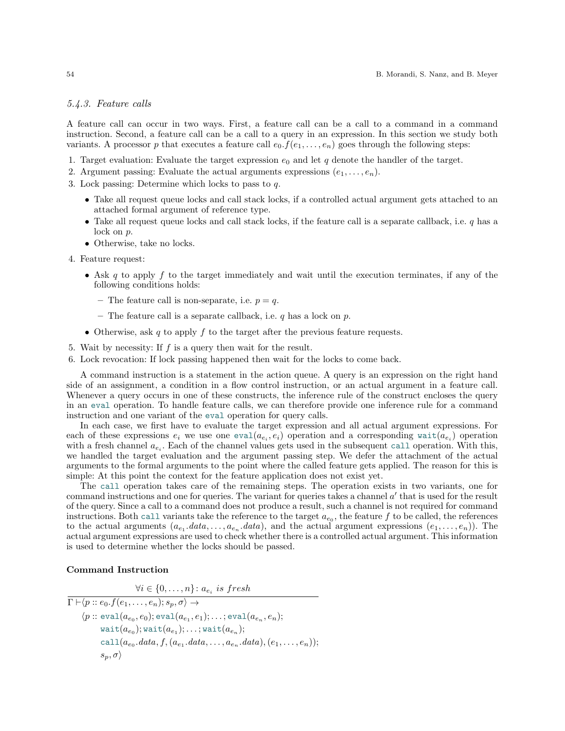### 5.4.3. Feature calls

A feature call can occur in two ways. First, a feature call can be a call to a command in a command instruction. Second, a feature call can be a call to a query in an expression. In this section we study both variants. A processor $p$ that executes a feature call $e_0.f(e_1, \ldots, e_n)$ goes through the following steps:

1. Target evaluation: Evaluate the target expression $e_0$ and let $q$ denote the handler of the target.
2. Argument passing: Evaluate the actual arguments expressions $(e_1, \ldots, e_n)$.
3. Lock passing: Determine which locks to pass to $q$.
   - Take all request queue locks and call stack locks, if a controlled actual argument gets attached to an attached formal argument of reference type.
   - Take all request queue locks and call stack locks, if the feature call is a separate callback, i.e. $q$ has a lock on $p$.
   - Otherwise, take no locks.
4. Feature request:
   - Ask $q$ to apply $f$ to the target immediately and wait until the execution terminates, if any of the following conditions holds:
     - The feature call is non-separate, i.e. $p = q$.
     - The feature call is a separate callback, i.e. $q$ has a lock on $p$.
   - Otherwise, ask $q$ to apply $f$ to the target after the previous feature requests.
5. Wait by necessity: If $f$ is a query then wait for the result.
6. Lock revocation: If lock passing happened then wait for the locks to come back.

A command instruction is a statement in the action queue. A query is an expression on the right hand side of an assignment, a condition in a flow control instruction, or an actual argument in a feature call. Whenever a query occurs in one of these constructs, the inference rule of the construct encloses the query in an `eval` operation. To handle feature calls, we can therefore provide one inference rule for a command instruction and one variant of the `eval` operation for query calls.

In each case, we first have to evaluate the target expression and all actual argument expressions. For each of these expressions $e_i$ we use one $\texttt{eval}(a_{e_i}, e_i)$ operation and a corresponding $\texttt{wait}(a_{e_i})$ operation with a fresh channel $a_{e_i}$. Each of the channel values gets used in the subsequent `call` operation. With this, we handled the target evaluation and the argument passing step. We defer the attachment of the actual arguments to the formal arguments to the point where the called feature gets applied. The reason for this is simple: At this point the context for the feature application does not exist yet.

The `call` operation takes care of the remaining steps. The operation exists in two variants, one for command instructions and one for queries. The variant for queries takes a channel $a'$ that is used for the result of the query. Since a call to a command does not produce a result, such a channel is not required for command instructions. Both `call` variants take the reference to the target $a_{e_0}$, the feature $f$ to be called, the references to the actual arguments $(a_{e_1}.data, \ldots, a_{e_n}.data)$, and the actual argument expressions $(e_1, \ldots, e_n)$). The actual argument expressions are used to check whether there is a controlled actual argument. This information is used to determine whether the locks should be passed.

**Command Instruction**

$$\frac{\forall i \in \{0, \ldots, n\} \colon a_{e_i} \ \textit{is fresh}}{\begin{array}{l}\Gamma \vdash \langle p :: e_0.f(e_1, \ldots, e_n); s_p, \sigma\rangle \rightarrow \\ \quad \langle p :: \texttt{eval}(a_{e_0}, e_0); \texttt{eval}(a_{e_1}, e_1); \ldots; \texttt{eval}(a_{e_n}, e_n); \\ \quad\quad \texttt{wait}(a_{e_0}); \texttt{wait}(a_{e_1}); \ldots; \texttt{wait}(a_{e_n}); \\ \quad\quad \texttt{call}(a_{e_0}.data, f, (a_{e_1}.data, \ldots, a_{e_n}.data), (e_1, \ldots, e_n)); \\ \quad\quad s_p, \sigma\rangle\end{array}}$$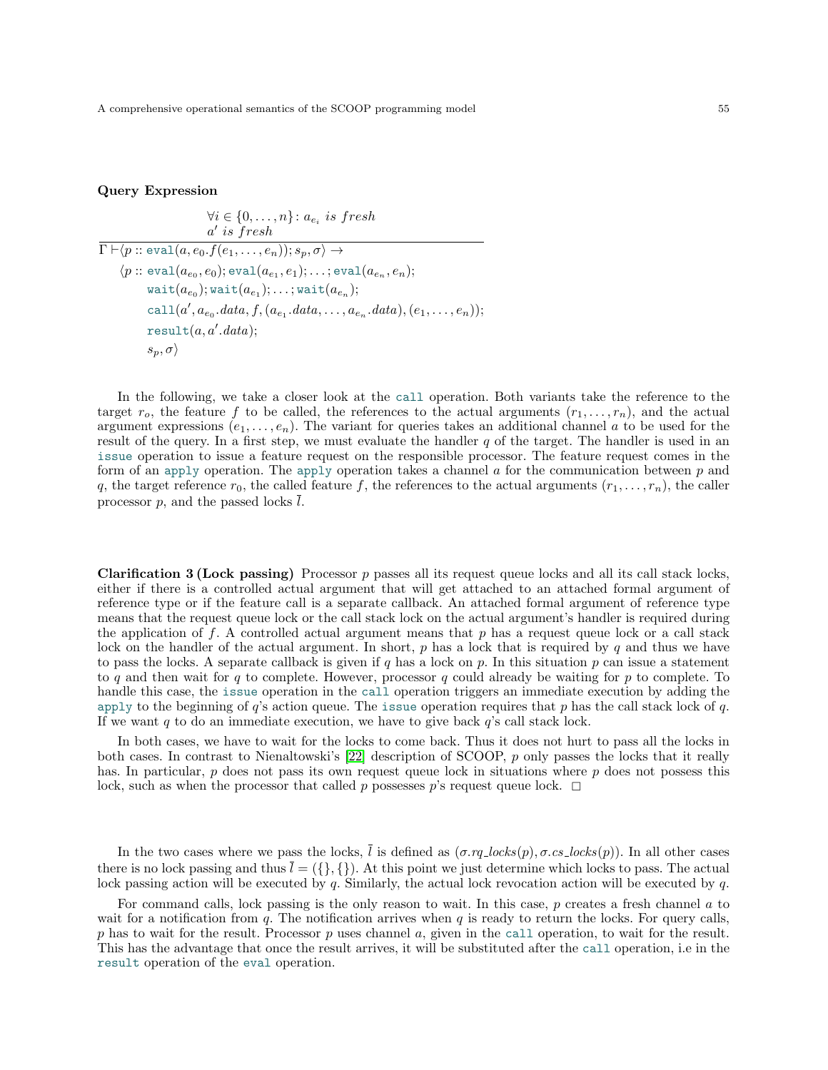**Query Expression**

$$\frac{\begin{array}{l}\forall i \in \{0, \ldots, n\}\colon a_{e_i} \textit{ is fresh} \\ a' \textit{ is fresh}\end{array}}{\begin{array}{l}\Gamma \vdash \langle p :: \texttt{eval}(a, e_0.f(e_1, \ldots, e_n)); s_p, \sigma\rangle \rightarrow \\ \quad \langle p :: \texttt{eval}(a_{e_0}, e_0); \texttt{eval}(a_{e_1}, e_1); \ldots; \texttt{eval}(a_{e_n}, e_n); \\ \qquad \texttt{wait}(a_{e_0}); \texttt{wait}(a_{e_1}); \ldots; \texttt{wait}(a_{e_n}); \\ \qquad \texttt{call}(a', a_{e_0}.data, f, (a_{e_1}.data, \ldots, a_{e_n}.data), (e_1, \ldots, e_n)); \\ \qquad \texttt{result}(a, a'.data); \\ \qquad s_p, \sigma\rangle\end{array}}$$

In the following, we take a closer look at the `call` operation. Both variants take the reference to the target $r_o$, the feature $f$ to be called, the references to the actual arguments $(r_1, \ldots, r_n)$, and the actual argument expressions $(e_1, \ldots, e_n)$. The variant for queries takes an additional channel $a$ to be used for the result of the query. In a first step, we must evaluate the handler $q$ of the target. The handler is used in an `issue` operation to issue a feature request on the responsible processor. The feature request comes in the form of an `apply` operation. The `apply` operation takes a channel $a$ for the communication between $p$ and $q$, the target reference $r_0$, the called feature $f$, the references to the actual arguments $(r_1, \ldots, r_n)$, the caller processor $p$, and the passed locks $\bar{l}$.

**Clarification 3 (Lock passing)** Processor $p$ passes all its request queue locks and all its call stack locks, either if there is a controlled actual argument that will get attached to an attached formal argument of reference type or if the feature call is a separate callback. An attached formal argument of reference type means that the request queue lock or the call stack lock on the actual argument's handler is required during the application of $f$. A controlled actual argument means that $p$ has a request queue lock or a call stack lock on the handler of the actual argument. In short, $p$ has a lock that is required by $q$ and thus we have to pass the locks. A separate callback is given if $q$ has a lock on $p$. In this situation $p$ can issue a statement to $q$ and then wait for $q$ to complete. However, processor $q$ could already be waiting for $p$ to complete. To handle this case, the `issue` operation in the `call` operation triggers an immediate execution by adding the `apply` to the beginning of $q$'s action queue. The `issue` operation requires that $p$ has the call stack lock of $q$. If we want $q$ to do an immediate execution, we have to give back $q$'s call stack lock.

In both cases, we have to wait for the locks to come back. Thus it does not hurt to pass all the locks in both cases. In contrast to Nienaltowski's [22] description of SCOOP, $p$ only passes the locks that it really has. In particular, $p$ does not pass its own request queue lock in situations where $p$ does not possess this lock, such as when the processor that called $p$ possesses $p$'s request queue lock. □

In the two cases where we pass the locks, $\bar{l}$ is defined as $(\sigma.rq\_locks(p), \sigma.cs\_locks(p))$. In all other cases there is no lock passing and thus $\bar{l} = (\{\}, \{\})$. At this point we just determine which locks to pass. The actual lock passing action will be executed by $q$. Similarly, the actual lock revocation action will be executed by $q$.

For command calls, lock passing is the only reason to wait. In this case, $p$ creates a fresh channel $a$ to wait for a notification from $q$. The notification arrives when $q$ is ready to return the locks. For query calls, $p$ has to wait for the result. Processor $p$ uses channel $a$, given in the `call` operation, to wait for the result. This has the advantage that once the result arrives, it will be substituted after the `call` operation, i.e in the `result` operation of the `eval` operation.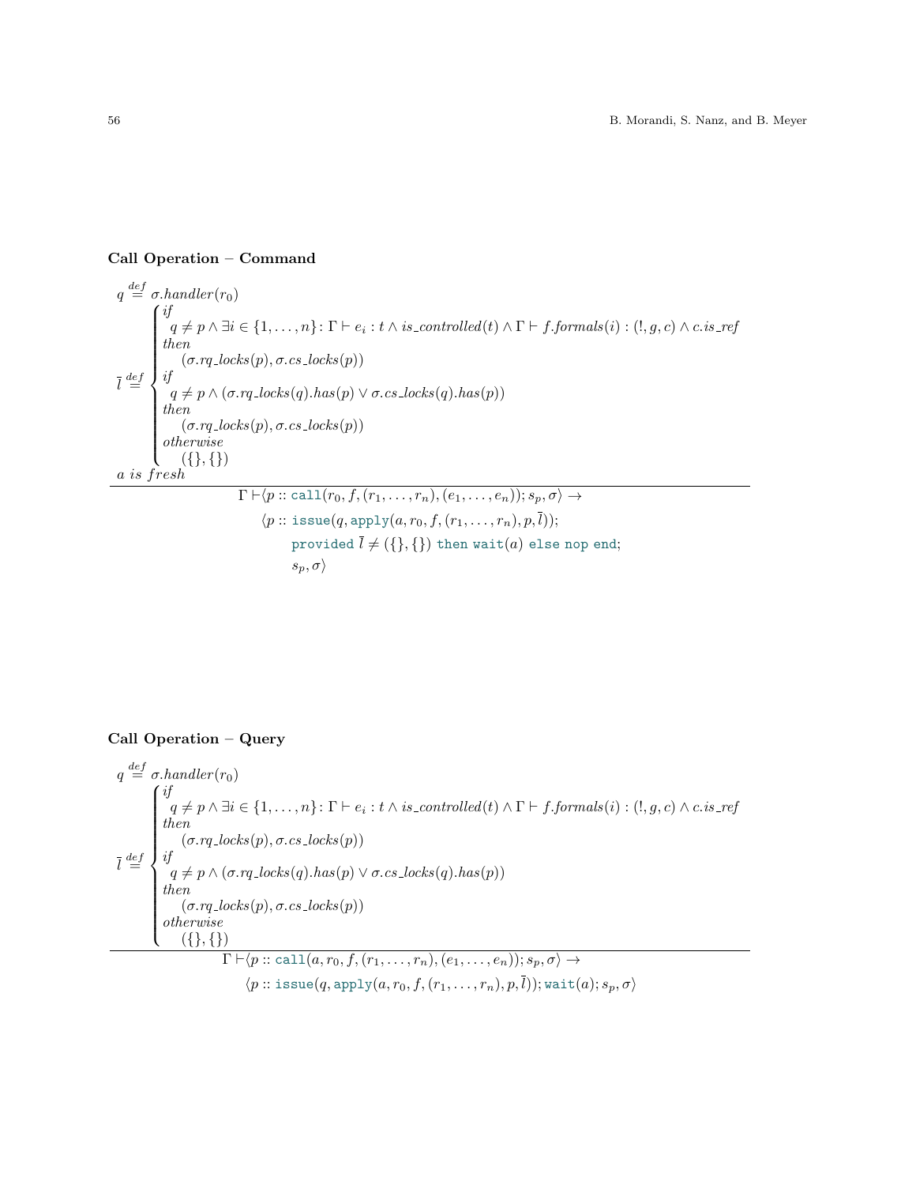**Call Operation – Command**

$$
\dfrac{
\begin{array}{l}
q \overset{def}{=} \sigma.handler(r_0) \\
\overline{l} \overset{def}{=} \begin{cases}
\textit{if} \\
\quad q \neq p \wedge \exists i \in \{1,\ldots,n\} \colon \Gamma \vdash e_i : t \wedge is\_controlled(t) \wedge \Gamma \vdash f.formals(i) : (!, g, c) \wedge c.is\_ref \\
\textit{then} \\
\quad\quad (\sigma.rq\_locks(p), \sigma.cs\_locks(p)) \\
\textit{if} \\
\quad q \neq p \wedge (\sigma.rq\_locks(q).has(p) \vee \sigma.cs\_locks(q).has(p)) \\
\textit{then} \\
\quad\quad (\sigma.rq\_locks(p), \sigma.cs\_locks(p)) \\
\textit{otherwise} \\
\quad\quad (\{\}, \{\})
\end{cases} \\
a \textit{ is fresh}
\end{array}
}{
\begin{array}{l}
\Gamma \vdash \langle p :: \texttt{call}(r_0, f, (r_1, \ldots, r_n), (e_1, \ldots, e_n)); s_p, \sigma \rangle \rightarrow \\
\quad \langle p :: \texttt{issue}(q, \texttt{apply}(a, r_0, f, (r_1, \ldots, r_n), p, \overline{l})); \\
\quad\quad \texttt{provided } \overline{l} \neq (\{\}, \{\}) \texttt{ then wait}(a) \texttt{ else nop end}; \\
\quad\quad s_p, \sigma \rangle
\end{array}
}
$$

**Call Operation – Query**

$$
\dfrac{
\begin{array}{l}
q \overset{def}{=} \sigma.handler(r_0) \\
\overline{l} \overset{def}{=} \begin{cases}
\textit{if} \\
\quad q \neq p \wedge \exists i \in \{1,\ldots,n\} \colon \Gamma \vdash e_i : t \wedge is\_controlled(t) \wedge \Gamma \vdash f.formals(i) : (!, g, c) \wedge c.is\_ref \\
\textit{then} \\
\quad\quad (\sigma.rq\_locks(p), \sigma.cs\_locks(p)) \\
\textit{if} \\
\quad q \neq p \wedge (\sigma.rq\_locks(q).has(p) \vee \sigma.cs\_locks(q).has(p)) \\
\textit{then} \\
\quad\quad (\sigma.rq\_locks(p), \sigma.cs\_locks(p)) \\
\textit{otherwise} \\
\quad\quad (\{\}, \{\})
\end{cases}
\end{array}
}{
\begin{array}{l}
\Gamma \vdash \langle p :: \texttt{call}(a, r_0, f, (r_1, \ldots, r_n), (e_1, \ldots, e_n)); s_p, \sigma \rangle \rightarrow \\
\quad \langle p :: \texttt{issue}(q, \texttt{apply}(a, r_0, f, (r_1, \ldots, r_n), p, \overline{l})); \texttt{wait}(a); s_p, \sigma \rangle
\end{array}
}
$$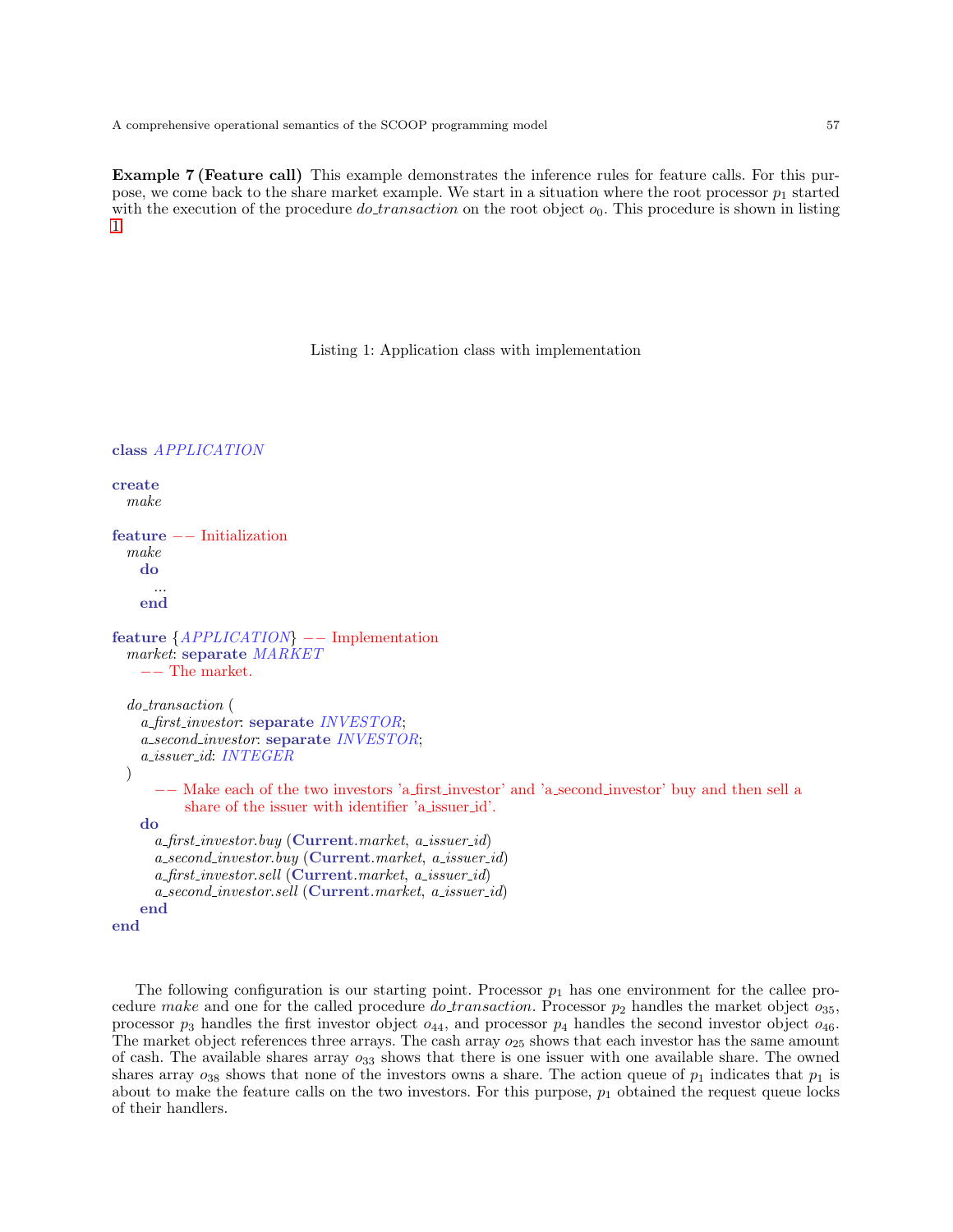**Example 7 (Feature call)** This example demonstrates the inference rules for feature calls. For this purpose, we come back to the share market example. We start in a situation where the root processor $p_1$ started with the execution of the procedure *do_transaction* on the root object $o_0$. This procedure is shown in listing 1.

Listing 1: Application class with implementation

```
class APPLICATION

create
   make

feature -- Initialization
   make
      do
         ...
      end

feature {APPLICATION} -- Implementation
   market: separate MARKET
      -- The market.

   do_transaction (
      a_first_investor: separate INVESTOR;
      a_second_investor: separate INVESTOR;
      a_issuer_id: INTEGER
   )
         -- Make each of the two investors 'a_first_investor' and 'a_second_investor' buy and then sell a
            share of the issuer with identifier 'a_issuer_id'.
      do
         a_first_investor.buy (Current.market, a_issuer_id)
         a_second_investor.buy (Current.market, a_issuer_id)
         a_first_investor.sell (Current.market, a_issuer_id)
         a_second_investor.sell (Current.market, a_issuer_id)
      end
end
```

The following configuration is our starting point. Processor $p_1$ has one environment for the callee procedure *make* and one for the called procedure *do_transaction*. Processor $p_2$ handles the market object $o_{35}$, processor $p_3$ handles the first investor object $o_{44}$, and processor $p_4$ handles the second investor object $o_{46}$. The market object references three arrays. The cash array $o_{25}$ shows that each investor has the same amount of cash. The available shares array $o_{33}$ shows that there is one issuer with one available share. The owned shares array $o_{38}$ shows that none of the investors owns a share. The action queue of $p_1$ indicates that $p_1$ is about to make the feature calls on the two investors. For this purpose, $p_1$ obtained the request queue locks of their handlers.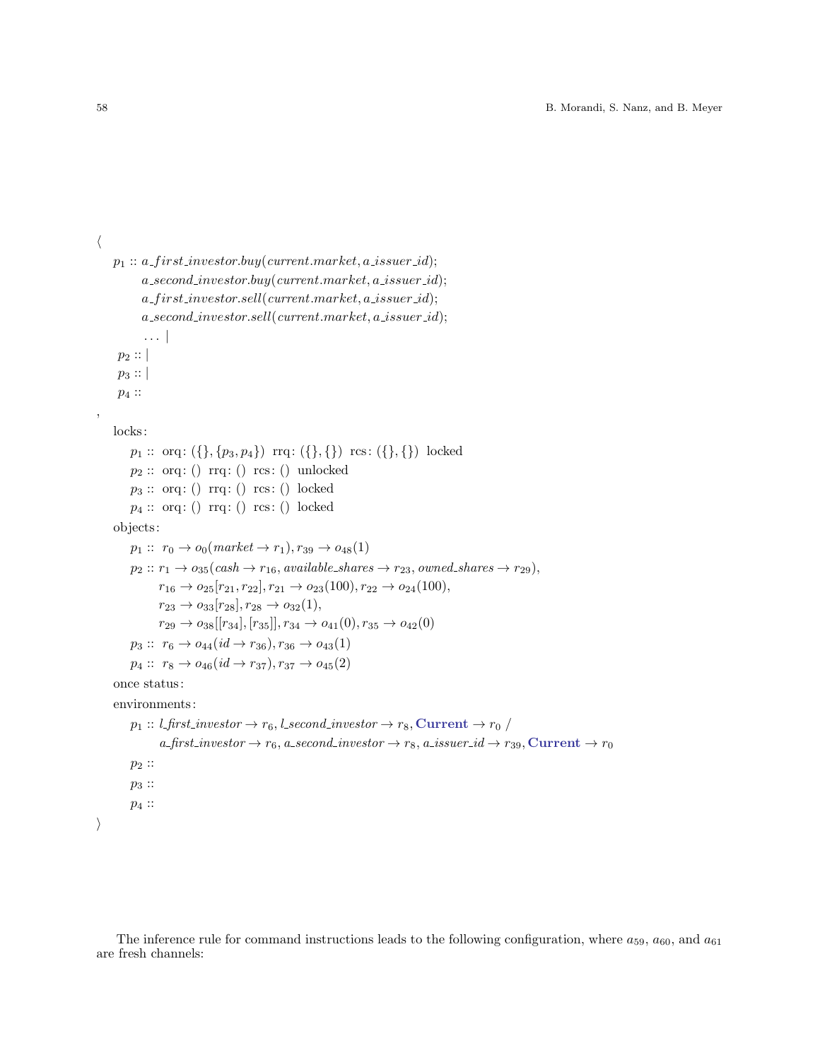$$
\begin{aligned}
&\langle \\
&\quad p_1 :: a\_first\_investor.buy(current.market, a\_issuer\_id); \\
&\qquad\quad a\_second\_investor.buy(current.market, a\_issuer\_id); \\
&\qquad\quad a\_first\_investor.sell(current.market, a\_issuer\_id); \\
&\qquad\quad a\_second\_investor.sell(current.market, a\_issuer\_id); \\
&\qquad\quad \ldots \mid \\
&\quad p_2 :: \mid \\
&\quad p_3 :: \mid \\
&\quad p_4 :: \\
&, \\
&\quad \text{locks:} \\
&\qquad p_1 :: \ \text{orq: } (\{\}, \{p_3, p_4\}) \ \ \text{rrq: } (\{\}, \{\}) \ \ \text{rcs: } (\{\}, \{\}) \ \ \text{locked} \\
&\qquad p_2 :: \ \text{orq: } () \ \ \text{rrq: } () \ \ \text{rcs: } () \ \ \text{unlocked} \\
&\qquad p_3 :: \ \text{orq: } () \ \ \text{rrq: } () \ \ \text{rcs: } () \ \ \text{locked} \\
&\qquad p_4 :: \ \text{orq: } () \ \ \text{rrq: } () \ \ \text{rcs: } () \ \ \text{locked} \\
&\quad \text{objects:} \\
&\qquad p_1 :: \ r_0 \rightarrow o_0(market \rightarrow r_1), r_{39} \rightarrow o_{48}(1) \\
&\qquad p_2 :: r_1 \rightarrow o_{35}(cash \rightarrow r_{16}, available\_shares \rightarrow r_{23}, owned\_shares \rightarrow r_{29}), \\
&\qquad\qquad r_{16} \rightarrow o_{25}[r_{21}, r_{22}], r_{21} \rightarrow o_{23}(100), r_{22} \rightarrow o_{24}(100), \\
&\qquad\qquad r_{23} \rightarrow o_{33}[r_{28}], r_{28} \rightarrow o_{32}(1), \\
&\qquad\qquad r_{29} \rightarrow o_{38}[[r_{34}], [r_{35}]], r_{34} \rightarrow o_{41}(0), r_{35} \rightarrow o_{42}(0) \\
&\qquad p_3 :: \ r_6 \rightarrow o_{44}(id \rightarrow r_{36}), r_{36} \rightarrow o_{43}(1) \\
&\qquad p_4 :: \ r_8 \rightarrow o_{46}(id \rightarrow r_{37}), r_{37} \rightarrow o_{45}(2) \\
&\quad \text{once status:} \\
&\quad \text{environments:} \\
&\qquad p_1 :: l\_first\_investor \rightarrow r_6, l\_second\_investor \rightarrow r_8, \textbf{Current} \rightarrow r_0 \ / \\
&\qquad\qquad a\_first\_investor \rightarrow r_6, a\_second\_investor \rightarrow r_8, a\_issuer\_id \rightarrow r_{39}, \textbf{Current} \rightarrow r_0 \\
&\qquad p_2 :: \\
&\qquad p_3 :: \\
&\qquad p_4 :: \\
&\rangle
\end{aligned}
$$

The inference rule for command instructions leads to the following configuration, where $a_{59}$, $a_{60}$, and $a_{61}$ are fresh channels: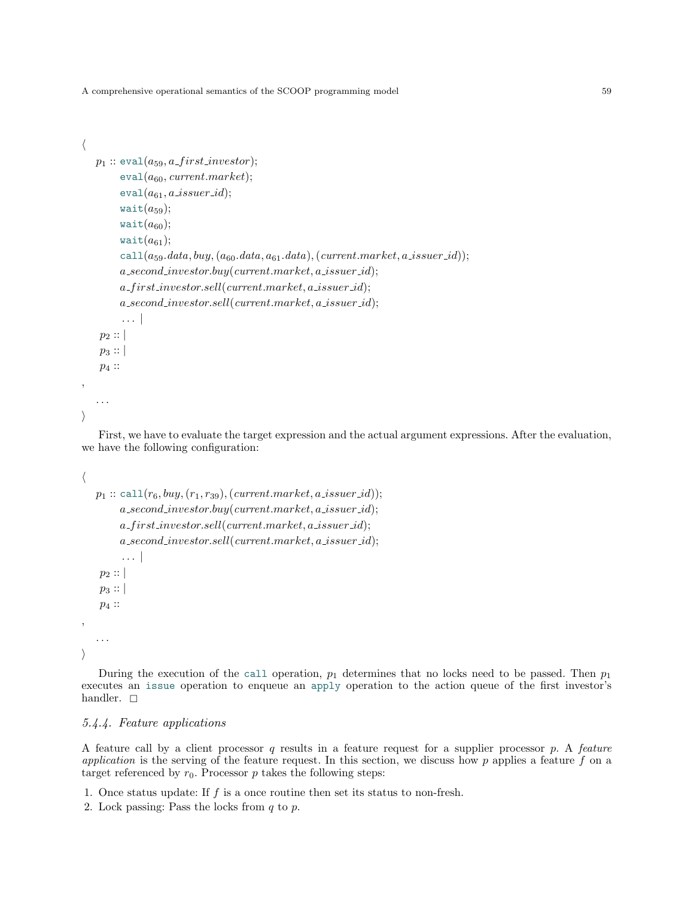$$
\begin{array}{l}
\langle \\
\quad p_1 :: \texttt{eval}(a_{59}, a\_first\_investor); \\
\qquad \texttt{eval}(a_{60}, current.market); \\
\qquad \texttt{eval}(a_{61}, a\_issuer\_id); \\
\qquad \texttt{wait}(a_{59}); \\
\qquad \texttt{wait}(a_{60}); \\
\qquad \texttt{wait}(a_{61}); \\
\qquad \texttt{call}(a_{59}.data, buy, (a_{60}.data, a_{61}.data), (current.market, a\_issuer\_id)); \\
\qquad a\_second\_investor.buy(current.market, a\_issuer\_id); \\
\qquad a\_first\_investor.sell(current.market, a\_issuer\_id); \\
\qquad a\_second\_investor.sell(current.market, a\_issuer\_id); \\
\qquad \ldots \mid \\
\quad p_2 :: \mid \\
\quad p_3 :: \mid \\
\quad p_4 :: \\
, \\
\quad \ldots \\
\rangle
\end{array}
$$

First, we have to evaluate the target expression and the actual argument expressions. After the evaluation, we have the following configuration:

$$
\begin{array}{l}
\langle \\
\quad p_1 :: \texttt{call}(r_6, buy, (r_1, r_{39}), (current.market, a\_issuer\_id)); \\
\qquad a\_second\_investor.buy(current.market, a\_issuer\_id); \\
\qquad a\_first\_investor.sell(current.market, a\_issuer\_id); \\
\qquad a\_second\_investor.sell(current.market, a\_issuer\_id); \\
\qquad \ldots \mid \\
\quad p_2 :: \mid \\
\quad p_3 :: \mid \\
\quad p_4 :: \\
, \\
\quad \ldots \\
\rangle
\end{array}
$$

During the execution of the `call` operation, $p_1$ determines that no locks need to be passed. Then $p_1$ executes an `issue` operation to enqueue an `apply` operation to the action queue of the first investor's handler. □

### *5.4.4. Feature applications*

A feature call by a client processor $q$ results in a feature request for a supplier processor $p$. A *feature application* is the serving of the feature request. In this section, we discuss how $p$ applies a feature $f$ on a target referenced by $r_0$. Processor $p$ takes the following steps:

1. Once status update: If $f$ is a once routine then set its status to non-fresh.
2. Lock passing: Pass the locks from $q$ to $p$.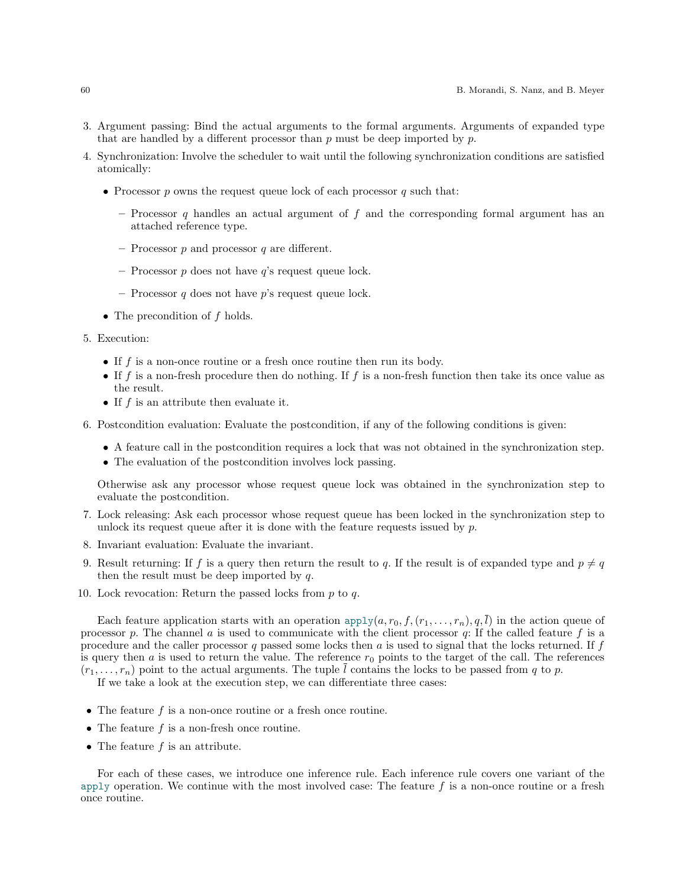3. Argument passing: Bind the actual arguments to the formal arguments. Arguments of expanded type that are handled by a different processor than $p$ must be deep imported by $p$.
4. Synchronization: Involve the scheduler to wait until the following synchronization conditions are satisfied atomically:
   - Processor $p$ owns the request queue lock of each processor $q$ such that:
     - Processor $q$ handles an actual argument of $f$ and the corresponding formal argument has an attached reference type.
     - Processor $p$ and processor $q$ are different.
     - Processor $p$ does not have $q$'s request queue lock.
     - Processor $q$ does not have $p$'s request queue lock.
   - The precondition of $f$ holds.
5. Execution:
   - If $f$ is a non-once routine or a fresh once routine then run its body.
   - If $f$ is a non-fresh procedure then do nothing. If $f$ is a non-fresh function then take its once value as the result.
   - If $f$ is an attribute then evaluate it.
6. Postcondition evaluation: Evaluate the postcondition, if any of the following conditions is given:
   - A feature call in the postcondition requires a lock that was not obtained in the synchronization step.
   - The evaluation of the postcondition involves lock passing.

   Otherwise ask any processor whose request queue lock was obtained in the synchronization step to evaluate the postcondition.
7. Lock releasing: Ask each processor whose request queue has been locked in the synchronization step to unlock its request queue after it is done with the feature requests issued by $p$.
8. Invariant evaluation: Evaluate the invariant.
9. Result returning: If $f$ is a query then return the result to $q$. If the result is of expanded type and $p \neq q$ then the result must be deep imported by $q$.
10. Lock revocation: Return the passed locks from $p$ to $q$.

Each feature application starts with an operation apply$(a, r_0, f, (r_1, \ldots, r_n), q, \bar{l})$ in the action queue of processor $p$. The channel $a$ is used to communicate with the client processor $q$: If the called feature $f$ is a procedure and the caller processor $q$ passed some locks then $a$ is used to signal that the locks returned. If $f$ is query then $a$ is used to return the value. The reference $r_0$ points to the target of the call. The references $(r_1, \ldots, r_n)$ point to the actual arguments. The tuple $\bar{l}$ contains the locks to be passed from $q$ to $p$.

If we take a look at the execution step, we can differentiate three cases:

- The feature $f$ is a non-once routine or a fresh once routine.
- The feature $f$ is a non-fresh once routine.
- The feature $f$ is an attribute.

For each of these cases, we introduce one inference rule. Each inference rule covers one variant of the apply operation. We continue with the most involved case: The feature $f$ is a non-once routine or a fresh once routine.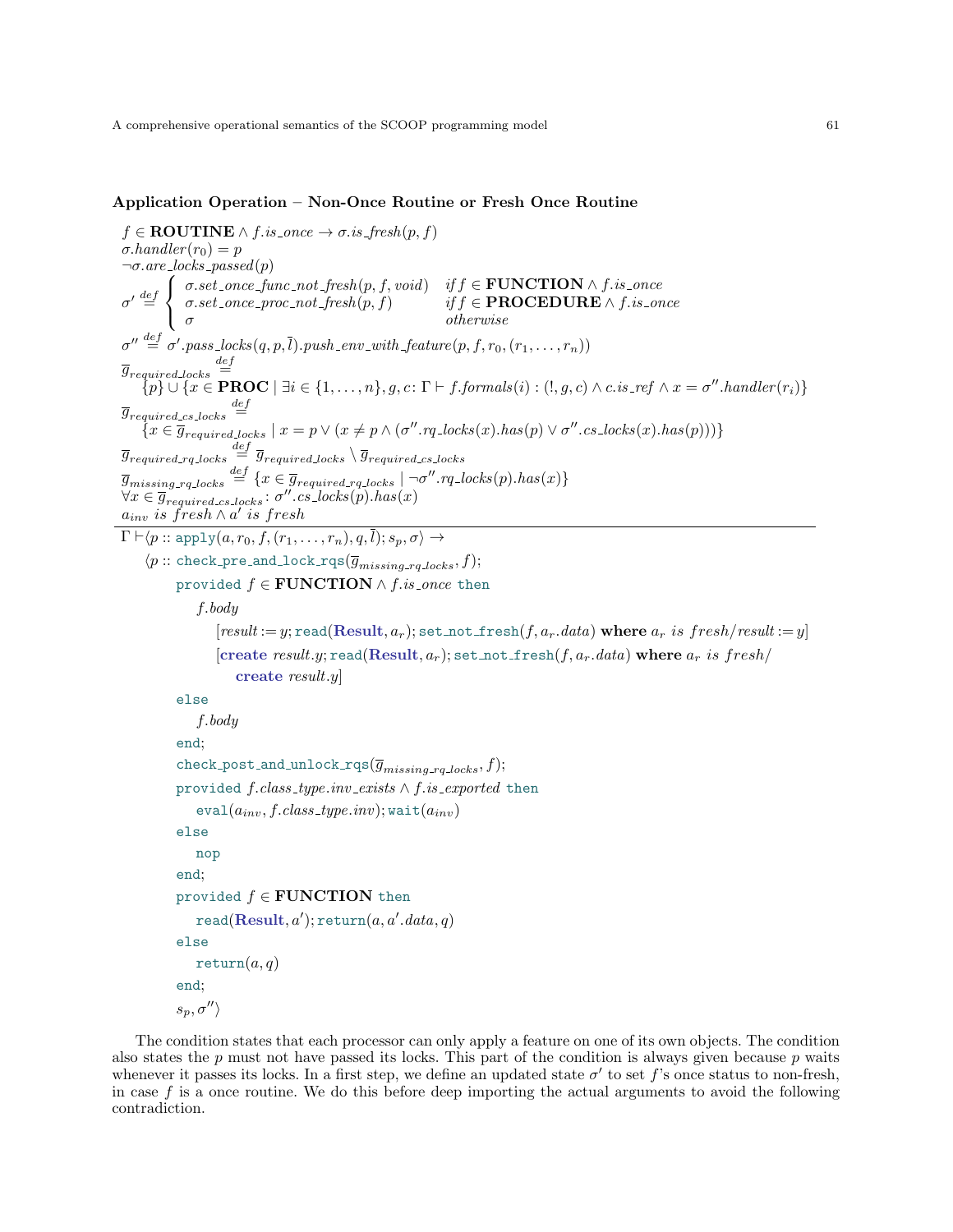**Application Operation – Non-Once Routine or Fresh Once Routine**

$$
\begin{array}{l}
f \in \mathbf{ROUTINE} \wedge f.is\_once \rightarrow \sigma.is\_fresh(p, f) \\
\sigma.handler(r_0) = p \\
\neg \sigma.are\_locks\_passed(p) \\
\sigma' \overset{def}{=} \begin{cases} \sigma.set\_once\_func\_not\_fresh(p, f, void) & if\, f \in \mathbf{FUNCTION} \wedge f.is\_once \\ \sigma.set\_once\_proc\_not\_fresh(p, f) & if\, f \in \mathbf{PROCEDURE} \wedge f.is\_once \\ \sigma & otherwise \end{cases} \\
\sigma'' \overset{def}{=} \sigma'.pass\_locks(q, p, \overline{l}).push\_env\_with\_feature(p, f, r_0, (r_1, \ldots, r_n)) \\
\overline{g}_{required\_locks} \overset{def}{=} \\
\quad \{p\} \cup \{x \in \mathbf{PROC} \mid \exists i \in \{1, \ldots, n\}, g, c \colon \Gamma \vdash f.formals(i) : (!, g, c) \wedge c.is\_ref \wedge x = \sigma''.handler(r_i)\} \\
\overline{g}_{required\_cs\_locks} \overset{def}{=} \\
\quad \{x \in \overline{g}_{required\_locks} \mid x = p \vee (x \neq p \wedge (\sigma''.rq\_locks(x).has(p) \vee \sigma''.cs\_locks(x).has(p)))\} \\
\overline{g}_{required\_rq\_locks} \overset{def}{=} \overline{g}_{required\_locks} \setminus \overline{g}_{required\_cs\_locks} \\
\overline{g}_{missing\_rq\_locks} \overset{def}{=} \{x \in \overline{g}_{required\_rq\_locks} \mid \neg \sigma''.rq\_locks(p).has(x)\} \\
\forall x \in \overline{g}_{required\_cs\_locks} \colon \sigma''.cs\_locks(p).has(x) \\
a_{inv} \text{ } is\ fresh \wedge a' \text{ } is\ fresh \\
\hline
\Gamma \vdash \langle p :: \mathtt{apply}(a, r_0, f, (r_1, \ldots, r_n), q, \overline{l}); s_p, \sigma \rangle \rightarrow
\end{array}
$$

$\langle p ::$ `check_pre_and_lock_rqs`$(\overline{g}_{missing\_rq\_locks}, f)$;
&nbsp;&nbsp;&nbsp;&nbsp;`provided` $f \in \mathbf{FUNCTION} \wedge f.is\_once$ `then`
&nbsp;&nbsp;&nbsp;&nbsp;&nbsp;&nbsp;&nbsp;&nbsp;$f.body$
&nbsp;&nbsp;&nbsp;&nbsp;&nbsp;&nbsp;&nbsp;&nbsp;&nbsp;&nbsp;&nbsp;&nbsp;$[result := y;$ `read`$(\mathbf{Result}, a_r)$; `set_not_fresh`$(f, a_r.data)$ **where** $a_r$ *is fresh*$/result := y]$
&nbsp;&nbsp;&nbsp;&nbsp;&nbsp;&nbsp;&nbsp;&nbsp;&nbsp;&nbsp;&nbsp;&nbsp;$[$**create** $result.y$; `read`$(\mathbf{Result}, a_r)$; `set_not_fresh`$(f, a_r.data)$ **where** $a_r$ *is fresh*$/$
&nbsp;&nbsp;&nbsp;&nbsp;&nbsp;&nbsp;&nbsp;&nbsp;&nbsp;&nbsp;&nbsp;&nbsp;&nbsp;&nbsp;&nbsp;&nbsp;**create** $result.y]$
&nbsp;&nbsp;&nbsp;&nbsp;`else`
&nbsp;&nbsp;&nbsp;&nbsp;&nbsp;&nbsp;&nbsp;&nbsp;$f.body$
&nbsp;&nbsp;&nbsp;&nbsp;`end`;
&nbsp;&nbsp;&nbsp;&nbsp;`check_post_and_unlock_rqs`$(\overline{g}_{missing\_rq\_locks}, f)$;
&nbsp;&nbsp;&nbsp;&nbsp;`provided` $f.class\_type.inv\_exists \wedge f.is\_exported$ `then`
&nbsp;&nbsp;&nbsp;&nbsp;&nbsp;&nbsp;&nbsp;&nbsp;`eval`$(a_{inv}, f.class\_type.inv)$; `wait`$(a_{inv})$
&nbsp;&nbsp;&nbsp;&nbsp;`else`
&nbsp;&nbsp;&nbsp;&nbsp;&nbsp;&nbsp;&nbsp;&nbsp;`nop`
&nbsp;&nbsp;&nbsp;&nbsp;`end`;
&nbsp;&nbsp;&nbsp;&nbsp;`provided` $f \in \mathbf{FUNCTION}$ `then`
&nbsp;&nbsp;&nbsp;&nbsp;&nbsp;&nbsp;&nbsp;&nbsp;`read`$(\mathbf{Result}, a')$; `return`$(a, a'.data, q)$
&nbsp;&nbsp;&nbsp;&nbsp;`else`
&nbsp;&nbsp;&nbsp;&nbsp;&nbsp;&nbsp;&nbsp;&nbsp;`return`$(a, q)$
&nbsp;&nbsp;&nbsp;&nbsp;`end`;
&nbsp;&nbsp;&nbsp;&nbsp;$s_p, \sigma'' \rangle$

The condition states that each processor can only apply a feature on one of its own objects. The condition also states the $p$ must not have passed its locks. This part of the condition is always given because $p$ waits whenever it passes its locks. In a first step, we define an updated state $\sigma'$ to set $f$'s once status to non-fresh, in case $f$ is a once routine. We do this before deep importing the actual arguments to avoid the following contradiction.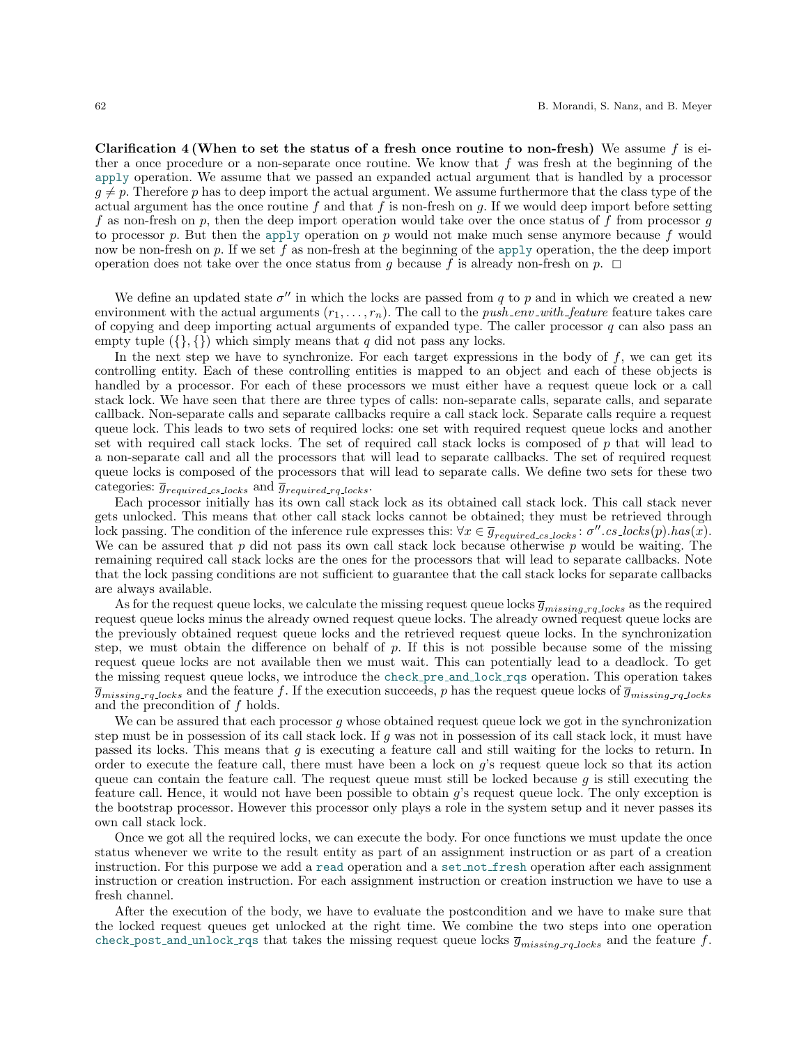**Clarification 4 (When to set the status of a fresh once routine to non-fresh)** We assume $f$ is either a once procedure or a non-separate once routine. We know that $f$ was fresh at the beginning of the `apply` operation. We assume that we passed an expanded actual argument that is handled by a processor $g \neq p$. Therefore $p$ has to deep import the actual argument. We assume furthermore that the class type of the actual argument has the once routine $f$ and that $f$ is non-fresh on $g$. If we would deep import before setting $f$ as non-fresh on $p$, then the deep import operation would take over the once status of $f$ from processor $g$ to processor $p$. But then the `apply` operation on $p$ would not make much sense anymore because $f$ would now be non-fresh on $p$. If we set $f$ as non-fresh at the beginning of the `apply` operation, the the deep import operation does not take over the once status from $g$ because $f$ is already non-fresh on $p$. □

We define an updated state $\sigma''$ in which the locks are passed from $q$ to $p$ and in which we created a new environment with the actual arguments $(r_1, \ldots, r_n)$. The call to the *push_env_with_feature* feature takes care of copying and deep importing actual arguments of expanded type. The caller processor $q$ can also pass an empty tuple $(\{\}, \{\})$ which simply means that $q$ did not pass any locks.

In the next step we have to synchronize. For each target expressions in the body of $f$, we can get its controlling entity. Each of these controlling entities is mapped to an object and each of these objects is handled by a processor. For each of these processors we must either have a request queue lock or a call stack lock. We have seen that there are three types of calls: non-separate calls, separate calls, and separate callback. Non-separate calls and separate callbacks require a call stack lock. Separate calls require a request queue lock. This leads to two sets of required locks: one set with required request queue locks and another set with required call stack locks. The set of required call stack locks is composed of $p$ that will lead to a non-separate call and all the processors that will lead to separate callbacks. The set of required request queue locks is composed of the processors that will lead to separate calls. We define two sets for these two categories: $\overline{g}_{required\_cs\_locks}$ and $\overline{g}_{required\_rq\_locks}$.

Each processor initially has its own call stack lock as its obtained call stack lock. This call stack never gets unlocked. This means that other call stack locks cannot be obtained; they must be retrieved through lock passing. The condition of the inference rule expresses this: $\forall x \in \overline{g}_{required\_cs\_locks} : \sigma''.cs\_locks(p).has(x)$. We can be assured that $p$ did not pass its own call stack lock because otherwise $p$ would be waiting. The remaining required call stack locks are the ones for the processors that will lead to separate callbacks. Note that the lock passing conditions are not sufficient to guarantee that the call stack locks for separate callbacks are always available.

As for the request queue locks, we calculate the missing request queue locks $\overline{g}_{missing\_rq\_locks}$ as the required request queue locks minus the already owned request queue locks. The already owned request queue locks are the previously obtained request queue locks and the retrieved request queue locks. In the synchronization step, we must obtain the difference on behalf of $p$. If this is not possible because some of the missing request queue locks are not available then we must wait. This can potentially lead to a deadlock. To get the missing request queue locks, we introduce the `check_pre_and_lock_rqs` operation. This operation takes $\overline{g}_{missing\_rq\_locks}$ and the feature $f$. If the execution succeeds, $p$ has the request queue locks of $\overline{g}_{missing\_rq\_locks}$ and the precondition of $f$ holds.

We can be assured that each processor $g$ whose obtained request queue lock we got in the synchronization step must be in possession of its call stack lock. If $g$ was not in possession of its call stack lock, it must have passed its locks. This means that $g$ is executing a feature call and still waiting for the locks to return. In order to execute the feature call, there must have been a lock on $g$'s request queue lock so that its action queue can contain the feature call. The request queue must still be locked because $g$ is still executing the feature call. Hence, it would not have been possible to obtain $g$'s request queue lock. The only exception is the bootstrap processor. However this processor only plays a role in the system setup and it never passes its own call stack lock.

Once we got all the required locks, we can execute the body. For once functions we must update the once status whenever we write to the result entity as part of an assignment instruction or as part of a creation instruction. For this purpose we add a `read` operation and a `set_not_fresh` operation after each assignment instruction or creation instruction. For each assignment instruction or creation instruction we have to use a fresh channel.

After the execution of the body, we have to evaluate the postcondition and we have to make sure that the locked request queues get unlocked at the right time. We combine the two steps into one operation `check_post_and_unlock_rqs` that takes the missing request queue locks $\overline{g}_{missing\_rq\_locks}$ and the feature $f$.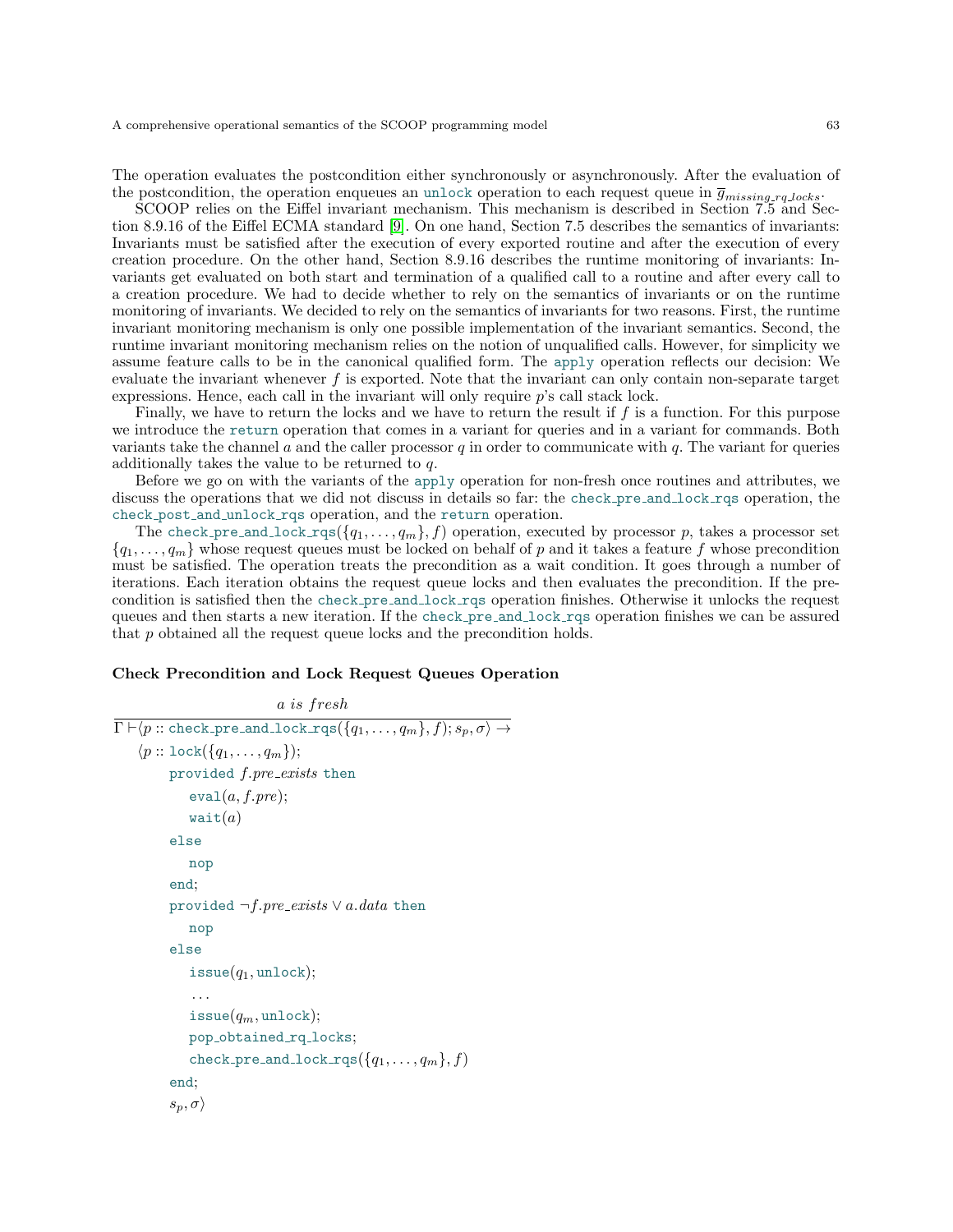The operation evaluates the postcondition either synchronously or asynchronously. After the evaluation of the postcondition, the operation enqueues an `unlock` operation to each request queue in $\overline{g}_{missing\_rq\_locks}$.

SCOOP relies on the Eiffel invariant mechanism. This mechanism is described in Section 7.5 and Section 8.9.16 of the Eiffel ECMA standard [9]. On one hand, Section 7.5 describes the semantics of invariants: Invariants must be satisfied after the execution of every exported routine and after the execution of every creation procedure. On the other hand, Section 8.9.16 describes the runtime monitoring of invariants: Invariants get evaluated on both start and termination of a qualified call to a routine and after every call to a creation procedure. We had to decide whether to rely on the semantics of invariants or on the runtime monitoring of invariants. We decided to rely on the semantics of invariants for two reasons. First, the runtime invariant monitoring mechanism is only one possible implementation of the invariant semantics. Second, the runtime invariant monitoring mechanism relies on the notion of unqualified calls. However, for simplicity we assume feature calls to be in the canonical qualified form. The `apply` operation reflects our decision: We evaluate the invariant whenever $f$ is exported. Note that the invariant can only contain non-separate target expressions. Hence, each call in the invariant will only require $p$'s call stack lock.

Finally, we have to return the locks and we have to return the result if $f$ is a function. For this purpose we introduce the `return` operation that comes in a variant for queries and in a variant for commands. Both variants take the channel $a$ and the caller processor $q$ in order to communicate with $q$. The variant for queries additionally takes the value to be returned to $q$.

Before we go on with the variants of the `apply` operation for non-fresh once routines and attributes, we discuss the operations that we did not discuss in details so far: the `check_pre_and_lock_rqs` operation, the `check_post_and_unlock_rqs` operation, and the `return` operation.

The `check_pre_and_lock_rqs`$(\{q_1, \ldots, q_m\}, f)$ operation, executed by processor $p$, takes a processor set $\{q_1, \ldots, q_m\}$ whose request queues must be locked on behalf of $p$ and it takes a feature $f$ whose precondition must be satisfied. The operation treats the precondition as a wait condition. It goes through a number of iterations. Each iteration obtains the request queue locks and then evaluates the precondition. If the precondition is satisfied then the `check_pre_and_lock_rqs` operation finishes. Otherwise it unlocks the request queues and then starts a new iteration. If the `check_pre_and_lock_rqs` operation finishes we can be assured that $p$ obtained all the request queue locks and the precondition holds.

**Check Precondition and Lock Request Queues Operation**

$$\frac{a \ is \ fresh}{\Gamma \vdash \langle p :: \texttt{check\_pre\_and\_lock\_rqs}(\{q_1, \ldots, q_m\}, f); s_p, \sigma\rangle \rightarrow}$$

```
⟨p :: lock({q_1, ..., q_m});
      provided f.pre_exists then
         eval(a, f.pre);
         wait(a)
      else
         nop
      end;
      provided ¬f.pre_exists ∨ a.data then
         nop
      else
         issue(q_1, unlock);
         ...
         issue(q_m, unlock);
         pop_obtained_rq_locks;
         check_pre_and_lock_rqs({q_1, ..., q_m}, f)
      end;
      s_p, σ⟩
```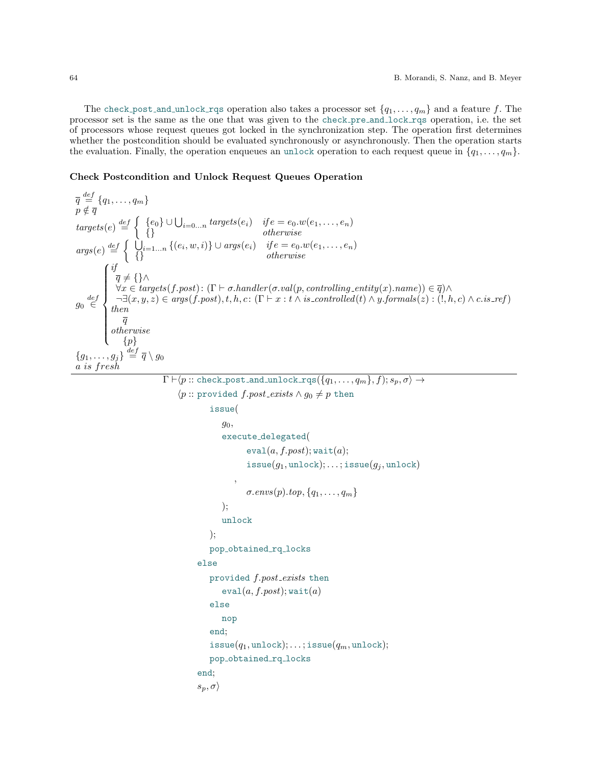The `check_post_and_unlock_rqs` operation also takes a processor set $\{q_1, \ldots, q_m\}$ and a feature $f$. The processor set is the same as the one that was given to the `check_pre_and_lock_rqs` operation, i.e. the set of processors whose request queues got locked in the synchronization step. The operation first determines whether the postcondition should be evaluated synchronously or asynchronously. Then the operation starts the evaluation. Finally, the operation enqueues an `unlock` operation to each request queue in $\{q_1, \ldots, q_m\}$.

**Check Postcondition and Unlock Request Queues Operation**

$$
\frac{
\begin{array}{l}
\overline{q} \stackrel{def}{=} \{q_1, \ldots, q_m\} \\
p \notin \overline{q} \\
targets(e) \stackrel{def}{=} \begin{cases} \{e_0\} \cup \bigcup_{i=0 \ldots n} targets(e_i) & if\, e = e_0.w(e_1, \ldots, e_n) \\ \{\} & otherwise \end{cases} \\
args(e) \stackrel{def}{=} \begin{cases} \bigcup_{i=1 \ldots n} \{(e_i, w, i)\} \cup args(e_i) & if\, e = e_0.w(e_1, \ldots, e_n) \\ \{\} & otherwise \end{cases} \\
g_0 \stackrel{def}{\in} \begin{cases} if \\ \quad \overline{q} \neq \{\} \wedge \\ \quad \forall x \in targets(f.post) \colon (\Gamma \vdash \sigma.handler(\sigma.val(p, controlling\_entity(x).name)) \in \overline{q}) \wedge \\ \quad \neg \exists (x, y, z) \in args(f.post), t, h, c \colon (\Gamma \vdash x : t \wedge is\_controlled(t) \wedge y.formals(z) : (!, h, c) \wedge c.is\_ref) \\ then \\ \quad \overline{q} \\ otherwise \\ \quad \{p\} \end{cases} \\
\{g_1, \ldots, g_j\} \stackrel{def}{=} \overline{q} \setminus g_0 \\
a \textit{ is fresh}
\end{array}
}{
\Gamma \vdash \langle p :: \texttt{check\_post\_and\_unlock\_rqs}(\{q_1, \ldots, q_m\}, f); s_p, \sigma \rangle \rightarrow
}
$$

```
⟨p :: provided f.post_exists ∧ g_0 ≠ p then
        issue(
          g_0,
          execute_delegated(
                eval(a, f.post); wait(a);
                issue(g_1, unlock); ... ; issue(g_j, unlock)
             ,
                σ.envs(p).top, {q_1, ..., q_m}
          );
          unlock
        );
        pop_obtained_rq_locks
     else
        provided f.post_exists then
          eval(a, f.post); wait(a)
        else
          nop
        end;
        issue(q_1, unlock); ... ; issue(q_m, unlock);
        pop_obtained_rq_locks
     end;
     s_p, σ⟩
```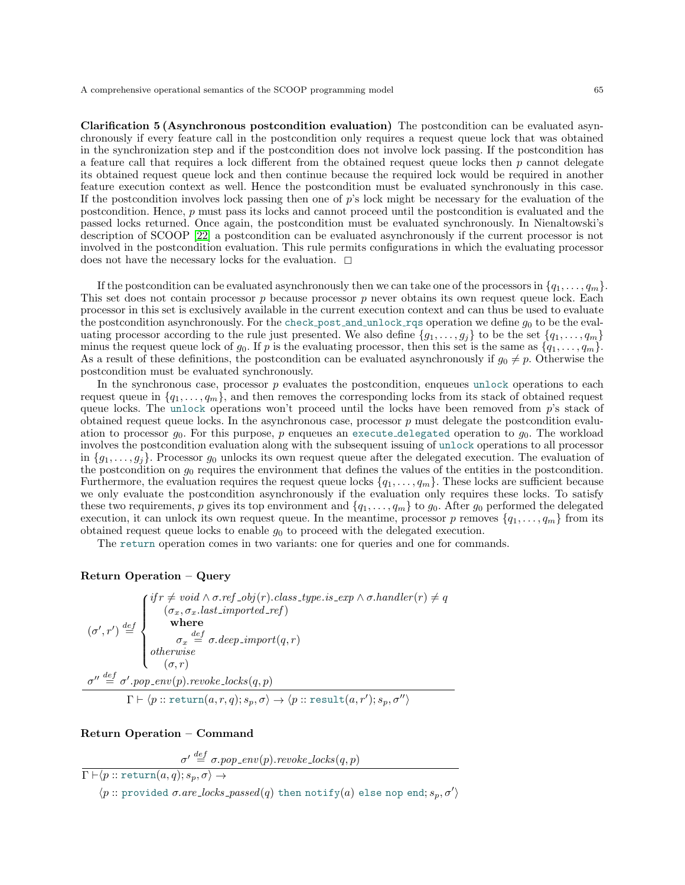**Clarification 5 (Asynchronous postcondition evaluation)** The postcondition can be evaluated asynchronously if every feature call in the postcondition only requires a request queue lock that was obtained in the synchronization step and if the postcondition does not involve lock passing. If the postcondition has a feature call that requires a lock different from the obtained request queue locks then $p$ cannot delegate its obtained request queue lock and then continue because the required lock would be required in another feature execution context as well. Hence the postcondition must be evaluated synchronously in this case. If the postcondition involves lock passing then one of $p$'s lock might be necessary for the evaluation of the postcondition. Hence, $p$ must pass its locks and cannot proceed until the postcondition is evaluated and the passed locks returned. Once again, the postcondition must be evaluated synchronously. In Nienaltowski's description of SCOOP [22] a postcondition can be evaluated asynchronously if the current processor is not involved in the postcondition evaluation. This rule permits configurations in which the evaluating processor does not have the necessary locks for the evaluation. □

If the postcondition can be evaluated asynchronously then we can take one of the processors in $\{q_1, \ldots, q_m\}$. This set does not contain processor $p$ because processor $p$ never obtains its own request queue lock. Each processor in this set is exclusively available in the current execution context and can thus be used to evaluate the postcondition asynchronously. For the `check_post_and_unlock_rqs` operation we define $g_0$ to be the evaluating processor according to the rule just presented. We also define $\{g_1, \ldots, g_j\}$ to be the set $\{q_1, \ldots, q_m\}$ minus the request queue lock of $g_0$. If $p$ is the evaluating processor, then this set is the same as $\{q_1, \ldots, q_m\}$. As a result of these definitions, the postcondition can be evaluated asynchronously if $g_0 \neq p$. Otherwise the postcondition must be evaluated synchronously.

In the synchronous case, processor $p$ evaluates the postcondition, enqueues `unlock` operations to each request queue in $\{q_1, \ldots, q_m\}$, and then removes the corresponding locks from its stack of obtained request queue locks. The `unlock` operations won't proceed until the locks have been removed from $p$'s stack of obtained request queue locks. In the asynchronous case, processor $p$ must delegate the postcondition evaluation to processor $g_0$. For this purpose, $p$ enqueues an `execute_delegated` operation to $g_0$. The workload involves the postcondition evaluation along with the subsequent issuing of `unlock` operations to all processor in $\{g_1, \ldots, g_j\}$. Processor $g_0$ unlocks its own request queue after the delegated execution. The evaluation of the postcondition on $g_0$ requires the environment that defines the values of the entities in the postcondition. Furthermore, the evaluation requires the request queue locks $\{q_1, \ldots, q_m\}$. These locks are sufficient because we only evaluate the postcondition asynchronously if the evaluation only requires these locks. To satisfy these two requirements, $p$ gives its top environment and $\{q_1, \ldots, q_m\}$ to $g_0$. After $g_0$ performed the delegated execution, it can unlock its own request queue. In the meantime, processor $p$ removes $\{q_1, \ldots, q_m\}$ from its obtained request queue locks to enable $g_0$ to proceed with the delegated execution.

The `return` operation comes in two variants: one for queries and one for commands.

**Return Operation – Query**

$$
\frac{
\begin{array}{l}
(\sigma', r') \overset{def}{=} \begin{cases} if\, r \neq void \wedge \sigma.ref\_obj(r).class\_type.is\_exp \wedge \sigma.handler(r) \neq q \\ \quad (\sigma_x, \sigma_x.last\_imported\_ref) \\ \quad\quad \textbf{where} \\ \quad\quad \sigma_x \overset{def}{=} \sigma.deep\_import(q, r) \\ otherwise \\ \quad (\sigma, r) \end{cases} \\
\sigma'' \overset{def}{=} \sigma'.pop\_env(p).revoke\_locks(q, p)
\end{array}
}{
\Gamma \vdash \langle p :: \texttt{return}(a, r, q); s_p, \sigma \rangle \rightarrow \langle p :: \texttt{result}(a, r'); s_p, \sigma'' \rangle
}
$$

**Return Operation – Command**

$$
\frac{
\sigma' \overset{def}{=} \sigma.pop\_env(p).revoke\_locks(q, p)
}{
\begin{array}{l}
\Gamma \vdash \langle p :: \texttt{return}(a, q); s_p, \sigma \rangle \rightarrow \\
\quad \langle p :: \texttt{provided}\ \sigma.are\_locks\_passed(q)\ \texttt{then notify}(a)\ \texttt{else nop end}; s_p, \sigma' \rangle
\end{array}
}
$$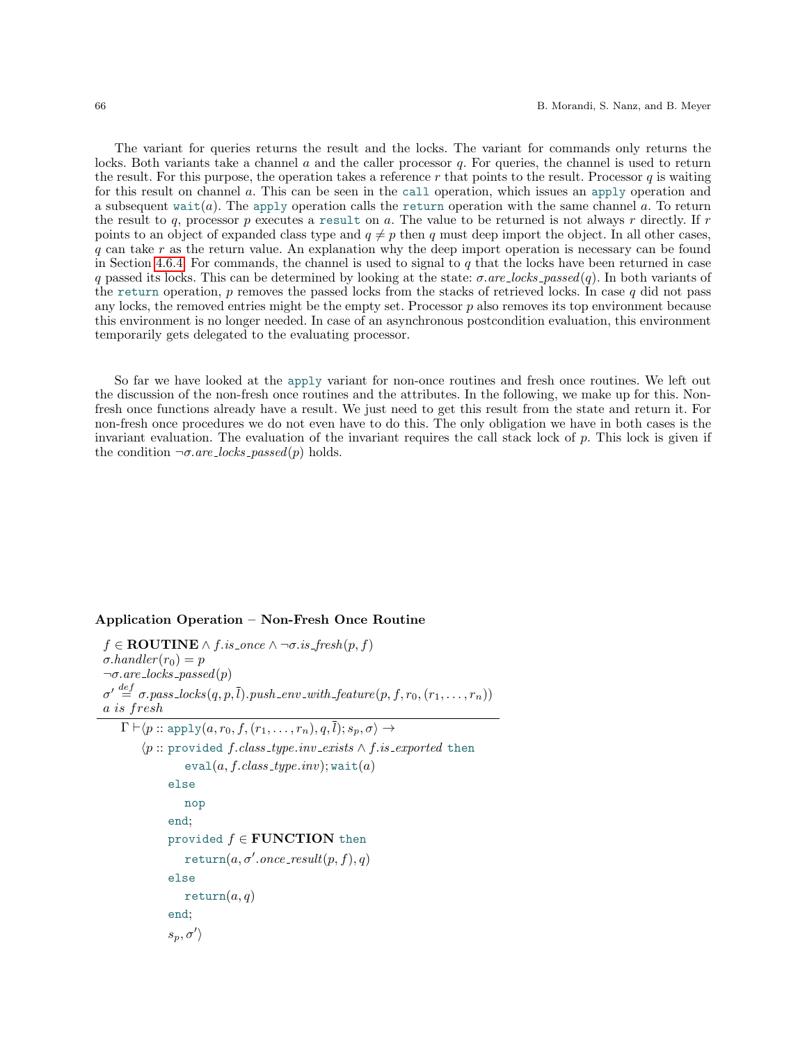The variant for queries returns the result and the locks. The variant for commands only returns the locks. Both variants take a channel $a$ and the caller processor $q$. For queries, the channel is used to return the result. For this purpose, the operation takes a reference $r$ that points to the result. Processor $q$ is waiting for this result on channel $a$. This can be seen in the `call` operation, which issues an `apply` operation and a subsequent `wait`$(a)$. The `apply` operation calls the `return` operation with the same channel $a$. To return the result to $q$, processor $p$ executes a `result` on $a$. The value to be returned is not always $r$ directly. If $r$ points to an object of expanded class type and $q \neq p$ then $q$ must deep import the object. In all other cases, $q$ can take $r$ as the return value. An explanation why the deep import operation is necessary can be found in Section 4.6.4. For commands, the channel is used to signal to $q$ that the locks have been returned in case $q$ passed its locks. This can be determined by looking at the state: $\sigma.are\_locks\_passed(q)$. In both variants of the `return` operation, $p$ removes the passed locks from the stacks of retrieved locks. In case $q$ did not pass any locks, the removed entries might be the empty set. Processor $p$ also removes its top environment because this environment is no longer needed. In case of an asynchronous postcondition evaluation, this environment temporarily gets delegated to the evaluating processor.

So far we have looked at the `apply` variant for non-once routines and fresh once routines. We left out the discussion of the non-fresh once routines and the attributes. In the following, we make up for this. Non-fresh once functions already have a result. We just need to get this result from the state and return it. For non-fresh once procedures we do not even have to do this. The only obligation we have in both cases is the invariant evaluation. The evaluation of the invariant requires the call stack lock of $p$. This lock is given if the condition $\neg\sigma.are\_locks\_passed(p)$ holds.

**Application Operation – Non-Fresh Once Routine**

$$
\frac{
\begin{array}{l}
f \in \textbf{ROUTINE} \wedge f.is\_once \wedge \neg\sigma.is\_fresh(p, f) \\
\sigma.handler(r_0) = p \\
\neg\sigma.are\_locks\_passed(p) \\
\sigma' \overset{def}{=} \sigma.pass\_locks(q, p, \bar{l}).push\_env\_with\_feature(p, f, r_0, (r_1, \ldots, r_n)) \\
a \textit{ is fresh}
\end{array}
}{
\begin{array}{l}
\Gamma \vdash \langle p :: \texttt{apply}(a, r_0, f, (r_1, \ldots, r_n), q, \bar{l}); s_p, \sigma\rangle \rightarrow \\
\quad \langle p :: \texttt{provided } f.class\_type.inv\_exists \wedge f.is\_exported \texttt{ then} \\
\qquad\quad \texttt{eval}(a, f.class\_type.inv); \texttt{wait}(a) \\
\qquad \texttt{else} \\
\qquad\quad \texttt{nop} \\
\qquad \texttt{end}; \\
\qquad \texttt{provided } f \in \textbf{FUNCTION} \texttt{ then} \\
\qquad\quad \texttt{return}(a, \sigma'.once\_result(p, f), q) \\
\qquad \texttt{else} \\
\qquad\quad \texttt{return}(a, q) \\
\qquad \texttt{end}; \\
\qquad s_p, \sigma'\rangle
\end{array}
}
$$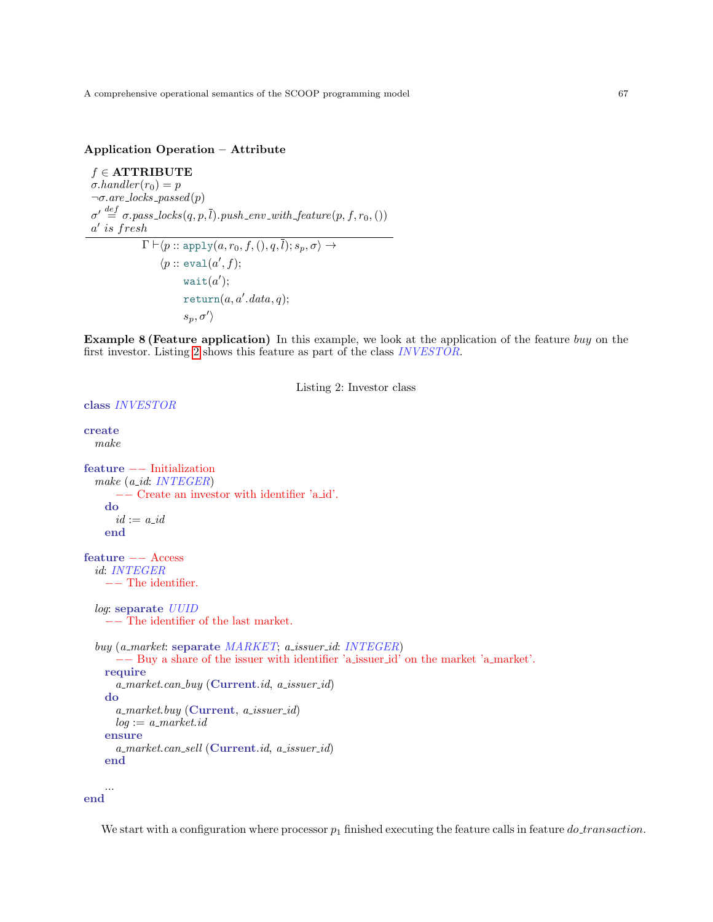**Application Operation – Attribute**

$$\frac{\begin{array}{l} f \in \textbf{ATTRIBUTE} \\ \sigma.handler(r_0) = p \\ \neg\sigma.are\_locks\_passed(p) \\ \sigma' \stackrel{def}{=} \sigma.pass\_locks(q, p, \bar{l}).push\_env\_with\_feature(p, f, r_0, ()) \\ a' \ is \ fresh \end{array}}{\begin{array}{l} \Gamma \vdash \langle p :: \texttt{apply}(a, r_0, f, (), q, \bar{l}); s_p, \sigma\rangle \rightarrow \\ \quad \langle p :: \texttt{eval}(a', f); \\ \quad\quad \texttt{wait}(a'); \\ \quad\quad \texttt{return}(a, a'.data, q); \\ \quad\quad s_p, \sigma'\rangle \end{array}}$$

**Example 8 (Feature application)** In this example, we look at the application of the feature *buy* on the first investor. Listing 2 shows this feature as part of the class *INVESTOR*.

Listing 2: Investor class

```
class INVESTOR

create
   make

feature -- Initialization
   make (a_id: INTEGER)
         -- Create an investor with identifier 'a_id'.
      do
         id := a_id
      end

feature -- Access
   id: INTEGER
      -- The identifier.

   log: separate UUID
      -- The identifier of the last market.

   buy (a_market: separate MARKET; a_issuer_id: INTEGER)
         -- Buy a share of the issuer with identifier 'a_issuer_id' on the market 'a_market'.
      require
         a_market.can_buy (Current.id, a_issuer_id)
      do
         a_market.buy (Current, a_issuer_id)
         log := a_market.id
      ensure
         a_market.can_sell (Current.id, a_issuer_id)
      end

      ...
end
```

We start with a configuration where processor $p_1$ finished executing the feature calls in feature *do_transaction*.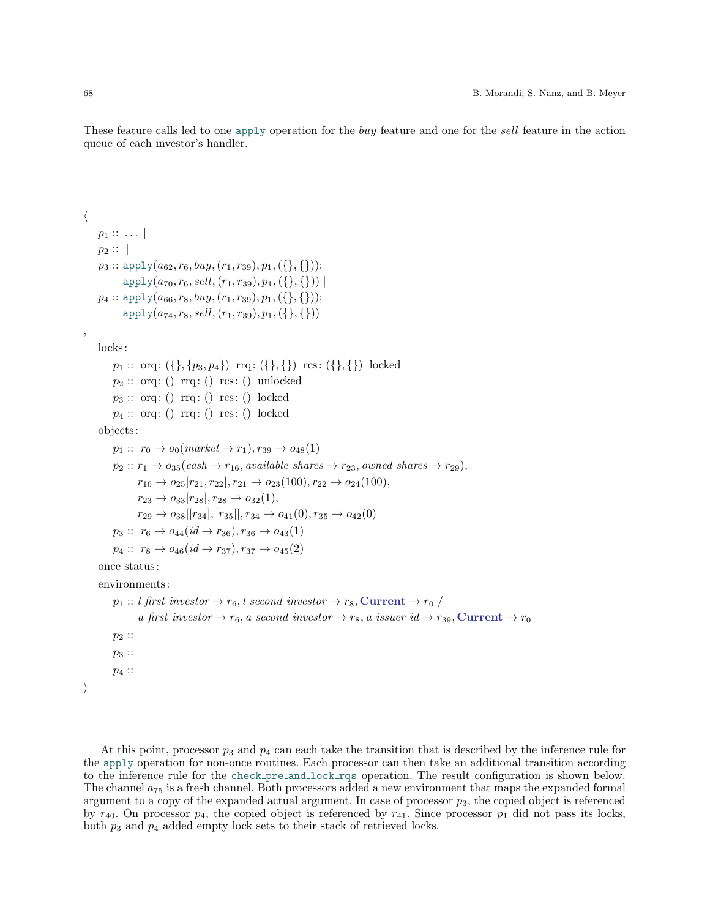These feature calls led to one `apply` operation for the *buy* feature and one for the *sell* feature in the action queue of each investor's handler.

$$
\begin{array}{l}
\langle \\
\quad p_1 :: \ \ldots \ | \\
\quad p_2 :: \ | \\
\quad p_3 :: \texttt{apply}(a_{62}, r_6, \mathit{buy}, (r_1, r_{39}), p_1, (\{\}, \{\})); \\
\qquad\quad \texttt{apply}(a_{70}, r_6, \mathit{sell}, (r_1, r_{39}), p_1, (\{\}, \{\})) \ | \\
\quad p_4 :: \texttt{apply}(a_{66}, r_8, \mathit{buy}, (r_1, r_{39}), p_1, (\{\}, \{\})); \\
\qquad\quad \texttt{apply}(a_{74}, r_8, \mathit{sell}, (r_1, r_{39}), p_1, (\{\}, \{\})) \\
, \\
\quad \text{locks}: \\
\qquad p_1 :: \ \text{orq}: (\{\}, \{p_3, p_4\}) \ \ \text{rrq}: (\{\}, \{\}) \ \ \text{rcs}: (\{\}, \{\}) \ \ \text{locked} \\
\qquad p_2 :: \ \text{orq}: () \ \ \text{rrq}: () \ \ \text{rcs}: () \ \ \text{unlocked} \\
\qquad p_3 :: \ \text{orq}: () \ \ \text{rrq}: () \ \ \text{rcs}: () \ \ \text{locked} \\
\qquad p_4 :: \ \text{orq}: () \ \ \text{rrq}: () \ \ \text{rcs}: () \ \ \text{locked} \\
\quad \text{objects}: \\
\qquad p_1 :: \ r_0 \to o_0(\mathit{market} \to r_1), r_{39} \to o_{48}(1) \\
\qquad p_2 :: r_1 \to o_{35}(\mathit{cash} \to r_{16}, \mathit{available\_shares} \to r_{23}, \mathit{owned\_shares} \to r_{29}), \\
\qquad\qquad r_{16} \to o_{25}[r_{21}, r_{22}], r_{21} \to o_{23}(100), r_{22} \to o_{24}(100), \\
\qquad\qquad r_{23} \to o_{33}[r_{28}], r_{28} \to o_{32}(1), \\
\qquad\qquad r_{29} \to o_{38}[[r_{34}], [r_{35}]], r_{34} \to o_{41}(0), r_{35} \to o_{42}(0) \\
\qquad p_3 :: \ r_6 \to o_{44}(\mathit{id} \to r_{36}), r_{36} \to o_{43}(1) \\
\qquad p_4 :: \ r_8 \to o_{46}(\mathit{id} \to r_{37}), r_{37} \to o_{45}(2) \\
\quad \text{once status}: \\
\quad \text{environments}: \\
\qquad p_1 :: \mathit{l\_first\_investor} \to r_6, \mathit{l\_second\_investor} \to r_8, \textbf{Current} \to r_0 \ / \\
\qquad\qquad \mathit{a\_first\_investor} \to r_6, \mathit{a\_second\_investor} \to r_8, \mathit{a\_issuer\_id} \to r_{39}, \textbf{Current} \to r_0 \\
\qquad p_2 :: \\
\qquad p_3 :: \\
\qquad p_4 :: \\
\rangle
\end{array}
$$

At this point, processor $p_3$ and $p_4$ can each take the transition that is described by the inference rule for the `apply` operation for non-once routines. Each processor can then take an additional transition according to the inference rule for the `check_pre_and_lock_rqs` operation. The result configuration is shown below. The channel $a_{75}$ is a fresh channel. Both processors added a new environment that maps the expanded formal argument to a copy of the expanded actual argument. In case of processor $p_3$, the copied object is referenced by $r_{40}$. On processor $p_4$, the copied object is referenced by $r_{41}$. Since processor $p_1$ did not pass its locks, both $p_3$ and $p_4$ added empty lock sets to their stack of retrieved locks.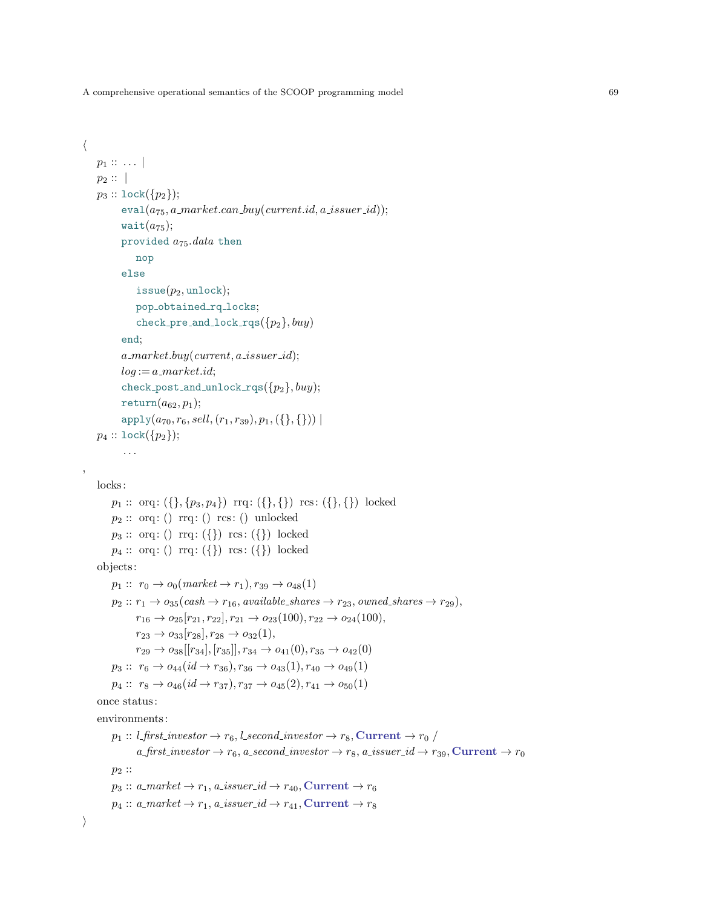```
⟨
  p1 :: ... |
  p2 :: |
  p3 :: lock({p2});
        eval(a75, a_market.can_buy(current.id, a_issuer_id));
        wait(a75);
        provided a75.data then
          nop
        else
          issue(p2, unlock);
          pop_obtained_rq_locks;
          check_pre_and_lock_rqs({p2}, buy)
        end;
        a_market.buy(current, a_issuer_id);
        log := a_market.id;
        check_post_and_unlock_rqs({p2}, buy);
        return(a62, p1);
        apply(a70, r6, sell, (r1, r39), p1, ({}, {})) |
  p4 :: lock({p2});
        ...
,
  locks:
    p1 :: orq: ({}, {p3, p4}) rrq: ({}, {}) rcs: ({}, {}) locked
    p2 :: orq: () rrq: () rcs: () unlocked
    p3 :: orq: () rrq: ({}) rcs: ({}) locked
    p4 :: orq: () rrq: ({}) rcs: ({}) locked
  objects:
    p1 :: r0 → o0(market → r1), r39 → o48(1)
    p2 :: r1 → o35(cash → r16, available_shares → r23, owned_shares → r29),
          r16 → o25[r21, r22], r21 → o23(100), r22 → o24(100),
          r23 → o33[r28], r28 → o32(1),
          r29 → o38[[r34], [r35]], r34 → o41(0), r35 → o42(0)
    p3 :: r6 → o44(id → r36), r36 → o43(1), r40 → o49(1)
    p4 :: r8 → o46(id → r37), r37 → o45(2), r41 → o50(1)
  once status:
  environments:
    p1 :: l_first_investor → r6, l_second_investor → r8, Current → r0 /
          a_first_investor → r6, a_second_investor → r8, a_issuer_id → r39, Current → r0
    p2 ::
    p3 :: a_market → r1, a_issuer_id → r40, Current → r6
    p4 :: a_market → r1, a_issuer_id → r41, Current → r8
⟩
```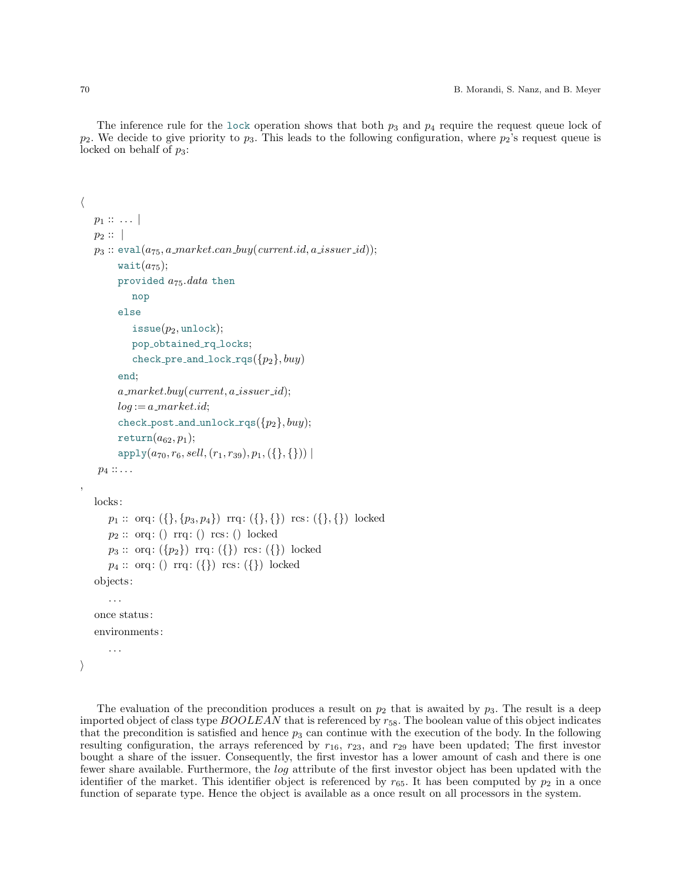The inference rule for the `lock` operation shows that both $p_3$ and $p_4$ require the request queue lock of $p_2$. We decide to give priority to $p_3$. This leads to the following configuration, where $p_2$'s request queue is locked on behalf of $p_3$:

```
⟨
  p1 :: ... |
  p2 :: |
  p3 :: eval(a75, a_market.can_buy(current.id, a_issuer_id));
        wait(a75);
        provided a75.data then
          nop
        else
          issue(p2, unlock);
          pop_obtained_rq_locks;
          check_pre_and_lock_rqs({p2}, buy)
        end;
        a_market.buy(current, a_issuer_id);
        log := a_market.id;
        check_post_and_unlock_rqs({p2}, buy);
        return(a62, p1);
        apply(a70, r6, sell, (r1, r39), p1, ({}, {})) |
   p4 :: ...
,
  locks:
     p1 :: orq: ({}, {p3, p4}) rrq: ({}, {}) rcs: ({}, {}) locked
     p2 :: orq: () rrq: () rcs: () locked
     p3 :: orq: ({p2}) rrq: ({}) rcs: ({}) locked
     p4 :: orq: () rrq: ({}) rcs: ({}) locked
  objects:
     ...
  once status:
  environments:
     ...
⟩
```

The evaluation of the precondition produces a result on $p_2$ that is awaited by $p_3$. The result is a deep imported object of class type *BOOLEAN* that is referenced by $r_{58}$. The boolean value of this object indicates that the precondition is satisfied and hence $p_3$ can continue with the execution of the body. In the following resulting configuration, the arrays referenced by $r_{16}$, $r_{23}$, and $r_{29}$ have been updated; The first investor bought a share of the issuer. Consequently, the first investor has a lower amount of cash and there is one fewer share available. Furthermore, the *log* attribute of the first investor object has been updated with the identifier of the market. This identifier object is referenced by $r_{65}$. It has been computed by $p_2$ in a once function of separate type. Hence the object is available as a once result on all processors in the system.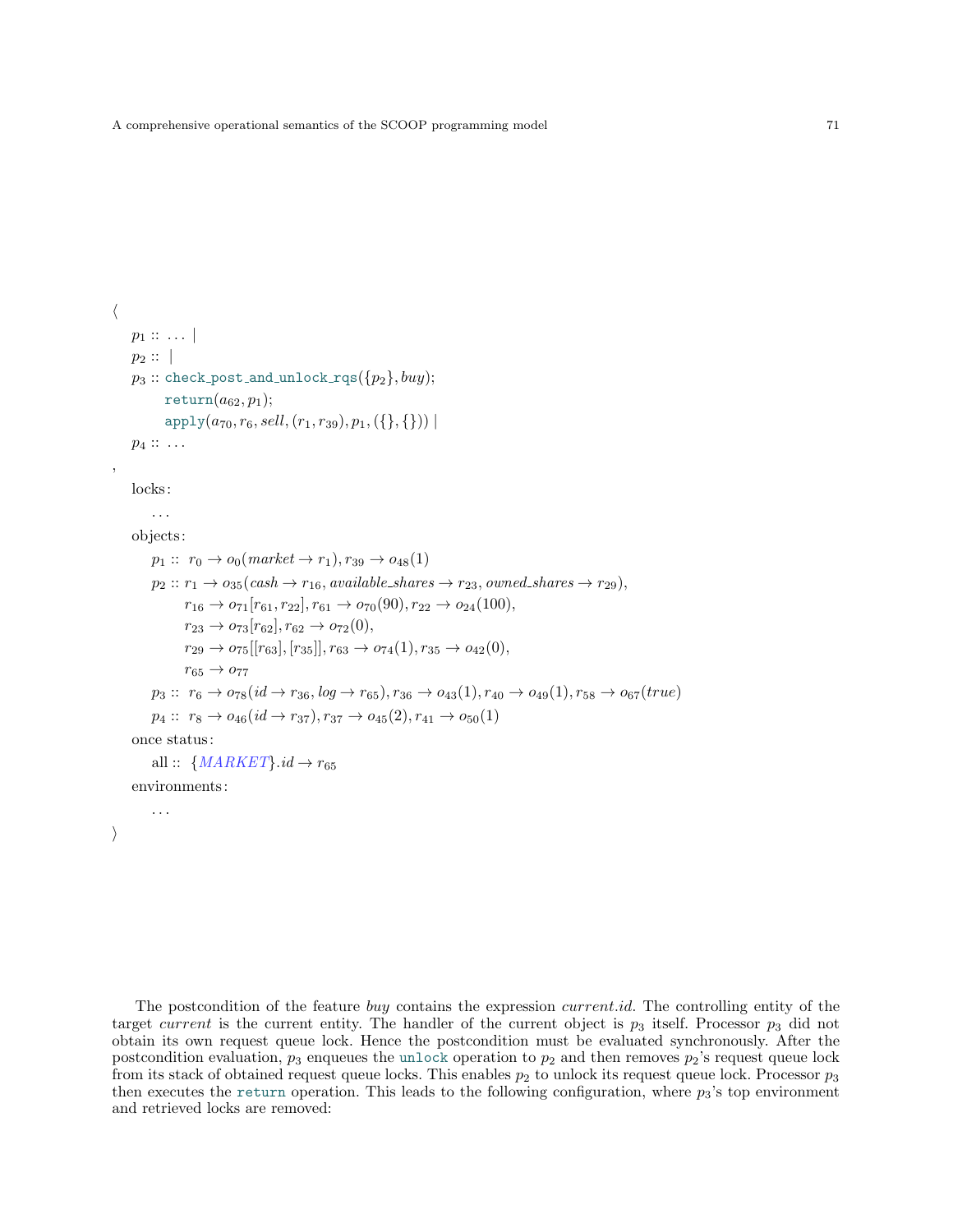$$
\begin{array}{l}
\langle \\
\quad p_1 :: \ \ldots \ | \\
\quad p_2 :: \ | \\
\quad p_3 :: \texttt{check\_post\_and\_unlock\_rqs}(\{p_2\}, buy); \\
\qquad\quad \texttt{return}(a_{62}, p_1); \\
\qquad\quad \texttt{apply}(a_{70}, r_6, sell, (r_1, r_{39}), p_1, (\{\}, \{\})) \ | \\
\quad p_4 :: \ \ldots \\
, \\
\quad \text{locks:} \\
\qquad \ldots \\
\quad \text{objects:} \\
\qquad p_1 :: \ r_0 \rightarrow o_0(market \rightarrow r_1), r_{39} \rightarrow o_{48}(1) \\
\qquad p_2 :: r_1 \rightarrow o_{35}(cash \rightarrow r_{16}, available\_shares \rightarrow r_{23}, owned\_shares \rightarrow r_{29}), \\
\qquad\qquad r_{16} \rightarrow o_{71}[r_{61}, r_{22}], r_{61} \rightarrow o_{70}(90), r_{22} \rightarrow o_{24}(100), \\
\qquad\qquad r_{23} \rightarrow o_{73}[r_{62}], r_{62} \rightarrow o_{72}(0), \\
\qquad\qquad r_{29} \rightarrow o_{75}[[r_{63}], [r_{35}]], r_{63} \rightarrow o_{74}(1), r_{35} \rightarrow o_{42}(0), \\
\qquad\qquad r_{65} \rightarrow o_{77} \\
\qquad p_3 :: \ r_6 \rightarrow o_{78}(id \rightarrow r_{36}, log \rightarrow r_{65}), r_{36} \rightarrow o_{43}(1), r_{40} \rightarrow o_{49}(1), r_{58} \rightarrow o_{67}(true) \\
\qquad p_4 :: \ r_8 \rightarrow o_{46}(id \rightarrow r_{37}), r_{37} \rightarrow o_{45}(2), r_{41} \rightarrow o_{50}(1) \\
\quad \text{once status:} \\
\qquad \text{all} :: \ \{MARKET\}.id \rightarrow r_{65} \\
\quad \text{environments:} \\
\qquad \ldots \\
\rangle
\end{array}
$$

The postcondition of the feature *buy* contains the expression *current.id*. The controlling entity of the target *current* is the current entity. The handler of the current object is $p_3$ itself. Processor $p_3$ did not obtain its own request queue lock. Hence the postcondition must be evaluated synchronously. After the postcondition evaluation, $p_3$ enqueues the `unlock` operation to $p_2$ and then removes $p_2$'s request queue lock from its stack of obtained request queue locks. This enables $p_2$ to unlock its request queue lock. Processor $p_3$ then executes the `return` operation. This leads to the following configuration, where $p_3$'s top environment and retrieved locks are removed: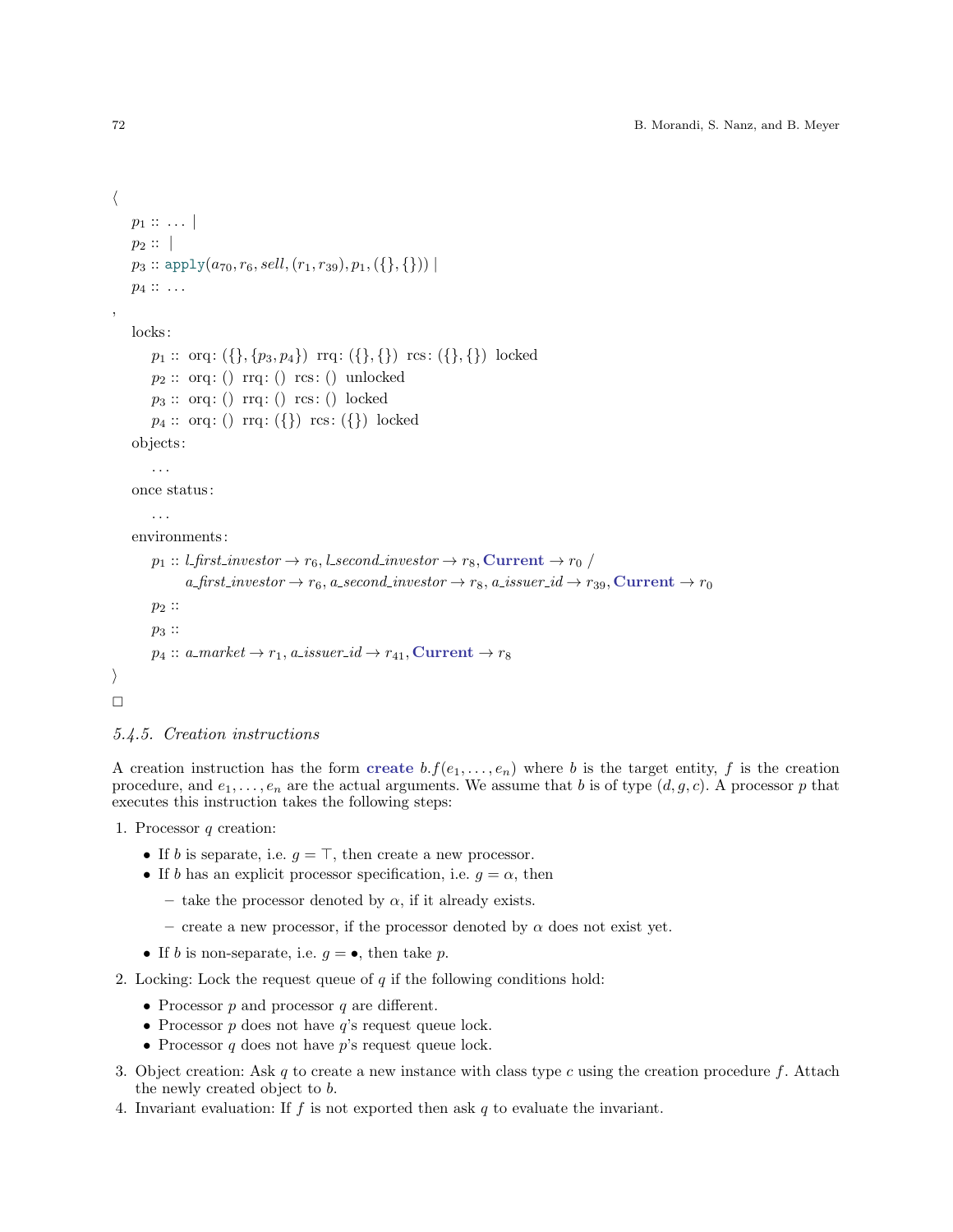$\langle$

$p_1 ::\ \ldots\ |$

$p_2 ::\ |$

$p_3 :: \texttt{apply}(a_{70}, r_6, sell, (r_1, r_{39}), p_1, (\{\}, \{\}))\ |$

$p_4 ::\ \ldots$

,

locks:

$p_1 ::$ orq: $(\{\}, \{p_3, p_4\})$ rrq: $(\{\}, \{\})$ rcs: $(\{\}, \{\})$ locked

$p_2 ::$ orq: $()$ rrq: $()$ rcs: $()$ unlocked

$p_3 ::$ orq: $()$ rrq: $()$ rcs: $()$ locked

$p_4 ::$ orq: $()$ rrq: $(\{\})$ rcs: $(\{\})$ locked

objects:

...

once status:

...

environments:

$p_1 :: l\_first\_investor \to r_6, l\_second\_investor \to r_8,$ **Current** $\to r_0$ /
$a\_first\_investor \to r_6, a\_second\_investor \to r_8, a\_issuer\_id \to r_{39},$ **Current** $\to r_0$

$p_2 ::$

$p_3 ::$

$p_4 :: a\_market \to r_1, a\_issuer\_id \to r_{41},$ **Current** $\to r_8$

$\rangle$

$\square$

### 5.4.5. Creation instructions

A creation instruction has the form **create** $b.f(e_1, \ldots, e_n)$ where $b$ is the target entity, $f$ is the creation procedure, and $e_1, \ldots, e_n$ are the actual arguments. We assume that $b$ is of type $(d, g, c)$. A processor $p$ that executes this instruction takes the following steps:

1. Processor $q$ creation:
   - If $b$ is separate, i.e. $g = \top$, then create a new processor.
   - If $b$ has an explicit processor specification, i.e. $g = \alpha$, then
     - take the processor denoted by $\alpha$, if it already exists.
     - create a new processor, if the processor denoted by $\alpha$ does not exist yet.
   - If $b$ is non-separate, i.e. $g = \bullet$, then take $p$.
2. Locking: Lock the request queue of $q$ if the following conditions hold:
   - Processor $p$ and processor $q$ are different.
   - Processor $p$ does not have $q$'s request queue lock.
   - Processor $q$ does not have $p$'s request queue lock.
3. Object creation: Ask $q$ to create a new instance with class type $c$ using the creation procedure $f$. Attach the newly created object to $b$.
4. Invariant evaluation: If $f$ is not exported then ask $q$ to evaluate the invariant.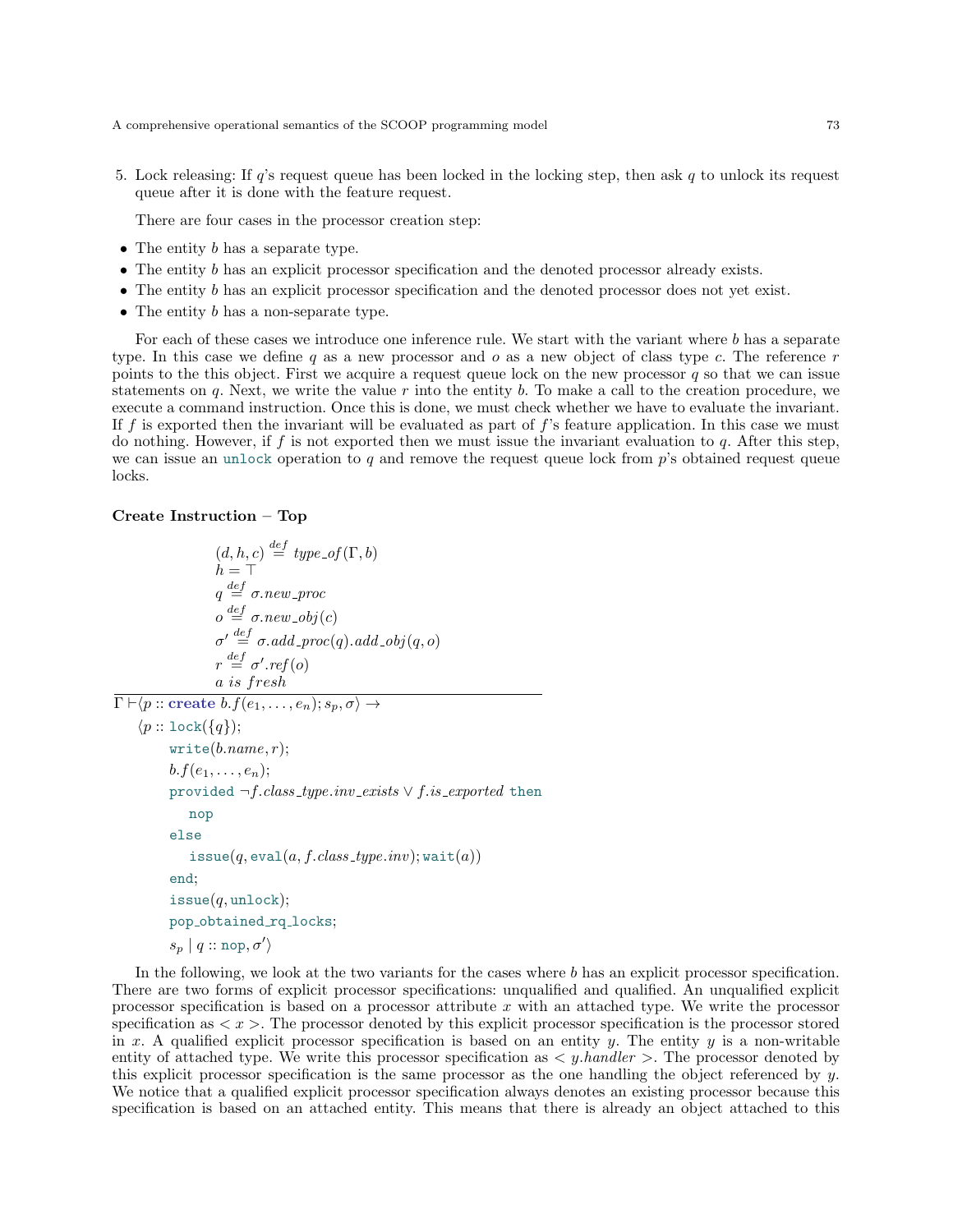5. Lock releasing: If $q$'s request queue has been locked in the locking step, then ask $q$ to unlock its request queue after it is done with the feature request.

   There are four cases in the processor creation step:

- The entity $b$ has a separate type.
- The entity $b$ has an explicit processor specification and the denoted processor already exists.
- The entity $b$ has an explicit processor specification and the denoted processor does not yet exist.
- The entity $b$ has a non-separate type.

For each of these cases we introduce one inference rule. We start with the variant where $b$ has a separate type. In this case we define $q$ as a new processor and $o$ as a new object of class type $c$. The reference $r$ points to the this object. First we acquire a request queue lock on the new processor $q$ so that we can issue statements on $q$. Next, we write the value $r$ into the entity $b$. To make a call to the creation procedure, we execute a command instruction. Once this is done, we must check whether we have to evaluate the invariant. If $f$ is exported then the invariant will be evaluated as part of $f$'s feature application. In this case we must do nothing. However, if $f$ is not exported then we must issue the invariant evaluation to $q$. After this step, we can issue an `unlock` operation to $q$ and remove the request queue lock from $p$'s obtained request queue locks.

**Create Instruction – Top**

$$\frac{\begin{array}{l}(d,h,c) \stackrel{def}{=} \mathit{type\_of}(\Gamma,b)\\ h=\top\\ q \stackrel{def}{=} \sigma.\mathit{new\_proc}\\ o \stackrel{def}{=} \sigma.\mathit{new\_obj}(c)\\ \sigma' \stackrel{def}{=} \sigma.\mathit{add\_proc}(q).\mathit{add\_obj}(q,o)\\ r \stackrel{def}{=} \sigma'.\mathit{ref}(o)\\ a \text{ } \mathit{is\ fresh}\end{array}}{\begin{array}{l}\Gamma \vdash \langle p :: \textbf{create } b.f(e_1,\dots,e_n); s_p, \sigma\rangle \rightarrow\\ \quad\langle p :: \texttt{lock}(\{q\});\\ \qquad \texttt{write}(b.name, r);\\ \qquad b.f(e_1,\dots,e_n);\\ \qquad \texttt{provided } \neg f.\mathit{class\_type}.\mathit{inv\_exists} \vee f.\mathit{is\_exported} \texttt{ then}\\ \qquad\quad \texttt{nop}\\ \qquad \texttt{else}\\ \qquad\quad \texttt{issue}(q, \texttt{eval}(a, f.\mathit{class\_type}.\mathit{inv}); \texttt{wait}(a))\\ \qquad \texttt{end};\\ \qquad \texttt{issue}(q, \texttt{unlock});\\ \qquad \texttt{pop\_obtained\_rq\_locks};\\ \qquad s_p \mid q :: \texttt{nop}, \sigma'\rangle\end{array}}$$

In the following, we look at the two variants for the cases where $b$ has an explicit processor specification. There are two forms of explicit processor specifications: unqualified and qualified. An unqualified explicit processor specification is based on a processor attribute $x$ with an attached type. We write the processor specification as $< x >$. The processor denoted by this explicit processor specification is the processor stored in $x$. A qualified explicit processor specification is based on an entity $y$. The entity $y$ is a non-writable entity of attached type. We write this processor specification as $< y.handler >$. The processor denoted by this explicit processor specification is the same processor as the one handling the object referenced by $y$. We notice that a qualified explicit processor specification always denotes an existing processor because this specification is based on an attached entity. This means that there is already an object attached to this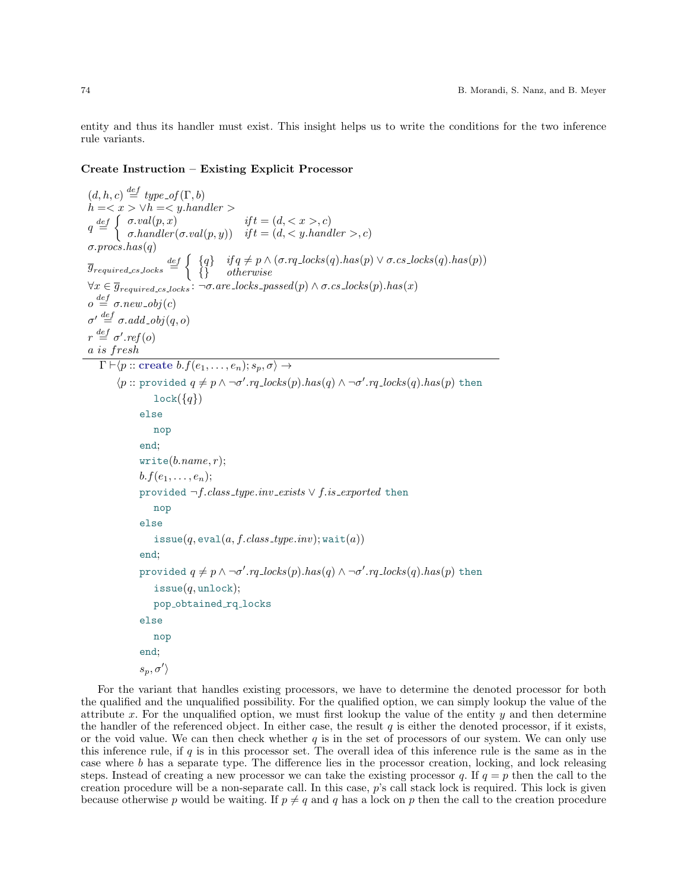entity and thus its handler must exist. This insight helps us to write the conditions for the two inference rule variants.

**Create Instruction – Existing Explicit Processor**

$$
\frac{
\begin{array}{l}
(d,h,c) \stackrel{def}{=} type\_of(\Gamma, b) \\
h =< x > \lor h =< y.handler > \\
q \stackrel{def}{=} \begin{cases} \sigma.val(p,x) & if\, t = (d, < x >, c) \\ \sigma.handler(\sigma.val(p,y)) & if\, t = (d, < y.handler >, c) \end{cases} \\
\sigma.procs.has(q) \\
\overline{g}_{required\_cs\_locks} \stackrel{def}{=} \begin{cases} \{q\} & if\, q \neq p \land (\sigma.rq\_locks(q).has(p) \lor \sigma.cs\_locks(q).has(p)) \\ \{\} & otherwise \end{cases} \\
\forall x \in \overline{g}_{required\_cs\_locks} \colon \neg \sigma.are\_locks\_passed(p) \land \sigma.cs\_locks(p).has(x) \\
o \stackrel{def}{=} \sigma.new\_obj(c) \\
\sigma' \stackrel{def}{=} \sigma.add\_obj(q,o) \\
r \stackrel{def}{=} \sigma'.ref(o) \\
a\ is\ fresh
\end{array}
}{
\begin{array}{l}
\Gamma \vdash \langle p :: \textbf{create}\ b.f(e_1, \ldots, e_n); s_p, \sigma \rangle \rightarrow \\
\quad \langle p :: \texttt{provided}\ q \neq p \land \neg \sigma'.rq\_locks(p).has(q) \land \neg \sigma'.rq\_locks(q).has(p)\ \texttt{then} \\
\qquad \texttt{lock}(\{q\}) \\
\quad\ \ \texttt{else} \\
\qquad \texttt{nop} \\
\quad\ \ \texttt{end}; \\
\quad\ \ \texttt{write}(b.name, r); \\
\quad\ \ b.f(e_1, \ldots, e_n); \\
\quad\ \ \texttt{provided}\ \neg f.class\_type.inv\_exists \lor f.is\_exported\ \texttt{then} \\
\qquad \texttt{nop} \\
\quad\ \ \texttt{else} \\
\qquad \texttt{issue}(q, \texttt{eval}(a, f.class\_type.inv); \texttt{wait}(a)) \\
\quad\ \ \texttt{end}; \\
\quad\ \ \texttt{provided}\ q \neq p \land \neg \sigma'.rq\_locks(p).has(q) \land \neg \sigma'.rq\_locks(q).has(p)\ \texttt{then} \\
\qquad \texttt{issue}(q, \texttt{unlock}); \\
\qquad \texttt{pop\_obtained\_rq\_locks} \\
\quad\ \ \texttt{else} \\
\qquad \texttt{nop} \\
\quad\ \ \texttt{end}; \\
\quad\ \ s_p, \sigma' \rangle
\end{array}
}
$$

For the variant that handles existing processors, we have to determine the denoted processor for both the qualified and the unqualified possibility. For the qualified option, we can simply lookup the value of the attribute $x$. For the unqualified option, we must first lookup the value of the entity $y$ and then determine the handler of the referenced object. In either case, the result $q$ is either the denoted processor, if it exists, or the void value. We can then check whether $q$ is in the set of processors of our system. We can only use this inference rule, if $q$ is in this processor set. The overall idea of this inference rule is the same as in the case where $b$ has a separate type. The difference lies in the processor creation, locking, and lock releasing steps. Instead of creating a new processor we can take the existing processor $q$. If $q = p$ then the call to the creation procedure will be a non-separate call. In this case, $p$'s call stack lock is required. This lock is given because otherwise $p$ would be waiting. If $p \neq q$ and $q$ has a lock on $p$ then the call to the creation procedure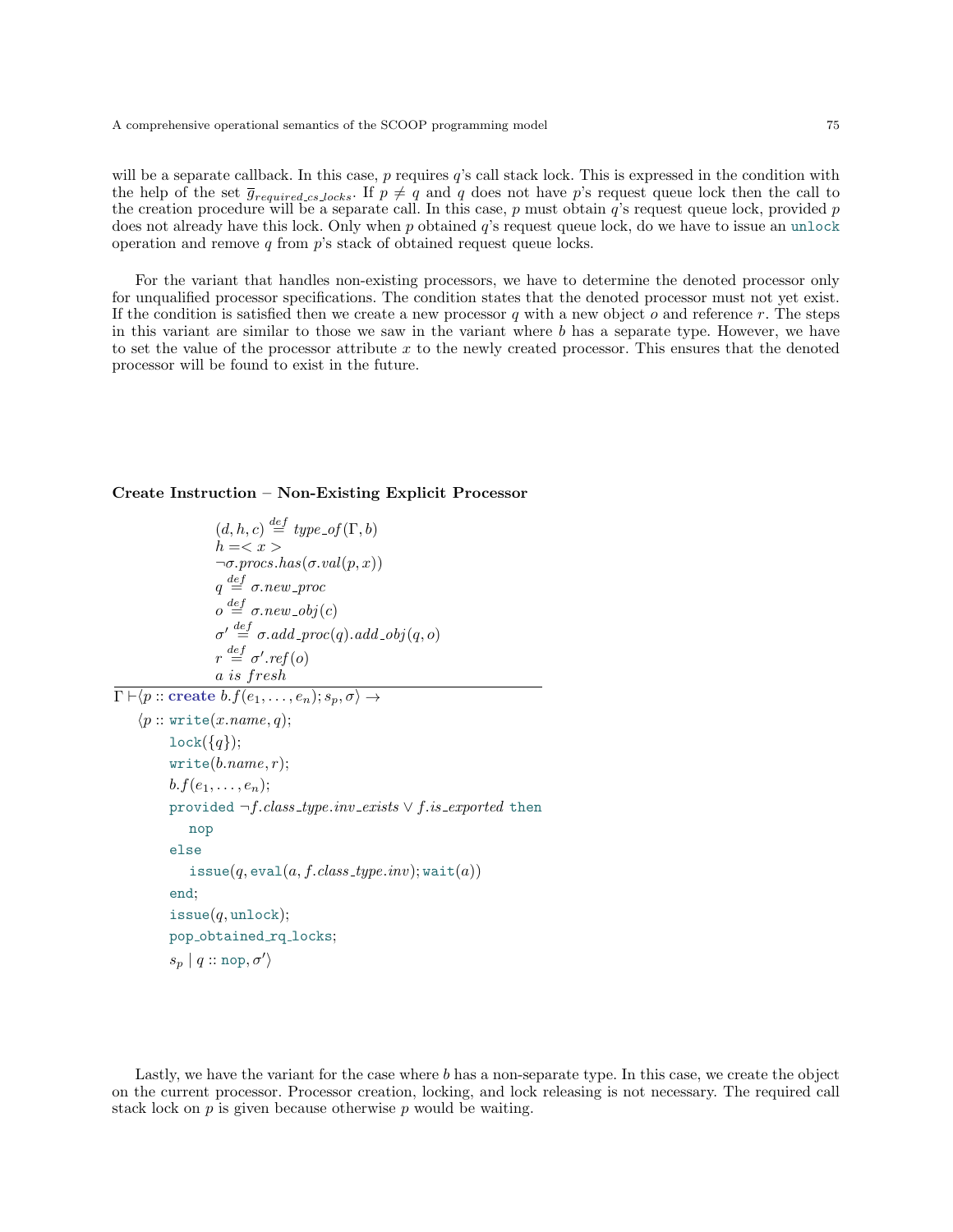will be a separate callback. In this case, $p$ requires $q$'s call stack lock. This is expressed in the condition with the help of the set $\overline{g}_{required\_cs\_locks}$. If $p \neq q$ and $q$ does not have $p$'s request queue lock then the call to the creation procedure will be a separate call. In this case, $p$ must obtain $q$'s request queue lock, provided $p$ does not already have this lock. Only when $p$ obtained $q$'s request queue lock, do we have to issue an `unlock` operation and remove $q$ from $p$'s stack of obtained request queue locks.

For the variant that handles non-existing processors, we have to determine the denoted processor only for unqualified processor specifications. The condition states that the denoted processor must not yet exist. If the condition is satisfied then we create a new processor $q$ with a new object $o$ and reference $r$. The steps in this variant are similar to those we saw in the variant where $b$ has a separate type. However, we have to set the value of the processor attribute $x$ to the newly created processor. This ensures that the denoted processor will be found to exist in the future.

**Create Instruction – Non-Existing Explicit Processor**

$$
\frac{
\begin{array}{l}
(d, h, c) \stackrel{def}{=} type\_of(\Gamma, b) \\
h = < x > \\
\neg \sigma.procs.has(\sigma.val(p, x)) \\
q \stackrel{def}{=} \sigma.new\_proc \\
o \stackrel{def}{=} \sigma.new\_obj(c) \\
\sigma' \stackrel{def}{=} \sigma.add\_proc(q).add\_obj(q, o) \\
r \stackrel{def}{=} \sigma'.ref(o) \\
a \ is \ fresh
\end{array}
}{
\Gamma \vdash \langle p :: \textbf{create} \ b.f(e_1, \ldots, e_n); s_p, \sigma \rangle \rightarrow
}
$$

$$
\begin{array}{l}
\langle p :: \texttt{write}(x.name, q); \\
\quad \texttt{lock}(\{q\}); \\
\quad \texttt{write}(b.name, r); \\
\quad b.f(e_1, \ldots, e_n); \\
\quad \texttt{provided} \ \neg f.class\_type.inv\_exists \vee f.is\_exported \ \texttt{then} \\
\quad\quad \texttt{nop} \\
\quad \texttt{else} \\
\quad\quad \texttt{issue}(q, \texttt{eval}(a, f.class\_type.inv); \texttt{wait}(a)) \\
\quad \texttt{end}; \\
\quad \texttt{issue}(q, \texttt{unlock}); \\
\quad \texttt{pop\_obtained\_rq\_locks}; \\
\quad s_p \mid q :: \texttt{nop}, \sigma' \rangle
\end{array}
$$

Lastly, we have the variant for the case where $b$ has a non-separate type. In this case, we create the object on the current processor. Processor creation, locking, and lock releasing is not necessary. The required call stack lock on $p$ is given because otherwise $p$ would be waiting.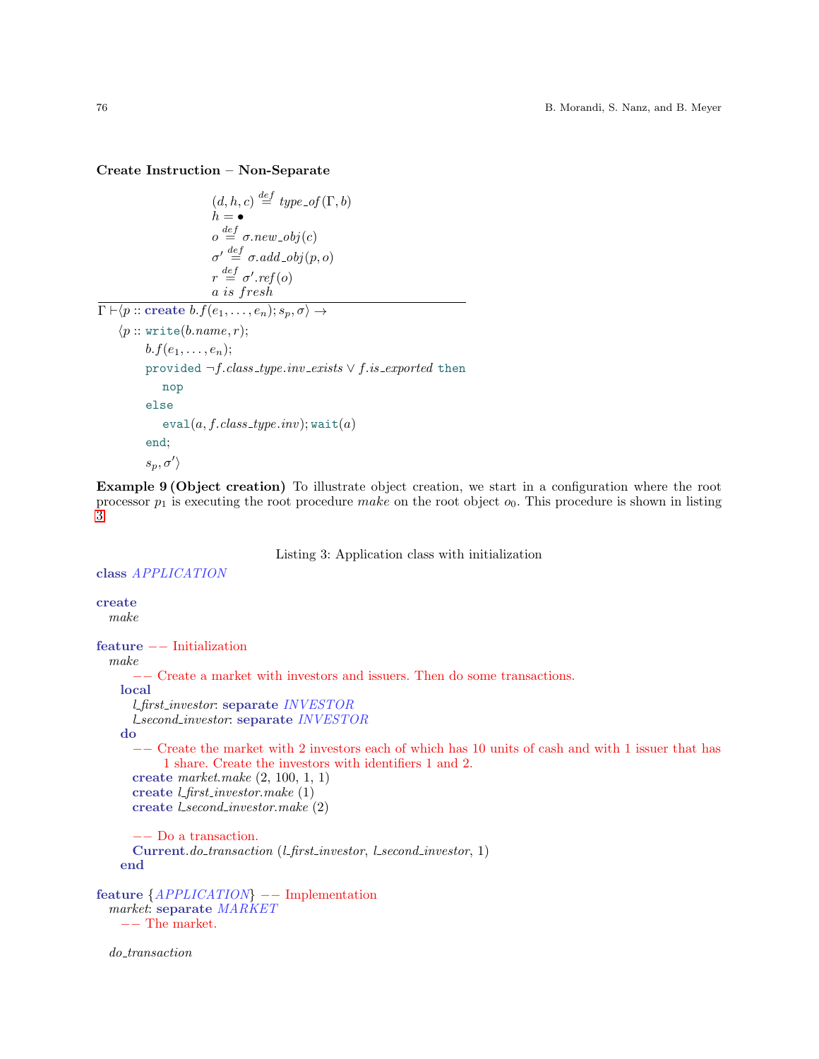**Create Instruction – Non-Separate**

$$
\frac{
\begin{array}{l}
(d, h, c) \stackrel{def}{=} type\_of(\Gamma, b) \\
h = \bullet \\
o \stackrel{def}{=} \sigma.new\_obj(c) \\
\sigma' \stackrel{def}{=} \sigma.add\_obj(p, o) \\
r \stackrel{def}{=} \sigma'.ref(o) \\
a \ is\ fresh
\end{array}
}{
\begin{array}{l}
\Gamma \vdash \langle p :: \mathbf{create}\ b.f(e_1, \dots, e_n); s_p, \sigma\rangle \rightarrow \\
\quad \langle p :: \mathtt{write}(b.name, r); \\
\qquad b.f(e_1, \dots, e_n); \\
\qquad \mathtt{provided}\ \neg f.class\_type.inv\_exists \lor f.is\_exported\ \mathtt{then} \\
\qquad\quad \mathtt{nop} \\
\qquad \mathtt{else} \\
\qquad\quad \mathtt{eval}(a, f.class\_type.inv); \mathtt{wait}(a) \\
\qquad \mathtt{end}; \\
\qquad s_p, \sigma'\rangle
\end{array}
}
$$

**Example 9 (Object creation)** To illustrate object creation, we start in a configuration where the root processor $p_1$ is executing the root procedure *make* on the root object $o_0$. This procedure is shown in listing 3.

Listing 3: Application class with initialization

```
class APPLICATION

create
   make

feature -- Initialization
   make
         -- Create a market with investors and issuers. Then do some transactions.
      local
         l_first_investor: separate INVESTOR
         l_second_investor: separate INVESTOR
      do
         -- Create the market with 2 investors each of which has 10 units of cash and with 1 issuer that has
               1 share. Create the investors with identifiers 1 and 2.
         create market.make (2, 100, 1, 1)
         create l_first_investor.make (1)
         create l_second_investor.make (2)

         -- Do a transaction.
         Current.do_transaction (l_first_investor, l_second_investor, 1)
      end

feature {APPLICATION} -- Implementation
   market: separate MARKET
      -- The market.

   do_transaction
```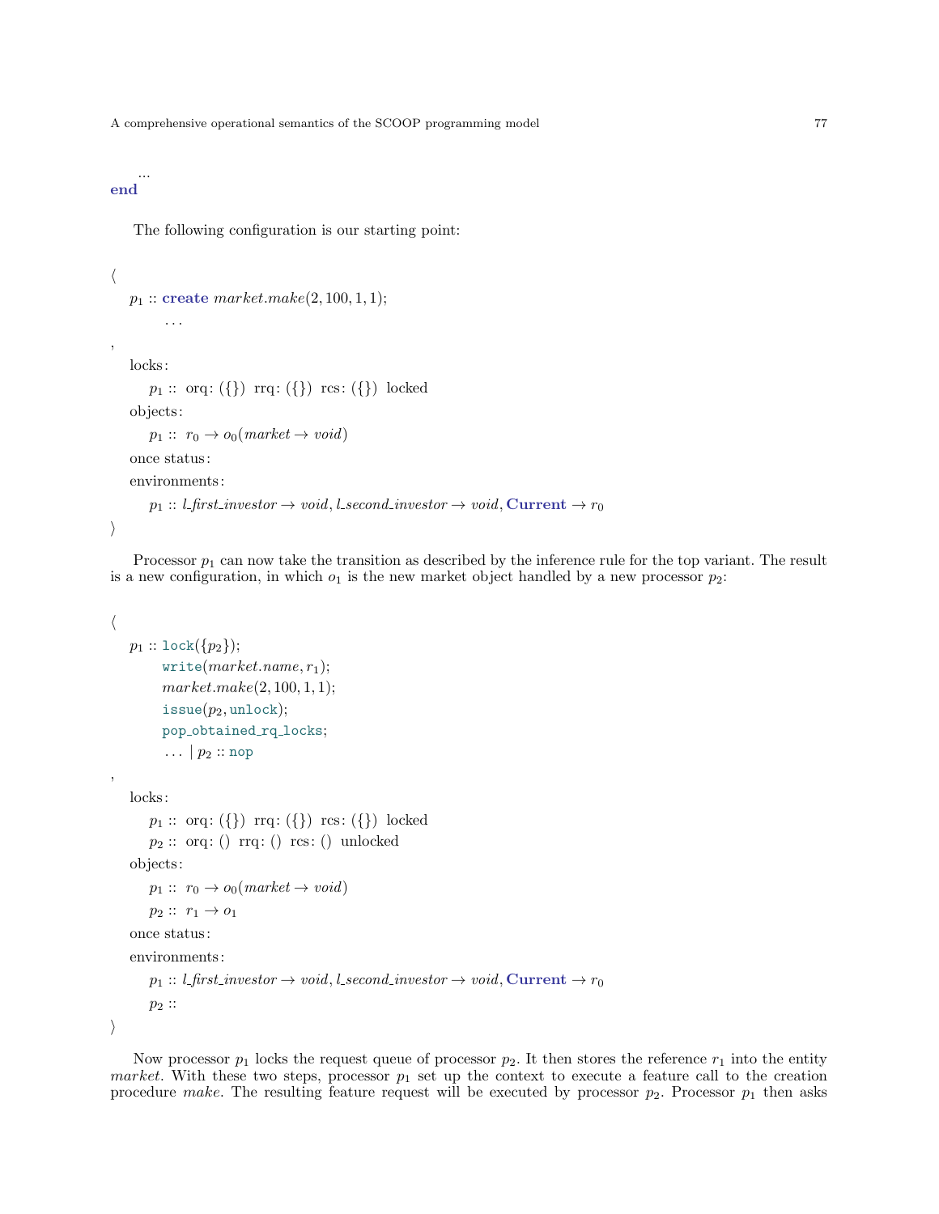```
    ...
end
```

The following configuration is our starting point:

$$
\begin{array}{l}
\langle \\
\quad p_1 :: \textbf{create}\ market.make(2, 100, 1, 1); \\
\qquad\quad \ldots \\
, \\
\quad \text{locks}: \\
\qquad p_1 ::\ \text{orq}: (\{\})\ \ \text{rrq}: (\{\})\ \ \text{rcs}: (\{\})\ \ \text{locked} \\
\quad \text{objects}: \\
\qquad p_1 ::\ r_0 \rightarrow o_0(market \rightarrow void) \\
\quad \text{once status}: \\
\quad \text{environments}: \\
\qquad p_1 :: l\_first\_investor \rightarrow void, l\_second\_investor \rightarrow void, \textbf{Current} \rightarrow r_0 \\
\rangle
\end{array}
$$

Processor $p_1$ can now take the transition as described by the inference rule for the top variant. The result is a new configuration, in which $o_1$ is the new market object handled by a new processor $p_2$:

$$
\begin{array}{l}
\langle \\
\quad p_1 :: \texttt{lock}(\{p_2\}); \\
\qquad\quad \texttt{write}(market.name, r_1); \\
\qquad\quad market.make(2, 100, 1, 1); \\
\qquad\quad \texttt{issue}(p_2, \texttt{unlock}); \\
\qquad\quad \texttt{pop\_obtained\_rq\_locks}; \\
\qquad\quad \ldots \mid p_2 :: \texttt{nop} \\
, \\
\quad \text{locks}: \\
\qquad p_1 ::\ \text{orq}: (\{\})\ \ \text{rrq}: (\{\})\ \ \text{rcs}: (\{\})\ \ \text{locked} \\
\qquad p_2 ::\ \text{orq}: ()\ \ \text{rrq}: ()\ \ \text{rcs}: ()\ \ \text{unlocked} \\
\quad \text{objects}: \\
\qquad p_1 ::\ r_0 \rightarrow o_0(market \rightarrow void) \\
\qquad p_2 ::\ r_1 \rightarrow o_1 \\
\quad \text{once status}: \\
\quad \text{environments}: \\
\qquad p_1 :: l\_first\_investor \rightarrow void, l\_second\_investor \rightarrow void, \textbf{Current} \rightarrow r_0 \\
\qquad p_2 :: \\
\rangle
\end{array}
$$

Now processor $p_1$ locks the request queue of processor $p_2$. It then stores the reference $r_1$ into the entity *market*. With these two steps, processor $p_1$ set up the context to execute a feature call to the creation procedure *make*. The resulting feature request will be executed by processor $p_2$. Processor $p_1$ then asks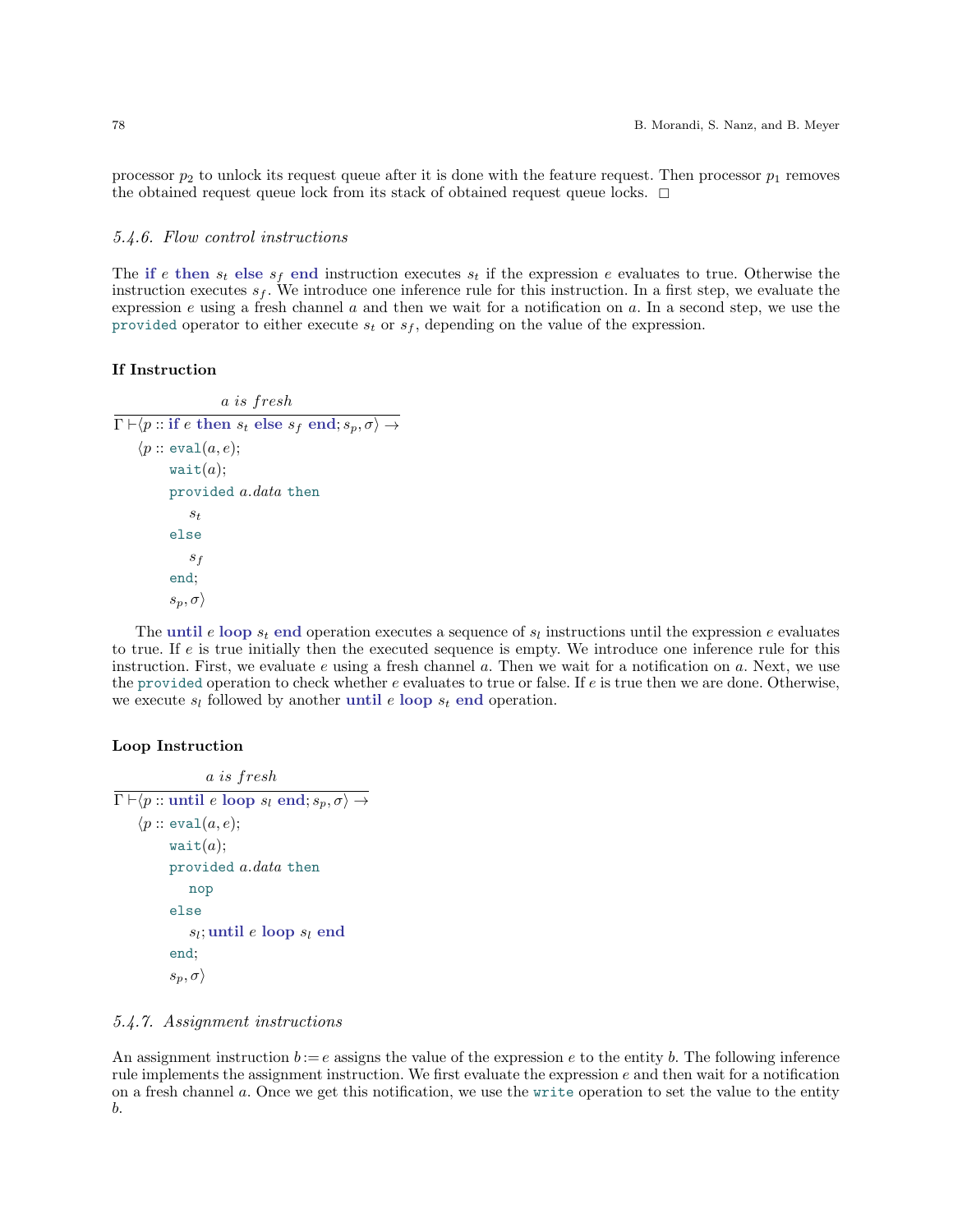processor $p_2$ to unlock its request queue after it is done with the feature request. Then processor $p_1$ removes the obtained request queue lock from its stack of obtained request queue locks. □

### 5.4.6. Flow control instructions

The **if** $e$ **then** $s_t$ **else** $s_f$ **end** instruction executes $s_t$ if the expression $e$ evaluates to true. Otherwise the instruction executes $s_f$. We introduce one inference rule for this instruction. In a first step, we evaluate the expression $e$ using a fresh channel $a$ and then we wait for a notification on $a$. In a second step, we use the `provided` operator to either execute $s_t$ or $s_f$, depending on the value of the expression.

**If Instruction**

$$\frac{a \textit{ is fresh}}{\Gamma \vdash \langle p :: \textbf{if } e \textbf{ then } s_t \textbf{ else } s_f \textbf{ end}; s_p, \sigma\rangle \rightarrow}$$

```
⟨p :: eval(a, e);
      wait(a);
      provided a.data then
         s_t
      else
         s_f
      end;
      s_p, σ⟩
```

The **until** $e$ **loop** $s_t$ **end** operation executes a sequence of $s_l$ instructions until the expression $e$ evaluates to true. If $e$ is true initially then the executed sequence is empty. We introduce one inference rule for this instruction. First, we evaluate $e$ using a fresh channel $a$. Then we wait for a notification on $a$. Next, we use the `provided` operation to check whether $e$ evaluates to true or false. If $e$ is true then we are done. Otherwise, we execute $s_l$ followed by another **until** $e$ **loop** $s_t$ **end** operation.

**Loop Instruction**

$$\frac{a \textit{ is fresh}}{\Gamma \vdash \langle p :: \textbf{until } e \textbf{ loop } s_l \textbf{ end}; s_p, \sigma\rangle \rightarrow}$$

```
⟨p :: eval(a, e);
      wait(a);
      provided a.data then
         nop
      else
         s_l; until e loop s_l end
      end;
      s_p, σ⟩
```

### 5.4.7. Assignment instructions

An assignment instruction $b := e$ assigns the value of the expression $e$ to the entity $b$. The following inference rule implements the assignment instruction. We first evaluate the expression $e$ and then wait for a notification on a fresh channel $a$. Once we get this notification, we use the `write` operation to set the value to the entity $b$.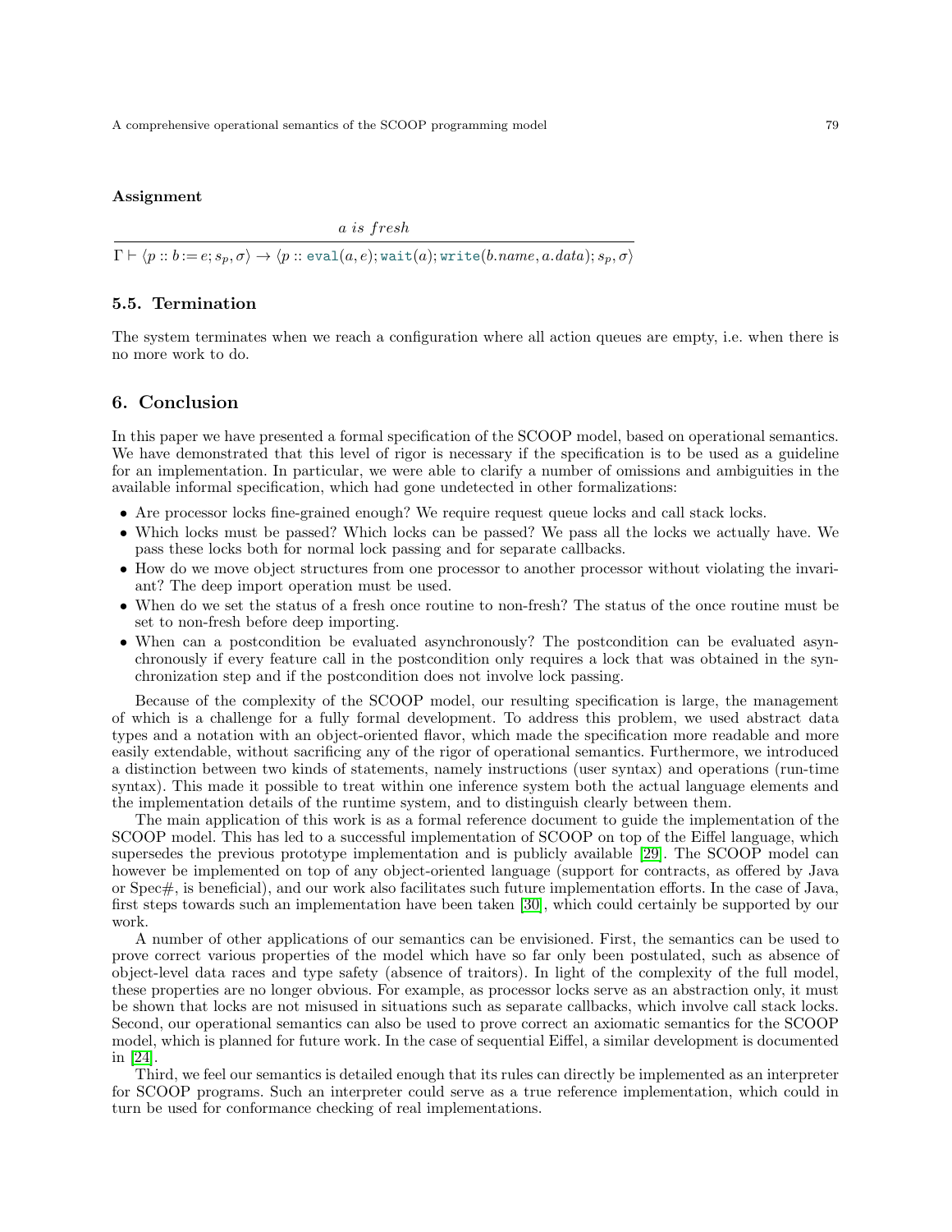**Assignment**

$$\frac{a\ is\ fresh}{\Gamma \vdash \langle p :: b := e; s_p, \sigma\rangle \rightarrow \langle p :: \texttt{eval}(a, e); \texttt{wait}(a); \texttt{write}(b.name, a.data); s_p, \sigma\rangle}$$

### 5.5. Termination

The system terminates when we reach a configuration where all action queues are empty, i.e. when there is no more work to do.

## 6. Conclusion

In this paper we have presented a formal specification of the SCOOP model, based on operational semantics. We have demonstrated that this level of rigor is necessary if the specification is to be used as a guideline for an implementation. In particular, we were able to clarify a number of omissions and ambiguities in the available informal specification, which had gone undetected in other formalizations:

- Are processor locks fine-grained enough? We require request queue locks and call stack locks.
- Which locks must be passed? Which locks can be passed? We pass all the locks we actually have. We pass these locks both for normal lock passing and for separate callbacks.
- How do we move object structures from one processor to another processor without violating the invariant? The deep import operation must be used.
- When do we set the status of a fresh once routine to non-fresh? The status of the once routine must be set to non-fresh before deep importing.
- When can a postcondition be evaluated asynchronously? The postcondition can be evaluated asynchronously if every feature call in the postcondition only requires a lock that was obtained in the synchronization step and if the postcondition does not involve lock passing.

Because of the complexity of the SCOOP model, our resulting specification is large, the management of which is a challenge for a fully formal development. To address this problem, we used abstract data types and a notation with an object-oriented flavor, which made the specification more readable and more easily extendable, without sacrificing any of the rigor of operational semantics. Furthermore, we introduced a distinction between two kinds of statements, namely instructions (user syntax) and operations (run-time syntax). This made it possible to treat within one inference system both the actual language elements and the implementation details of the runtime system, and to distinguish clearly between them.

The main application of this work is as a formal reference document to guide the implementation of the SCOOP model. This has led to a successful implementation of SCOOP on top of the Eiffel language, which supersedes the previous prototype implementation and is publicly available [29]. The SCOOP model can however be implemented on top of any object-oriented language (support for contracts, as offered by Java or Spec#, is beneficial), and our work also facilitates such future implementation efforts. In the case of Java, first steps towards such an implementation have been taken [30], which could certainly be supported by our work.

A number of other applications of our semantics can be envisioned. First, the semantics can be used to prove correct various properties of the model which have so far only been postulated, such as absence of object-level data races and type safety (absence of traitors). In light of the complexity of the full model, these properties are no longer obvious. For example, as processor locks serve as an abstraction only, it must be shown that locks are not misused in situations such as separate callbacks, which involve call stack locks. Second, our operational semantics can also be used to prove correct an axiomatic semantics for the SCOOP model, which is planned for future work. In the case of sequential Eiffel, a similar development is documented in [24].

Third, we feel our semantics is detailed enough that its rules can directly be implemented as an interpreter for SCOOP programs. Such an interpreter could serve as a true reference implementation, which could in turn be used for conformance checking of real implementations.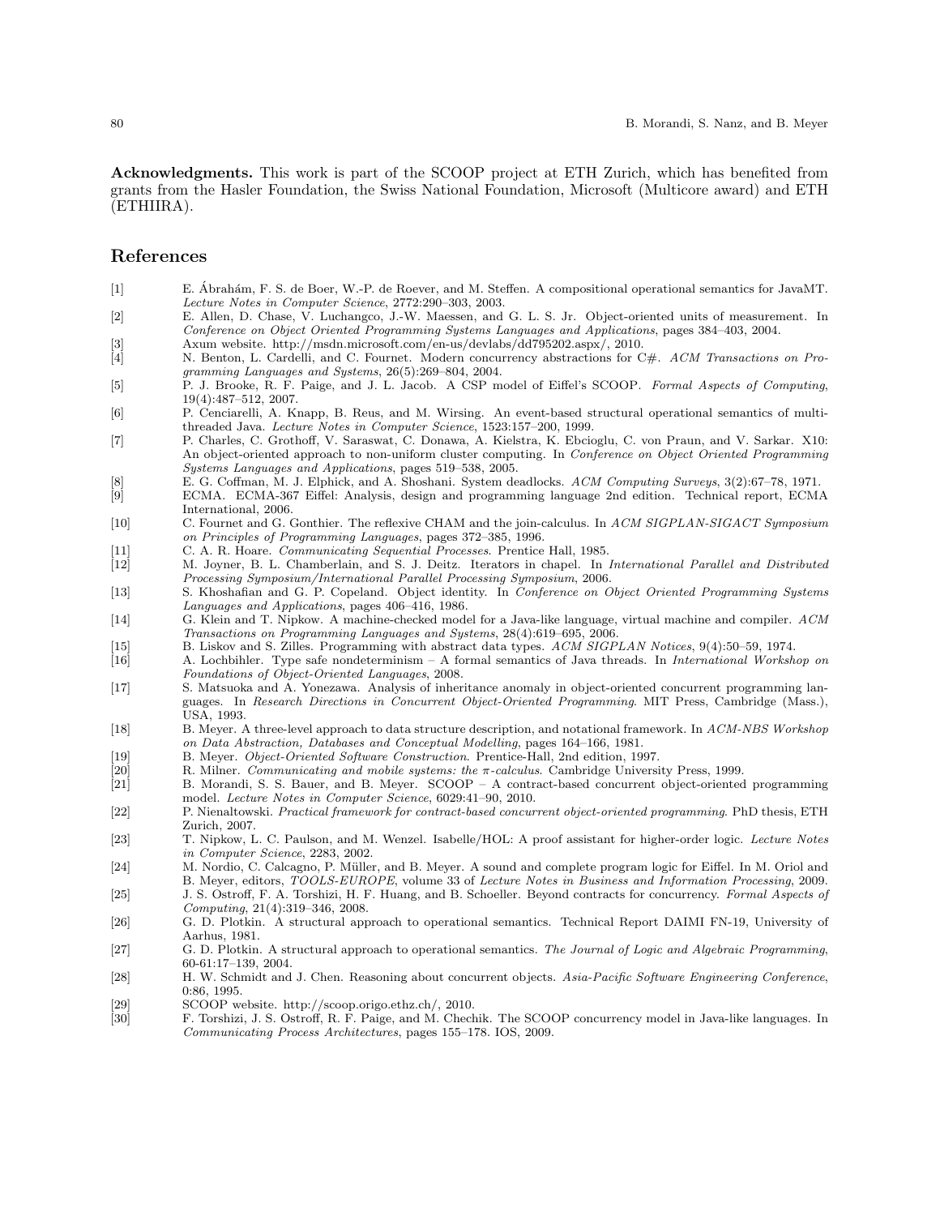**Acknowledgments.** This work is part of the SCOOP project at ETH Zurich, which has benefited from grants from the Hasler Foundation, the Swiss National Foundation, Microsoft (Multicore award) and ETH (ETHIIRA).

## References

[1] E. Ábrahám, F. S. de Boer, W.-P. de Roever, and M. Steffen. A compositional operational semantics for JavaMT. *Lecture Notes in Computer Science*, 2772:290–303, 2003.

[2] E. Allen, D. Chase, V. Luchangco, J.-W. Maessen, and G. L. S. Jr. Object-oriented units of measurement. In *Conference on Object Oriented Programming Systems Languages and Applications*, pages 384–403, 2004.

[3] Axum website. http://msdn.microsoft.com/en-us/devlabs/dd795202.aspx/, 2010.

[4] N. Benton, L. Cardelli, and C. Fournet. Modern concurrency abstractions for C#. *ACM Transactions on Programming Languages and Systems*, 26(5):269–804, 2004.

[5] P. J. Brooke, R. F. Paige, and J. L. Jacob. A CSP model of Eiffel's SCOOP. *Formal Aspects of Computing*, 19(4):487–512, 2007.

[6] P. Cenciarelli, A. Knapp, B. Reus, and M. Wirsing. An event-based structural operational semantics of multi-threaded Java. *Lecture Notes in Computer Science*, 1523:157–200, 1999.

[7] P. Charles, C. Grothoff, V. Saraswat, C. Donawa, A. Kielstra, K. Ebcioglu, C. von Praun, and V. Sarkar. X10: An object-oriented approach to non-uniform cluster computing. In *Conference on Object Oriented Programming Systems Languages and Applications*, pages 519–538, 2005.

[8] E. G. Coffman, M. J. Elphick, and A. Shoshani. System deadlocks. *ACM Computing Surveys*, 3(2):67–78, 1971.

[9] ECMA. ECMA-367 Eiffel: Analysis, design and programming language 2nd edition. Technical report, ECMA International, 2006.

[10] C. Fournet and G. Gonthier. The reflexive CHAM and the join-calculus. In *ACM SIGPLAN-SIGACT Symposium on Principles of Programming Languages*, pages 372–385, 1996.

[11] C. A. R. Hoare. *Communicating Sequential Processes*. Prentice Hall, 1985.

[12] M. Joyner, B. L. Chamberlain, and S. J. Deitz. Iterators in chapel. In *International Parallel and Distributed Processing Symposium/International Parallel Processing Symposium*, 2006.

[13] S. Khoshafian and G. P. Copeland. Object identity. In *Conference on Object Oriented Programming Systems Languages and Applications*, pages 406–416, 1986.

[14] G. Klein and T. Nipkow. A machine-checked model for a Java-like language, virtual machine and compiler. *ACM Transactions on Programming Languages and Systems*, 28(4):619–695, 2006.

[15] B. Liskov and S. Zilles. Programming with abstract data types. *ACM SIGPLAN Notices*, 9(4):50–59, 1974.

[16] A. Lochbihler. Type safe nondeterminism – A formal semantics of Java threads. In *International Workshop on Foundations of Object-Oriented Languages*, 2008.

[17] S. Matsuoka and A. Yonezawa. Analysis of inheritance anomaly in object-oriented concurrent programming languages. In *Research Directions in Concurrent Object-Oriented Programming*. MIT Press, Cambridge (Mass.), USA, 1993.

[18] B. Meyer. A three-level approach to data structure description, and notational framework. In *ACM-NBS Workshop on Data Abstraction, Databases and Conceptual Modelling*, pages 164–166, 1981.

[19] B. Meyer. *Object-Oriented Software Construction*. Prentice-Hall, 2nd edition, 1997.

[20] R. Milner. *Communicating and mobile systems: the π-calculus*. Cambridge University Press, 1999.

[21] B. Morandi, S. S. Bauer, and B. Meyer. SCOOP – A contract-based concurrent object-oriented programming model. *Lecture Notes in Computer Science*, 6029:41–90, 2010.

[22] P. Nienaltowski. *Practical framework for contract-based concurrent object-oriented programming*. PhD thesis, ETH Zurich, 2007.

[23] T. Nipkow, L. C. Paulson, and M. Wenzel. Isabelle/HOL: A proof assistant for higher-order logic. *Lecture Notes in Computer Science*, 2283, 2002.

[24] M. Nordio, C. Calcagno, P. Müller, and B. Meyer. A sound and complete program logic for Eiffel. In M. Oriol and B. Meyer, editors, *TOOLS-EUROPE*, volume 33 of *Lecture Notes in Business and Information Processing*, 2009.

[25] J. S. Ostroff, F. A. Torshizi, H. F. Huang, and B. Schoeller. Beyond contracts for concurrency. *Formal Aspects of Computing*, 21(4):319–346, 2008.

[26] G. D. Plotkin. A structural approach to operational semantics. Technical Report DAIMI FN-19, University of Aarhus, 1981.

[27] G. D. Plotkin. A structural approach to operational semantics. *The Journal of Logic and Algebraic Programming*, 60-61:17–139, 2004.

[28] H. W. Schmidt and J. Chen. Reasoning about concurrent objects. *Asia-Pacific Software Engineering Conference*, 0:86, 1995.

[29] SCOOP website. http://scoop.origo.ethz.ch/, 2010.

[30] F. Torshizi, J. S. Ostroff, R. F. Paige, and M. Chechik. The SCOOP concurrency model in Java-like languages. In *Communicating Process Architectures*, pages 155–178. IOS, 2009.